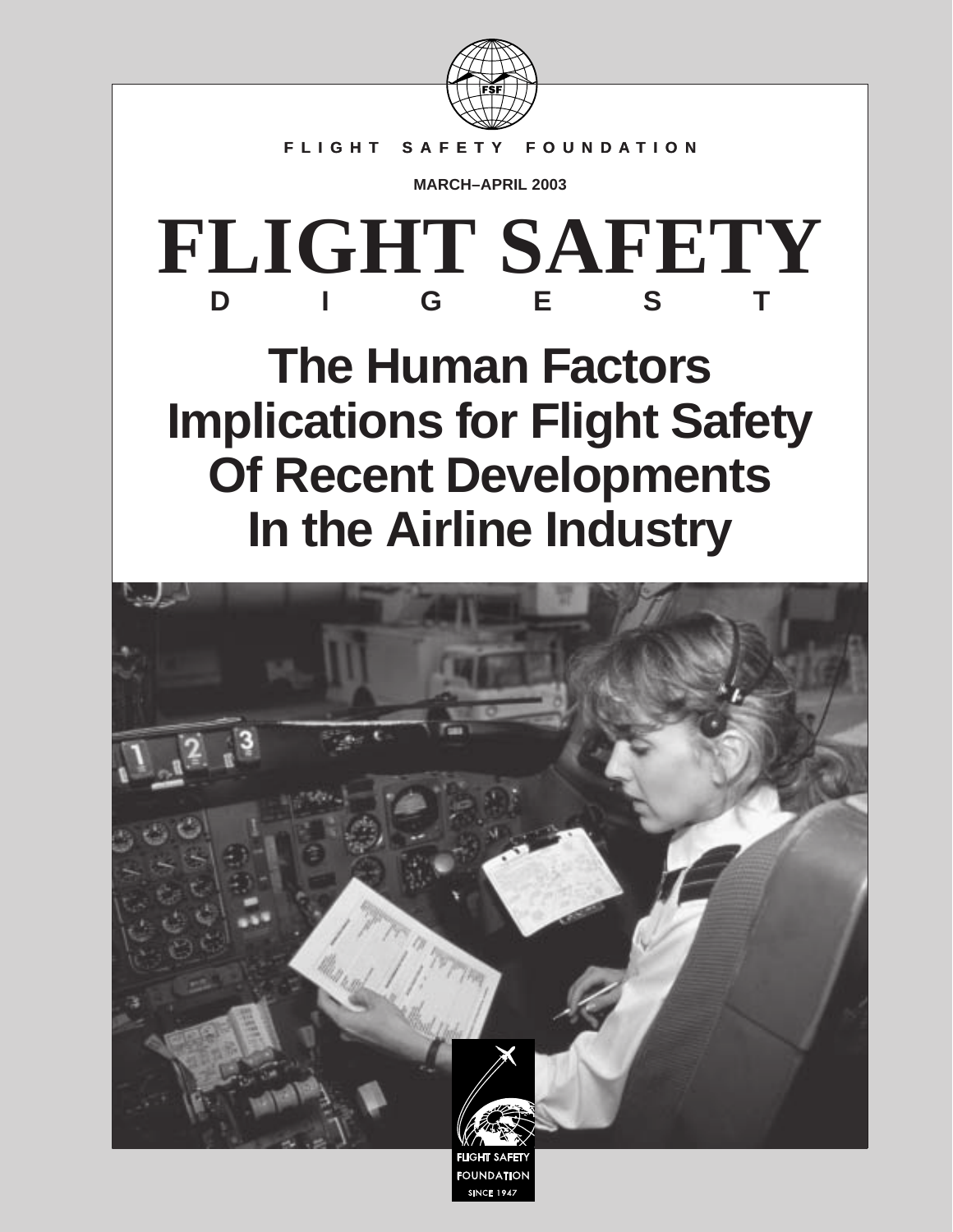FLIGHT SAFETY FOUNDATION

MARCH–APRIL 2003

# FLIGHT SAFETY DIGEST

# The Human Factors Implications for Flight Safety Of Recent Developments In the Airline Industry

FLIGHT SAFETY FOUNDATION SINCE 1947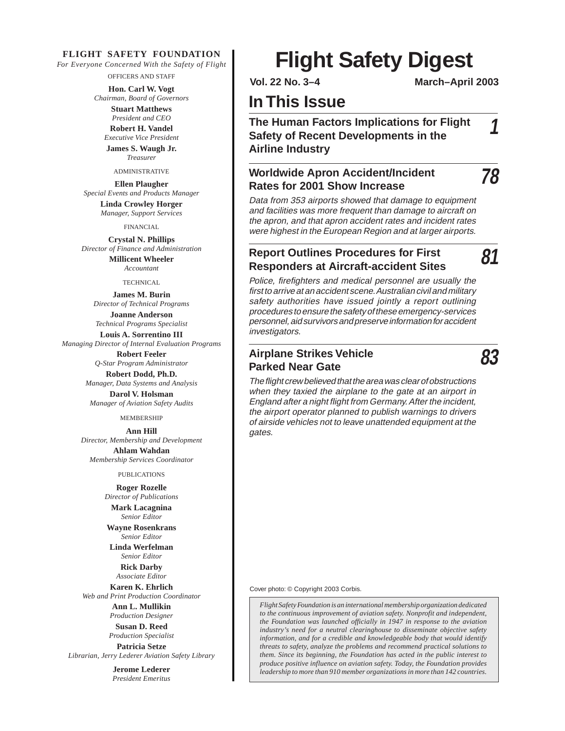# Flight Safety Digest

**Vol. 22 No. 3–4** **March–April 2003**

## In This Issue

### The Human Factors Implications for Flight Safety of Recent Developments in the Airline Industry — 1

### Worldwide Apron Accident/Incident Rates for 2001 Show Increase — 78

*Data from 353 airports showed that damage to equipment and facilities was more frequent than damage to aircraft on the apron, and that apron accident rates and incident rates were highest in the European Region and at larger airports.*

### Report Outlines Procedures for First Responders at Aircraft-accident Sites — 81

*Police, firefighters and medical personnel are usually the first to arrive at an accident scene. Australian civil and military safety authorities have issued jointly a report outlining procedures to ensure the safety of these emergency-services personnel, aid survivors and preserve information for accident investigators.*

### Airplane Strikes Vehicle Parked Near Gate — 83

*The flight crew believed that the area was clear of obstructions when they taxied the airplane to the gate at an airport in England after a night flight from Germany. After the incident, the airport operator planned to publish warnings to drivers of airside vehicles not to leave unattended equipment at the gates.*

Cover photo: © Copyright 2003 Corbis.

*Flight Safety Foundation is an international membership organization dedicated to the continuous improvement of aviation safety. Nonprofit and independent, the Foundation was launched officially in 1947 in response to the aviation industry's need for a neutral clearinghouse to disseminate objective safety information, and for a credible and knowledgeable body that would identify threats to safety, analyze the problems and recommend practical solutions to them. Since its beginning, the Foundation has acted in the public interest to produce positive influence on aviation safety. Today, the Foundation provides leadership to more than 910 member organizations in more than 142 countries.*

---

**FLIGHT SAFETY FOUNDATION**

*For Everyone Concerned With the Safety of Flight*

OFFICERS AND STAFF

**Hon. Carl W. Vogt**
*Chairman, Board of Governors*

**Stuart Matthews**
*President and CEO*

**Robert H. Vandel**
*Executive Vice President*

**James S. Waugh Jr.**
*Treasurer*

ADMINISTRATIVE

**Ellen Plaugher**
*Special Events and Products Manager*

**Linda Crowley Horger**
*Manager, Support Services*

FINANCIAL

**Crystal N. Phillips**
*Director of Finance and Administration*

**Millicent Wheeler**
*Accountant*

TECHNICAL

**James M. Burin**
*Director of Technical Programs*

**Joanne Anderson**
*Technical Programs Specialist*

**Louis A. Sorrentino III**
*Managing Director of Internal Evaluation Programs*

**Robert Feeler**
*Q-Star Program Administrator*

**Robert Dodd, Ph.D.**
*Manager, Data Systems and Analysis*

**Darol V. Holsman**
*Manager of Aviation Safety Audits*

MEMBERSHIP

**Ann Hill**
*Director, Membership and Development*

**Ahlam Wahdan**
*Membership Services Coordinator*

PUBLICATIONS

**Roger Rozelle**
*Director of Publications*

**Mark Lacagnina**
*Senior Editor*

**Wayne Rosenkrans**
*Senior Editor*

**Linda Werfelman**
*Senior Editor*

**Rick Darby**
*Associate Editor*

**Karen K. Ehrlich**
*Web and Print Production Coordinator*

**Ann L. Mullikin**
*Production Designer*

**Susan D. Reed**
*Production Specialist*

**Patricia Setze**
*Librarian, Jerry Lederer Aviation Safety Library*

**Jerome Lederer**
*President Emeritus*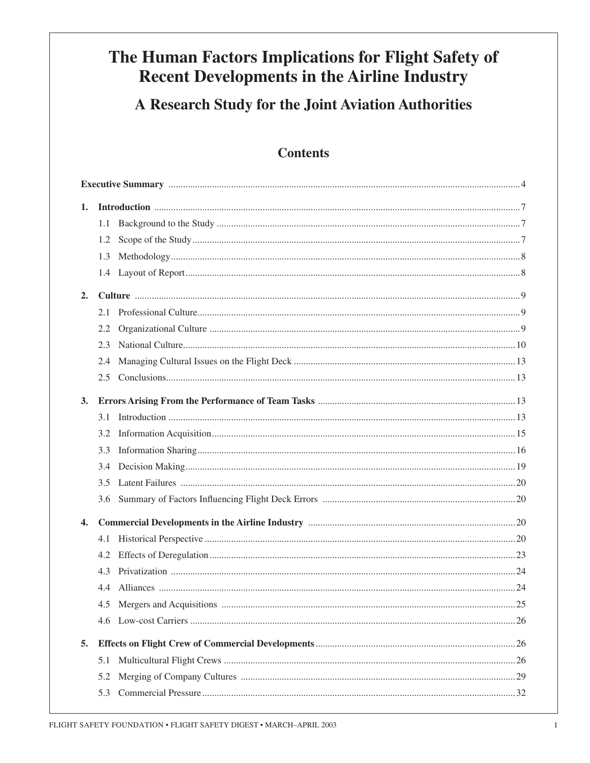# The Human Factors Implications for Flight Safety of Recent Developments in the Airline Industry

## A Research Study for the Joint Aviation Authorities

## Contents

**Executive Summary** ..... 4

**1. Introduction** ..... 7

- 1.1 Background to the Study ..... 7
- 1.2 Scope of the Study ..... 7
- 1.3 Methodology ..... 8
- 1.4 Layout of Report ..... 8

**2. Culture** ..... 9

- 2.1 Professional Culture ..... 9
- 2.2 Organizational Culture ..... 9
- 2.3 National Culture ..... 10
- 2.4 Managing Cultural Issues on the Flight Deck ..... 13
- 2.5 Conclusions ..... 13

**3. Errors Arising From the Performance of Team Tasks** ..... 13

- 3.1 Introduction ..... 13
- 3.2 Information Acquisition ..... 15
- 3.3 Information Sharing ..... 16
- 3.4 Decision Making ..... 19
- 3.5 Latent Failures ..... 20
- 3.6 Summary of Factors Influencing Flight Deck Errors ..... 20

**4. Commercial Developments in the Airline Industry** ..... 20

- 4.1 Historical Perspective ..... 20
- 4.2 Effects of Deregulation ..... 23
- 4.3 Privatization ..... 24
- 4.4 Alliances ..... 24
- 4.5 Mergers and Acquisitions ..... 25
- 4.6 Low-cost Carriers ..... 26

**5. Effects on Flight Crew of Commercial Developments** ..... 26

- 5.1 Multicultural Flight Crews ..... 26
- 5.2 Merging of Company Cultures ..... 29
- 5.3 Commercial Pressure ..... 32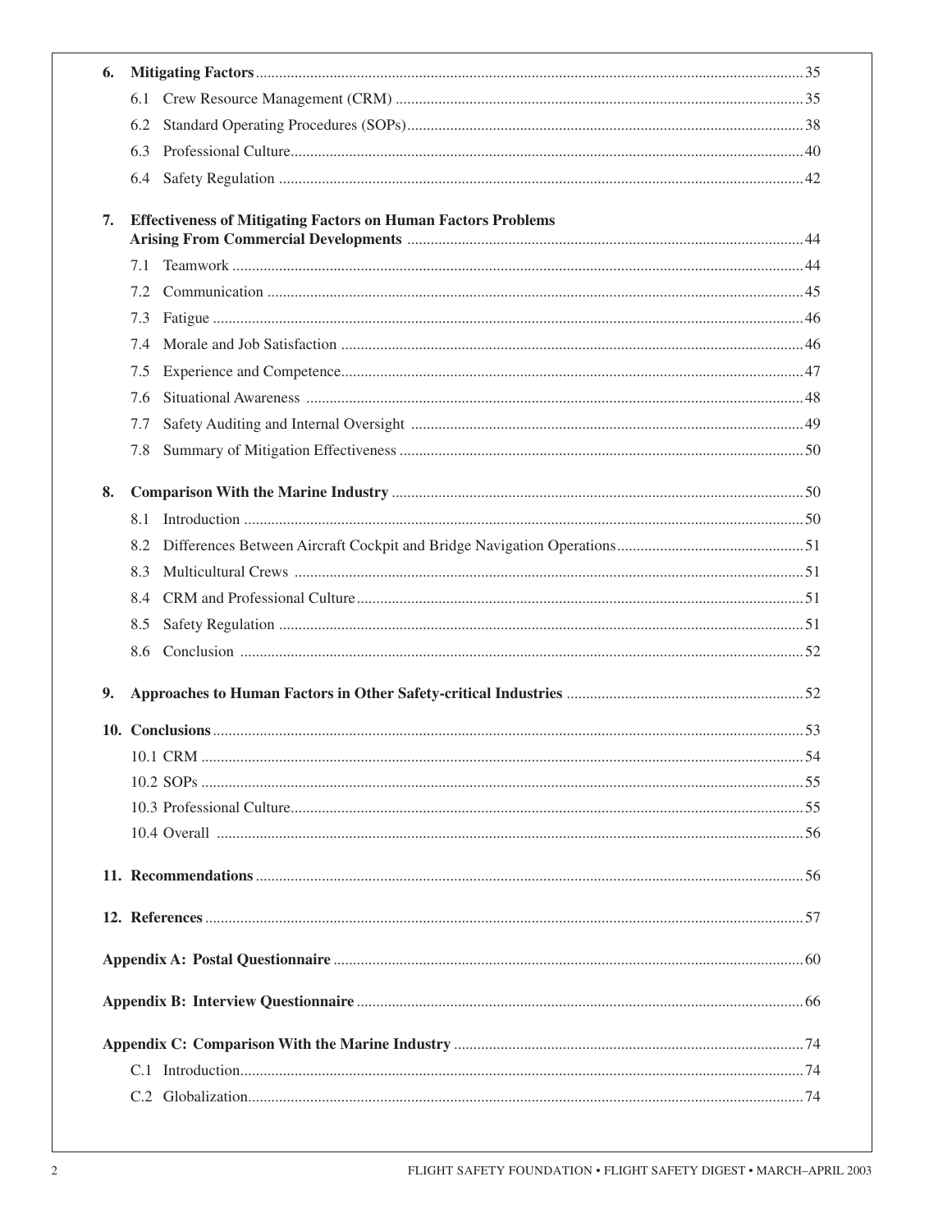6. **Mitigating Factors** ... 35

   6.1 Crew Resource Management (CRM) ... 35

   6.2 Standard Operating Procedures (SOPs) ... 38

   6.3 Professional Culture ... 40

   6.4 Safety Regulation ... 42

7. **Effectiveness of Mitigating Factors on Human Factors Problems Arising From Commercial Developments** ... 44

   7.1 Teamwork ... 44

   7.2 Communication ... 45

   7.3 Fatigue ... 46

   7.4 Morale and Job Satisfaction ... 46

   7.5 Experience and Competence ... 47

   7.6 Situational Awareness ... 48

   7.7 Safety Auditing and Internal Oversight ... 49

   7.8 Summary of Mitigation Effectiveness ... 50

8. **Comparison With the Marine Industry** ... 50

   8.1 Introduction ... 50

   8.2 Differences Between Aircraft Cockpit and Bridge Navigation Operations ... 51

   8.3 Multicultural Crews ... 51

   8.4 CRM and Professional Culture ... 51

   8.5 Safety Regulation ... 51

   8.6 Conclusion ... 52

9. **Approaches to Human Factors in Other Safety-critical Industries** ... 52

10. **Conclusions** ... 53

    10.1 CRM ... 54

    10.2 SOPs ... 55

    10.3 Professional Culture ... 55

    10.4 Overall ... 56

11. **Recommendations** ... 56

12. **References** ... 57

**Appendix A: Postal Questionnaire** ... 60

**Appendix B: Interview Questionnaire** ... 66

**Appendix C: Comparison With the Marine Industry** ... 74

   C.1 Introduction ... 74

   C.2 Globalization ... 74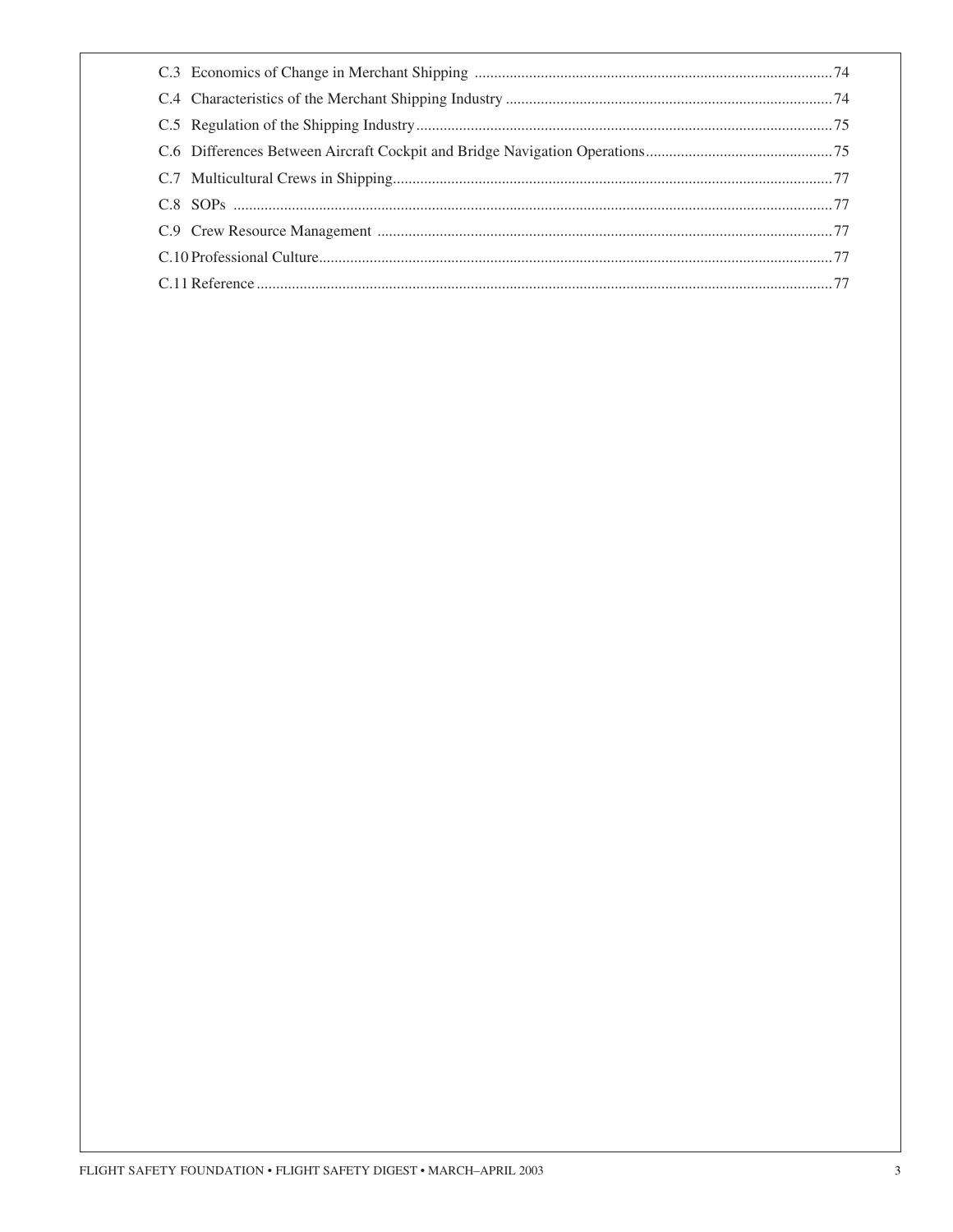C.3 Economics of Change in Merchant Shipping ........................................................................................... 74

C.4 Characteristics of the Merchant Shipping Industry ................................................................................... 74

C.5 Regulation of the Shipping Industry .......................................................................................................... 75

C.6 Differences Between Aircraft Cockpit and Bridge Navigation Operations ................................................ 75

C.7 Multicultural Crews in Shipping ................................................................................................................ 77

C.8 SOPs ......................................................................................................................................................... 77

C.9 Crew Resource Management .................................................................................................................... 77

C.10 Professional Culture ................................................................................................................................. 77

C.11 Reference ................................................................................................................................................. 77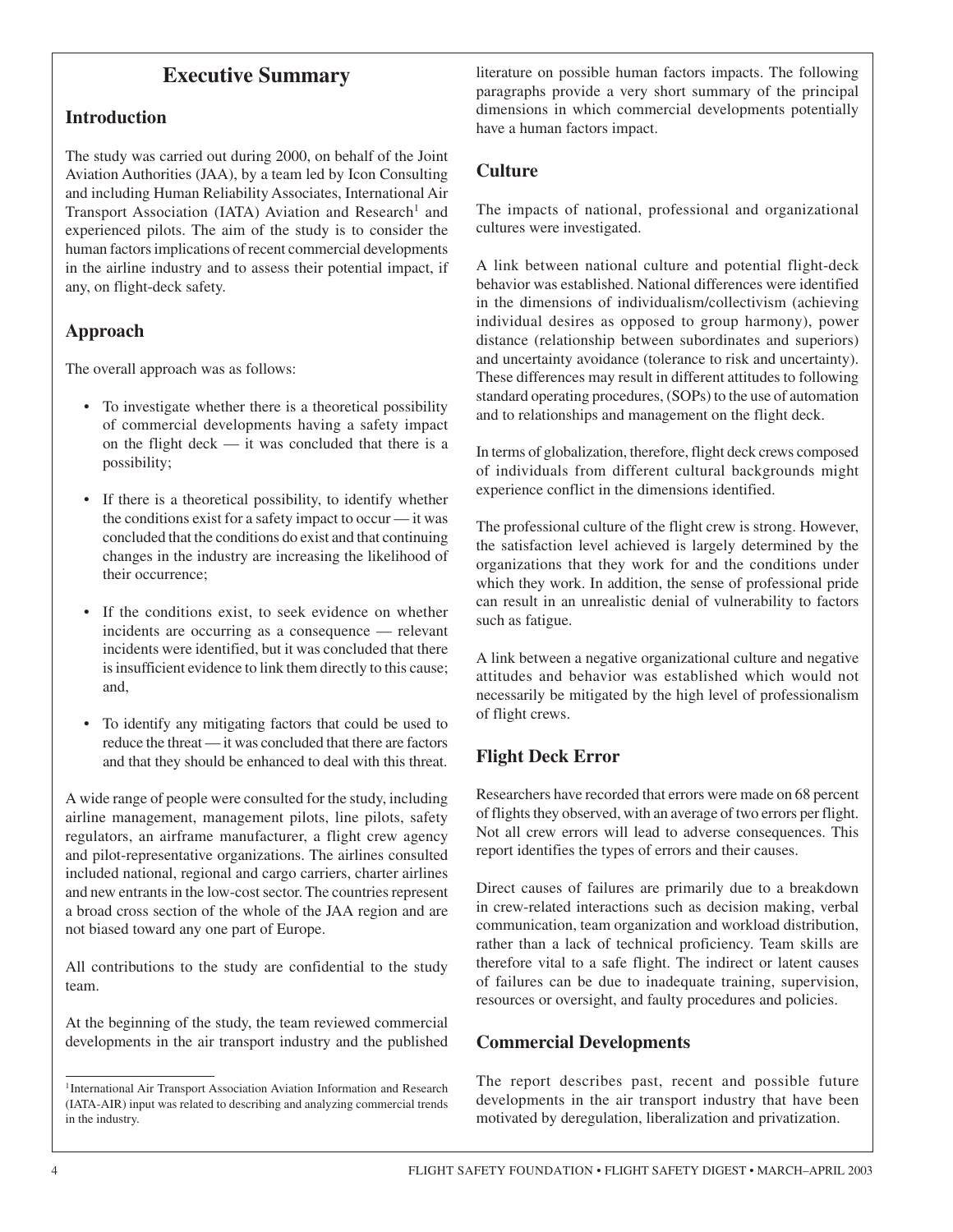# Executive Summary

## Introduction

The study was carried out during 2000, on behalf of the Joint Aviation Authorities (JAA), by a team led by Icon Consulting and including Human Reliability Associates, International Air Transport Association (IATA) Aviation and Research[1] and experienced pilots. The aim of the study is to consider the human factors implications of recent commercial developments in the airline industry and to assess their potential impact, if any, on flight-deck safety.

## Approach

The overall approach was as follows:

- To investigate whether there is a theoretical possibility of commercial developments having a safety impact on the flight deck — it was concluded that there is a possibility;
- If there is a theoretical possibility, to identify whether the conditions exist for a safety impact to occur — it was concluded that the conditions do exist and that continuing changes in the industry are increasing the likelihood of their occurrence;
- If the conditions exist, to seek evidence on whether incidents are occurring as a consequence — relevant incidents were identified, but it was concluded that there is insufficient evidence to link them directly to this cause; and,
- To identify any mitigating factors that could be used to reduce the threat — it was concluded that there are factors and that they should be enhanced to deal with this threat.

A wide range of people were consulted for the study, including airline management, management pilots, line pilots, safety regulators, an airframe manufacturer, a flight crew agency and pilot-representative organizations. The airlines consulted included national, regional and cargo carriers, charter airlines and new entrants in the low-cost sector. The countries represent a broad cross section of the whole of the JAA region and are not biased toward any one part of Europe.

All contributions to the study are confidential to the study team.

At the beginning of the study, the team reviewed commercial developments in the air transport industry and the published literature on possible human factors impacts. The following paragraphs provide a very short summary of the principal dimensions in which commercial developments potentially have a human factors impact.

[1] International Air Transport Association Aviation Information and Research (IATA-AIR) input was related to describing and analyzing commercial trends in the industry.

## Culture

The impacts of national, professional and organizational cultures were investigated.

A link between national culture and potential flight-deck behavior was established. National differences were identified in the dimensions of individualism/collectivism (achieving individual desires as opposed to group harmony), power distance (relationship between subordinates and superiors) and uncertainty avoidance (tolerance to risk and uncertainty). These differences may result in different attitudes to following standard operating procedures, (SOPs) to the use of automation and to relationships and management on the flight deck.

In terms of globalization, therefore, flight deck crews composed of individuals from different cultural backgrounds might experience conflict in the dimensions identified.

The professional culture of the flight crew is strong. However, the satisfaction level achieved is largely determined by the organizations that they work for and the conditions under which they work. In addition, the sense of professional pride can result in an unrealistic denial of vulnerability to factors such as fatigue.

A link between a negative organizational culture and negative attitudes and behavior was established which would not necessarily be mitigated by the high level of professionalism of flight crews.

## Flight Deck Error

Researchers have recorded that errors were made on 68 percent of flights they observed, with an average of two errors per flight. Not all crew errors will lead to adverse consequences. This report identifies the types of errors and their causes.

Direct causes of failures are primarily due to a breakdown in crew-related interactions such as decision making, verbal communication, team organization and workload distribution, rather than a lack of technical proficiency. Team skills are therefore vital to a safe flight. The indirect or latent causes of failures can be due to inadequate training, supervision, resources or oversight, and faulty procedures and policies.

## Commercial Developments

The report describes past, recent and possible future developments in the air transport industry that have been motivated by deregulation, liberalization and privatization.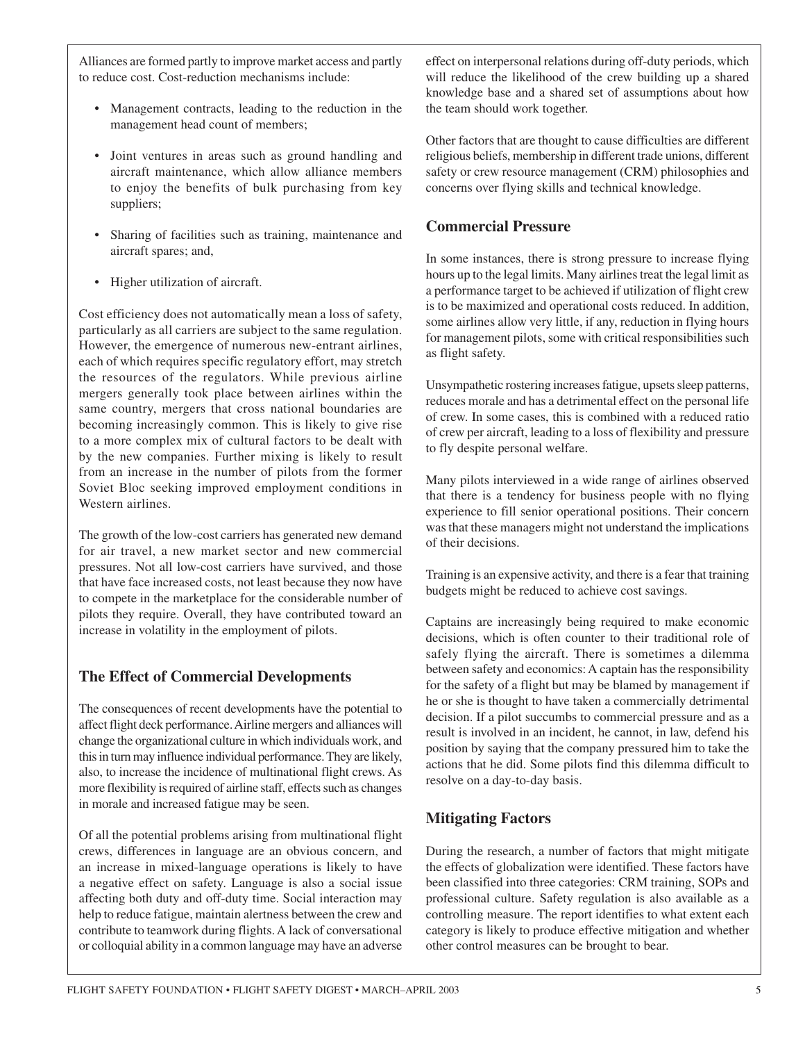Alliances are formed partly to improve market access and partly to reduce cost. Cost-reduction mechanisms include:

- Management contracts, leading to the reduction in the management head count of members;
- Joint ventures in areas such as ground handling and aircraft maintenance, which allow alliance members to enjoy the benefits of bulk purchasing from key suppliers;
- Sharing of facilities such as training, maintenance and aircraft spares; and,
- Higher utilization of aircraft.

Cost efficiency does not automatically mean a loss of safety, particularly as all carriers are subject to the same regulation. However, the emergence of numerous new-entrant airlines, each of which requires specific regulatory effort, may stretch the resources of the regulators. While previous airline mergers generally took place between airlines within the same country, mergers that cross national boundaries are becoming increasingly common. This is likely to give rise to a more complex mix of cultural factors to be dealt with by the new companies. Further mixing is likely to result from an increase in the number of pilots from the former Soviet Bloc seeking improved employment conditions in Western airlines.

The growth of the low-cost carriers has generated new demand for air travel, a new market sector and new commercial pressures. Not all low-cost carriers have survived, and those that have face increased costs, not least because they now have to compete in the marketplace for the considerable number of pilots they require. Overall, they have contributed toward an increase in volatility in the employment of pilots.

## The Effect of Commercial Developments

The consequences of recent developments have the potential to affect flight deck performance. Airline mergers and alliances will change the organizational culture in which individuals work, and this in turn may influence individual performance. They are likely, also, to increase the incidence of multinational flight crews. As more flexibility is required of airline staff, effects such as changes in morale and increased fatigue may be seen.

Of all the potential problems arising from multinational flight crews, differences in language are an obvious concern, and an increase in mixed-language operations is likely to have a negative effect on safety. Language is also a social issue affecting both duty and off-duty time. Social interaction may help to reduce fatigue, maintain alertness between the crew and contribute to teamwork during flights. A lack of conversational or colloquial ability in a common language may have an adverse effect on interpersonal relations during off-duty periods, which will reduce the likelihood of the crew building up a shared knowledge base and a shared set of assumptions about how the team should work together.

Other factors that are thought to cause difficulties are different religious beliefs, membership in different trade unions, different safety or crew resource management (CRM) philosophies and concerns over flying skills and technical knowledge.

## Commercial Pressure

In some instances, there is strong pressure to increase flying hours up to the legal limits. Many airlines treat the legal limit as a performance target to be achieved if utilization of flight crew is to be maximized and operational costs reduced. In addition, some airlines allow very little, if any, reduction in flying hours for management pilots, some with critical responsibilities such as flight safety.

Unsympathetic rostering increases fatigue, upsets sleep patterns, reduces morale and has a detrimental effect on the personal life of crew. In some cases, this is combined with a reduced ratio of crew per aircraft, leading to a loss of flexibility and pressure to fly despite personal welfare.

Many pilots interviewed in a wide range of airlines observed that there is a tendency for business people with no flying experience to fill senior operational positions. Their concern was that these managers might not understand the implications of their decisions.

Training is an expensive activity, and there is a fear that training budgets might be reduced to achieve cost savings.

Captains are increasingly being required to make economic decisions, which is often counter to their traditional role of safely flying the aircraft. There is sometimes a dilemma between safety and economics: A captain has the responsibility for the safety of a flight but may be blamed by management if he or she is thought to have taken a commercially detrimental decision. If a pilot succumbs to commercial pressure and as a result is involved in an incident, he cannot, in law, defend his position by saying that the company pressured him to take the actions that he did. Some pilots find this dilemma difficult to resolve on a day-to-day basis.

## Mitigating Factors

During the research, a number of factors that might mitigate the effects of globalization were identified. These factors have been classified into three categories: CRM training, SOPs and professional culture. Safety regulation is also available as a controlling measure. The report identifies to what extent each category is likely to produce effective mitigation and whether other control measures can be brought to bear.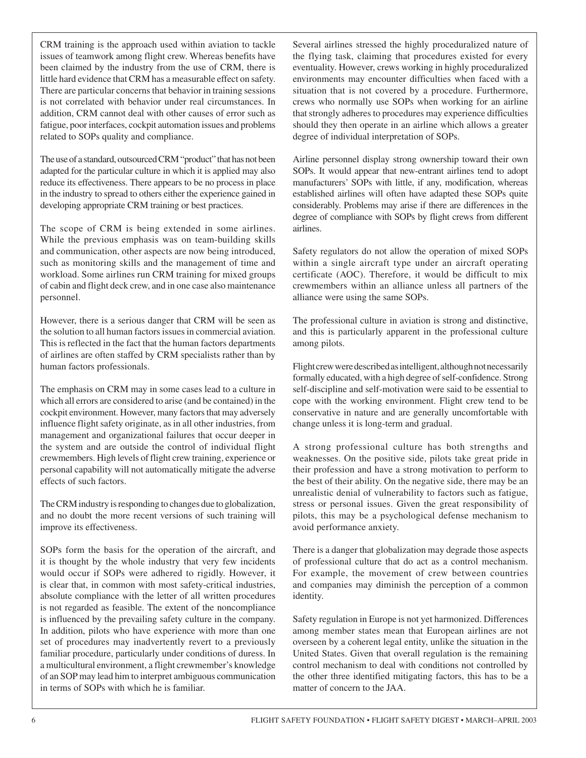CRM training is the approach used within aviation to tackle issues of teamwork among flight crew. Whereas benefits have been claimed by the industry from the use of CRM, there is little hard evidence that CRM has a measurable effect on safety. There are particular concerns that behavior in training sessions is not correlated with behavior under real circumstances. In addition, CRM cannot deal with other causes of error such as fatigue, poor interfaces, cockpit automation issues and problems related to SOPs quality and compliance.

The use of a standard, outsourced CRM "product" that has not been adapted for the particular culture in which it is applied may also reduce its effectiveness. There appears to be no process in place in the industry to spread to others either the experience gained in developing appropriate CRM training or best practices.

The scope of CRM is being extended in some airlines. While the previous emphasis was on team-building skills and communication, other aspects are now being introduced, such as monitoring skills and the management of time and workload. Some airlines run CRM training for mixed groups of cabin and flight deck crew, and in one case also maintenance personnel.

However, there is a serious danger that CRM will be seen as the solution to all human factors issues in commercial aviation. This is reflected in the fact that the human factors departments of airlines are often staffed by CRM specialists rather than by human factors professionals.

The emphasis on CRM may in some cases lead to a culture in which all errors are considered to arise (and be contained) in the cockpit environment. However, many factors that may adversely influence flight safety originate, as in all other industries, from management and organizational failures that occur deeper in the system and are outside the control of individual flight crewmembers. High levels of flight crew training, experience or personal capability will not automatically mitigate the adverse effects of such factors.

The CRM industry is responding to changes due to globalization, and no doubt the more recent versions of such training will improve its effectiveness.

SOPs form the basis for the operation of the aircraft, and it is thought by the whole industry that very few incidents would occur if SOPs were adhered to rigidly. However, it is clear that, in common with most safety-critical industries, absolute compliance with the letter of all written procedures is not regarded as feasible. The extent of the noncompliance is influenced by the prevailing safety culture in the company. In addition, pilots who have experience with more than one set of procedures may inadvertently revert to a previously familiar procedure, particularly under conditions of duress. In a multicultural environment, a flight crewmember's knowledge of an SOP may lead him to interpret ambiguous communication in terms of SOPs with which he is familiar.

Several airlines stressed the highly proceduralized nature of the flying task, claiming that procedures existed for every eventuality. However, crews working in highly proceduralized environments may encounter difficulties when faced with a situation that is not covered by a procedure. Furthermore, crews who normally use SOPs when working for an airline that strongly adheres to procedures may experience difficulties should they then operate in an airline which allows a greater degree of individual interpretation of SOPs.

Airline personnel display strong ownership toward their own SOPs. It would appear that new-entrant airlines tend to adopt manufacturers' SOPs with little, if any, modification, whereas established airlines will often have adapted these SOPs quite considerably. Problems may arise if there are differences in the degree of compliance with SOPs by flight crews from different airlines.

Safety regulators do not allow the operation of mixed SOPs within a single aircraft type under an aircraft operating certificate (AOC). Therefore, it would be difficult to mix crewmembers within an alliance unless all partners of the alliance were using the same SOPs.

The professional culture in aviation is strong and distinctive, and this is particularly apparent in the professional culture among pilots.

Flight crew were described as intelligent, although not necessarily formally educated, with a high degree of self-confidence. Strong self-discipline and self-motivation were said to be essential to cope with the working environment. Flight crew tend to be conservative in nature and are generally uncomfortable with change unless it is long-term and gradual.

A strong professional culture has both strengths and weaknesses. On the positive side, pilots take great pride in their profession and have a strong motivation to perform to the best of their ability. On the negative side, there may be an unrealistic denial of vulnerability to factors such as fatigue, stress or personal issues. Given the great responsibility of pilots, this may be a psychological defense mechanism to avoid performance anxiety.

There is a danger that globalization may degrade those aspects of professional culture that do act as a control mechanism. For example, the movement of crew between countries and companies may diminish the perception of a common identity.

Safety regulation in Europe is not yet harmonized. Differences among member states mean that European airlines are not overseen by a coherent legal entity, unlike the situation in the United States. Given that overall regulation is the remaining control mechanism to deal with conditions not controlled by the other three identified mitigating factors, this has to be a matter of concern to the JAA.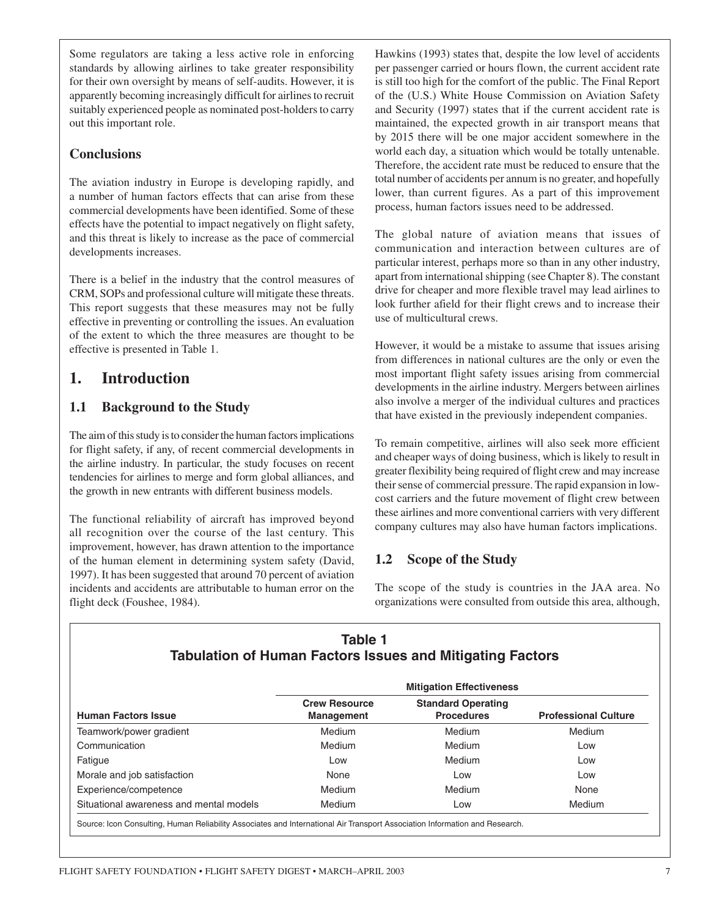Some regulators are taking a less active role in enforcing standards by allowing airlines to take greater responsibility for their own oversight by means of self-audits. However, it is apparently becoming increasingly difficult for airlines to recruit suitably experienced people as nominated post-holders to carry out this important role.

### Conclusions

The aviation industry in Europe is developing rapidly, and a number of human factors effects that can arise from these commercial developments have been identified. Some of these effects have the potential to impact negatively on flight safety, and this threat is likely to increase as the pace of commercial developments increases.

There is a belief in the industry that the control measures of CRM, SOPs and professional culture will mitigate these threats. This report suggests that these measures may not be fully effective in preventing or controlling the issues. An evaluation of the extent to which the three measures are thought to be effective is presented in Table 1.

## 1. Introduction

### 1.1 Background to the Study

The aim of this study is to consider the human factors implications for flight safety, if any, of recent commercial developments in the airline industry. In particular, the study focuses on recent tendencies for airlines to merge and form global alliances, and the growth in new entrants with different business models.

The functional reliability of aircraft has improved beyond all recognition over the course of the last century. This improvement, however, has drawn attention to the importance of the human element in determining system safety (David, 1997). It has been suggested that around 70 percent of aviation incidents and accidents are attributable to human error on the flight deck (Foushee, 1984).

Hawkins (1993) states that, despite the low level of accidents per passenger carried or hours flown, the current accident rate is still too high for the comfort of the public. The Final Report of the (U.S.) White House Commission on Aviation Safety and Security (1997) states that if the current accident rate is maintained, the expected growth in air transport means that by 2015 there will be one major accident somewhere in the world each day, a situation which would be totally untenable. Therefore, the accident rate must be reduced to ensure that the total number of accidents per annum is no greater, and hopefully lower, than current figures. As a part of this improvement process, human factors issues need to be addressed.

The global nature of aviation means that issues of communication and interaction between cultures are of particular interest, perhaps more so than in any other industry, apart from international shipping (see Chapter 8). The constant drive for cheaper and more flexible travel may lead airlines to look further afield for their flight crews and to increase their use of multicultural crews.

However, it would be a mistake to assume that issues arising from differences in national cultures are the only or even the most important flight safety issues arising from commercial developments in the airline industry. Mergers between airlines also involve a merger of the individual cultures and practices that have existed in the previously independent companies.

To remain competitive, airlines will also seek more efficient and cheaper ways of doing business, which is likely to result in greater flexibility being required of flight crew and may increase their sense of commercial pressure. The rapid expansion in low-cost carriers and the future movement of flight crew between these airlines and more conventional carriers with very different company cultures may also have human factors implications.

### 1.2 Scope of the Study

The scope of the study is countries in the JAA area. No organizations were consulted from outside this area, although,

**Table 1**
**Tabulation of Human Factors Issues and Mitigating Factors**

| | Mitigation Effectiveness | | |
|---|---|---|---|
| **Human Factors Issue** | **Crew Resource Management** | **Standard Operating Procedures** | **Professional Culture** |
| Teamwork/power gradient | Medium | Medium | Medium |
| Communication | Medium | Medium | Low |
| Fatigue | Low | Medium | Low |
| Morale and job satisfaction | None | Low | Low |
| Experience/competence | Medium | Medium | None |
| Situational awareness and mental models | Medium | Low | Medium |

Source: Icon Consulting, Human Reliability Associates and International Air Transport Association Information and Research.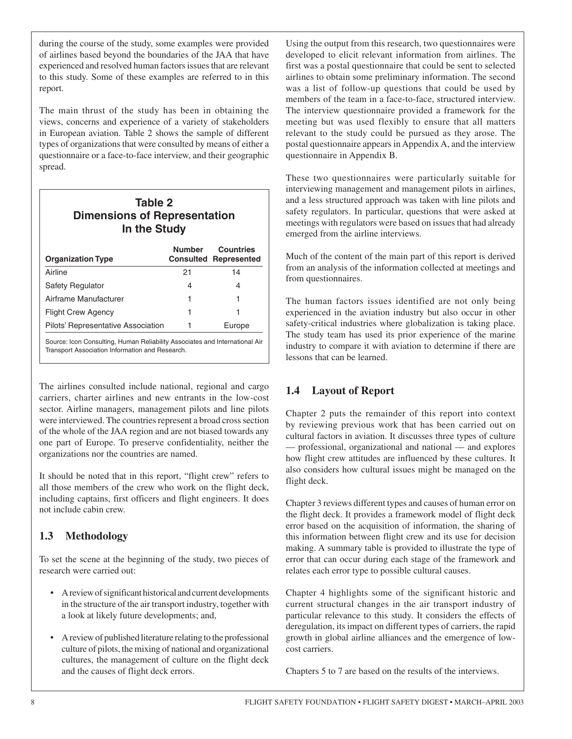during the course of the study, some examples were provided of airlines based beyond the boundaries of the JAA that have experienced and resolved human factors issues that are relevant to this study. Some of these examples are referred to in this report.

The main thrust of the study has been in obtaining the views, concerns and experience of a variety of stakeholders in European aviation. Table 2 shows the sample of different types of organizations that were consulted by means of either a questionnaire or a face-to-face interview, and their geographic spread.

**Table 2**
**Dimensions of Representation In the Study**

| Organization Type | Number Consulted | Countries Represented |
|---|---|---|
| Airline | 21 | 14 |
| Safety Regulator | 4 | 4 |
| Airframe Manufacturer | 1 | 1 |
| Flight Crew Agency | 1 | 1 |
| Pilots' Representative Association | 1 | Europe |

Source: Icon Consulting, Human Reliability Associates and International Air Transport Association Information and Research.

The airlines consulted include national, regional and cargo carriers, charter airlines and new entrants in the low-cost sector. Airline managers, management pilots and line pilots were interviewed. The countries represent a broad cross section of the whole of the JAA region and are not biased towards any one part of Europe. To preserve confidentiality, neither the organizations nor the countries are named.

It should be noted that in this report, "flight crew" refers to all those members of the crew who work on the flight deck, including captains, first officers and flight engineers. It does not include cabin crew.

## 1.3 Methodology

To set the scene at the beginning of the study, two pieces of research were carried out:

- A review of significant historical and current developments in the structure of the air transport industry, together with a look at likely future developments; and,
- A review of published literature relating to the professional culture of pilots, the mixing of national and organizational cultures, the management of culture on the flight deck and the causes of flight deck errors.

Using the output from this research, two questionnaires were developed to elicit relevant information from airlines. The first was a postal questionnaire that could be sent to selected airlines to obtain some preliminary information. The second was a list of follow-up questions that could be used by members of the team in a face-to-face, structured interview. The interview questionnaire provided a framework for the meeting but was used flexibly to ensure that all matters relevant to the study could be pursued as they arose. The postal questionnaire appears in Appendix A, and the interview questionnaire in Appendix B.

These two questionnaires were particularly suitable for interviewing management and management pilots in airlines, and a less structured approach was taken with line pilots and safety regulators. In particular, questions that were asked at meetings with regulators were based on issues that had already emerged from the airline interviews.

Much of the content of the main part of this report is derived from an analysis of the information collected at meetings and from questionnaires.

The human factors issues identified are not only being experienced in the aviation industry but also occur in other safety-critical industries where globalization is taking place. The study team has used its prior experience of the marine industry to compare it with aviation to determine if there are lessons that can be learned.

## 1.4 Layout of Report

Chapter 2 puts the remainder of this report into context by reviewing previous work that has been carried out on cultural factors in aviation. It discusses three types of culture — professional, organizational and national — and explores how flight crew attitudes are influenced by these cultures. It also considers how cultural issues might be managed on the flight deck.

Chapter 3 reviews different types and causes of human error on the flight deck. It provides a framework model of flight deck error based on the acquisition of information, the sharing of this information between flight crew and its use for decision making. A summary table is provided to illustrate the type of error that can occur during each stage of the framework and relates each error type to possible cultural causes.

Chapter 4 highlights some of the significant historic and current structural changes in the air transport industry of particular relevance to this study. It considers the effects of deregulation, its impact on different types of carriers, the rapid growth in global airline alliances and the emergence of low-cost carriers.

Chapters 5 to 7 are based on the results of the interviews.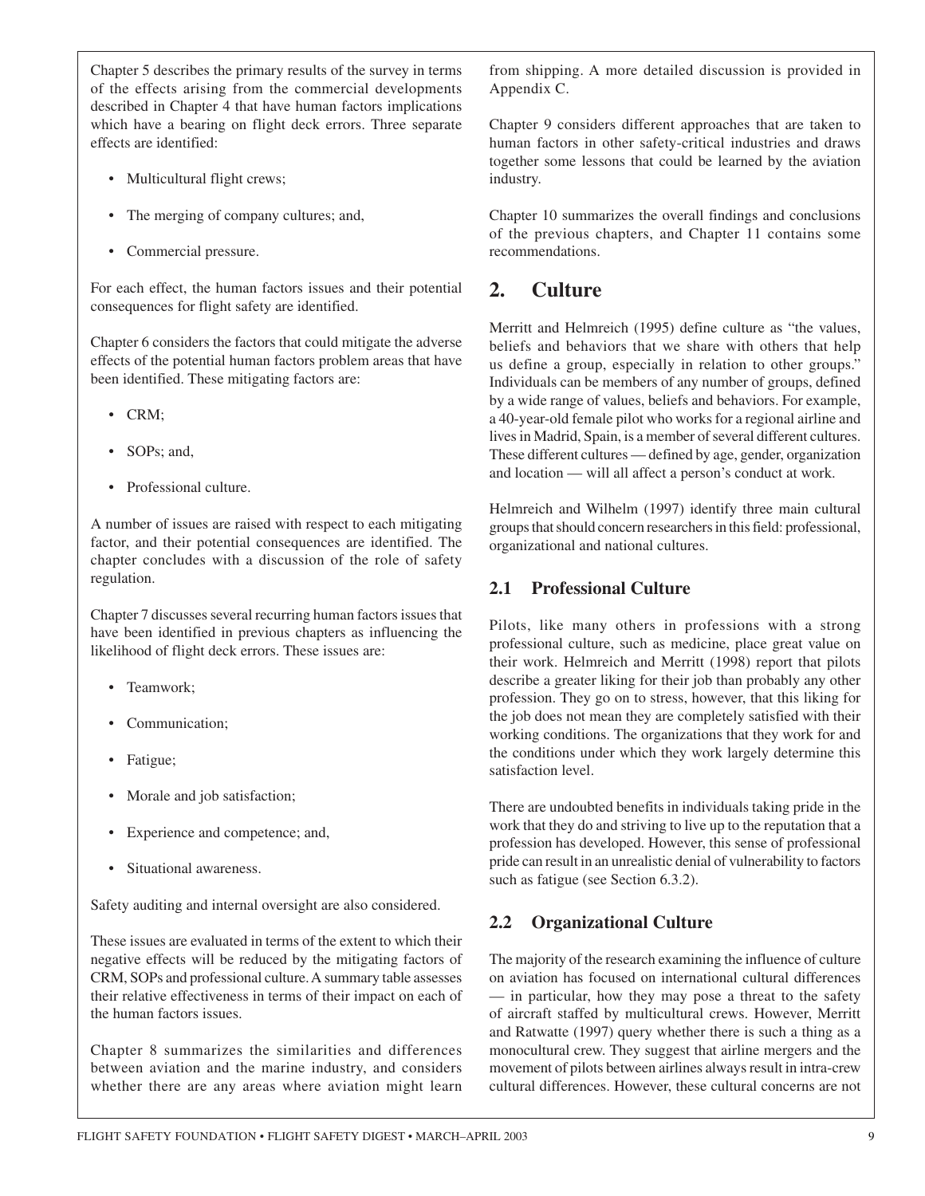Chapter 5 describes the primary results of the survey in terms of the effects arising from the commercial developments described in Chapter 4 that have human factors implications which have a bearing on flight deck errors. Three separate effects are identified:

- Multicultural flight crews;
- The merging of company cultures; and,
- Commercial pressure.

For each effect, the human factors issues and their potential consequences for flight safety are identified.

Chapter 6 considers the factors that could mitigate the adverse effects of the potential human factors problem areas that have been identified. These mitigating factors are:

- CRM;
- SOPs; and,
- Professional culture.

A number of issues are raised with respect to each mitigating factor, and their potential consequences are identified. The chapter concludes with a discussion of the role of safety regulation.

Chapter 7 discusses several recurring human factors issues that have been identified in previous chapters as influencing the likelihood of flight deck errors. These issues are:

- Teamwork;
- Communication;
- Fatigue;
- Morale and job satisfaction;
- Experience and competence; and,
- Situational awareness.

Safety auditing and internal oversight are also considered.

These issues are evaluated in terms of the extent to which their negative effects will be reduced by the mitigating factors of CRM, SOPs and professional culture. A summary table assesses their relative effectiveness in terms of their impact on each of the human factors issues.

Chapter 8 summarizes the similarities and differences between aviation and the marine industry, and considers whether there are any areas where aviation might learn from shipping. A more detailed discussion is provided in Appendix C.

Chapter 9 considers different approaches that are taken to human factors in other safety-critical industries and draws together some lessons that could be learned by the aviation industry.

Chapter 10 summarizes the overall findings and conclusions of the previous chapters, and Chapter 11 contains some recommendations.

# 2. Culture

Merritt and Helmreich (1995) define culture as "the values, beliefs and behaviors that we share with others that help us define a group, especially in relation to other groups." Individuals can be members of any number of groups, defined by a wide range of values, beliefs and behaviors. For example, a 40-year-old female pilot who works for a regional airline and lives in Madrid, Spain, is a member of several different cultures. These different cultures — defined by age, gender, organization and location — will all affect a person's conduct at work.

Helmreich and Wilhelm (1997) identify three main cultural groups that should concern researchers in this field: professional, organizational and national cultures.

## 2.1 Professional Culture

Pilots, like many others in professions with a strong professional culture, such as medicine, place great value on their work. Helmreich and Merritt (1998) report that pilots describe a greater liking for their job than probably any other profession. They go on to stress, however, that this liking for the job does not mean they are completely satisfied with their working conditions. The organizations that they work for and the conditions under which they work largely determine this satisfaction level.

There are undoubted benefits in individuals taking pride in the work that they do and striving to live up to the reputation that a profession has developed. However, this sense of professional pride can result in an unrealistic denial of vulnerability to factors such as fatigue (see Section 6.3.2).

## 2.2 Organizational Culture

The majority of the research examining the influence of culture on aviation has focused on international cultural differences — in particular, how they may pose a threat to the safety of aircraft staffed by multicultural crews. However, Merritt and Ratwatte (1997) query whether there is such a thing as a monocultural crew. They suggest that airline mergers and the movement of pilots between airlines always result in intra-crew cultural differences. However, these cultural concerns are not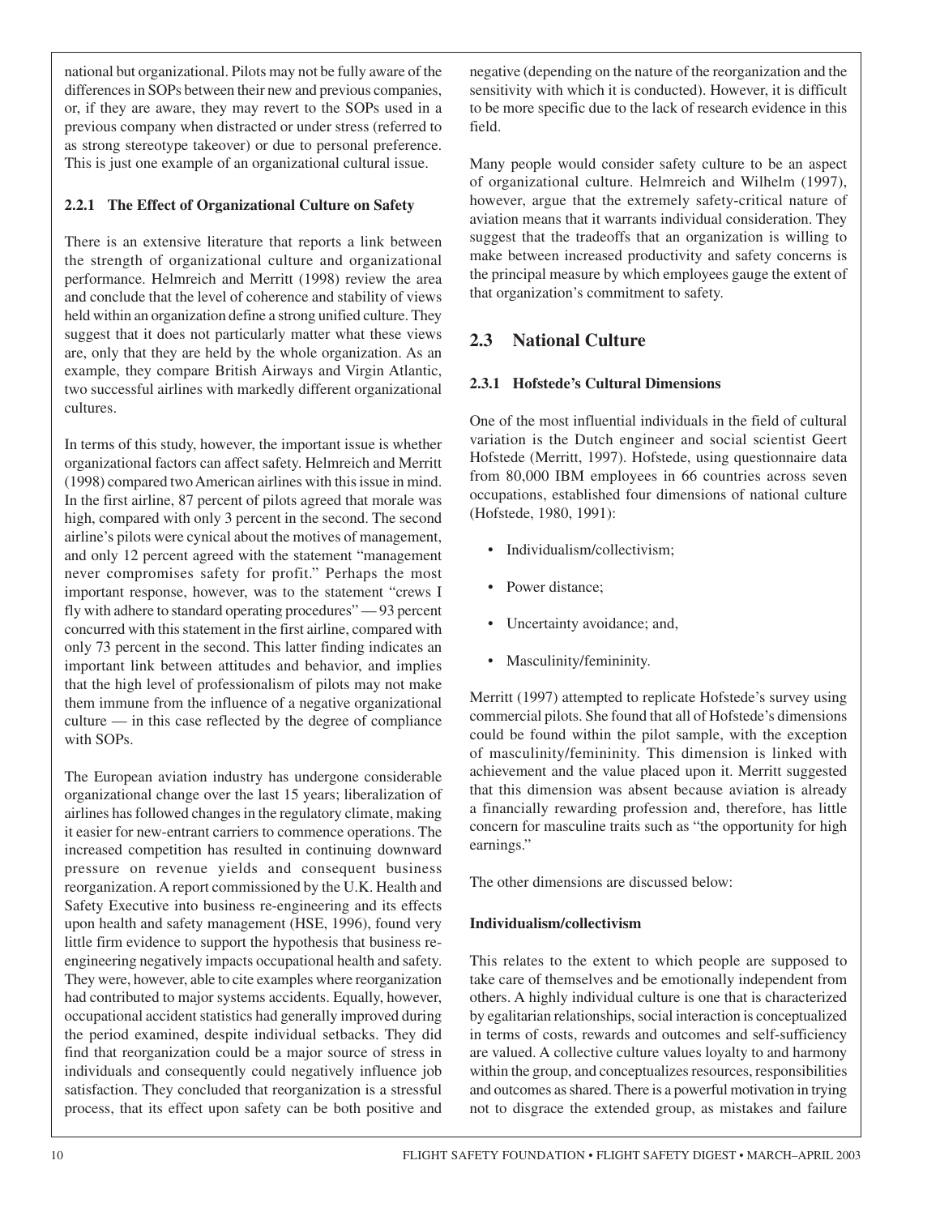national but organizational. Pilots may not be fully aware of the differences in SOPs between their new and previous companies, or, if they are aware, they may revert to the SOPs used in a previous company when distracted or under stress (referred to as strong stereotype takeover) or due to personal preference. This is just one example of an organizational cultural issue.

### 2.2.1 The Effect of Organizational Culture on Safety

There is an extensive literature that reports a link between the strength of organizational culture and organizational performance. Helmreich and Merritt (1998) review the area and conclude that the level of coherence and stability of views held within an organization define a strong unified culture. They suggest that it does not particularly matter what these views are, only that they are held by the whole organization. As an example, they compare British Airways and Virgin Atlantic, two successful airlines with markedly different organizational cultures.

In terms of this study, however, the important issue is whether organizational factors can affect safety. Helmreich and Merritt (1998) compared two American airlines with this issue in mind. In the first airline, 87 percent of pilots agreed that morale was high, compared with only 3 percent in the second. The second airline's pilots were cynical about the motives of management, and only 12 percent agreed with the statement "management never compromises safety for profit." Perhaps the most important response, however, was to the statement "crews I fly with adhere to standard operating procedures" — 93 percent concurred with this statement in the first airline, compared with only 73 percent in the second. This latter finding indicates an important link between attitudes and behavior, and implies that the high level of professionalism of pilots may not make them immune from the influence of a negative organizational culture — in this case reflected by the degree of compliance with SOPs.

The European aviation industry has undergone considerable organizational change over the last 15 years; liberalization of airlines has followed changes in the regulatory climate, making it easier for new-entrant carriers to commence operations. The increased competition has resulted in continuing downward pressure on revenue yields and consequent business reorganization. A report commissioned by the U.K. Health and Safety Executive into business re-engineering and its effects upon health and safety management (HSE, 1996), found very little firm evidence to support the hypothesis that business re-engineering negatively impacts occupational health and safety. They were, however, able to cite examples where reorganization had contributed to major systems accidents. Equally, however, occupational accident statistics had generally improved during the period examined, despite individual setbacks. They did find that reorganization could be a major source of stress in individuals and consequently could negatively influence job satisfaction. They concluded that reorganization is a stressful process, that its effect upon safety can be both positive and negative (depending on the nature of the reorganization and the sensitivity with which it is conducted). However, it is difficult to be more specific due to the lack of research evidence in this field.

Many people would consider safety culture to be an aspect of organizational culture. Helmreich and Wilhelm (1997), however, argue that the extremely safety-critical nature of aviation means that it warrants individual consideration. They suggest that the tradeoffs that an organization is willing to make between increased productivity and safety concerns is the principal measure by which employees gauge the extent of that organization's commitment to safety.

## 2.3 National Culture

### 2.3.1 Hofstede's Cultural Dimensions

One of the most influential individuals in the field of cultural variation is the Dutch engineer and social scientist Geert Hofstede (Merritt, 1997). Hofstede, using questionnaire data from 80,000 IBM employees in 66 countries across seven occupations, established four dimensions of national culture (Hofstede, 1980, 1991):

- Individualism/collectivism;
- Power distance;
- Uncertainty avoidance; and,
- Masculinity/femininity.

Merritt (1997) attempted to replicate Hofstede's survey using commercial pilots. She found that all of Hofstede's dimensions could be found within the pilot sample, with the exception of masculinity/femininity. This dimension is linked with achievement and the value placed upon it. Merritt suggested that this dimension was absent because aviation is already a financially rewarding profession and, therefore, has little concern for masculine traits such as "the opportunity for high earnings."

The other dimensions are discussed below:

**Individualism/collectivism**

This relates to the extent to which people are supposed to take care of themselves and be emotionally independent from others. A highly individual culture is one that is characterized by egalitarian relationships, social interaction is conceptualized in terms of costs, rewards and outcomes and self-sufficiency are valued. A collective culture values loyalty to and harmony within the group, and conceptualizes resources, responsibilities and outcomes as shared. There is a powerful motivation in trying not to disgrace the extended group, as mistakes and failure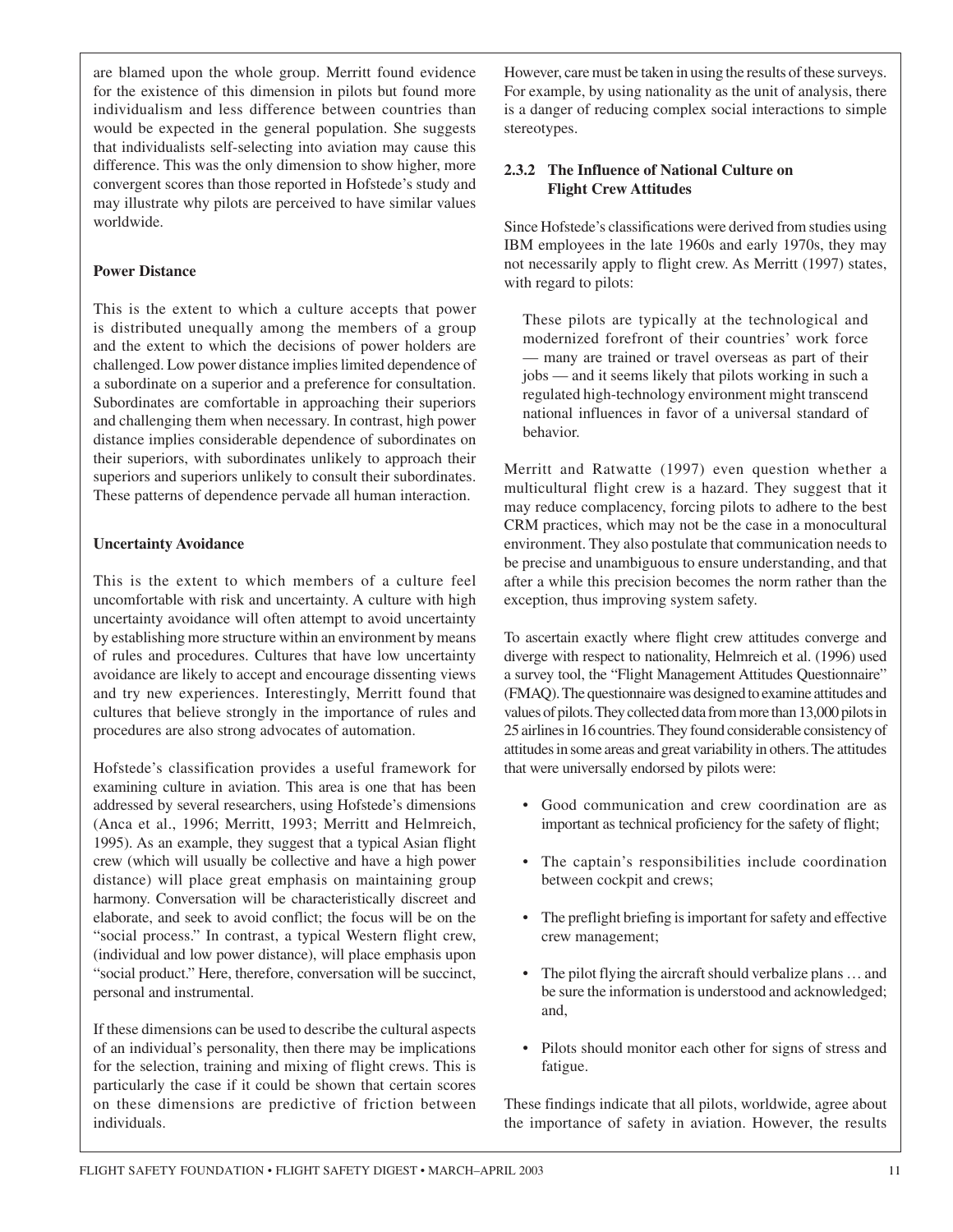are blamed upon the whole group. Merritt found evidence for the existence of this dimension in pilots but found more individualism and less difference between countries than would be expected in the general population. She suggests that individualists self-selecting into aviation may cause this difference. This was the only dimension to show higher, more convergent scores than those reported in Hofstede's study and may illustrate why pilots are perceived to have similar values worldwide.

**Power Distance**

This is the extent to which a culture accepts that power is distributed unequally among the members of a group and the extent to which the decisions of power holders are challenged. Low power distance implies limited dependence of a subordinate on a superior and a preference for consultation. Subordinates are comfortable in approaching their superiors and challenging them when necessary. In contrast, high power distance implies considerable dependence of subordinates on their superiors, with subordinates unlikely to approach their superiors and superiors unlikely to consult their subordinates. These patterns of dependence pervade all human interaction.

**Uncertainty Avoidance**

This is the extent to which members of a culture feel uncomfortable with risk and uncertainty. A culture with high uncertainty avoidance will often attempt to avoid uncertainty by establishing more structure within an environment by means of rules and procedures. Cultures that have low uncertainty avoidance are likely to accept and encourage dissenting views and try new experiences. Interestingly, Merritt found that cultures that believe strongly in the importance of rules and procedures are also strong advocates of automation.

Hofstede's classification provides a useful framework for examining culture in aviation. This area is one that has been addressed by several researchers, using Hofstede's dimensions (Anca et al., 1996; Merritt, 1993; Merritt and Helmreich, 1995). As an example, they suggest that a typical Asian flight crew (which will usually be collective and have a high power distance) will place great emphasis on maintaining group harmony. Conversation will be characteristically discreet and elaborate, and seek to avoid conflict; the focus will be on the "social process." In contrast, a typical Western flight crew, (individual and low power distance), will place emphasis upon "social product." Here, therefore, conversation will be succinct, personal and instrumental.

If these dimensions can be used to describe the cultural aspects of an individual's personality, then there may be implications for the selection, training and mixing of flight crews. This is particularly the case if it could be shown that certain scores on these dimensions are predictive of friction between individuals.

However, care must be taken in using the results of these surveys. For example, by using nationality as the unit of analysis, there is a danger of reducing complex social interactions to simple stereotypes.

### 2.3.2 The Influence of National Culture on Flight Crew Attitudes

Since Hofstede's classifications were derived from studies using IBM employees in the late 1960s and early 1970s, they may not necessarily apply to flight crew. As Merritt (1997) states, with regard to pilots:

> These pilots are typically at the technological and modernized forefront of their countries' work force — many are trained or travel overseas as part of their jobs — and it seems likely that pilots working in such a regulated high-technology environment might transcend national influences in favor of a universal standard of behavior.

Merritt and Ratwatte (1997) even question whether a multicultural flight crew is a hazard. They suggest that it may reduce complacency, forcing pilots to adhere to the best CRM practices, which may not be the case in a monocultural environment. They also postulate that communication needs to be precise and unambiguous to ensure understanding, and that after a while this precision becomes the norm rather than the exception, thus improving system safety.

To ascertain exactly where flight crew attitudes converge and diverge with respect to nationality, Helmreich et al. (1996) used a survey tool, the "Flight Management Attitudes Questionnaire" (FMAQ). The questionnaire was designed to examine attitudes and values of pilots. They collected data from more than 13,000 pilots in 25 airlines in 16 countries. They found considerable consistency of attitudes in some areas and great variability in others. The attitudes that were universally endorsed by pilots were:

- Good communication and crew coordination are as important as technical proficiency for the safety of flight;
- The captain's responsibilities include coordination between cockpit and crews;
- The preflight briefing is important for safety and effective crew management;
- The pilot flying the aircraft should verbalize plans … and be sure the information is understood and acknowledged; and,
- Pilots should monitor each other for signs of stress and fatigue.

These findings indicate that all pilots, worldwide, agree about the importance of safety in aviation. However, the results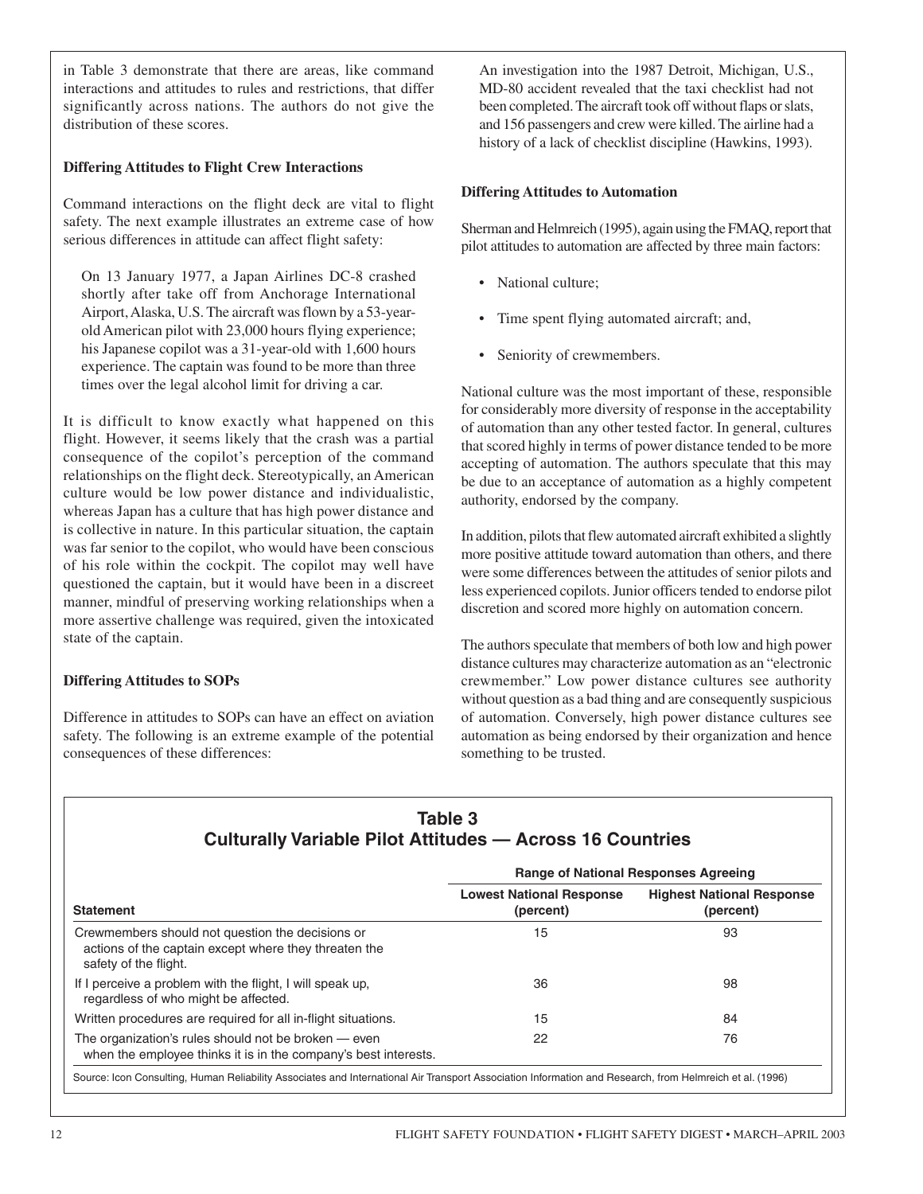in Table 3 demonstrate that there are areas, like command interactions and attitudes to rules and restrictions, that differ significantly across nations. The authors do not give the distribution of these scores.

### Differing Attitudes to Flight Crew Interactions

Command interactions on the flight deck are vital to flight safety. The next example illustrates an extreme case of how serious differences in attitude can affect flight safety:

> On 13 January 1977, a Japan Airlines DC-8 crashed shortly after take off from Anchorage International Airport, Alaska, U.S. The aircraft was flown by a 53-year-old American pilot with 23,000 hours flying experience; his Japanese copilot was a 31-year-old with 1,600 hours experience. The captain was found to be more than three times over the legal alcohol limit for driving a car.

It is difficult to know exactly what happened on this flight. However, it seems likely that the crash was a partial consequence of the copilot's perception of the command relationships on the flight deck. Stereotypically, an American culture would be low power distance and individualistic, whereas Japan has a culture that has high power distance and is collective in nature. In this particular situation, the captain was far senior to the copilot, who would have been conscious of his role within the cockpit. The copilot may well have questioned the captain, but it would have been in a discreet manner, mindful of preserving working relationships when a more assertive challenge was required, given the intoxicated state of the captain.

### Differing Attitudes to SOPs

Difference in attitudes to SOPs can have an effect on aviation safety. The following is an extreme example of the potential consequences of these differences:

> An investigation into the 1987 Detroit, Michigan, U.S., MD-80 accident revealed that the taxi checklist had not been completed. The aircraft took off without flaps or slats, and 156 passengers and crew were killed. The airline had a history of a lack of checklist discipline (Hawkins, 1993).

### Differing Attitudes to Automation

Sherman and Helmreich (1995), again using the FMAQ, report that pilot attitudes to automation are affected by three main factors:

- National culture;
- Time spent flying automated aircraft; and,
- Seniority of crewmembers.

National culture was the most important of these, responsible for considerably more diversity of response in the acceptability of automation than any other tested factor. In general, cultures that scored highly in terms of power distance tended to be more accepting of automation. The authors speculate that this may be due to an acceptance of automation as a highly competent authority, endorsed by the company.

In addition, pilots that flew automated aircraft exhibited a slightly more positive attitude toward automation than others, and there were some differences between the attitudes of senior pilots and less experienced copilots. Junior officers tended to endorse pilot discretion and scored more highly on automation concern.

The authors speculate that members of both low and high power distance cultures may characterize automation as an "electronic crewmember." Low power distance cultures see authority without question as a bad thing and are consequently suspicious of automation. Conversely, high power distance cultures see automation as being endorsed by their organization and hence something to be trusted.

**Table 3**
**Culturally Variable Pilot Attitudes — Across 16 Countries**

| | Range of National Responses Agreeing | |
|---|---|---|
| **Statement** | **Lowest National Response (percent)** | **Highest National Response (percent)** |
| Crewmembers should not question the decisions or actions of the captain except where they threaten the safety of the flight. | 15 | 93 |
| If I perceive a problem with the flight, I will speak up, regardless of who might be affected. | 36 | 98 |
| Written procedures are required for all in-flight situations. | 15 | 84 |
| The organization's rules should not be broken — even when the employee thinks it is in the company's best interests. | 22 | 76 |

Source: Icon Consulting, Human Reliability Associates and International Air Transport Association Information and Research, from Helmreich et al. (1996)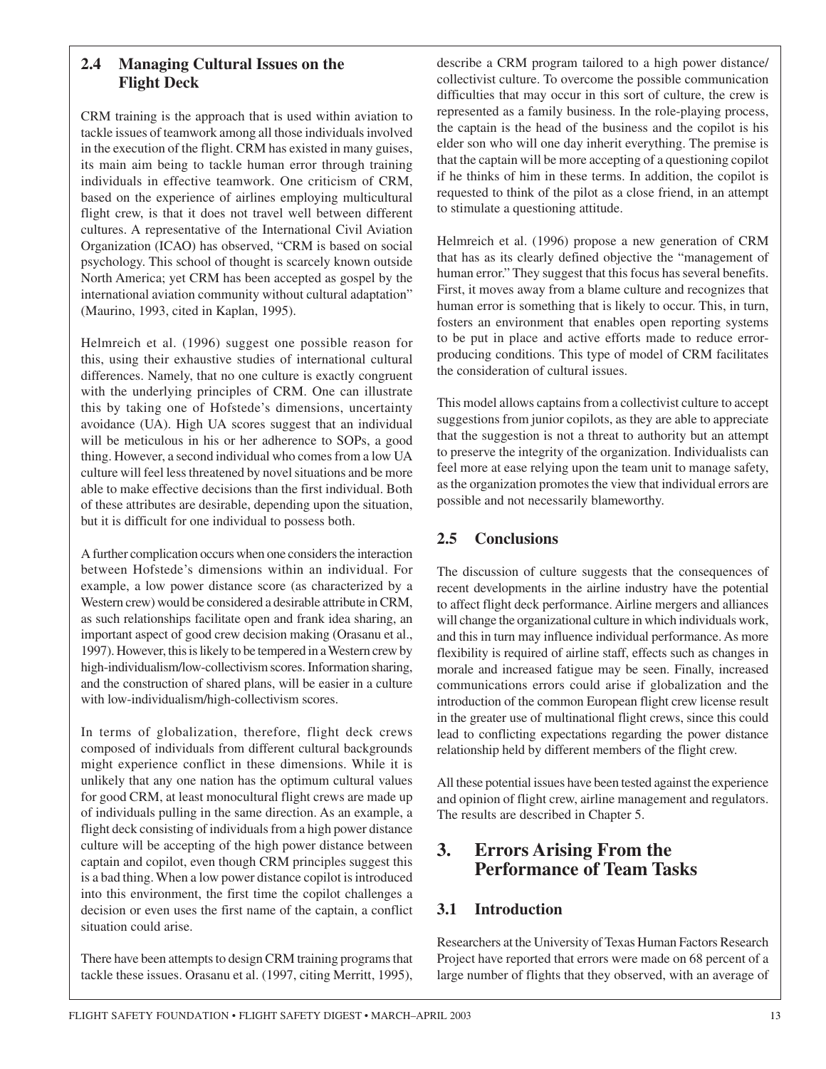## 2.4 Managing Cultural Issues on the Flight Deck

CRM training is the approach that is used within aviation to tackle issues of teamwork among all those individuals involved in the execution of the flight. CRM has existed in many guises, its main aim being to tackle human error through training individuals in effective teamwork. One criticism of CRM, based on the experience of airlines employing multicultural flight crew, is that it does not travel well between different cultures. A representative of the International Civil Aviation Organization (ICAO) has observed, "CRM is based on social psychology. This school of thought is scarcely known outside North America; yet CRM has been accepted as gospel by the international aviation community without cultural adaptation" (Maurino, 1993, cited in Kaplan, 1995).

Helmreich et al. (1996) suggest one possible reason for this, using their exhaustive studies of international cultural differences. Namely, that no one culture is exactly congruent with the underlying principles of CRM. One can illustrate this by taking one of Hofstede's dimensions, uncertainty avoidance (UA). High UA scores suggest that an individual will be meticulous in his or her adherence to SOPs, a good thing. However, a second individual who comes from a low UA culture will feel less threatened by novel situations and be more able to make effective decisions than the first individual. Both of these attributes are desirable, depending upon the situation, but it is difficult for one individual to possess both.

A further complication occurs when one considers the interaction between Hofstede's dimensions within an individual. For example, a low power distance score (as characterized by a Western crew) would be considered a desirable attribute in CRM, as such relationships facilitate open and frank idea sharing, an important aspect of good crew decision making (Orasanu et al., 1997). However, this is likely to be tempered in a Western crew by high-individualism/low-collectivism scores. Information sharing, and the construction of shared plans, will be easier in a culture with low-individualism/high-collectivism scores.

In terms of globalization, therefore, flight deck crews composed of individuals from different cultural backgrounds might experience conflict in these dimensions. While it is unlikely that any one nation has the optimum cultural values for good CRM, at least monocultural flight crews are made up of individuals pulling in the same direction. As an example, a flight deck consisting of individuals from a high power distance culture will be accepting of the high power distance between captain and copilot, even though CRM principles suggest this is a bad thing. When a low power distance copilot is introduced into this environment, the first time the copilot challenges a decision or even uses the first name of the captain, a conflict situation could arise.

There have been attempts to design CRM training programs that tackle these issues. Orasanu et al. (1997, citing Merritt, 1995), describe a CRM program tailored to a high power distance/collectivist culture. To overcome the possible communication difficulties that may occur in this sort of culture, the crew is represented as a family business. In the role-playing process, the captain is the head of the business and the copilot is his elder son who will one day inherit everything. The premise is that the captain will be more accepting of a questioning copilot if he thinks of him in these terms. In addition, the copilot is requested to think of the pilot as a close friend, in an attempt to stimulate a questioning attitude.

Helmreich et al. (1996) propose a new generation of CRM that has as its clearly defined objective the "management of human error." They suggest that this focus has several benefits. First, it moves away from a blame culture and recognizes that human error is something that is likely to occur. This, in turn, fosters an environment that enables open reporting systems to be put in place and active efforts made to reduce error-producing conditions. This type of model of CRM facilitates the consideration of cultural issues.

This model allows captains from a collectivist culture to accept suggestions from junior copilots, as they are able to appreciate that the suggestion is not a threat to authority but an attempt to preserve the integrity of the organization. Individualists can feel more at ease relying upon the team unit to manage safety, as the organization promotes the view that individual errors are possible and not necessarily blameworthy.

## 2.5 Conclusions

The discussion of culture suggests that the consequences of recent developments in the airline industry have the potential to affect flight deck performance. Airline mergers and alliances will change the organizational culture in which individuals work, and this in turn may influence individual performance. As more flexibility is required of airline staff, effects such as changes in morale and increased fatigue may be seen. Finally, increased communications errors could arise if globalization and the introduction of the common European flight crew license result in the greater use of multinational flight crews, since this could lead to conflicting expectations regarding the power distance relationship held by different members of the flight crew.

All these potential issues have been tested against the experience and opinion of flight crew, airline management and regulators. The results are described in Chapter 5.

# 3. Errors Arising From the Performance of Team Tasks

## 3.1 Introduction

Researchers at the University of Texas Human Factors Research Project have reported that errors were made on 68 percent of a large number of flights that they observed, with an average of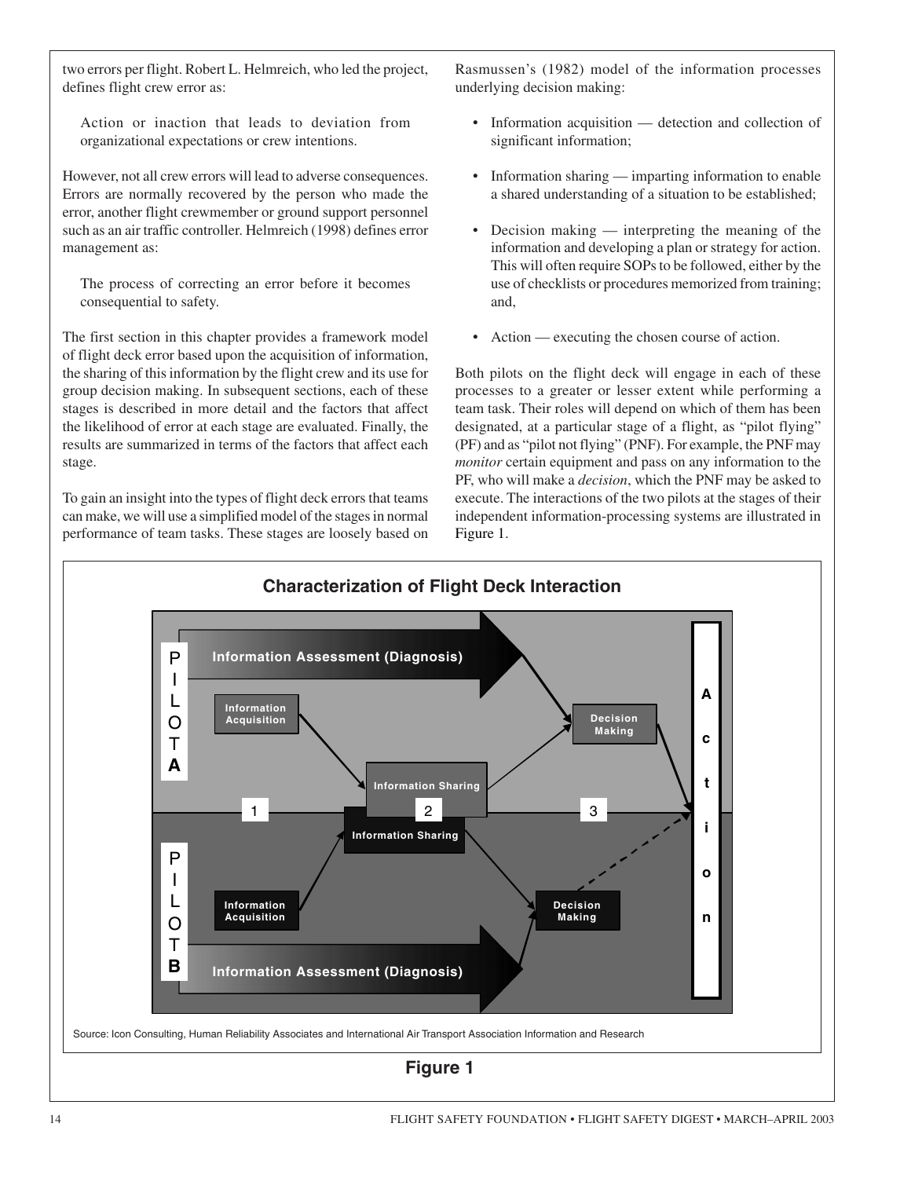two errors per flight. Robert L. Helmreich, who led the project, defines flight crew error as:

> Action or inaction that leads to deviation from organizational expectations or crew intentions.

However, not all crew errors will lead to adverse consequences. Errors are normally recovered by the person who made the error, another flight crewmember or ground support personnel such as an air traffic controller. Helmreich (1998) defines error management as:

> The process of correcting an error before it becomes consequential to safety.

The first section in this chapter provides a framework model of flight deck error based upon the acquisition of information, the sharing of this information by the flight crew and its use for group decision making. In subsequent sections, each of these stages is described in more detail and the factors that affect the likelihood of error at each stage are evaluated. Finally, the results are summarized in terms of the factors that affect each stage.

To gain an insight into the types of flight deck errors that teams can make, we will use a simplified model of the stages in normal performance of team tasks. These stages are loosely based on Rasmussen's (1982) model of the information processes underlying decision making:

- Information acquisition — detection and collection of significant information;
- Information sharing — imparting information to enable a shared understanding of a situation to be established;
- Decision making — interpreting the meaning of the information and developing a plan or strategy for action. This will often require SOPs to be followed, either by the use of checklists or procedures memorized from training; and,
- Action — executing the chosen course of action.

Both pilots on the flight deck will engage in each of these processes to a greater or lesser extent while performing a team task. Their roles will depend on which of them has been designated, at a particular stage of a flight, as "pilot flying" (PF) and as "pilot not flying" (PNF). For example, the PNF may *monitor* certain equipment and pass on any information to the PF, who will make a *decision*, which the PNF may be asked to execute. The interactions of the two pilots at the stages of their independent information-processing systems are illustrated in Figure 1.

**Characterization of Flight Deck Interaction**

PILOT A: Information Assessment (Diagnosis); Information Acquisition; Information Sharing; Decision Making

PILOT B: Information Acquisition; Information Sharing; Decision Making; Information Assessment (Diagnosis)

1 2 3

Action

Source: Icon Consulting, Human Reliability Associates and International Air Transport Association Information and Research

**Figure 1**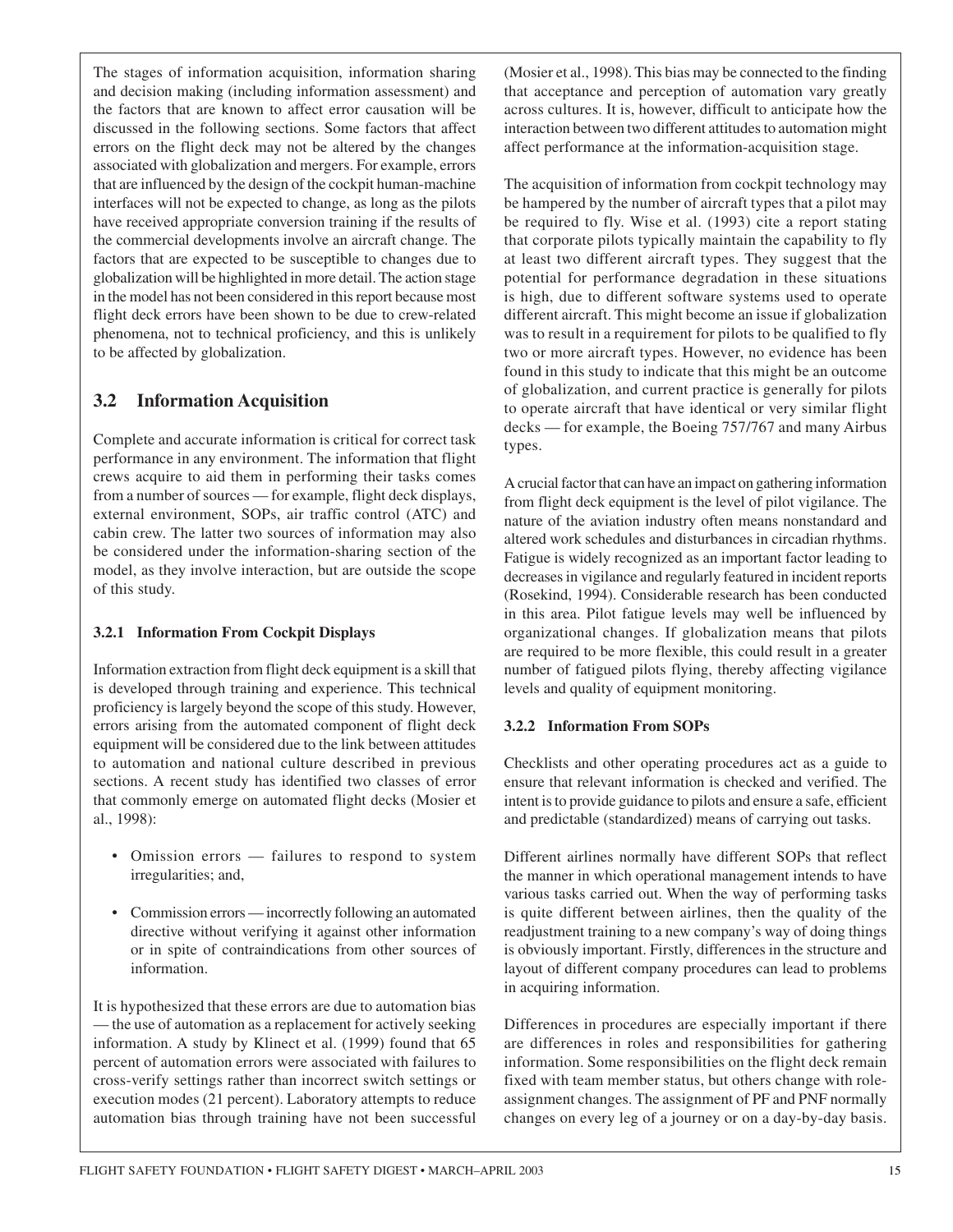The stages of information acquisition, information sharing and decision making (including information assessment) and the factors that are known to affect error causation will be discussed in the following sections. Some factors that affect errors on the flight deck may not be altered by the changes associated with globalization and mergers. For example, errors that are influenced by the design of the cockpit human-machine interfaces will not be expected to change, as long as the pilots have received appropriate conversion training if the results of the commercial developments involve an aircraft change. The factors that are expected to be susceptible to changes due to globalization will be highlighted in more detail. The action stage in the model has not been considered in this report because most flight deck errors have been shown to be due to crew-related phenomena, not to technical proficiency, and this is unlikely to be affected by globalization.

## 3.2 Information Acquisition

Complete and accurate information is critical for correct task performance in any environment. The information that flight crews acquire to aid them in performing their tasks comes from a number of sources — for example, flight deck displays, external environment, SOPs, air traffic control (ATC) and cabin crew. The latter two sources of information may also be considered under the information-sharing section of the model, as they involve interaction, but are outside the scope of this study.

### 3.2.1 Information From Cockpit Displays

Information extraction from flight deck equipment is a skill that is developed through training and experience. This technical proficiency is largely beyond the scope of this study. However, errors arising from the automated component of flight deck equipment will be considered due to the link between attitudes to automation and national culture described in previous sections. A recent study has identified two classes of error that commonly emerge on automated flight decks (Mosier et al., 1998):

- Omission errors — failures to respond to system irregularities; and,
- Commission errors — incorrectly following an automated directive without verifying it against other information or in spite of contraindications from other sources of information.

It is hypothesized that these errors are due to automation bias — the use of automation as a replacement for actively seeking information. A study by Klinect et al. (1999) found that 65 percent of automation errors were associated with failures to cross-verify settings rather than incorrect switch settings or execution modes (21 percent). Laboratory attempts to reduce automation bias through training have not been successful (Mosier et al., 1998). This bias may be connected to the finding that acceptance and perception of automation vary greatly across cultures. It is, however, difficult to anticipate how the interaction between two different attitudes to automation might affect performance at the information-acquisition stage.

The acquisition of information from cockpit technology may be hampered by the number of aircraft types that a pilot may be required to fly. Wise et al. (1993) cite a report stating that corporate pilots typically maintain the capability to fly at least two different aircraft types. They suggest that the potential for performance degradation in these situations is high, due to different software systems used to operate different aircraft. This might become an issue if globalization was to result in a requirement for pilots to be qualified to fly two or more aircraft types. However, no evidence has been found in this study to indicate that this might be an outcome of globalization, and current practice is generally for pilots to operate aircraft that have identical or very similar flight decks — for example, the Boeing 757/767 and many Airbus types.

A crucial factor that can have an impact on gathering information from flight deck equipment is the level of pilot vigilance. The nature of the aviation industry often means nonstandard and altered work schedules and disturbances in circadian rhythms. Fatigue is widely recognized as an important factor leading to decreases in vigilance and regularly featured in incident reports (Rosekind, 1994). Considerable research has been conducted in this area. Pilot fatigue levels may well be influenced by organizational changes. If globalization means that pilots are required to be more flexible, this could result in a greater number of fatigued pilots flying, thereby affecting vigilance levels and quality of equipment monitoring.

### 3.2.2 Information From SOPs

Checklists and other operating procedures act as a guide to ensure that relevant information is checked and verified. The intent is to provide guidance to pilots and ensure a safe, efficient and predictable (standardized) means of carrying out tasks.

Different airlines normally have different SOPs that reflect the manner in which operational management intends to have various tasks carried out. When the way of performing tasks is quite different between airlines, then the quality of the readjustment training to a new company's way of doing things is obviously important. Firstly, differences in the structure and layout of different company procedures can lead to problems in acquiring information.

Differences in procedures are especially important if there are differences in roles and responsibilities for gathering information. Some responsibilities on the flight deck remain fixed with team member status, but others change with role-assignment changes. The assignment of PF and PNF normally changes on every leg of a journey or on a day-by-day basis.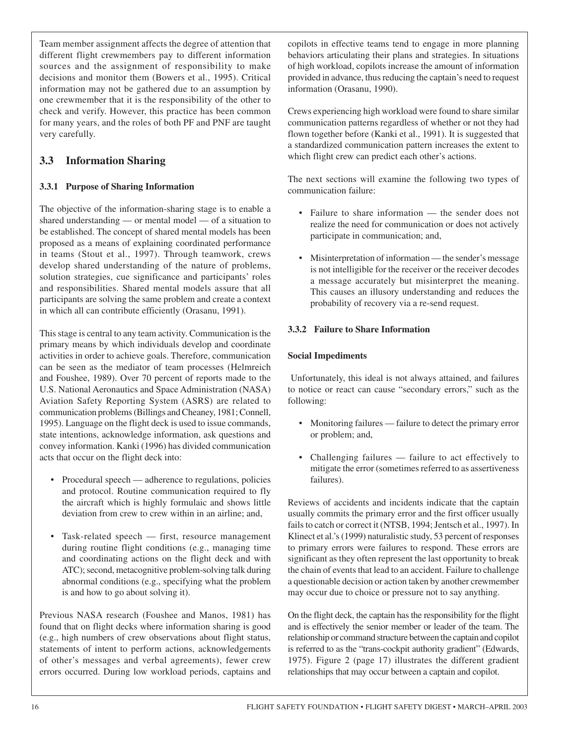Team member assignment affects the degree of attention that different flight crewmembers pay to different information sources and the assignment of responsibility to make decisions and monitor them (Bowers et al., 1995). Critical information may not be gathered due to an assumption by one crewmember that it is the responsibility of the other to check and verify. However, this practice has been common for many years, and the roles of both PF and PNF are taught very carefully.

## 3.3 Information Sharing

### 3.3.1 Purpose of Sharing Information

The objective of the information-sharing stage is to enable a shared understanding — or mental model — of a situation to be established. The concept of shared mental models has been proposed as a means of explaining coordinated performance in teams (Stout et al., 1997). Through teamwork, crews develop shared understanding of the nature of problems, solution strategies, cue significance and participants' roles and responsibilities. Shared mental models assure that all participants are solving the same problem and create a context in which all can contribute efficiently (Orasanu, 1991).

This stage is central to any team activity. Communication is the primary means by which individuals develop and coordinate activities in order to achieve goals. Therefore, communication can be seen as the mediator of team processes (Helmreich and Foushee, 1989). Over 70 percent of reports made to the U.S. National Aeronautics and Space Administration (NASA) Aviation Safety Reporting System (ASRS) are related to communication problems (Billings and Cheaney, 1981; Connell, 1995). Language on the flight deck is used to issue commands, state intentions, acknowledge information, ask questions and convey information. Kanki (1996) has divided communication acts that occur on the flight deck into:

- Procedural speech — adherence to regulations, policies and protocol. Routine communication required to fly the aircraft which is highly formulaic and shows little deviation from crew to crew within in an airline; and,
- Task-related speech — first, resource management during routine flight conditions (e.g., managing time and coordinating actions on the flight deck and with ATC); second, metacognitive problem-solving talk during abnormal conditions (e.g., specifying what the problem is and how to go about solving it).

Previous NASA research (Foushee and Manos, 1981) has found that on flight decks where information sharing is good (e.g., high numbers of crew observations about flight status, statements of intent to perform actions, acknowledgements of other's messages and verbal agreements), fewer crew errors occurred. During low workload periods, captains and copilots in effective teams tend to engage in more planning behaviors articulating their plans and strategies. In situations of high workload, copilots increase the amount of information provided in advance, thus reducing the captain's need to request information (Orasanu, 1990).

Crews experiencing high workload were found to share similar communication patterns regardless of whether or not they had flown together before (Kanki et al., 1991). It is suggested that a standardized communication pattern increases the extent to which flight crew can predict each other's actions.

The next sections will examine the following two types of communication failure:

- Failure to share information — the sender does not realize the need for communication or does not actively participate in communication; and,
- Misinterpretation of information — the sender's message is not intelligible for the receiver or the receiver decodes a message accurately but misinterpret the meaning. This causes an illusory understanding and reduces the probability of recovery via a re-send request.

### 3.3.2 Failure to Share Information

**Social Impediments**

Unfortunately, this ideal is not always attained, and failures to notice or react can cause "secondary errors," such as the following:

- Monitoring failures — failure to detect the primary error or problem; and,
- Challenging failures — failure to act effectively to mitigate the error (sometimes referred to as assertiveness failures).

Reviews of accidents and incidents indicate that the captain usually commits the primary error and the first officer usually fails to catch or correct it (NTSB, 1994; Jentsch et al., 1997). In Klinect et al.'s (1999) naturalistic study, 53 percent of responses to primary errors were failures to respond. These errors are significant as they often represent the last opportunity to break the chain of events that lead to an accident. Failure to challenge a questionable decision or action taken by another crewmember may occur due to choice or pressure not to say anything.

On the flight deck, the captain has the responsibility for the flight and is effectively the senior member or leader of the team. The relationship or command structure between the captain and copilot is referred to as the "trans-cockpit authority gradient" (Edwards, 1975). Figure 2 (page 17) illustrates the different gradient relationships that may occur between a captain and copilot.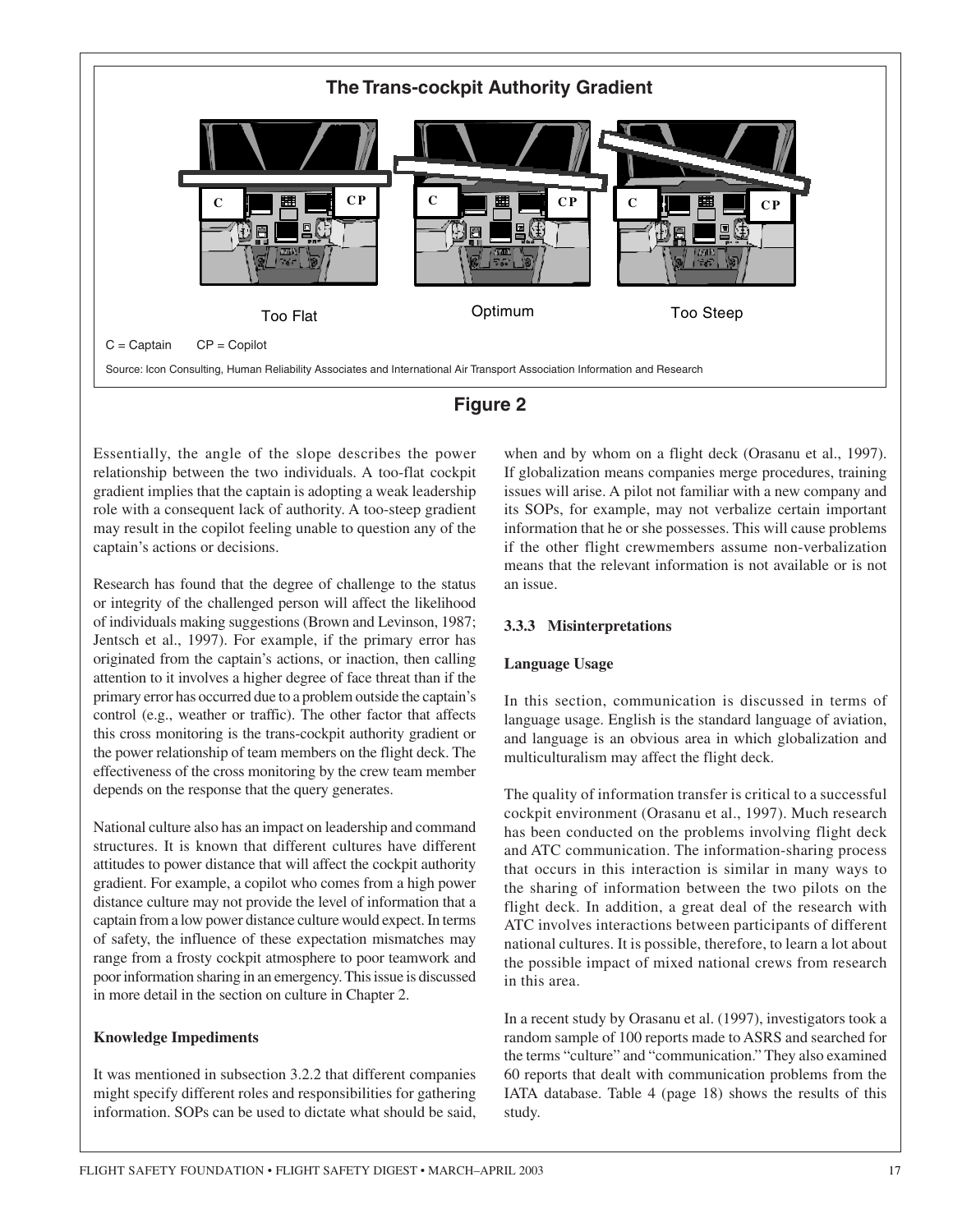**The Trans-cockpit Authority Gradient**

Too Flat | Optimum | Too Steep

C = Captain  CP = Copilot

Source: Icon Consulting, Human Reliability Associates and International Air Transport Association Information and Research

**Figure 2**

Essentially, the angle of the slope describes the power relationship between the two individuals. A too-flat cockpit gradient implies that the captain is adopting a weak leadership role with a consequent lack of authority. A too-steep gradient may result in the copilot feeling unable to question any of the captain's actions or decisions.

Research has found that the degree of challenge to the status or integrity of the challenged person will affect the likelihood of individuals making suggestions (Brown and Levinson, 1987; Jentsch et al., 1997). For example, if the primary error has originated from the captain's actions, or inaction, then calling attention to it involves a higher degree of face threat than if the primary error has occurred due to a problem outside the captain's control (e.g., weather or traffic). The other factor that affects this cross monitoring is the trans-cockpit authority gradient or the power relationship of team members on the flight deck. The effectiveness of the cross monitoring by the crew team member depends on the response that the query generates.

National culture also has an impact on leadership and command structures. It is known that different cultures have different attitudes to power distance that will affect the cockpit authority gradient. For example, a copilot who comes from a high power distance culture may not provide the level of information that a captain from a low power distance culture would expect. In terms of safety, the influence of these expectation mismatches may range from a frosty cockpit atmosphere to poor teamwork and poor information sharing in an emergency. This issue is discussed in more detail in the section on culture in Chapter 2.

**Knowledge Impediments**

It was mentioned in subsection 3.2.2 that different companies might specify different roles and responsibilities for gathering information. SOPs can be used to dictate what should be said, when and by whom on a flight deck (Orasanu et al., 1997). If globalization means companies merge procedures, training issues will arise. A pilot not familiar with a new company and its SOPs, for example, may not verbalize certain important information that he or she possesses. This will cause problems if the other flight crewmembers assume non-verbalization means that the relevant information is not available or is not an issue.

### 3.3.3 Misinterpretations

**Language Usage**

In this section, communication is discussed in terms of language usage. English is the standard language of aviation, and language is an obvious area in which globalization and multiculturalism may affect the flight deck.

The quality of information transfer is critical to a successful cockpit environment (Orasanu et al., 1997). Much research has been conducted on the problems involving flight deck and ATC communication. The information-sharing process that occurs in this interaction is similar in many ways to the sharing of information between the two pilots on the flight deck. In addition, a great deal of the research with ATC involves interactions between participants of different national cultures. It is possible, therefore, to learn a lot about the possible impact of mixed national crews from research in this area.

In a recent study by Orasanu et al. (1997), investigators took a random sample of 100 reports made to ASRS and searched for the terms "culture" and "communication." They also examined 60 reports that dealt with communication problems from the IATA database. Table 4 (page 18) shows the results of this study.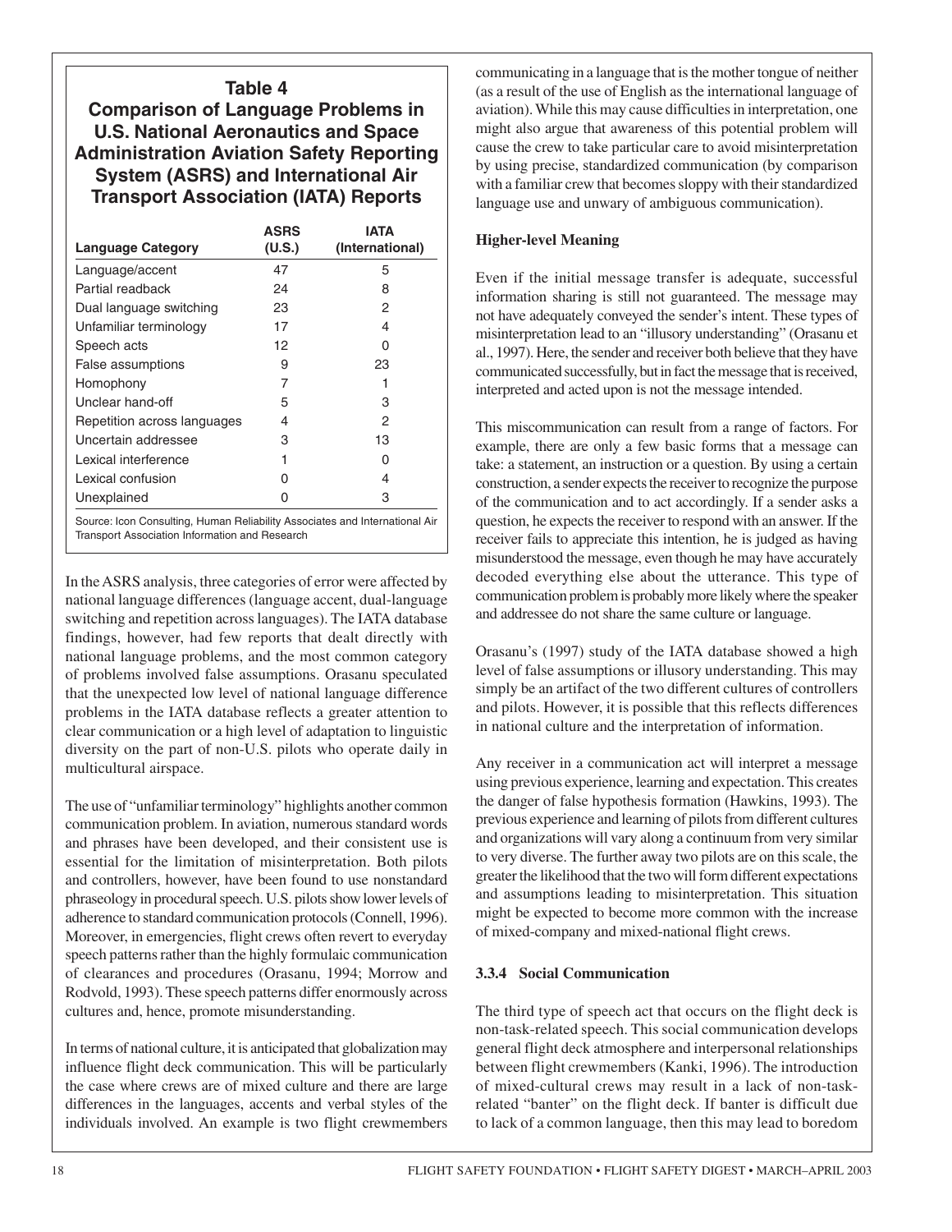**Table 4**
**Comparison of Language Problems in U.S. National Aeronautics and Space Administration Aviation Safety Reporting System (ASRS) and International Air Transport Association (IATA) Reports**

| Language Category | ASRS (U.S.) | IATA (International) |
|---|---|---|
| Language/accent | 47 | 5 |
| Partial readback | 24 | 8 |
| Dual language switching | 23 | 2 |
| Unfamiliar terminology | 17 | 4 |
| Speech acts | 12 | 0 |
| False assumptions | 9 | 23 |
| Homophony | 7 | 1 |
| Unclear hand-off | 5 | 3 |
| Repetition across languages | 4 | 2 |
| Uncertain addressee | 3 | 13 |
| Lexical interference | 1 | 0 |
| Lexical confusion | 0 | 4 |
| Unexplained | 0 | 3 |

Source: Icon Consulting, Human Reliability Associates and International Air Transport Association Information and Research

In the ASRS analysis, three categories of error were affected by national language differences (language accent, dual-language switching and repetition across languages). The IATA database findings, however, had few reports that dealt directly with national language problems, and the most common category of problems involved false assumptions. Orasanu speculated that the unexpected low level of national language difference problems in the IATA database reflects a greater attention to clear communication or a high level of adaptation to linguistic diversity on the part of non-U.S. pilots who operate daily in multicultural airspace.

The use of "unfamiliar terminology" highlights another common communication problem. In aviation, numerous standard words and phrases have been developed, and their consistent use is essential for the limitation of misinterpretation. Both pilots and controllers, however, have been found to use nonstandard phraseology in procedural speech. U.S. pilots show lower levels of adherence to standard communication protocols (Connell, 1996). Moreover, in emergencies, flight crews often revert to everyday speech patterns rather than the highly formulaic communication of clearances and procedures (Orasanu, 1994; Morrow and Rodvold, 1993). These speech patterns differ enormously across cultures and, hence, promote misunderstanding.

In terms of national culture, it is anticipated that globalization may influence flight deck communication. This will be particularly the case where crews are of mixed culture and there are large differences in the languages, accents and verbal styles of the individuals involved. An example is two flight crewmembers communicating in a language that is the mother tongue of neither (as a result of the use of English as the international language of aviation). While this may cause difficulties in interpretation, one might also argue that awareness of this potential problem will cause the crew to take particular care to avoid misinterpretation by using precise, standardized communication (by comparison with a familiar crew that becomes sloppy with their standardized language use and unwary of ambiguous communication).

**Higher-level Meaning**

Even if the initial message transfer is adequate, successful information sharing is still not guaranteed. The message may not have adequately conveyed the sender's intent. These types of misinterpretation lead to an "illusory understanding" (Orasanu et al., 1997). Here, the sender and receiver both believe that they have communicated successfully, but in fact the message that is received, interpreted and acted upon is not the message intended.

This miscommunication can result from a range of factors. For example, there are only a few basic forms that a message can take: a statement, an instruction or a question. By using a certain construction, a sender expects the receiver to recognize the purpose of the communication and to act accordingly. If a sender asks a question, he expects the receiver to respond with an answer. If the receiver fails to appreciate this intention, he is judged as having misunderstood the message, even though he may have accurately decoded everything else about the utterance. This type of communication problem is probably more likely where the speaker and addressee do not share the same culture or language.

Orasanu's (1997) study of the IATA database showed a high level of false assumptions or illusory understanding. This may simply be an artifact of the two different cultures of controllers and pilots. However, it is possible that this reflects differences in national culture and the interpretation of information.

Any receiver in a communication act will interpret a message using previous experience, learning and expectation. This creates the danger of false hypothesis formation (Hawkins, 1993). The previous experience and learning of pilots from different cultures and organizations will vary along a continuum from very similar to very diverse. The further away two pilots are on this scale, the greater the likelihood that the two will form different expectations and assumptions leading to misinterpretation. This situation might be expected to become more common with the increase of mixed-company and mixed-national flight crews.

### 3.3.4 Social Communication

The third type of speech act that occurs on the flight deck is non-task-related speech. This social communication develops general flight deck atmosphere and interpersonal relationships between flight crewmembers (Kanki, 1996). The introduction of mixed-cultural crews may result in a lack of non-task-related "banter" on the flight deck. If banter is difficult due to lack of a common language, then this may lead to boredom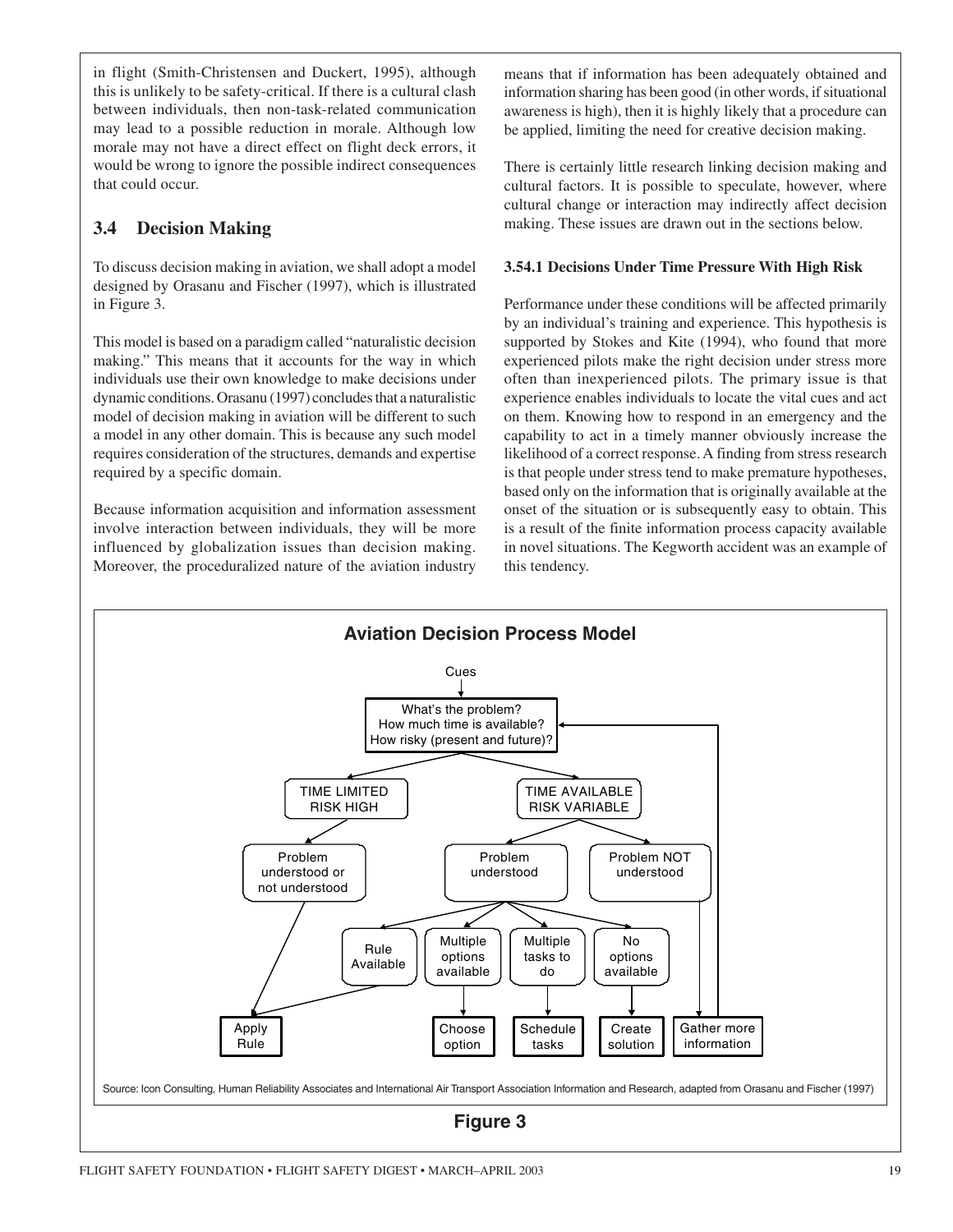in flight (Smith-Christensen and Duckert, 1995), although this is unlikely to be safety-critical. If there is a cultural clash between individuals, then non-task-related communication may lead to a possible reduction in morale. Although low morale may not have a direct effect on flight deck errors, it would be wrong to ignore the possible indirect consequences that could occur.

## 3.4 Decision Making

To discuss decision making in aviation, we shall adopt a model designed by Orasanu and Fischer (1997), which is illustrated in Figure 3.

This model is based on a paradigm called "naturalistic decision making." This means that it accounts for the way in which individuals use their own knowledge to make decisions under dynamic conditions. Orasanu (1997) concludes that a naturalistic model of decision making in aviation will be different to such a model in any other domain. This is because any such model requires consideration of the structures, demands and expertise required by a specific domain.

Because information acquisition and information assessment involve interaction between individuals, they will be more influenced by globalization issues than decision making. Moreover, the proceduralized nature of the aviation industry means that if information has been adequately obtained and information sharing has been good (in other words, if situational awareness is high), then it is highly likely that a procedure can be applied, limiting the need for creative decision making.

There is certainly little research linking decision making and cultural factors. It is possible to speculate, however, where cultural change or interaction may indirectly affect decision making. These issues are drawn out in the sections below.

### 3.54.1 Decisions Under Time Pressure With High Risk

Performance under these conditions will be affected primarily by an individual's training and experience. This hypothesis is supported by Stokes and Kite (1994), who found that more experienced pilots make the right decision under stress more often than inexperienced pilots. The primary issue is that experience enables individuals to locate the vital cues and act on them. Knowing how to respond in an emergency and the capability to act in a timely manner obviously increase the likelihood of a correct response. A finding from stress research is that people under stress tend to make premature hypotheses, based only on the information that is originally available at the onset of the situation or is subsequently easy to obtain. This is a result of the finite information process capacity available in novel situations. The Kegworth accident was an example of this tendency.

**Aviation Decision Process Model**

Cues → What's the problem? How much time is available? How risky (present and future)?

- TIME LIMITED RISK HIGH → Problem understood or not understood → Apply Rule
- TIME AVAILABLE RISK VARIABLE
  - Problem understood
    - Rule Available → Apply Rule
    - Multiple options available → Choose option
    - Multiple tasks to do → Schedule tasks
    - No options available → Create solution
  - Problem NOT understood → Gather more information → (back to "What's the problem?")

Source: Icon Consulting, Human Reliability Associates and International Air Transport Association Information and Research, adapted from Orasanu and Fischer (1997)

**Figure 3**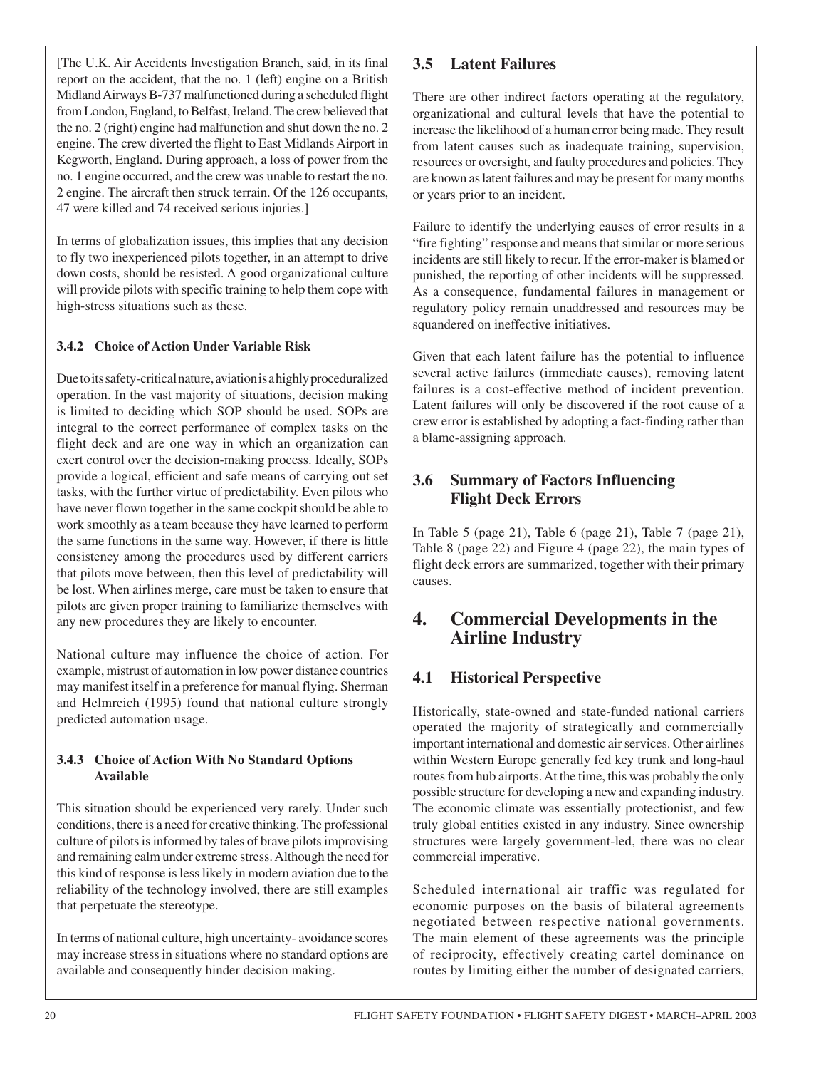[The U.K. Air Accidents Investigation Branch, said, in its final report on the accident, that the no. 1 (left) engine on a British Midland Airways B-737 malfunctioned during a scheduled flight from London, England, to Belfast, Ireland. The crew believed that the no. 2 (right) engine had malfunction and shut down the no. 2 engine. The crew diverted the flight to East Midlands Airport in Kegworth, England. During approach, a loss of power from the no. 1 engine occurred, and the crew was unable to restart the no. 2 engine. The aircraft then struck terrain. Of the 126 occupants, 47 were killed and 74 received serious injuries.]

In terms of globalization issues, this implies that any decision to fly two inexperienced pilots together, in an attempt to drive down costs, should be resisted. A good organizational culture will provide pilots with specific training to help them cope with high-stress situations such as these.

#### 3.4.2 Choice of Action Under Variable Risk

Due to its safety-critical nature, aviation is a highly proceduralized operation. In the vast majority of situations, decision making is limited to deciding which SOP should be used. SOPs are integral to the correct performance of complex tasks on the flight deck and are one way in which an organization can exert control over the decision-making process. Ideally, SOPs provide a logical, efficient and safe means of carrying out set tasks, with the further virtue of predictability. Even pilots who have never flown together in the same cockpit should be able to work smoothly as a team because they have learned to perform the same functions in the same way. However, if there is little consistency among the procedures used by different carriers that pilots move between, then this level of predictability will be lost. When airlines merge, care must be taken to ensure that pilots are given proper training to familiarize themselves with any new procedures they are likely to encounter.

National culture may influence the choice of action. For example, mistrust of automation in low power distance countries may manifest itself in a preference for manual flying. Sherman and Helmreich (1995) found that national culture strongly predicted automation usage.

#### 3.4.3 Choice of Action With No Standard Options Available

This situation should be experienced very rarely. Under such conditions, there is a need for creative thinking. The professional culture of pilots is informed by tales of brave pilots improvising and remaining calm under extreme stress. Although the need for this kind of response is less likely in modern aviation due to the reliability of the technology involved, there are still examples that perpetuate the stereotype.

In terms of national culture, high uncertainty- avoidance scores may increase stress in situations where no standard options are available and consequently hinder decision making.

### 3.5 Latent Failures

There are other indirect factors operating at the regulatory, organizational and cultural levels that have the potential to increase the likelihood of a human error being made. They result from latent causes such as inadequate training, supervision, resources or oversight, and faulty procedures and policies. They are known as latent failures and may be present for many months or years prior to an incident.

Failure to identify the underlying causes of error results in a "fire fighting" response and means that similar or more serious incidents are still likely to recur. If the error-maker is blamed or punished, the reporting of other incidents will be suppressed. As a consequence, fundamental failures in management or regulatory policy remain unaddressed and resources may be squandered on ineffective initiatives.

Given that each latent failure has the potential to influence several active failures (immediate causes), removing latent failures is a cost-effective method of incident prevention. Latent failures will only be discovered if the root cause of a crew error is established by adopting a fact-finding rather than a blame-assigning approach.

### 3.6 Summary of Factors Influencing Flight Deck Errors

In Table 5 (page 21), Table 6 (page 21), Table 7 (page 21), Table 8 (page 22) and Figure 4 (page 22), the main types of flight deck errors are summarized, together with their primary causes.

## 4. Commercial Developments in the Airline Industry

### 4.1 Historical Perspective

Historically, state-owned and state-funded national carriers operated the majority of strategically and commercially important international and domestic air services. Other airlines within Western Europe generally fed key trunk and long-haul routes from hub airports. At the time, this was probably the only possible structure for developing a new and expanding industry. The economic climate was essentially protectionist, and few truly global entities existed in any industry. Since ownership structures were largely government-led, there was no clear commercial imperative.

Scheduled international air traffic was regulated for economic purposes on the basis of bilateral agreements negotiated between respective national governments. The main element of these agreements was the principle of reciprocity, effectively creating cartel dominance on routes by limiting either the number of designated carriers,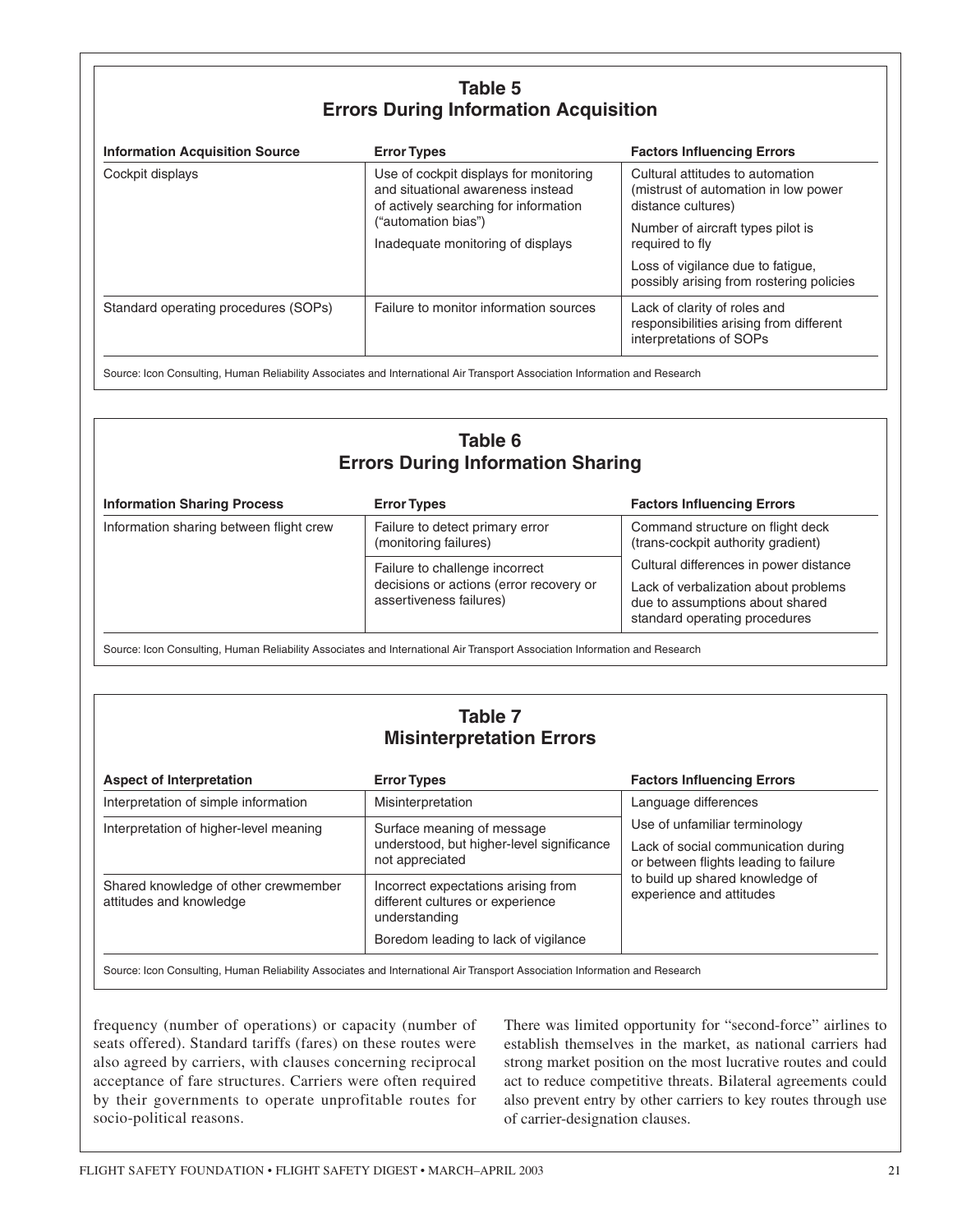## Table 5
## Errors During Information Acquisition

| Information Acquisition Source | Error Types | Factors Influencing Errors |
| --- | --- | --- |
| Cockpit displays | Use of cockpit displays for monitoring and situational awareness instead of actively searching for information ("automation bias")<br>Inadequate monitoring of displays | Cultural attitudes to automation (mistrust of automation in low power distance cultures)<br>Number of aircraft types pilot is required to fly<br>Loss of vigilance due to fatigue, possibly arising from rostering policies |
| Standard operating procedures (SOPs) | Failure to monitor information sources | Lack of clarity of roles and responsibilities arising from different interpretations of SOPs |

Source: Icon Consulting, Human Reliability Associates and International Air Transport Association Information and Research

## Table 6
## Errors During Information Sharing

| Information Sharing Process | Error Types | Factors Influencing Errors |
| --- | --- | --- |
| Information sharing between flight crew | Failure to detect primary error (monitoring failures) | Command structure on flight deck (trans-cockpit authority gradient) |
| | Failure to challenge incorrect decisions or actions (error recovery or assertiveness failures) | Cultural differences in power distance<br>Lack of verbalization about problems due to assumptions about shared standard operating procedures |

Source: Icon Consulting, Human Reliability Associates and International Air Transport Association Information and Research

## Table 7
## Misinterpretation Errors

| Aspect of Interpretation | Error Types | Factors Influencing Errors |
| --- | --- | --- |
| Interpretation of simple information | Misinterpretation | Language differences |
| Interpretation of higher-level meaning | Surface meaning of message understood, but higher-level significance not appreciated | Use of unfamiliar terminology<br>Lack of social communication during or between flights leading to failure to build up shared knowledge of experience and attitudes |
| Shared knowledge of other crewmember attitudes and knowledge | Incorrect expectations arising from different cultures or experience understanding<br>Boredom leading to lack of vigilance | |

Source: Icon Consulting, Human Reliability Associates and International Air Transport Association Information and Research

frequency (number of operations) or capacity (number of seats offered). Standard tariffs (fares) on these routes were also agreed by carriers, with clauses concerning reciprocal acceptance of fare structures. Carriers were often required by their governments to operate unprofitable routes for socio-political reasons.

There was limited opportunity for "second-force" airlines to establish themselves in the market, as national carriers had strong market position on the most lucrative routes and could act to reduce competitive threats. Bilateral agreements could also prevent entry by other carriers to key routes through use of carrier-designation clauses.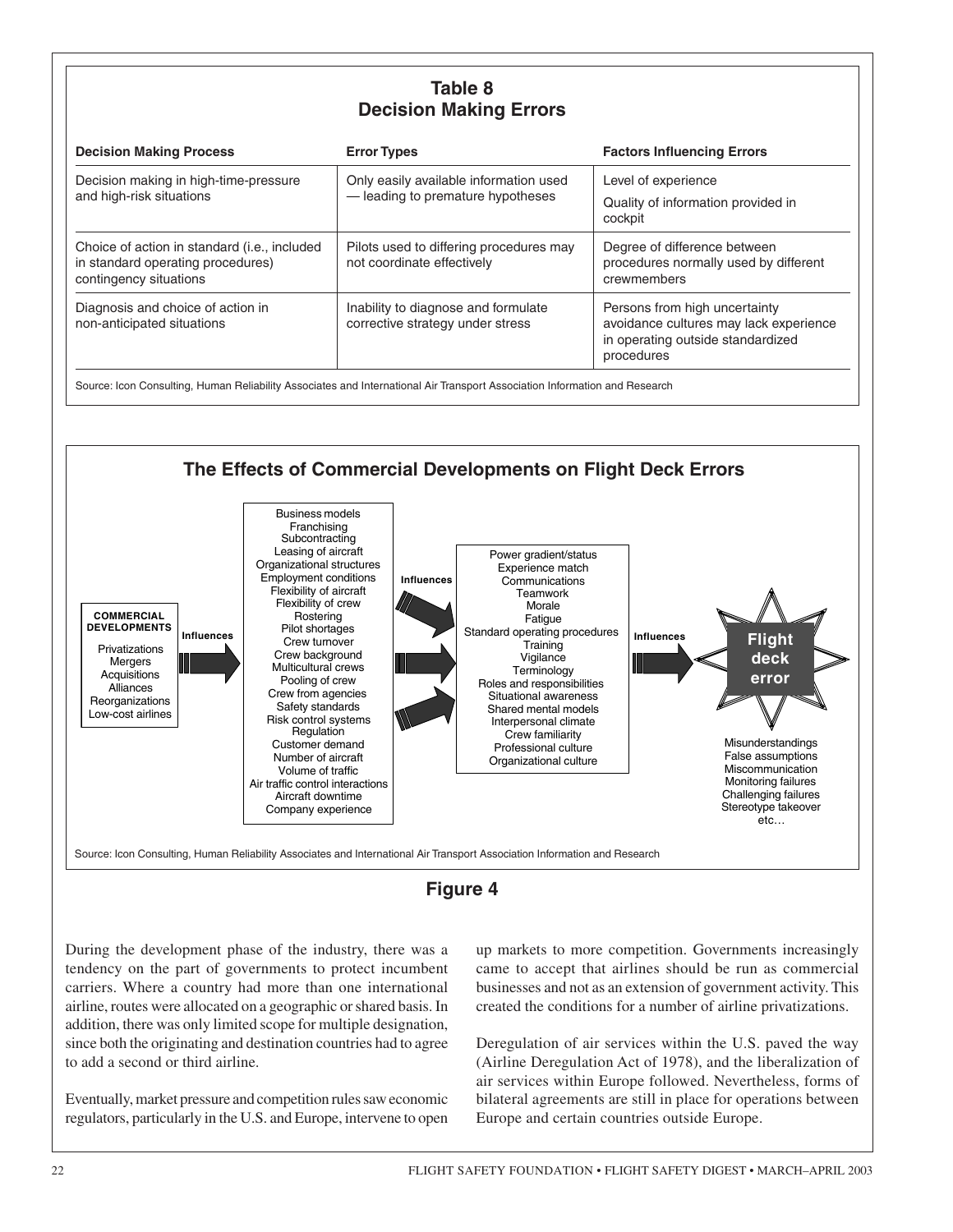## Table 8
## Decision Making Errors

| Decision Making Process | Error Types | Factors Influencing Errors |
|---|---|---|
| Decision making in high-time-pressure and high-risk situations | Only easily available information used — leading to premature hypotheses | Level of experience<br>Quality of information provided in cockpit |
| Choice of action in standard (i.e., included in standard operating procedures) contingency situations | Pilots used to differing procedures may not coordinate effectively | Degree of difference between procedures normally used by different crewmembers |
| Diagnosis and choice of action in non-anticipated situations | Inability to diagnose and formulate corrective strategy under stress | Persons from high uncertainty avoidance cultures may lack experience in operating outside standardized procedures |

Source: Icon Consulting, Human Reliability Associates and International Air Transport Association Information and Research

### The Effects of Commercial Developments on Flight Deck Errors

**COMMERCIAL DEVELOPMENTS**: Privatizations, Mergers, Acquisitions, Alliances, Reorganizations, Low-cost airlines

→ **Influences** →

Business models, Franchising, Subcontracting, Leasing of aircraft, Organizational structures, Employment conditions, Flexibility of aircraft, Flexibility of crew, Rostering, Pilot shortages, Crew turnover, Crew background, Multicultural crews, Pooling of crew, Crew from agencies, Safety standards, Risk control systems, Regulation, Customer demand, Number of aircraft, Volume of traffic, Air traffic control interactions, Aircraft downtime, Company experience

→ **Influences** →

Power gradient/status, Experience match, Communications, Teamwork, Morale, Fatigue, Standard operating procedures, Training, Vigilance, Terminology, Roles and responsibilities, Situational awareness, Shared mental models, Interpersonal climate, Crew familiarity, Professional culture, Organizational culture

→ **Influences** →

**Flight deck error**: Misunderstandings, False assumptions, Miscommunication, Monitoring failures, Challenging failures, Stereotype takeover, etc…

Source: Icon Consulting, Human Reliability Associates and International Air Transport Association Information and Research

**Figure 4**

During the development phase of the industry, there was a tendency on the part of governments to protect incumbent carriers. Where a country had more than one international airline, routes were allocated on a geographic or shared basis. In addition, there was only limited scope for multiple designation, since both the originating and destination countries had to agree to add a second or third airline.

Eventually, market pressure and competition rules saw economic regulators, particularly in the U.S. and Europe, intervene to open up markets to more competition. Governments increasingly came to accept that airlines should be run as commercial businesses and not as an extension of government activity. This created the conditions for a number of airline privatizations.

Deregulation of air services within the U.S. paved the way (Airline Deregulation Act of 1978), and the liberalization of air services within Europe followed. Nevertheless, forms of bilateral agreements are still in place for operations between Europe and certain countries outside Europe.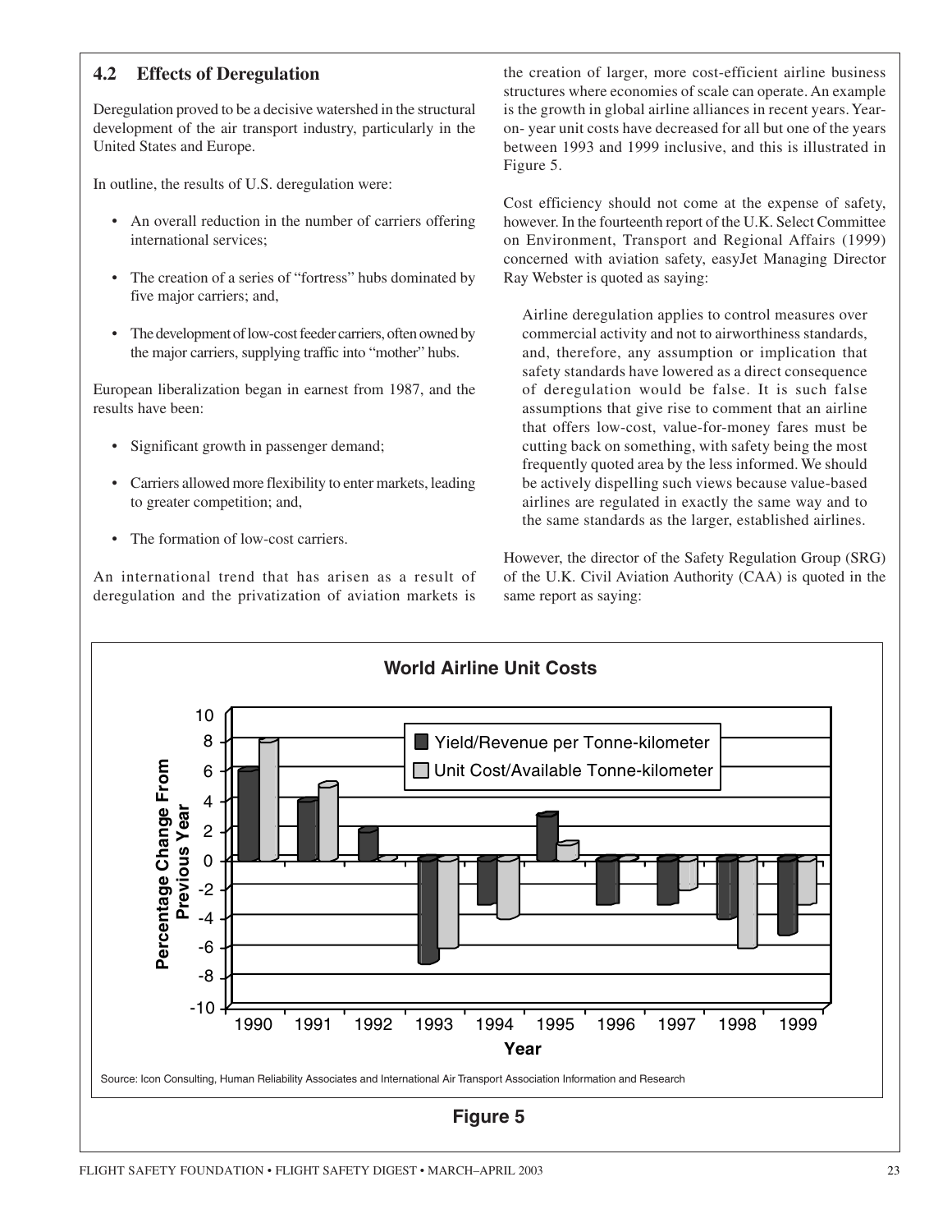## 4.2 Effects of Deregulation

Deregulation proved to be a decisive watershed in the structural development of the air transport industry, particularly in the United States and Europe.

In outline, the results of U.S. deregulation were:

- An overall reduction in the number of carriers offering international services;
- The creation of a series of "fortress" hubs dominated by five major carriers; and,
- The development of low-cost feeder carriers, often owned by the major carriers, supplying traffic into "mother" hubs.

European liberalization began in earnest from 1987, and the results have been:

- Significant growth in passenger demand;
- Carriers allowed more flexibility to enter markets, leading to greater competition; and,
- The formation of low-cost carriers.

An international trend that has arisen as a result of deregulation and the privatization of aviation markets is the creation of larger, more cost-efficient airline business structures where economies of scale can operate. An example is the growth in global airline alliances in recent years. Year-on- year unit costs have decreased for all but one of the years between 1993 and 1999 inclusive, and this is illustrated in Figure 5.

Cost efficiency should not come at the expense of safety, however. In the fourteenth report of the U.K. Select Committee on Environment, Transport and Regional Affairs (1999) concerned with aviation safety, easyJet Managing Director Ray Webster is quoted as saying:

> Airline deregulation applies to control measures over commercial activity and not to airworthiness standards, and, therefore, any assumption or implication that safety standards have lowered as a direct consequence of deregulation would be false. It is such false assumptions that give rise to comment that an airline that offers low-cost, value-for-money fares must be cutting back on something, with safety being the most frequently quoted area by the less informed. We should be actively dispelling such views because value-based airlines are regulated in exactly the same way and to the same standards as the larger, established airlines.

However, the director of the Safety Regulation Group (SRG) of the U.K. Civil Aviation Authority (CAA) is quoted in the same report as saying:

**World Airline Unit Costs**

| Year | Yield/Revenue per Tonne-kilometer | Unit Cost/Available Tonne-kilometer |
|---|---|---|
| 1990 | 6 | 8 |
| 1991 | 4 | 5 |
| 1992 | 2 | 0 |
| 1993 | -7 | -6 |
| 1994 | -3 | -4 |
| 1995 | 3 | 1 |
| 1996 | -3 | 0 |
| 1997 | -3 | -2 |
| 1998 | -4 | -6 |
| 1999 | -5 | -3 |

Y-axis: Percentage Change From Previous Year; X-axis: Year

Source: Icon Consulting, Human Reliability Associates and International Air Transport Association Information and Research

**Figure 5**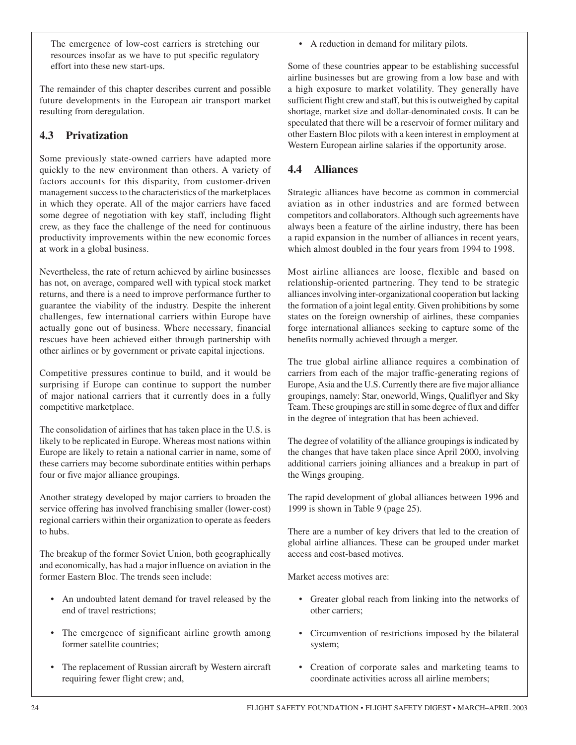The emergence of low-cost carriers is stretching our resources insofar as we have to put specific regulatory effort into these new start-ups.

The remainder of this chapter describes current and possible future developments in the European air transport market resulting from deregulation.

## 4.3 Privatization

Some previously state-owned carriers have adapted more quickly to the new environment than others. A variety of factors accounts for this disparity, from customer-driven management success to the characteristics of the marketplaces in which they operate. All of the major carriers have faced some degree of negotiation with key staff, including flight crew, as they face the challenge of the need for continuous productivity improvements within the new economic forces at work in a global business.

Nevertheless, the rate of return achieved by airline businesses has not, on average, compared well with typical stock market returns, and there is a need to improve performance further to guarantee the viability of the industry. Despite the inherent challenges, few international carriers within Europe have actually gone out of business. Where necessary, financial rescues have been achieved either through partnership with other airlines or by government or private capital injections.

Competitive pressures continue to build, and it would be surprising if Europe can continue to support the number of major national carriers that it currently does in a fully competitive marketplace.

The consolidation of airlines that has taken place in the U.S. is likely to be replicated in Europe. Whereas most nations within Europe are likely to retain a national carrier in name, some of these carriers may become subordinate entities within perhaps four or five major alliance groupings.

Another strategy developed by major carriers to broaden the service offering has involved franchising smaller (lower-cost) regional carriers within their organization to operate as feeders to hubs.

The breakup of the former Soviet Union, both geographically and economically, has had a major influence on aviation in the former Eastern Bloc. The trends seen include:

- An undoubted latent demand for travel released by the end of travel restrictions;
- The emergence of significant airline growth among former satellite countries;
- The replacement of Russian aircraft by Western aircraft requiring fewer flight crew; and,
- A reduction in demand for military pilots.

Some of these countries appear to be establishing successful airline businesses but are growing from a low base and with a high exposure to market volatility. They generally have sufficient flight crew and staff, but this is outweighed by capital shortage, market size and dollar-denominated costs. It can be speculated that there will be a reservoir of former military and other Eastern Bloc pilots with a keen interest in employment at Western European airline salaries if the opportunity arose.

## 4.4 Alliances

Strategic alliances have become as common in commercial aviation as in other industries and are formed between competitors and collaborators. Although such agreements have always been a feature of the airline industry, there has been a rapid expansion in the number of alliances in recent years, which almost doubled in the four years from 1994 to 1998.

Most airline alliances are loose, flexible and based on relationship-oriented partnering. They tend to be strategic alliances involving inter-organizational cooperation but lacking the formation of a joint legal entity. Given prohibitions by some states on the foreign ownership of airlines, these companies forge international alliances seeking to capture some of the benefits normally achieved through a merger.

The true global airline alliance requires a combination of carriers from each of the major traffic-generating regions of Europe, Asia and the U.S. Currently there are five major alliance groupings, namely: Star, oneworld, Wings, Qualiflyer and Sky Team. These groupings are still in some degree of flux and differ in the degree of integration that has been achieved.

The degree of volatility of the alliance groupings is indicated by the changes that have taken place since April 2000, involving additional carriers joining alliances and a breakup in part of the Wings grouping.

The rapid development of global alliances between 1996 and 1999 is shown in Table 9 (page 25).

There are a number of key drivers that led to the creation of global airline alliances. These can be grouped under market access and cost-based motives.

Market access motives are:

- Greater global reach from linking into the networks of other carriers;
- Circumvention of restrictions imposed by the bilateral system;
- Creation of corporate sales and marketing teams to coordinate activities across all airline members;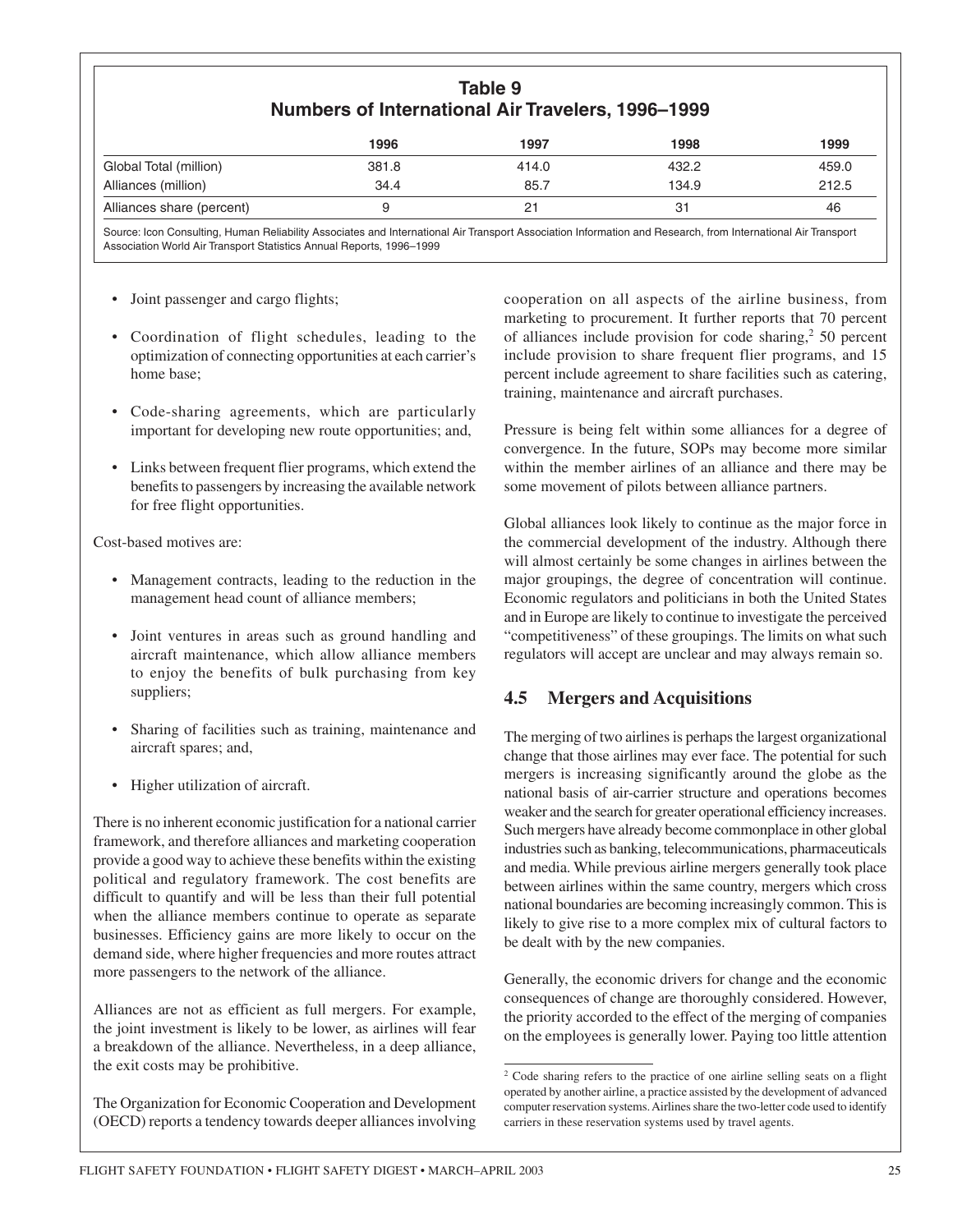**Table 9**
**Numbers of International Air Travelers, 1996–1999**

| | 1996 | 1997 | 1998 | 1999 |
|---|---|---|---|---|
| Global Total (million) | 381.8 | 414.0 | 432.2 | 459.0 |
| Alliances (million) | 34.4 | 85.7 | 134.9 | 212.5 |
| Alliances share (percent) | 9 | 21 | 31 | 46 |

Source: Icon Consulting, Human Reliability Associates and International Air Transport Association Information and Research, from International Air Transport Association World Air Transport Statistics Annual Reports, 1996–1999

- Joint passenger and cargo flights;
- Coordination of flight schedules, leading to the optimization of connecting opportunities at each carrier's home base;
- Code-sharing agreements, which are particularly important for developing new route opportunities; and,
- Links between frequent flier programs, which extend the benefits to passengers by increasing the available network for free flight opportunities.

Cost-based motives are:

- Management contracts, leading to the reduction in the management head count of alliance members;
- Joint ventures in areas such as ground handling and aircraft maintenance, which allow alliance members to enjoy the benefits of bulk purchasing from key suppliers;
- Sharing of facilities such as training, maintenance and aircraft spares; and,
- Higher utilization of aircraft.

There is no inherent economic justification for a national carrier framework, and therefore alliances and marketing cooperation provide a good way to achieve these benefits within the existing political and regulatory framework. The cost benefits are difficult to quantify and will be less than their full potential when the alliance members continue to operate as separate businesses. Efficiency gains are more likely to occur on the demand side, where higher frequencies and more routes attract more passengers to the network of the alliance.

Alliances are not as efficient as full mergers. For example, the joint investment is likely to be lower, as airlines will fear a breakdown of the alliance. Nevertheless, in a deep alliance, the exit costs may be prohibitive.

The Organization for Economic Cooperation and Development (OECD) reports a tendency towards deeper alliances involving cooperation on all aspects of the airline business, from marketing to procurement. It further reports that 70 percent of alliances include provision for code sharing,[2] 50 percent include provision to share frequent flier programs, and 15 percent include agreement to share facilities such as catering, training, maintenance and aircraft purchases.

Pressure is being felt within some alliances for a degree of convergence. In the future, SOPs may become more similar within the member airlines of an alliance and there may be some movement of pilots between alliance partners.

Global alliances look likely to continue as the major force in the commercial development of the industry. Although there will almost certainly be some changes in airlines between the major groupings, the degree of concentration will continue. Economic regulators and politicians in both the United States and in Europe are likely to continue to investigate the perceived "competitiveness" of these groupings. The limits on what such regulators will accept are unclear and may always remain so.

## 4.5 Mergers and Acquisitions

The merging of two airlines is perhaps the largest organizational change that those airlines may ever face. The potential for such mergers is increasing significantly around the globe as the national basis of air-carrier structure and operations becomes weaker and the search for greater operational efficiency increases. Such mergers have already become commonplace in other global industries such as banking, telecommunications, pharmaceuticals and media. While previous airline mergers generally took place between airlines within the same country, mergers which cross national boundaries are becoming increasingly common. This is likely to give rise to a more complex mix of cultural factors to be dealt with by the new companies.

Generally, the economic drivers for change and the economic consequences of change are thoroughly considered. However, the priority accorded to the effect of the merging of companies on the employees is generally lower. Paying too little attention

[2] Code sharing refers to the practice of one airline selling seats on a flight operated by another airline, a practice assisted by the development of advanced computer reservation systems. Airlines share the two-letter code used to identify carriers in these reservation systems used by travel agents.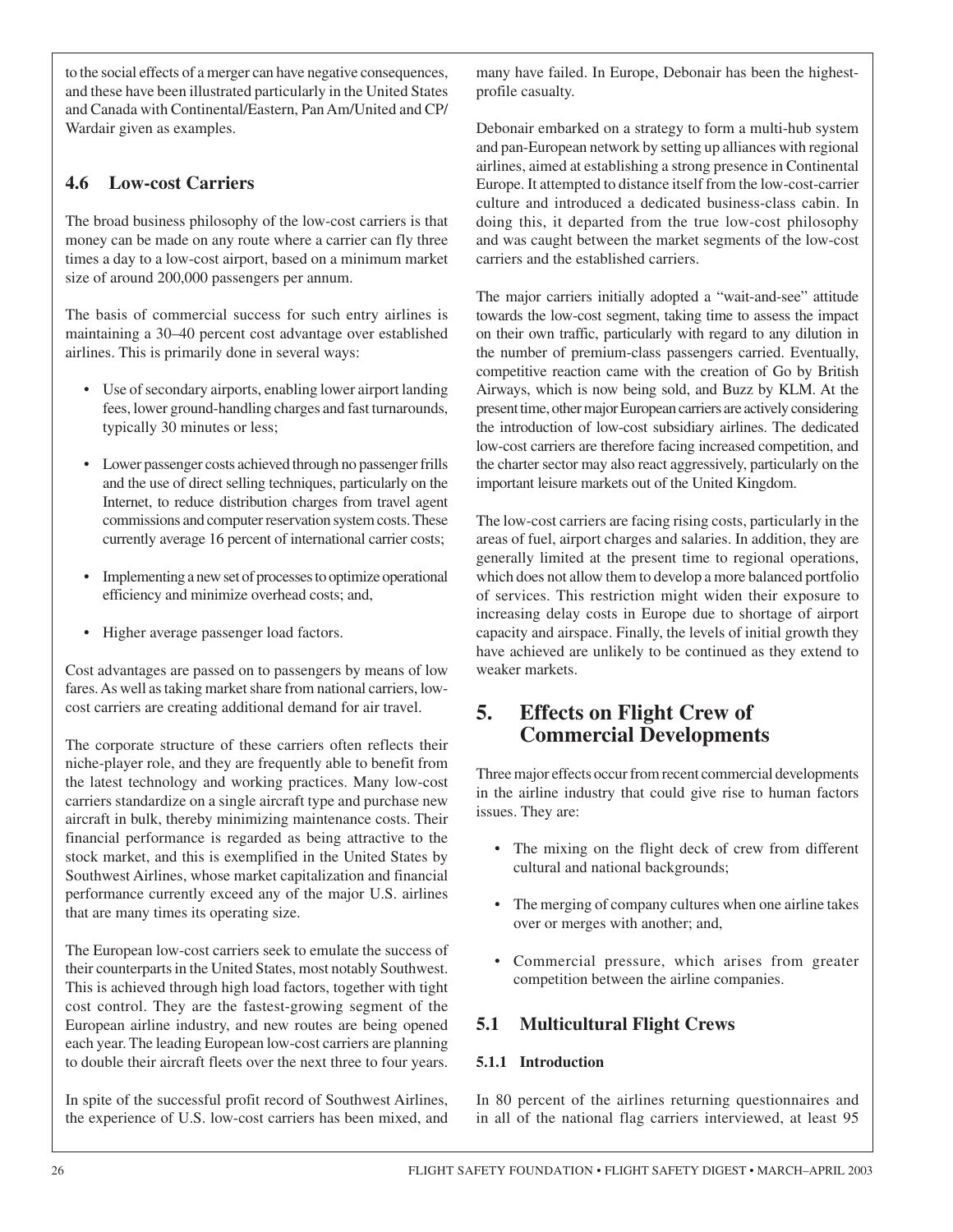to the social effects of a merger can have negative consequences, and these have been illustrated particularly in the United States and Canada with Continental/Eastern, Pan Am/United and CP/Wardair given as examples.

### 4.6 Low-cost Carriers

The broad business philosophy of the low-cost carriers is that money can be made on any route where a carrier can fly three times a day to a low-cost airport, based on a minimum market size of around 200,000 passengers per annum.

The basis of commercial success for such entry airlines is maintaining a 30–40 percent cost advantage over established airlines. This is primarily done in several ways:

- Use of secondary airports, enabling lower airport landing fees, lower ground-handling charges and fast turnarounds, typically 30 minutes or less;
- Lower passenger costs achieved through no passenger frills and the use of direct selling techniques, particularly on the Internet, to reduce distribution charges from travel agent commissions and computer reservation system costs. These currently average 16 percent of international carrier costs;
- Implementing a new set of processes to optimize operational efficiency and minimize overhead costs; and,
- Higher average passenger load factors.

Cost advantages are passed on to passengers by means of low fares. As well as taking market share from national carriers, low-cost carriers are creating additional demand for air travel.

The corporate structure of these carriers often reflects their niche-player role, and they are frequently able to benefit from the latest technology and working practices. Many low-cost carriers standardize on a single aircraft type and purchase new aircraft in bulk, thereby minimizing maintenance costs. Their financial performance is regarded as being attractive to the stock market, and this is exemplified in the United States by Southwest Airlines, whose market capitalization and financial performance currently exceed any of the major U.S. airlines that are many times its operating size.

The European low-cost carriers seek to emulate the success of their counterparts in the United States, most notably Southwest. This is achieved through high load factors, together with tight cost control. They are the fastest-growing segment of the European airline industry, and new routes are being opened each year. The leading European low-cost carriers are planning to double their aircraft fleets over the next three to four years.

In spite of the successful profit record of Southwest Airlines, the experience of U.S. low-cost carriers has been mixed, and many have failed. In Europe, Debonair has been the highest-profile casualty.

Debonair embarked on a strategy to form a multi-hub system and pan-European network by setting up alliances with regional airlines, aimed at establishing a strong presence in Continental Europe. It attempted to distance itself from the low-cost-carrier culture and introduced a dedicated business-class cabin. In doing this, it departed from the true low-cost philosophy and was caught between the market segments of the low-cost carriers and the established carriers.

The major carriers initially adopted a "wait-and-see" attitude towards the low-cost segment, taking time to assess the impact on their own traffic, particularly with regard to any dilution in the number of premium-class passengers carried. Eventually, competitive reaction came with the creation of Go by British Airways, which is now being sold, and Buzz by KLM. At the present time, other major European carriers are actively considering the introduction of low-cost subsidiary airlines. The dedicated low-cost carriers are therefore facing increased competition, and the charter sector may also react aggressively, particularly on the important leisure markets out of the United Kingdom.

The low-cost carriers are facing rising costs, particularly in the areas of fuel, airport charges and salaries. In addition, they are generally limited at the present time to regional operations, which does not allow them to develop a more balanced portfolio of services. This restriction might widen their exposure to increasing delay costs in Europe due to shortage of airport capacity and airspace. Finally, the levels of initial growth they have achieved are unlikely to be continued as they extend to weaker markets.

## 5. Effects on Flight Crew of Commercial Developments

Three major effects occur from recent commercial developments in the airline industry that could give rise to human factors issues. They are:

- The mixing on the flight deck of crew from different cultural and national backgrounds;
- The merging of company cultures when one airline takes over or merges with another; and,
- Commercial pressure, which arises from greater competition between the airline companies.

### 5.1 Multicultural Flight Crews

#### 5.1.1 Introduction

In 80 percent of the airlines returning questionnaires and in all of the national flag carriers interviewed, at least 95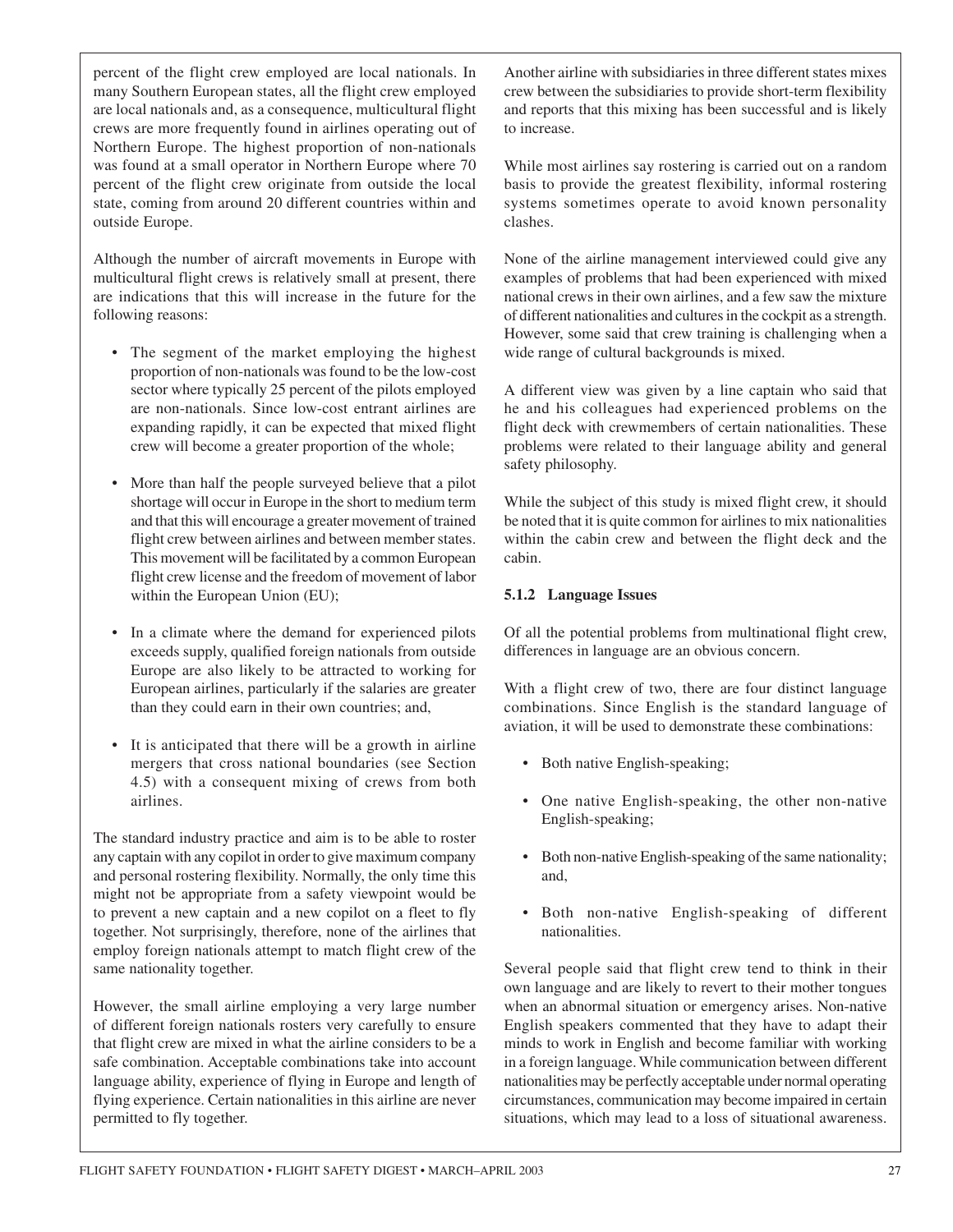percent of the flight crew employed are local nationals. In many Southern European states, all the flight crew employed are local nationals and, as a consequence, multicultural flight crews are more frequently found in airlines operating out of Northern Europe. The highest proportion of non-nationals was found at a small operator in Northern Europe where 70 percent of the flight crew originate from outside the local state, coming from around 20 different countries within and outside Europe.

Although the number of aircraft movements in Europe with multicultural flight crews is relatively small at present, there are indications that this will increase in the future for the following reasons:

- The segment of the market employing the highest proportion of non-nationals was found to be the low-cost sector where typically 25 percent of the pilots employed are non-nationals. Since low-cost entrant airlines are expanding rapidly, it can be expected that mixed flight crew will become a greater proportion of the whole;
- More than half the people surveyed believe that a pilot shortage will occur in Europe in the short to medium term and that this will encourage a greater movement of trained flight crew between airlines and between member states. This movement will be facilitated by a common European flight crew license and the freedom of movement of labor within the European Union (EU);
- In a climate where the demand for experienced pilots exceeds supply, qualified foreign nationals from outside Europe are also likely to be attracted to working for European airlines, particularly if the salaries are greater than they could earn in their own countries; and,
- It is anticipated that there will be a growth in airline mergers that cross national boundaries (see Section 4.5) with a consequent mixing of crews from both airlines.

The standard industry practice and aim is to be able to roster any captain with any copilot in order to give maximum company and personal rostering flexibility. Normally, the only time this might not be appropriate from a safety viewpoint would be to prevent a new captain and a new copilot on a fleet to fly together. Not surprisingly, therefore, none of the airlines that employ foreign nationals attempt to match flight crew of the same nationality together.

However, the small airline employing a very large number of different foreign nationals rosters very carefully to ensure that flight crew are mixed in what the airline considers to be a safe combination. Acceptable combinations take into account language ability, experience of flying in Europe and length of flying experience. Certain nationalities in this airline are never permitted to fly together.

Another airline with subsidiaries in three different states mixes crew between the subsidiaries to provide short-term flexibility and reports that this mixing has been successful and is likely to increase.

While most airlines say rostering is carried out on a random basis to provide the greatest flexibility, informal rostering systems sometimes operate to avoid known personality clashes.

None of the airline management interviewed could give any examples of problems that had been experienced with mixed national crews in their own airlines, and a few saw the mixture of different nationalities and cultures in the cockpit as a strength. However, some said that crew training is challenging when a wide range of cultural backgrounds is mixed.

A different view was given by a line captain who said that he and his colleagues had experienced problems on the flight deck with crewmembers of certain nationalities. These problems were related to their language ability and general safety philosophy.

While the subject of this study is mixed flight crew, it should be noted that it is quite common for airlines to mix nationalities within the cabin crew and between the flight deck and the cabin.

### 5.1.2 Language Issues

Of all the potential problems from multinational flight crew, differences in language are an obvious concern.

With a flight crew of two, there are four distinct language combinations. Since English is the standard language of aviation, it will be used to demonstrate these combinations:

- Both native English-speaking;
- One native English-speaking, the other non-native English-speaking;
- Both non-native English-speaking of the same nationality; and,
- Both non-native English-speaking of different nationalities.

Several people said that flight crew tend to think in their own language and are likely to revert to their mother tongues when an abnormal situation or emergency arises. Non-native English speakers commented that they have to adapt their minds to work in English and become familiar with working in a foreign language. While communication between different nationalities may be perfectly acceptable under normal operating circumstances, communication may become impaired in certain situations, which may lead to a loss of situational awareness.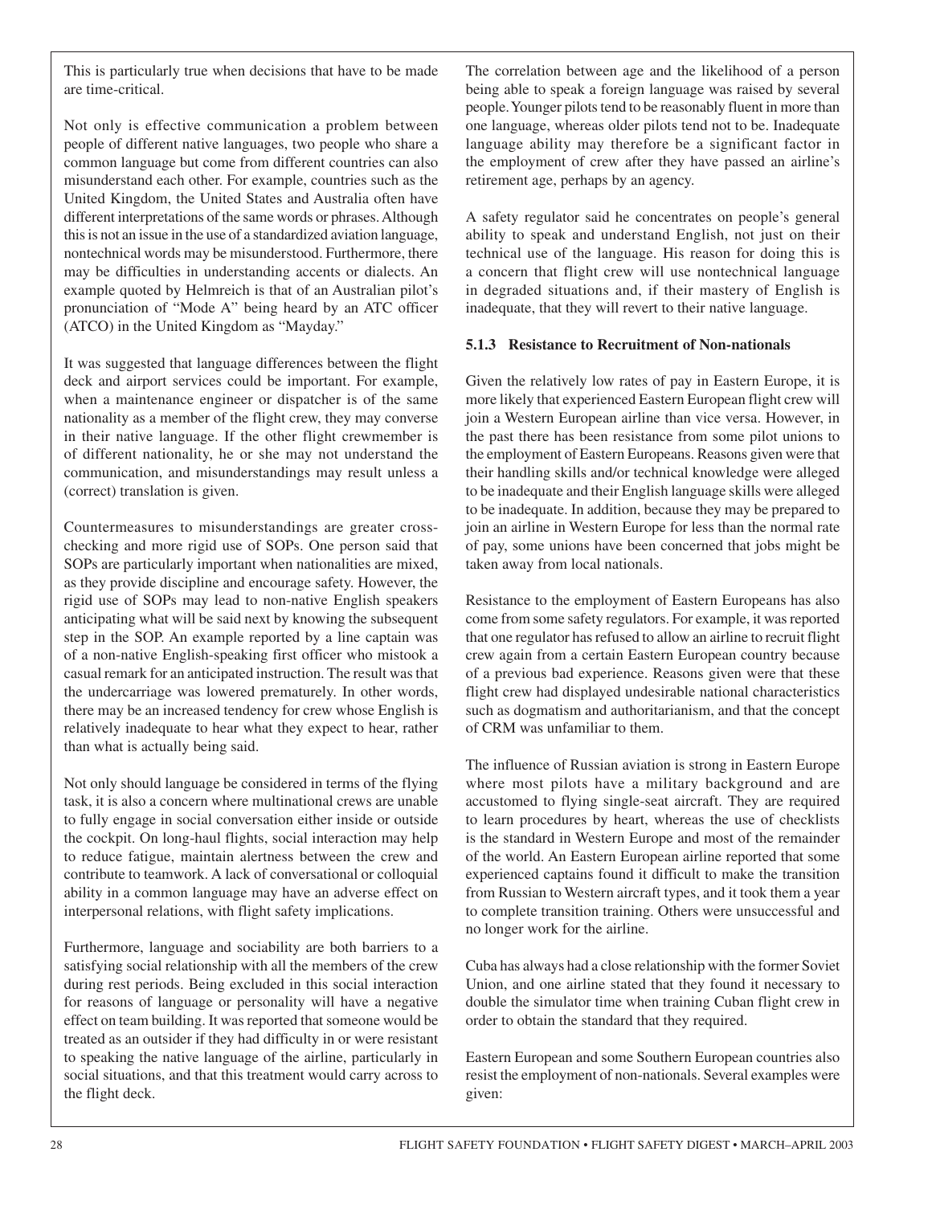This is particularly true when decisions that have to be made are time-critical.

Not only is effective communication a problem between people of different native languages, two people who share a common language but come from different countries can also misunderstand each other. For example, countries such as the United Kingdom, the United States and Australia often have different interpretations of the same words or phrases. Although this is not an issue in the use of a standardized aviation language, nontechnical words may be misunderstood. Furthermore, there may be difficulties in understanding accents or dialects. An example quoted by Helmreich is that of an Australian pilot's pronunciation of "Mode A" being heard by an ATC officer (ATCO) in the United Kingdom as "Mayday."

It was suggested that language differences between the flight deck and airport services could be important. For example, when a maintenance engineer or dispatcher is of the same nationality as a member of the flight crew, they may converse in their native language. If the other flight crewmember is of different nationality, he or she may not understand the communication, and misunderstandings may result unless a (correct) translation is given.

Countermeasures to misunderstandings are greater cross-checking and more rigid use of SOPs. One person said that SOPs are particularly important when nationalities are mixed, as they provide discipline and encourage safety. However, the rigid use of SOPs may lead to non-native English speakers anticipating what will be said next by knowing the subsequent step in the SOP. An example reported by a line captain was of a non-native English-speaking first officer who mistook a casual remark for an anticipated instruction. The result was that the undercarriage was lowered prematurely. In other words, there may be an increased tendency for crew whose English is relatively inadequate to hear what they expect to hear, rather than what is actually being said.

Not only should language be considered in terms of the flying task, it is also a concern where multinational crews are unable to fully engage in social conversation either inside or outside the cockpit. On long-haul flights, social interaction may help to reduce fatigue, maintain alertness between the crew and contribute to teamwork. A lack of conversational or colloquial ability in a common language may have an adverse effect on interpersonal relations, with flight safety implications.

Furthermore, language and sociability are both barriers to a satisfying social relationship with all the members of the crew during rest periods. Being excluded in this social interaction for reasons of language or personality will have a negative effect on team building. It was reported that someone would be treated as an outsider if they had difficulty in or were resistant to speaking the native language of the airline, particularly in social situations, and that this treatment would carry across to the flight deck.

The correlation between age and the likelihood of a person being able to speak a foreign language was raised by several people. Younger pilots tend to be reasonably fluent in more than one language, whereas older pilots tend not to be. Inadequate language ability may therefore be a significant factor in the employment of crew after they have passed an airline's retirement age, perhaps by an agency.

A safety regulator said he concentrates on people's general ability to speak and understand English, not just on their technical use of the language. His reason for doing this is a concern that flight crew will use nontechnical language in degraded situations and, if their mastery of English is inadequate, that they will revert to their native language.

**5.1.3 Resistance to Recruitment of Non-nationals**

Given the relatively low rates of pay in Eastern Europe, it is more likely that experienced Eastern European flight crew will join a Western European airline than vice versa. However, in the past there has been resistance from some pilot unions to the employment of Eastern Europeans. Reasons given were that their handling skills and/or technical knowledge were alleged to be inadequate and their English language skills were alleged to be inadequate. In addition, because they may be prepared to join an airline in Western Europe for less than the normal rate of pay, some unions have been concerned that jobs might be taken away from local nationals.

Resistance to the employment of Eastern Europeans has also come from some safety regulators. For example, it was reported that one regulator has refused to allow an airline to recruit flight crew again from a certain Eastern European country because of a previous bad experience. Reasons given were that these flight crew had displayed undesirable national characteristics such as dogmatism and authoritarianism, and that the concept of CRM was unfamiliar to them.

The influence of Russian aviation is strong in Eastern Europe where most pilots have a military background and are accustomed to flying single-seat aircraft. They are required to learn procedures by heart, whereas the use of checklists is the standard in Western Europe and most of the remainder of the world. An Eastern European airline reported that some experienced captains found it difficult to make the transition from Russian to Western aircraft types, and it took them a year to complete transition training. Others were unsuccessful and no longer work for the airline.

Cuba has always had a close relationship with the former Soviet Union, and one airline stated that they found it necessary to double the simulator time when training Cuban flight crew in order to obtain the standard that they required.

Eastern European and some Southern European countries also resist the employment of non-nationals. Several examples were given: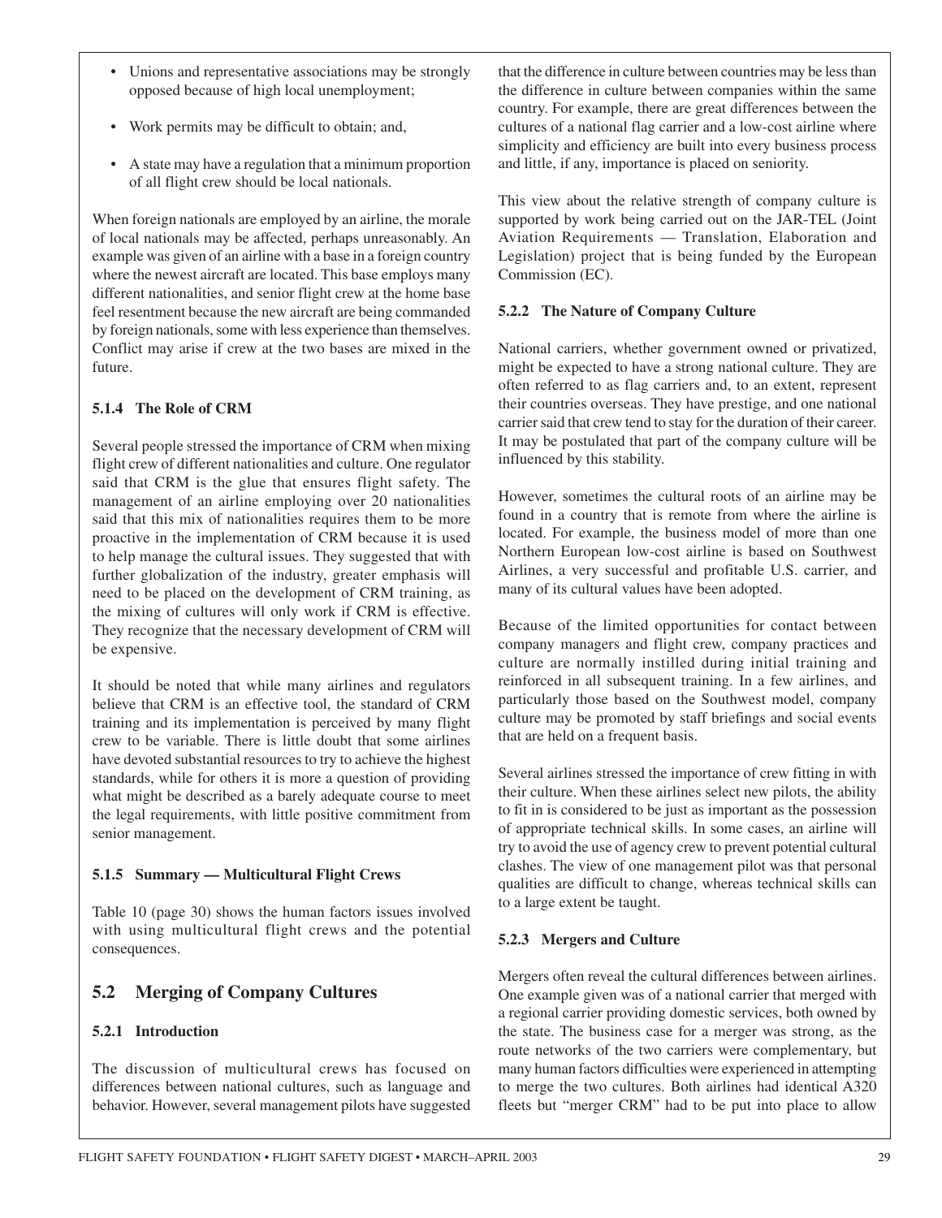- Unions and representative associations may be strongly opposed because of high local unemployment;
- Work permits may be difficult to obtain; and,
- A state may have a regulation that a minimum proportion of all flight crew should be local nationals.

When foreign nationals are employed by an airline, the morale of local nationals may be affected, perhaps unreasonably. An example was given of an airline with a base in a foreign country where the newest aircraft are located. This base employs many different nationalities, and senior flight crew at the home base feel resentment because the new aircraft are being commanded by foreign nationals, some with less experience than themselves. Conflict may arise if crew at the two bases are mixed in the future.

### 5.1.4 The Role of CRM

Several people stressed the importance of CRM when mixing flight crew of different nationalities and culture. One regulator said that CRM is the glue that ensures flight safety. The management of an airline employing over 20 nationalities said that this mix of nationalities requires them to be more proactive in the implementation of CRM because it is used to help manage the cultural issues. They suggested that with further globalization of the industry, greater emphasis will need to be placed on the development of CRM training, as the mixing of cultures will only work if CRM is effective. They recognize that the necessary development of CRM will be expensive.

It should be noted that while many airlines and regulators believe that CRM is an effective tool, the standard of CRM training and its implementation is perceived by many flight crew to be variable. There is little doubt that some airlines have devoted substantial resources to try to achieve the highest standards, while for others it is more a question of providing what might be described as a barely adequate course to meet the legal requirements, with little positive commitment from senior management.

### 5.1.5 Summary — Multicultural Flight Crews

Table 10 (page 30) shows the human factors issues involved with using multicultural flight crews and the potential consequences.

## 5.2 Merging of Company Cultures

### 5.2.1 Introduction

The discussion of multicultural crews has focused on differences between national cultures, such as language and behavior. However, several management pilots have suggested that the difference in culture between countries may be less than the difference in culture between companies within the same country. For example, there are great differences between the cultures of a national flag carrier and a low-cost airline where simplicity and efficiency are built into every business process and little, if any, importance is placed on seniority.

This view about the relative strength of company culture is supported by work being carried out on the JAR-TEL (Joint Aviation Requirements — Translation, Elaboration and Legislation) project that is being funded by the European Commission (EC).

### 5.2.2 The Nature of Company Culture

National carriers, whether government owned or privatized, might be expected to have a strong national culture. They are often referred to as flag carriers and, to an extent, represent their countries overseas. They have prestige, and one national carrier said that crew tend to stay for the duration of their career. It may be postulated that part of the company culture will be influenced by this stability.

However, sometimes the cultural roots of an airline may be found in a country that is remote from where the airline is located. For example, the business model of more than one Northern European low-cost airline is based on Southwest Airlines, a very successful and profitable U.S. carrier, and many of its cultural values have been adopted.

Because of the limited opportunities for contact between company managers and flight crew, company practices and culture are normally instilled during initial training and reinforced in all subsequent training. In a few airlines, and particularly those based on the Southwest model, company culture may be promoted by staff briefings and social events that are held on a frequent basis.

Several airlines stressed the importance of crew fitting in with their culture. When these airlines select new pilots, the ability to fit in is considered to be just as important as the possession of appropriate technical skills. In some cases, an airline will try to avoid the use of agency crew to prevent potential cultural clashes. The view of one management pilot was that personal qualities are difficult to change, whereas technical skills can to a large extent be taught.

### 5.2.3 Mergers and Culture

Mergers often reveal the cultural differences between airlines. One example given was of a national carrier that merged with a regional carrier providing domestic services, both owned by the state. The business case for a merger was strong, as the route networks of the two carriers were complementary, but many human factors difficulties were experienced in attempting to merge the two cultures. Both airlines had identical A320 fleets but "merger CRM" had to be put into place to allow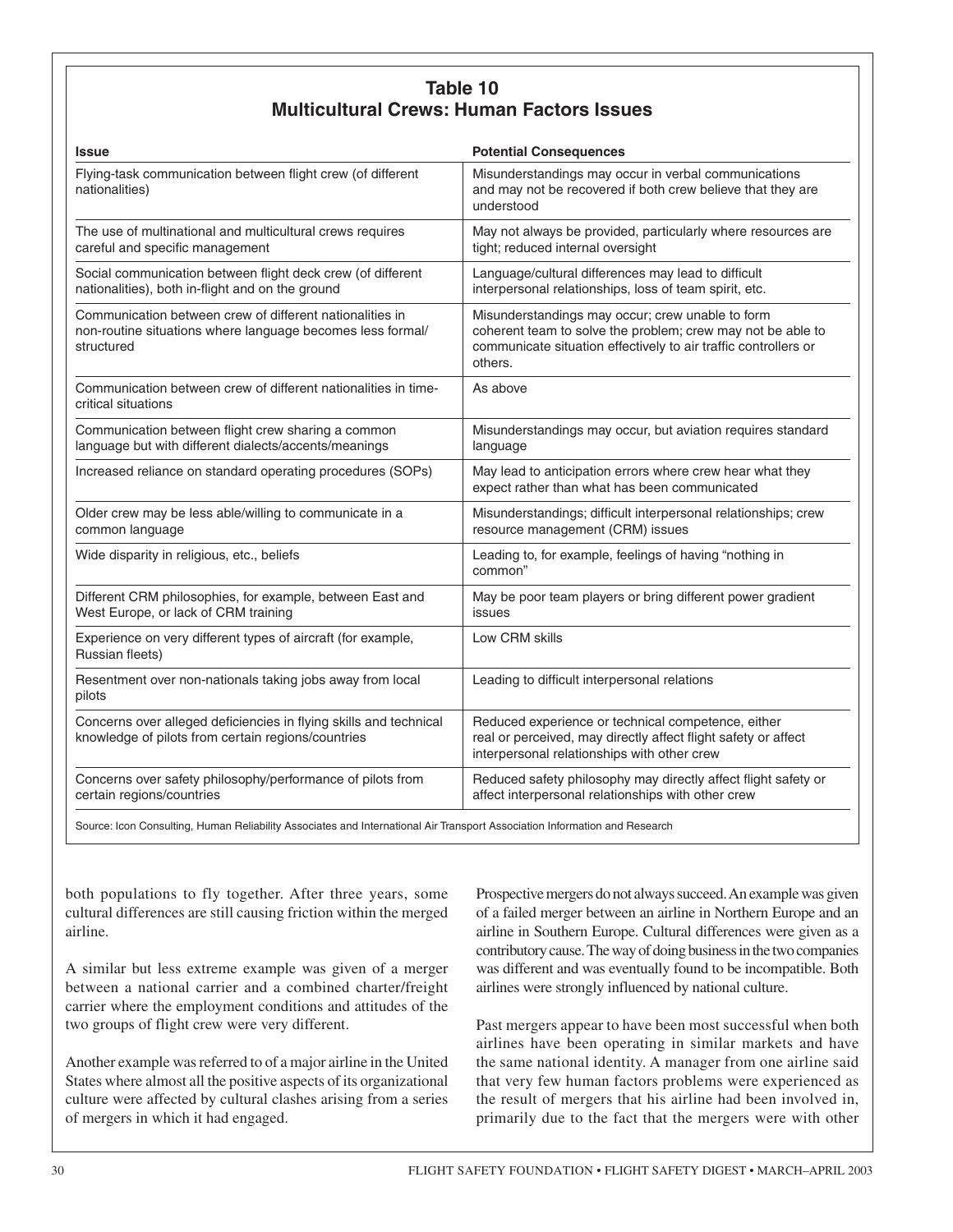**Table 10**
**Multicultural Crews: Human Factors Issues**

| Issue | Potential Consequences |
|---|---|
| Flying-task communication between flight crew (of different nationalities) | Misunderstandings may occur in verbal communications and may not be recovered if both crew believe that they are understood |
| The use of multinational and multicultural crews requires careful and specific management | May not always be provided, particularly where resources are tight; reduced internal oversight |
| Social communication between flight deck crew (of different nationalities), both in-flight and on the ground | Language/cultural differences may lead to difficult interpersonal relationships, loss of team spirit, etc. |
| Communication between crew of different nationalities in non-routine situations where language becomes less formal/ structured | Misunderstandings may occur; crew unable to form coherent team to solve the problem; crew may not be able to communicate situation effectively to air traffic controllers or others. |
| Communication between crew of different nationalities in time-critical situations | As above |
| Communication between flight crew sharing a common language but with different dialects/accents/meanings | Misunderstandings may occur, but aviation requires standard language |
| Increased reliance on standard operating procedures (SOPs) | May lead to anticipation errors where crew hear what they expect rather than what has been communicated |
| Older crew may be less able/willing to communicate in a common language | Misunderstandings; difficult interpersonal relationships; crew resource management (CRM) issues |
| Wide disparity in religious, etc., beliefs | Leading to, for example, feelings of having "nothing in common" |
| Different CRM philosophies, for example, between East and West Europe, or lack of CRM training | May be poor team players or bring different power gradient issues |
| Experience on very different types of aircraft (for example, Russian fleets) | Low CRM skills |
| Resentment over non-nationals taking jobs away from local pilots | Leading to difficult interpersonal relations |
| Concerns over alleged deficiencies in flying skills and technical knowledge of pilots from certain regions/countries | Reduced experience or technical competence, either real or perceived, may directly affect flight safety or affect interpersonal relationships with other crew |
| Concerns over safety philosophy/performance of pilots from certain regions/countries | Reduced safety philosophy may directly affect flight safety or affect interpersonal relationships with other crew |

Source: Icon Consulting, Human Reliability Associates and International Air Transport Association Information and Research

both populations to fly together. After three years, some cultural differences are still causing friction within the merged airline.

A similar but less extreme example was given of a merger between a national carrier and a combined charter/freight carrier where the employment conditions and attitudes of the two groups of flight crew were very different.

Another example was referred to of a major airline in the United States where almost all the positive aspects of its organizational culture were affected by cultural clashes arising from a series of mergers in which it had engaged.

Prospective mergers do not always succeed. An example was given of a failed merger between an airline in Northern Europe and an airline in Southern Europe. Cultural differences were given as a contributory cause. The way of doing business in the two companies was different and was eventually found to be incompatible. Both airlines were strongly influenced by national culture.

Past mergers appear to have been most successful when both airlines have been operating in similar markets and have the same national identity. A manager from one airline said that very few human factors problems were experienced as the result of mergers that his airline had been involved in, primarily due to the fact that the mergers were with other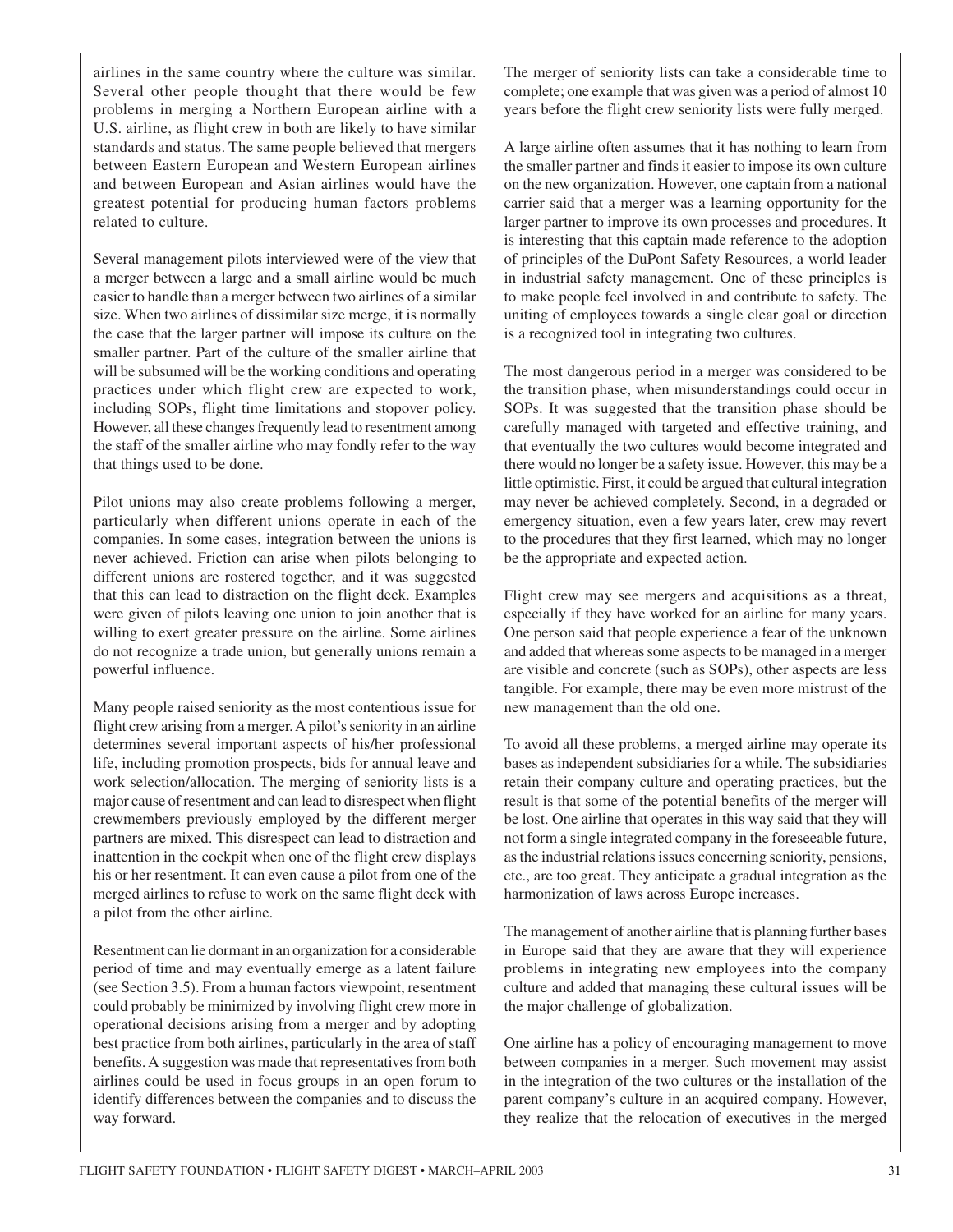airlines in the same country where the culture was similar. Several other people thought that there would be few problems in merging a Northern European airline with a U.S. airline, as flight crew in both are likely to have similar standards and status. The same people believed that mergers between Eastern European and Western European airlines and between European and Asian airlines would have the greatest potential for producing human factors problems related to culture.

Several management pilots interviewed were of the view that a merger between a large and a small airline would be much easier to handle than a merger between two airlines of a similar size. When two airlines of dissimilar size merge, it is normally the case that the larger partner will impose its culture on the smaller partner. Part of the culture of the smaller airline that will be subsumed will be the working conditions and operating practices under which flight crew are expected to work, including SOPs, flight time limitations and stopover policy. However, all these changes frequently lead to resentment among the staff of the smaller airline who may fondly refer to the way that things used to be done.

Pilot unions may also create problems following a merger, particularly when different unions operate in each of the companies. In some cases, integration between the unions is never achieved. Friction can arise when pilots belonging to different unions are rostered together, and it was suggested that this can lead to distraction on the flight deck. Examples were given of pilots leaving one union to join another that is willing to exert greater pressure on the airline. Some airlines do not recognize a trade union, but generally unions remain a powerful influence.

Many people raised seniority as the most contentious issue for flight crew arising from a merger. A pilot's seniority in an airline determines several important aspects of his/her professional life, including promotion prospects, bids for annual leave and work selection/allocation. The merging of seniority lists is a major cause of resentment and can lead to disrespect when flight crewmembers previously employed by the different merger partners are mixed. This disrespect can lead to distraction and inattention in the cockpit when one of the flight crew displays his or her resentment. It can even cause a pilot from one of the merged airlines to refuse to work on the same flight deck with a pilot from the other airline.

Resentment can lie dormant in an organization for a considerable period of time and may eventually emerge as a latent failure (see Section 3.5). From a human factors viewpoint, resentment could probably be minimized by involving flight crew more in operational decisions arising from a merger and by adopting best practice from both airlines, particularly in the area of staff benefits. A suggestion was made that representatives from both airlines could be used in focus groups in an open forum to identify differences between the companies and to discuss the way forward.

The merger of seniority lists can take a considerable time to complete; one example that was given was a period of almost 10 years before the flight crew seniority lists were fully merged.

A large airline often assumes that it has nothing to learn from the smaller partner and finds it easier to impose its own culture on the new organization. However, one captain from a national carrier said that a merger was a learning opportunity for the larger partner to improve its own processes and procedures. It is interesting that this captain made reference to the adoption of principles of the DuPont Safety Resources, a world leader in industrial safety management. One of these principles is to make people feel involved in and contribute to safety. The uniting of employees towards a single clear goal or direction is a recognized tool in integrating two cultures.

The most dangerous period in a merger was considered to be the transition phase, when misunderstandings could occur in SOPs. It was suggested that the transition phase should be carefully managed with targeted and effective training, and that eventually the two cultures would become integrated and there would no longer be a safety issue. However, this may be a little optimistic. First, it could be argued that cultural integration may never be achieved completely. Second, in a degraded or emergency situation, even a few years later, crew may revert to the procedures that they first learned, which may no longer be the appropriate and expected action.

Flight crew may see mergers and acquisitions as a threat, especially if they have worked for an airline for many years. One person said that people experience a fear of the unknown and added that whereas some aspects to be managed in a merger are visible and concrete (such as SOPs), other aspects are less tangible. For example, there may be even more mistrust of the new management than the old one.

To avoid all these problems, a merged airline may operate its bases as independent subsidiaries for a while. The subsidiaries retain their company culture and operating practices, but the result is that some of the potential benefits of the merger will be lost. One airline that operates in this way said that they will not form a single integrated company in the foreseeable future, as the industrial relations issues concerning seniority, pensions, etc., are too great. They anticipate a gradual integration as the harmonization of laws across Europe increases.

The management of another airline that is planning further bases in Europe said that they are aware that they will experience problems in integrating new employees into the company culture and added that managing these cultural issues will be the major challenge of globalization.

One airline has a policy of encouraging management to move between companies in a merger. Such movement may assist in the integration of the two cultures or the installation of the parent company's culture in an acquired company. However, they realize that the relocation of executives in the merged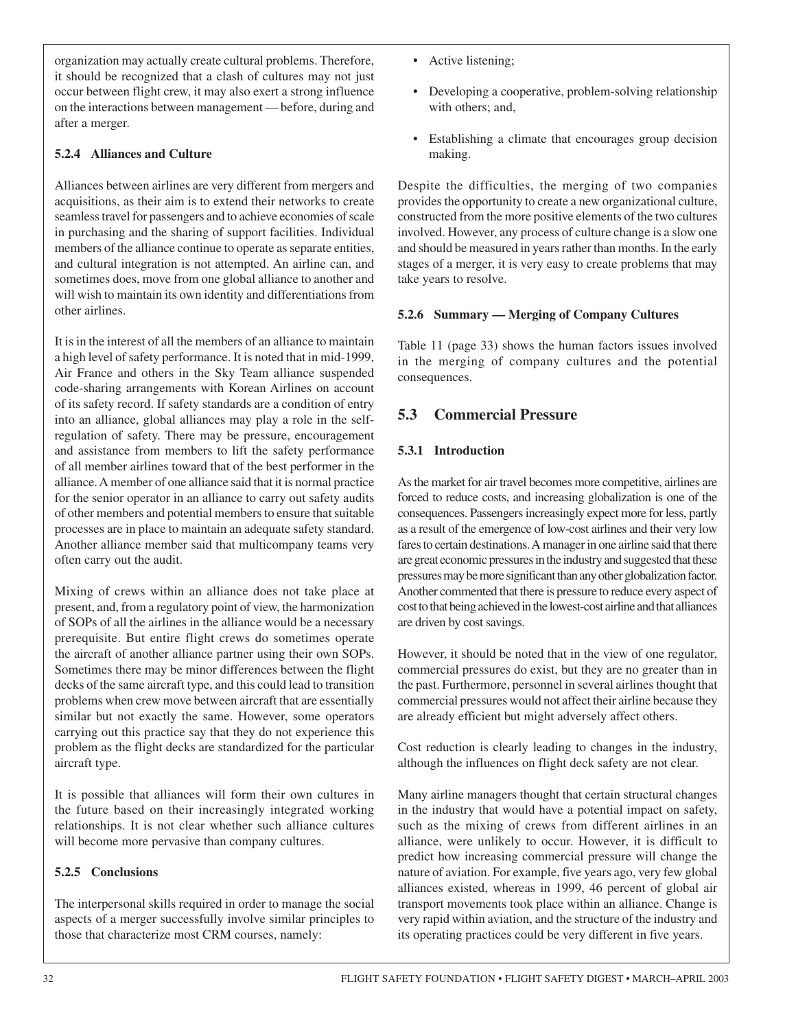organization may actually create cultural problems. Therefore, it should be recognized that a clash of cultures may not just occur between flight crew, it may also exert a strong influence on the interactions between management — before, during and after a merger.

#### 5.2.4 Alliances and Culture

Alliances between airlines are very different from mergers and acquisitions, as their aim is to extend their networks to create seamless travel for passengers and to achieve economies of scale in purchasing and the sharing of support facilities. Individual members of the alliance continue to operate as separate entities, and cultural integration is not attempted. An airline can, and sometimes does, move from one global alliance to another and will wish to maintain its own identity and differentiations from other airlines.

It is in the interest of all the members of an alliance to maintain a high level of safety performance. It is noted that in mid-1999, Air France and others in the Sky Team alliance suspended code-sharing arrangements with Korean Airlines on account of its safety record. If safety standards are a condition of entry into an alliance, global alliances may play a role in the self-regulation of safety. There may be pressure, encouragement and assistance from members to lift the safety performance of all member airlines toward that of the best performer in the alliance. A member of one alliance said that it is normal practice for the senior operator in an alliance to carry out safety audits of other members and potential members to ensure that suitable processes are in place to maintain an adequate safety standard. Another alliance member said that multicompany teams very often carry out the audit.

Mixing of crews within an alliance does not take place at present, and, from a regulatory point of view, the harmonization of SOPs of all the airlines in the alliance would be a necessary prerequisite. But entire flight crews do sometimes operate the aircraft of another alliance partner using their own SOPs. Sometimes there may be minor differences between the flight decks of the same aircraft type, and this could lead to transition problems when crew move between aircraft that are essentially similar but not exactly the same. However, some operators carrying out this practice say that they do not experience this problem as the flight decks are standardized for the particular aircraft type.

It is possible that alliances will form their own cultures in the future based on their increasingly integrated working relationships. It is not clear whether such alliance cultures will become more pervasive than company cultures.

#### 5.2.5 Conclusions

The interpersonal skills required in order to manage the social aspects of a merger successfully involve similar principles to those that characterize most CRM courses, namely:

- Active listening;
- Developing a cooperative, problem-solving relationship with others; and,
- Establishing a climate that encourages group decision making.

Despite the difficulties, the merging of two companies provides the opportunity to create a new organizational culture, constructed from the more positive elements of the two cultures involved. However, any process of culture change is a slow one and should be measured in years rather than months. In the early stages of a merger, it is very easy to create problems that may take years to resolve.

#### 5.2.6 Summary — Merging of Company Cultures

Table 11 (page 33) shows the human factors issues involved in the merging of company cultures and the potential consequences.

## 5.3 Commercial Pressure

#### 5.3.1 Introduction

As the market for air travel becomes more competitive, airlines are forced to reduce costs, and increasing globalization is one of the consequences. Passengers increasingly expect more for less, partly as a result of the emergence of low-cost airlines and their very low fares to certain destinations. A manager in one airline said that there are great economic pressures in the industry and suggested that these pressures may be more significant than any other globalization factor. Another commented that there is pressure to reduce every aspect of cost to that being achieved in the lowest-cost airline and that alliances are driven by cost savings.

However, it should be noted that in the view of one regulator, commercial pressures do exist, but they are no greater than in the past. Furthermore, personnel in several airlines thought that commercial pressures would not affect their airline because they are already efficient but might adversely affect others.

Cost reduction is clearly leading to changes in the industry, although the influences on flight deck safety are not clear.

Many airline managers thought that certain structural changes in the industry that would have a potential impact on safety, such as the mixing of crews from different airlines in an alliance, were unlikely to occur. However, it is difficult to predict how increasing commercial pressure will change the nature of aviation. For example, five years ago, very few global alliances existed, whereas in 1999, 46 percent of global air transport movements took place within an alliance. Change is very rapid within aviation, and the structure of the industry and its operating practices could be very different in five years.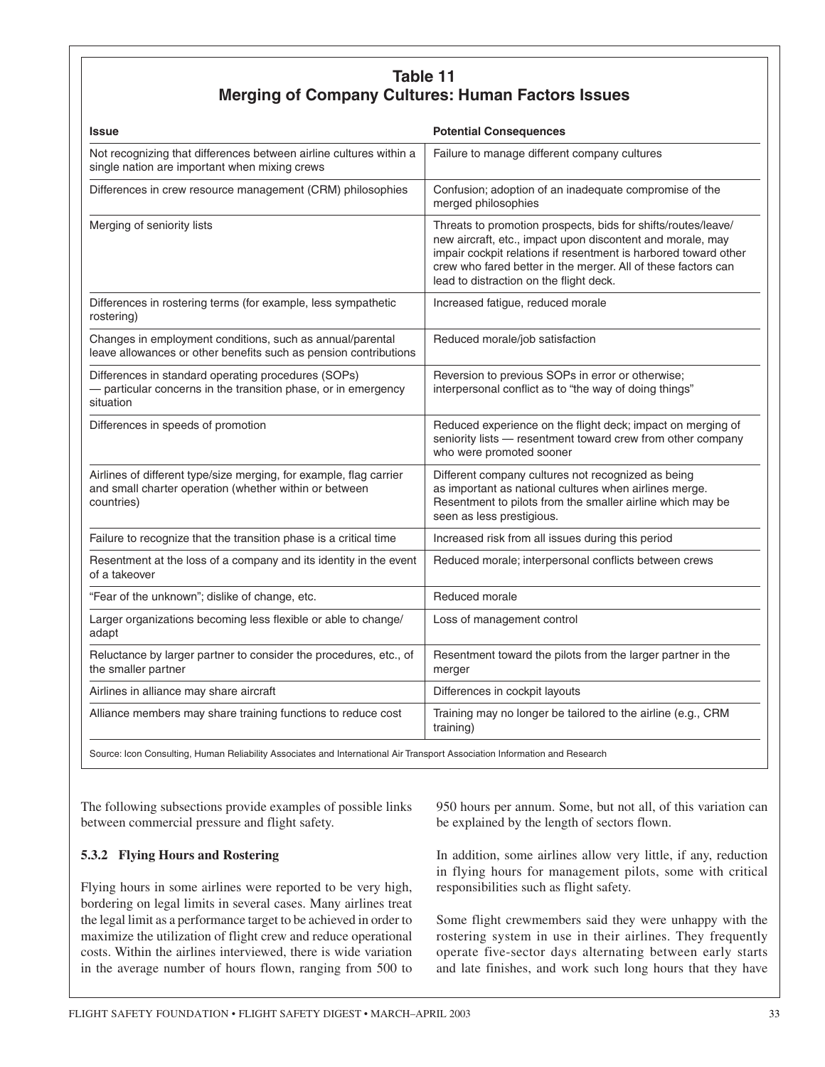**Table 11**
**Merging of Company Cultures: Human Factors Issues**

| Issue | Potential Consequences |
| --- | --- |
| Not recognizing that differences between airline cultures within a single nation are important when mixing crews | Failure to manage different company cultures |
| Differences in crew resource management (CRM) philosophies | Confusion; adoption of an inadequate compromise of the merged philosophies |
| Merging of seniority lists | Threats to promotion prospects, bids for shifts/routes/leave/ new aircraft, etc., impact upon discontent and morale, may impair cockpit relations if resentment is harbored toward other crew who fared better in the merger. All of these factors can lead to distraction on the flight deck. |
| Differences in rostering terms (for example, less sympathetic rostering) | Increased fatigue, reduced morale |
| Changes in employment conditions, such as annual/parental leave allowances or other benefits such as pension contributions | Reduced morale/job satisfaction |
| Differences in standard operating procedures (SOPs) — particular concerns in the transition phase, or in emergency situation | Reversion to previous SOPs in error or otherwise; interpersonal conflict as to "the way of doing things" |
| Differences in speeds of promotion | Reduced experience on the flight deck; impact on merging of seniority lists — resentment toward crew from other company who were promoted sooner |
| Airlines of different type/size merging, for example, flag carrier and small charter operation (whether within or between countries) | Different company cultures not recognized as being as important as national cultures when airlines merge. Resentment to pilots from the smaller airline which may be seen as less prestigious. |
| Failure to recognize that the transition phase is a critical time | Increased risk from all issues during this period |
| Resentment at the loss of a company and its identity in the event of a takeover | Reduced morale; interpersonal conflicts between crews |
| "Fear of the unknown"; dislike of change, etc. | Reduced morale |
| Larger organizations becoming less flexible or able to change/ adapt | Loss of management control |
| Reluctance by larger partner to consider the procedures, etc., of the smaller partner | Resentment toward the pilots from the larger partner in the merger |
| Airlines in alliance may share aircraft | Differences in cockpit layouts |
| Alliance members may share training functions to reduce cost | Training may no longer be tailored to the airline (e.g., CRM training) |

Source: Icon Consulting, Human Reliability Associates and International Air Transport Association Information and Research

The following subsections provide examples of possible links between commercial pressure and flight safety.

### 5.3.2 Flying Hours and Rostering

Flying hours in some airlines were reported to be very high, bordering on legal limits in several cases. Many airlines treat the legal limit as a performance target to be achieved in order to maximize the utilization of flight crew and reduce operational costs. Within the airlines interviewed, there is wide variation in the average number of hours flown, ranging from 500 to 950 hours per annum. Some, but not all, of this variation can be explained by the length of sectors flown.

In addition, some airlines allow very little, if any, reduction in flying hours for management pilots, some with critical responsibilities such as flight safety.

Some flight crewmembers said they were unhappy with the rostering system in use in their airlines. They frequently operate five-sector days alternating between early starts and late finishes, and work such long hours that they have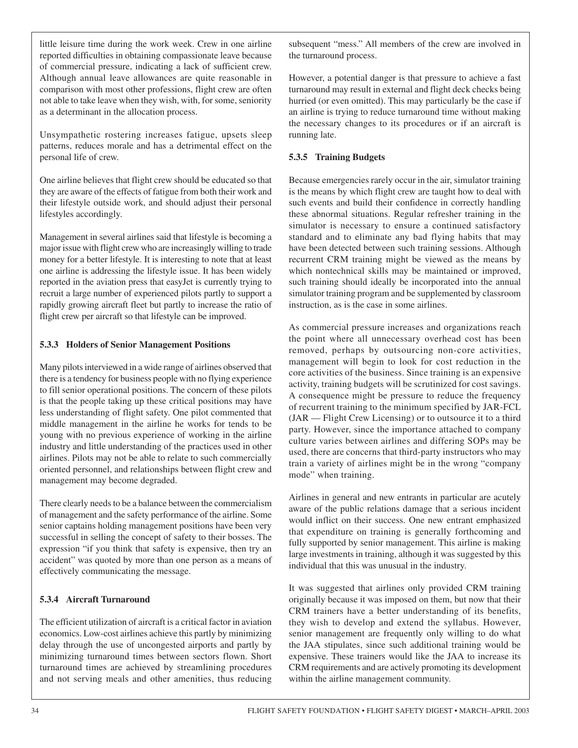little leisure time during the work week. Crew in one airline reported difficulties in obtaining compassionate leave because of commercial pressure, indicating a lack of sufficient crew. Although annual leave allowances are quite reasonable in comparison with most other professions, flight crew are often not able to take leave when they wish, with, for some, seniority as a determinant in the allocation process.

Unsympathetic rostering increases fatigue, upsets sleep patterns, reduces morale and has a detrimental effect on the personal life of crew.

One airline believes that flight crew should be educated so that they are aware of the effects of fatigue from both their work and their lifestyle outside work, and should adjust their personal lifestyles accordingly.

Management in several airlines said that lifestyle is becoming a major issue with flight crew who are increasingly willing to trade money for a better lifestyle. It is interesting to note that at least one airline is addressing the lifestyle issue. It has been widely reported in the aviation press that easyJet is currently trying to recruit a large number of experienced pilots partly to support a rapidly growing aircraft fleet but partly to increase the ratio of flight crew per aircraft so that lifestyle can be improved.

### 5.3.3 Holders of Senior Management Positions

Many pilots interviewed in a wide range of airlines observed that there is a tendency for business people with no flying experience to fill senior operational positions. The concern of these pilots is that the people taking up these critical positions may have less understanding of flight safety. One pilot commented that middle management in the airline he works for tends to be young with no previous experience of working in the airline industry and little understanding of the practices used in other airlines. Pilots may not be able to relate to such commercially oriented personnel, and relationships between flight crew and management may become degraded.

There clearly needs to be a balance between the commercialism of management and the safety performance of the airline. Some senior captains holding management positions have been very successful in selling the concept of safety to their bosses. The expression "if you think that safety is expensive, then try an accident" was quoted by more than one person as a means of effectively communicating the message.

### 5.3.4 Aircraft Turnaround

The efficient utilization of aircraft is a critical factor in aviation economics. Low-cost airlines achieve this partly by minimizing delay through the use of uncongested airports and partly by minimizing turnaround times between sectors flown. Short turnaround times are achieved by streamlining procedures and not serving meals and other amenities, thus reducing subsequent "mess." All members of the crew are involved in the turnaround process.

However, a potential danger is that pressure to achieve a fast turnaround may result in external and flight deck checks being hurried (or even omitted). This may particularly be the case if an airline is trying to reduce turnaround time without making the necessary changes to its procedures or if an aircraft is running late.

### 5.3.5 Training Budgets

Because emergencies rarely occur in the air, simulator training is the means by which flight crew are taught how to deal with such events and build their confidence in correctly handling these abnormal situations. Regular refresher training in the simulator is necessary to ensure a continued satisfactory standard and to eliminate any bad flying habits that may have been detected between such training sessions. Although recurrent CRM training might be viewed as the means by which nontechnical skills may be maintained or improved, such training should ideally be incorporated into the annual simulator training program and be supplemented by classroom instruction, as is the case in some airlines.

As commercial pressure increases and organizations reach the point where all unnecessary overhead cost has been removed, perhaps by outsourcing non-core activities, management will begin to look for cost reduction in the core activities of the business. Since training is an expensive activity, training budgets will be scrutinized for cost savings. A consequence might be pressure to reduce the frequency of recurrent training to the minimum specified by JAR-FCL (JAR — Flight Crew Licensing) or to outsource it to a third party. However, since the importance attached to company culture varies between airlines and differing SOPs may be used, there are concerns that third-party instructors who may train a variety of airlines might be in the wrong "company mode" when training.

Airlines in general and new entrants in particular are acutely aware of the public relations damage that a serious incident would inflict on their success. One new entrant emphasized that expenditure on training is generally forthcoming and fully supported by senior management. This airline is making large investments in training, although it was suggested by this individual that this was unusual in the industry.

It was suggested that airlines only provided CRM training originally because it was imposed on them, but now that their CRM trainers have a better understanding of its benefits, they wish to develop and extend the syllabus. However, senior management are frequently only willing to do what the JAA stipulates, since such additional training would be expensive. These trainers would like the JAA to increase its CRM requirements and are actively promoting its development within the airline management community.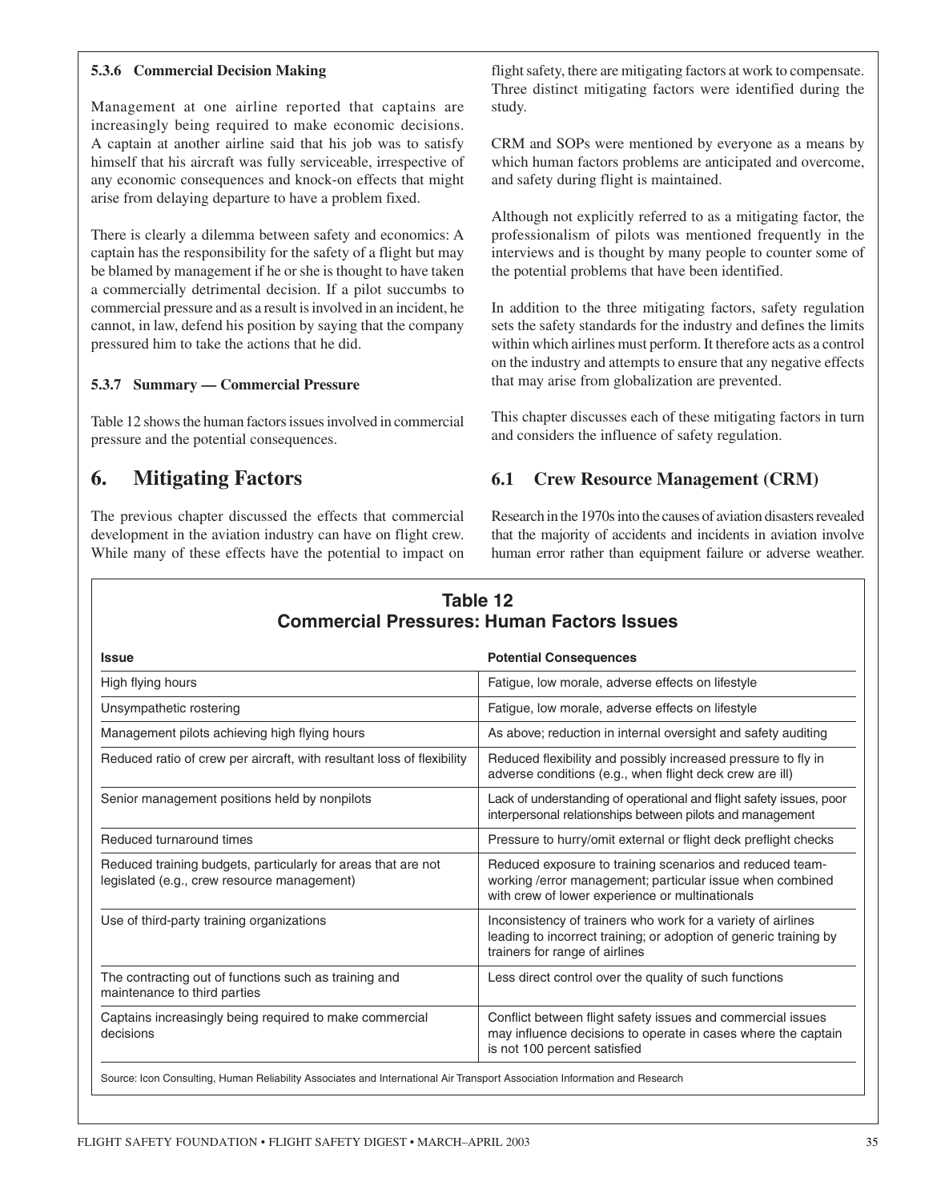### 5.3.6 Commercial Decision Making

Management at one airline reported that captains are increasingly being required to make economic decisions. A captain at another airline said that his job was to satisfy himself that his aircraft was fully serviceable, irrespective of any economic consequences and knock-on effects that might arise from delaying departure to have a problem fixed.

There is clearly a dilemma between safety and economics: A captain has the responsibility for the safety of a flight but may be blamed by management if he or she is thought to have taken a commercially detrimental decision. If a pilot succumbs to commercial pressure and as a result is involved in an incident, he cannot, in law, defend his position by saying that the company pressured him to take the actions that he did.

### 5.3.7 Summary — Commercial Pressure

Table 12 shows the human factors issues involved in commercial pressure and the potential consequences.

## 6. Mitigating Factors

The previous chapter discussed the effects that commercial development in the aviation industry can have on flight crew. While many of these effects have the potential to impact on flight safety, there are mitigating factors at work to compensate. Three distinct mitigating factors were identified during the study.

CRM and SOPs were mentioned by everyone as a means by which human factors problems are anticipated and overcome, and safety during flight is maintained.

Although not explicitly referred to as a mitigating factor, the professionalism of pilots was mentioned frequently in the interviews and is thought by many people to counter some of the potential problems that have been identified.

In addition to the three mitigating factors, safety regulation sets the safety standards for the industry and defines the limits within which airlines must perform. It therefore acts as a control on the industry and attempts to ensure that any negative effects that may arise from globalization are prevented.

This chapter discusses each of these mitigating factors in turn and considers the influence of safety regulation.

## 6.1 Crew Resource Management (CRM)

Research in the 1970s into the causes of aviation disasters revealed that the majority of accidents and incidents in aviation involve human error rather than equipment failure or adverse weather.

**Table 12**
**Commercial Pressures: Human Factors Issues**

| Issue | Potential Consequences |
|---|---|
| High flying hours | Fatigue, low morale, adverse effects on lifestyle |
| Unsympathetic rostering | Fatigue, low morale, adverse effects on lifestyle |
| Management pilots achieving high flying hours | As above; reduction in internal oversight and safety auditing |
| Reduced ratio of crew per aircraft, with resultant loss of flexibility | Reduced flexibility and possibly increased pressure to fly in adverse conditions (e.g., when flight deck crew are ill) |
| Senior management positions held by nonpilots | Lack of understanding of operational and flight safety issues, poor interpersonal relationships between pilots and management |
| Reduced turnaround times | Pressure to hurry/omit external or flight deck preflight checks |
| Reduced training budgets, particularly for areas that are not legislated (e.g., crew resource management) | Reduced exposure to training scenarios and reduced team-working /error management; particular issue when combined with crew of lower experience or multinationals |
| Use of third-party training organizations | Inconsistency of trainers who work for a variety of airlines leading to incorrect training; or adoption of generic training by trainers for range of airlines |
| The contracting out of functions such as training and maintenance to third parties | Less direct control over the quality of such functions |
| Captains increasingly being required to make commercial decisions | Conflict between flight safety issues and commercial issues may influence decisions to operate in cases where the captain is not 100 percent satisfied |

Source: Icon Consulting, Human Reliability Associates and International Air Transport Association Information and Research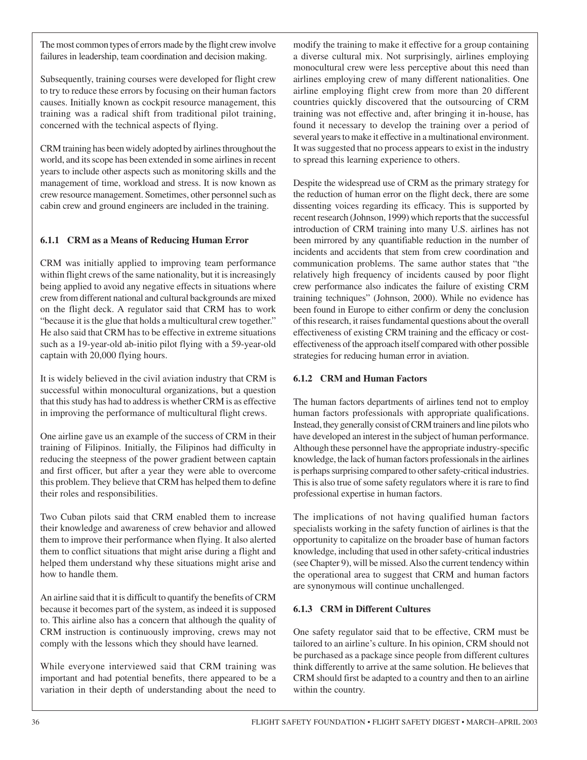The most common types of errors made by the flight crew involve failures in leadership, team coordination and decision making.

Subsequently, training courses were developed for flight crew to try to reduce these errors by focusing on their human factors causes. Initially known as cockpit resource management, this training was a radical shift from traditional pilot training, concerned with the technical aspects of flying.

CRM training has been widely adopted by airlines throughout the world, and its scope has been extended in some airlines in recent years to include other aspects such as monitoring skills and the management of time, workload and stress. It is now known as crew resource management. Sometimes, other personnel such as cabin crew and ground engineers are included in the training.

### 6.1.1 CRM as a Means of Reducing Human Error

CRM was initially applied to improving team performance within flight crews of the same nationality, but it is increasingly being applied to avoid any negative effects in situations where crew from different national and cultural backgrounds are mixed on the flight deck. A regulator said that CRM has to work "because it is the glue that holds a multicultural crew together." He also said that CRM has to be effective in extreme situations such as a 19-year-old ab-initio pilot flying with a 59-year-old captain with 20,000 flying hours.

It is widely believed in the civil aviation industry that CRM is successful within monocultural organizations, but a question that this study has had to address is whether CRM is as effective in improving the performance of multicultural flight crews.

One airline gave us an example of the success of CRM in their training of Filipinos. Initially, the Filipinos had difficulty in reducing the steepness of the power gradient between captain and first officer, but after a year they were able to overcome this problem. They believe that CRM has helped them to define their roles and responsibilities.

Two Cuban pilots said that CRM enabled them to increase their knowledge and awareness of crew behavior and allowed them to improve their performance when flying. It also alerted them to conflict situations that might arise during a flight and helped them understand why these situations might arise and how to handle them.

An airline said that it is difficult to quantify the benefits of CRM because it becomes part of the system, as indeed it is supposed to. This airline also has a concern that although the quality of CRM instruction is continuously improving, crews may not comply with the lessons which they should have learned.

While everyone interviewed said that CRM training was important and had potential benefits, there appeared to be a variation in their depth of understanding about the need to modify the training to make it effective for a group containing a diverse cultural mix. Not surprisingly, airlines employing monocultural crew were less perceptive about this need than airlines employing crew of many different nationalities. One airline employing flight crew from more than 20 different countries quickly discovered that the outsourcing of CRM training was not effective and, after bringing it in-house, has found it necessary to develop the training over a period of several years to make it effective in a multinational environment. It was suggested that no process appears to exist in the industry to spread this learning experience to others.

Despite the widespread use of CRM as the primary strategy for the reduction of human error on the flight deck, there are some dissenting voices regarding its efficacy. This is supported by recent research (Johnson, 1999) which reports that the successful introduction of CRM training into many U.S. airlines has not been mirrored by any quantifiable reduction in the number of incidents and accidents that stem from crew coordination and communication problems. The same author states that "the relatively high frequency of incidents caused by poor flight crew performance also indicates the failure of existing CRM training techniques" (Johnson, 2000). While no evidence has been found in Europe to either confirm or deny the conclusion of this research, it raises fundamental questions about the overall effectiveness of existing CRM training and the efficacy or cost-effectiveness of the approach itself compared with other possible strategies for reducing human error in aviation.

### 6.1.2 CRM and Human Factors

The human factors departments of airlines tend not to employ human factors professionals with appropriate qualifications. Instead, they generally consist of CRM trainers and line pilots who have developed an interest in the subject of human performance. Although these personnel have the appropriate industry-specific knowledge, the lack of human factors professionals in the airlines is perhaps surprising compared to other safety-critical industries. This is also true of some safety regulators where it is rare to find professional expertise in human factors.

The implications of not having qualified human factors specialists working in the safety function of airlines is that the opportunity to capitalize on the broader base of human factors knowledge, including that used in other safety-critical industries (see Chapter 9), will be missed. Also the current tendency within the operational area to suggest that CRM and human factors are synonymous will continue unchallenged.

### 6.1.3 CRM in Different Cultures

One safety regulator said that to be effective, CRM must be tailored to an airline's culture. In his opinion, CRM should not be purchased as a package since people from different cultures think differently to arrive at the same solution. He believes that CRM should first be adapted to a country and then to an airline within the country.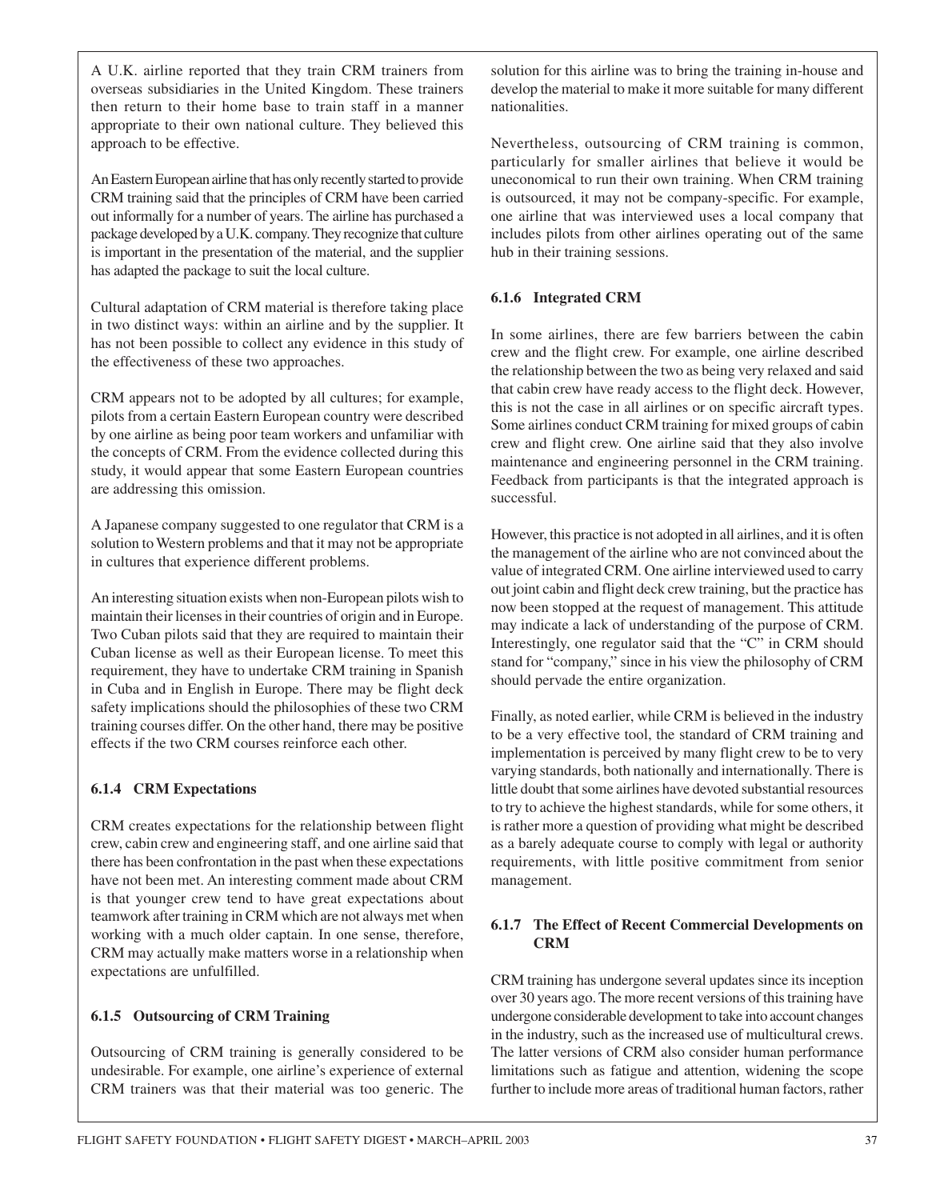A U.K. airline reported that they train CRM trainers from overseas subsidiaries in the United Kingdom. These trainers then return to their home base to train staff in a manner appropriate to their own national culture. They believed this approach to be effective.

An Eastern European airline that has only recently started to provide CRM training said that the principles of CRM have been carried out informally for a number of years. The airline has purchased a package developed by a U.K. company. They recognize that culture is important in the presentation of the material, and the supplier has adapted the package to suit the local culture.

Cultural adaptation of CRM material is therefore taking place in two distinct ways: within an airline and by the supplier. It has not been possible to collect any evidence in this study of the effectiveness of these two approaches.

CRM appears not to be adopted by all cultures; for example, pilots from a certain Eastern European country were described by one airline as being poor team workers and unfamiliar with the concepts of CRM. From the evidence collected during this study, it would appear that some Eastern European countries are addressing this omission.

A Japanese company suggested to one regulator that CRM is a solution to Western problems and that it may not be appropriate in cultures that experience different problems.

An interesting situation exists when non-European pilots wish to maintain their licenses in their countries of origin and in Europe. Two Cuban pilots said that they are required to maintain their Cuban license as well as their European license. To meet this requirement, they have to undertake CRM training in Spanish in Cuba and in English in Europe. There may be flight deck safety implications should the philosophies of these two CRM training courses differ. On the other hand, there may be positive effects if the two CRM courses reinforce each other.

### 6.1.4 CRM Expectations

CRM creates expectations for the relationship between flight crew, cabin crew and engineering staff, and one airline said that there has been confrontation in the past when these expectations have not been met. An interesting comment made about CRM is that younger crew tend to have great expectations about teamwork after training in CRM which are not always met when working with a much older captain. In one sense, therefore, CRM may actually make matters worse in a relationship when expectations are unfulfilled.

### 6.1.5 Outsourcing of CRM Training

Outsourcing of CRM training is generally considered to be undesirable. For example, one airline's experience of external CRM trainers was that their material was too generic. The solution for this airline was to bring the training in-house and develop the material to make it more suitable for many different nationalities.

Nevertheless, outsourcing of CRM training is common, particularly for smaller airlines that believe it would be uneconomical to run their own training. When CRM training is outsourced, it may not be company-specific. For example, one airline that was interviewed uses a local company that includes pilots from other airlines operating out of the same hub in their training sessions.

### 6.1.6 Integrated CRM

In some airlines, there are few barriers between the cabin crew and the flight crew. For example, one airline described the relationship between the two as being very relaxed and said that cabin crew have ready access to the flight deck. However, this is not the case in all airlines or on specific aircraft types. Some airlines conduct CRM training for mixed groups of cabin crew and flight crew. One airline said that they also involve maintenance and engineering personnel in the CRM training. Feedback from participants is that the integrated approach is successful.

However, this practice is not adopted in all airlines, and it is often the management of the airline who are not convinced about the value of integrated CRM. One airline interviewed used to carry out joint cabin and flight deck crew training, but the practice has now been stopped at the request of management. This attitude may indicate a lack of understanding of the purpose of CRM. Interestingly, one regulator said that the "C" in CRM should stand for "company," since in his view the philosophy of CRM should pervade the entire organization.

Finally, as noted earlier, while CRM is believed in the industry to be a very effective tool, the standard of CRM training and implementation is perceived by many flight crew to be to very varying standards, both nationally and internationally. There is little doubt that some airlines have devoted substantial resources to try to achieve the highest standards, while for some others, it is rather more a question of providing what might be described as a barely adequate course to comply with legal or authority requirements, with little positive commitment from senior management.

### 6.1.7 The Effect of Recent Commercial Developments on CRM

CRM training has undergone several updates since its inception over 30 years ago. The more recent versions of this training have undergone considerable development to take into account changes in the industry, such as the increased use of multicultural crews. The latter versions of CRM also consider human performance limitations such as fatigue and attention, widening the scope further to include more areas of traditional human factors, rather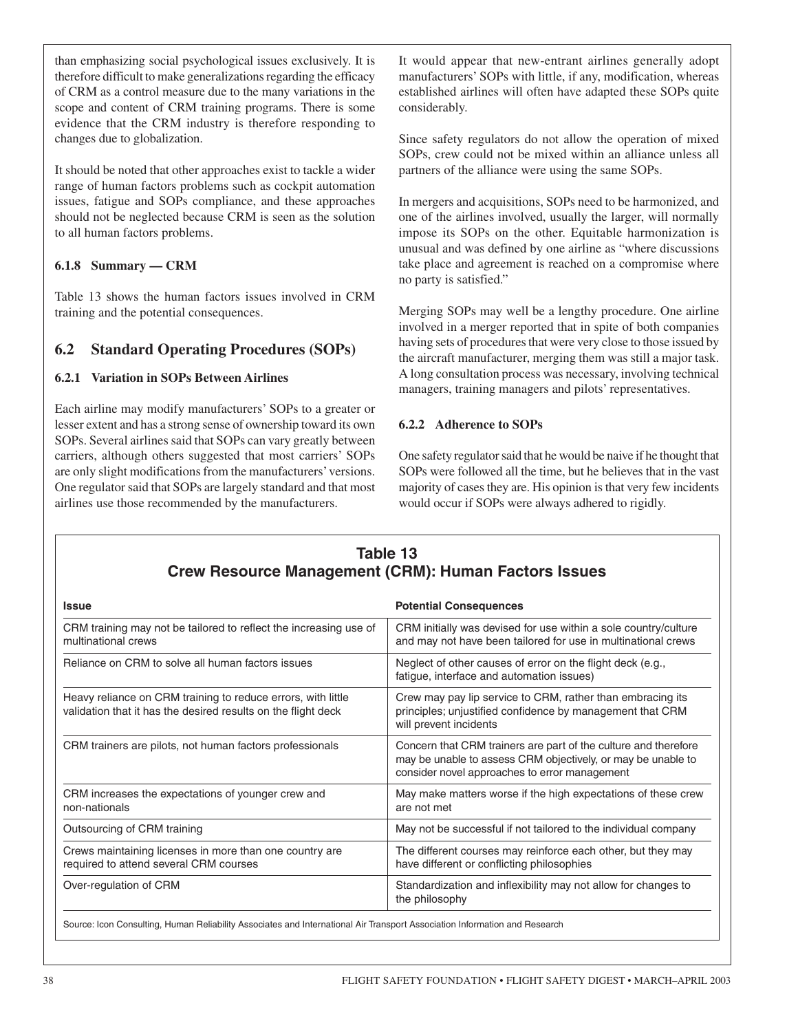than emphasizing social psychological issues exclusively. It is therefore difficult to make generalizations regarding the efficacy of CRM as a control measure due to the many variations in the scope and content of CRM training programs. There is some evidence that the CRM industry is therefore responding to changes due to globalization.

It should be noted that other approaches exist to tackle a wider range of human factors problems such as cockpit automation issues, fatigue and SOPs compliance, and these approaches should not be neglected because CRM is seen as the solution to all human factors problems.

#### 6.1.8 Summary — CRM

Table 13 shows the human factors issues involved in CRM training and the potential consequences.

## 6.2 Standard Operating Procedures (SOPs)

#### 6.2.1 Variation in SOPs Between Airlines

Each airline may modify manufacturers' SOPs to a greater or lesser extent and has a strong sense of ownership toward its own SOPs. Several airlines said that SOPs can vary greatly between carriers, although others suggested that most carriers' SOPs are only slight modifications from the manufacturers' versions. One regulator said that SOPs are largely standard and that most airlines use those recommended by the manufacturers.

It would appear that new-entrant airlines generally adopt manufacturers' SOPs with little, if any, modification, whereas established airlines will often have adapted these SOPs quite considerably.

Since safety regulators do not allow the operation of mixed SOPs, crew could not be mixed within an alliance unless all partners of the alliance were using the same SOPs.

In mergers and acquisitions, SOPs need to be harmonized, and one of the airlines involved, usually the larger, will normally impose its SOPs on the other. Equitable harmonization is unusual and was defined by one airline as "where discussions take place and agreement is reached on a compromise where no party is satisfied."

Merging SOPs may well be a lengthy procedure. One airline involved in a merger reported that in spite of both companies having sets of procedures that were very close to those issued by the aircraft manufacturer, merging them was still a major task. A long consultation process was necessary, involving technical managers, training managers and pilots' representatives.

#### 6.2.2 Adherence to SOPs

One safety regulator said that he would be naive if he thought that SOPs were followed all the time, but he believes that in the vast majority of cases they are. His opinion is that very few incidents would occur if SOPs were always adhered to rigidly.

**Table 13**
**Crew Resource Management (CRM): Human Factors Issues**

| Issue | Potential Consequences |
|---|---|
| CRM training may not be tailored to reflect the increasing use of multinational crews | CRM initially was devised for use within a sole country/culture and may not have been tailored for use in multinational crews |
| Reliance on CRM to solve all human factors issues | Neglect of other causes of error on the flight deck (e.g., fatigue, interface and automation issues) |
| Heavy reliance on CRM training to reduce errors, with little validation that it has the desired results on the flight deck | Crew may pay lip service to CRM, rather than embracing its principles; unjustified confidence by management that CRM will prevent incidents |
| CRM trainers are pilots, not human factors professionals | Concern that CRM trainers are part of the culture and therefore may be unable to assess CRM objectively, or may be unable to consider novel approaches to error management |
| CRM increases the expectations of younger crew and non-nationals | May make matters worse if the high expectations of these crew are not met |
| Outsourcing of CRM training | May not be successful if not tailored to the individual company |
| Crews maintaining licenses in more than one country are required to attend several CRM courses | The different courses may reinforce each other, but they may have different or conflicting philosophies |
| Over-regulation of CRM | Standardization and inflexibility may not allow for changes to the philosophy |

Source: Icon Consulting, Human Reliability Associates and International Air Transport Association Information and Research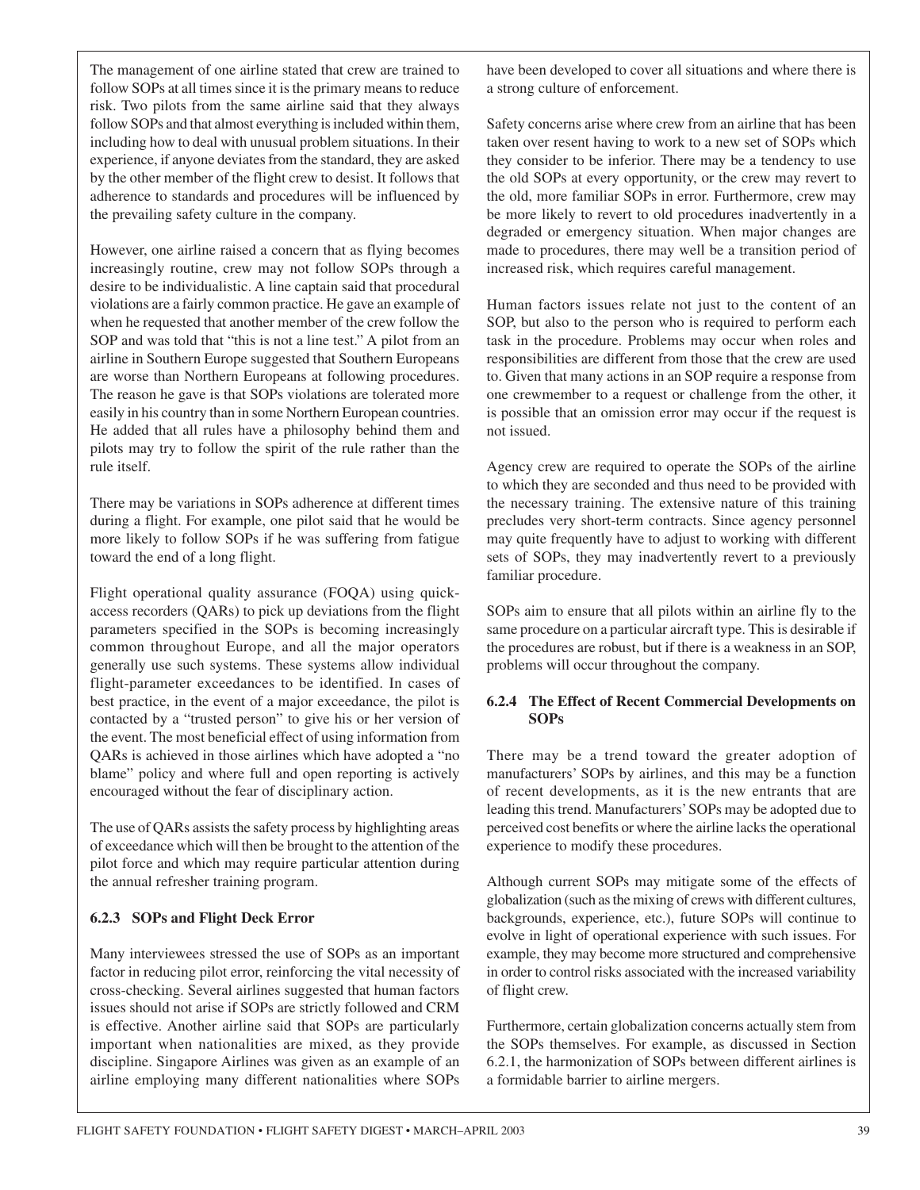The management of one airline stated that crew are trained to follow SOPs at all times since it is the primary means to reduce risk. Two pilots from the same airline said that they always follow SOPs and that almost everything is included within them, including how to deal with unusual problem situations. In their experience, if anyone deviates from the standard, they are asked by the other member of the flight crew to desist. It follows that adherence to standards and procedures will be influenced by the prevailing safety culture in the company.

However, one airline raised a concern that as flying becomes increasingly routine, crew may not follow SOPs through a desire to be individualistic. A line captain said that procedural violations are a fairly common practice. He gave an example of when he requested that another member of the crew follow the SOP and was told that "this is not a line test." A pilot from an airline in Southern Europe suggested that Southern Europeans are worse than Northern Europeans at following procedures. The reason he gave is that SOPs violations are tolerated more easily in his country than in some Northern European countries. He added that all rules have a philosophy behind them and pilots may try to follow the spirit of the rule rather than the rule itself.

There may be variations in SOPs adherence at different times during a flight. For example, one pilot said that he would be more likely to follow SOPs if he was suffering from fatigue toward the end of a long flight.

Flight operational quality assurance (FOQA) using quick-access recorders (QARs) to pick up deviations from the flight parameters specified in the SOPs is becoming increasingly common throughout Europe, and all the major operators generally use such systems. These systems allow individual flight-parameter exceedances to be identified. In cases of best practice, in the event of a major exceedance, the pilot is contacted by a "trusted person" to give his or her version of the event. The most beneficial effect of using information from QARs is achieved in those airlines which have adopted a "no blame" policy and where full and open reporting is actively encouraged without the fear of disciplinary action.

The use of QARs assists the safety process by highlighting areas of exceedance which will then be brought to the attention of the pilot force and which may require particular attention during the annual refresher training program.

### 6.2.3 SOPs and Flight Deck Error

Many interviewees stressed the use of SOPs as an important factor in reducing pilot error, reinforcing the vital necessity of cross-checking. Several airlines suggested that human factors issues should not arise if SOPs are strictly followed and CRM is effective. Another airline said that SOPs are particularly important when nationalities are mixed, as they provide discipline. Singapore Airlines was given as an example of an airline employing many different nationalities where SOPs have been developed to cover all situations and where there is a strong culture of enforcement.

Safety concerns arise where crew from an airline that has been taken over resent having to work to a new set of SOPs which they consider to be inferior. There may be a tendency to use the old SOPs at every opportunity, or the crew may revert to the old, more familiar SOPs in error. Furthermore, crew may be more likely to revert to old procedures inadvertently in a degraded or emergency situation. When major changes are made to procedures, there may well be a transition period of increased risk, which requires careful management.

Human factors issues relate not just to the content of an SOP, but also to the person who is required to perform each task in the procedure. Problems may occur when roles and responsibilities are different from those that the crew are used to. Given that many actions in an SOP require a response from one crewmember to a request or challenge from the other, it is possible that an omission error may occur if the request is not issued.

Agency crew are required to operate the SOPs of the airline to which they are seconded and thus need to be provided with the necessary training. The extensive nature of this training precludes very short-term contracts. Since agency personnel may quite frequently have to adjust to working with different sets of SOPs, they may inadvertently revert to a previously familiar procedure.

SOPs aim to ensure that all pilots within an airline fly to the same procedure on a particular aircraft type. This is desirable if the procedures are robust, but if there is a weakness in an SOP, problems will occur throughout the company.

### 6.2.4 The Effect of Recent Commercial Developments on SOPs

There may be a trend toward the greater adoption of manufacturers' SOPs by airlines, and this may be a function of recent developments, as it is the new entrants that are leading this trend. Manufacturers' SOPs may be adopted due to perceived cost benefits or where the airline lacks the operational experience to modify these procedures.

Although current SOPs may mitigate some of the effects of globalization (such as the mixing of crews with different cultures, backgrounds, experience, etc.), future SOPs will continue to evolve in light of operational experience with such issues. For example, they may become more structured and comprehensive in order to control risks associated with the increased variability of flight crew.

Furthermore, certain globalization concerns actually stem from the SOPs themselves. For example, as discussed in Section 6.2.1, the harmonization of SOPs between different airlines is a formidable barrier to airline mergers.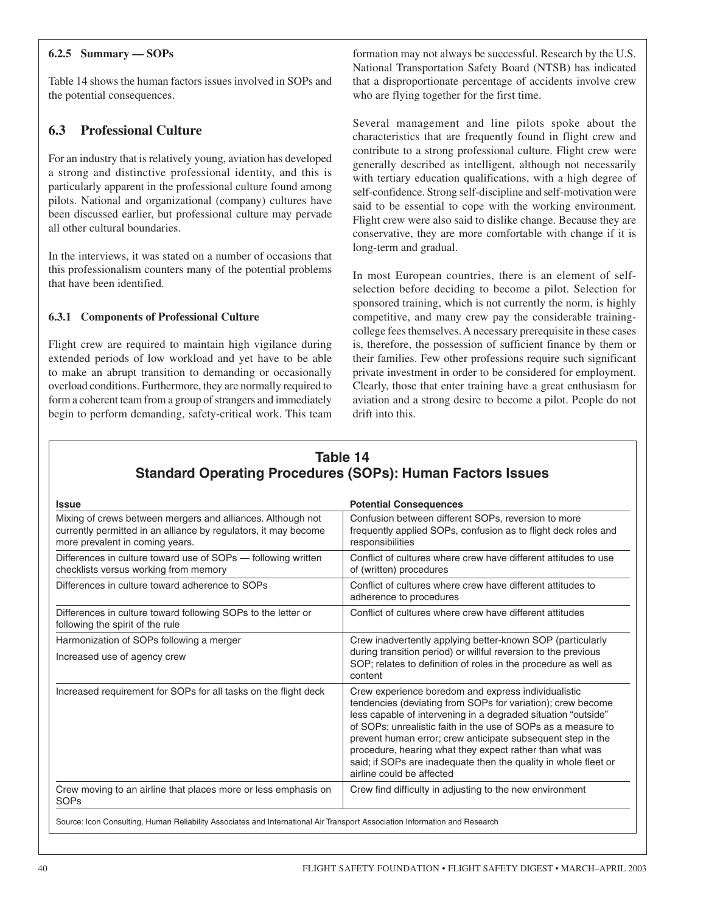#### 6.2.5 Summary — SOPs

Table 14 shows the human factors issues involved in SOPs and the potential consequences.

### 6.3 Professional Culture

For an industry that is relatively young, aviation has developed a strong and distinctive professional identity, and this is particularly apparent in the professional culture found among pilots. National and organizational (company) cultures have been discussed earlier, but professional culture may pervade all other cultural boundaries.

In the interviews, it was stated on a number of occasions that this professionalism counters many of the potential problems that have been identified.

#### 6.3.1 Components of Professional Culture

Flight crew are required to maintain high vigilance during extended periods of low workload and yet have to be able to make an abrupt transition to demanding or occasionally overload conditions. Furthermore, they are normally required to form a coherent team from a group of strangers and immediately begin to perform demanding, safety-critical work. This team formation may not always be successful. Research by the U.S. National Transportation Safety Board (NTSB) has indicated that a disproportionate percentage of accidents involve crew who are flying together for the first time.

Several management and line pilots spoke about the characteristics that are frequently found in flight crew and contribute to a strong professional culture. Flight crew were generally described as intelligent, although not necessarily with tertiary education qualifications, with a high degree of self-confidence. Strong self-discipline and self-motivation were said to be essential to cope with the working environment. Flight crew were also said to dislike change. Because they are conservative, they are more comfortable with change if it is long-term and gradual.

In most European countries, there is an element of self-selection before deciding to become a pilot. Selection for sponsored training, which is not currently the norm, is highly competitive, and many crew pay the considerable training-college fees themselves. A necessary prerequisite in these cases is, therefore, the possession of sufficient finance by them or their families. Few other professions require such significant private investment in order to be considered for employment. Clearly, those that enter training have a great enthusiasm for aviation and a strong desire to become a pilot. People do not drift into this.

**Table 14**
**Standard Operating Procedures (SOPs): Human Factors Issues**

| Issue | Potential Consequences |
|---|---|
| Mixing of crews between mergers and alliances. Although not currently permitted in an alliance by regulators, it may become more prevalent in coming years. | Confusion between different SOPs, reversion to more frequently applied SOPs, confusion as to flight deck roles and responsibilities |
| Differences in culture toward use of SOPs — following written checklists versus working from memory | Conflict of cultures where crew have different attitudes to use of (written) procedures |
| Differences in culture toward adherence to SOPs | Conflict of cultures where crew have different attitudes to adherence to procedures |
| Differences in culture toward following SOPs to the letter or following the spirit of the rule | Conflict of cultures where crew have different attitudes |
| Harmonization of SOPs following a merger<br>Increased use of agency crew | Crew inadvertently applying better-known SOP (particularly during transition period) or willful reversion to the previous SOP; relates to definition of roles in the procedure as well as content |
| Increased requirement for SOPs for all tasks on the flight deck | Crew experience boredom and express individualistic tendencies (deviating from SOPs for variation); crew become less capable of intervening in a degraded situation "outside" of SOPs; unrealistic faith in the use of SOPs as a measure to prevent human error; crew anticipate subsequent step in the procedure, hearing what they expect rather than what was said; if SOPs are inadequate then the quality in whole fleet or airline could be affected |
| Crew moving to an airline that places more or less emphasis on SOPs | Crew find difficulty in adjusting to the new environment |

Source: Icon Consulting, Human Reliability Associates and International Air Transport Association Information and Research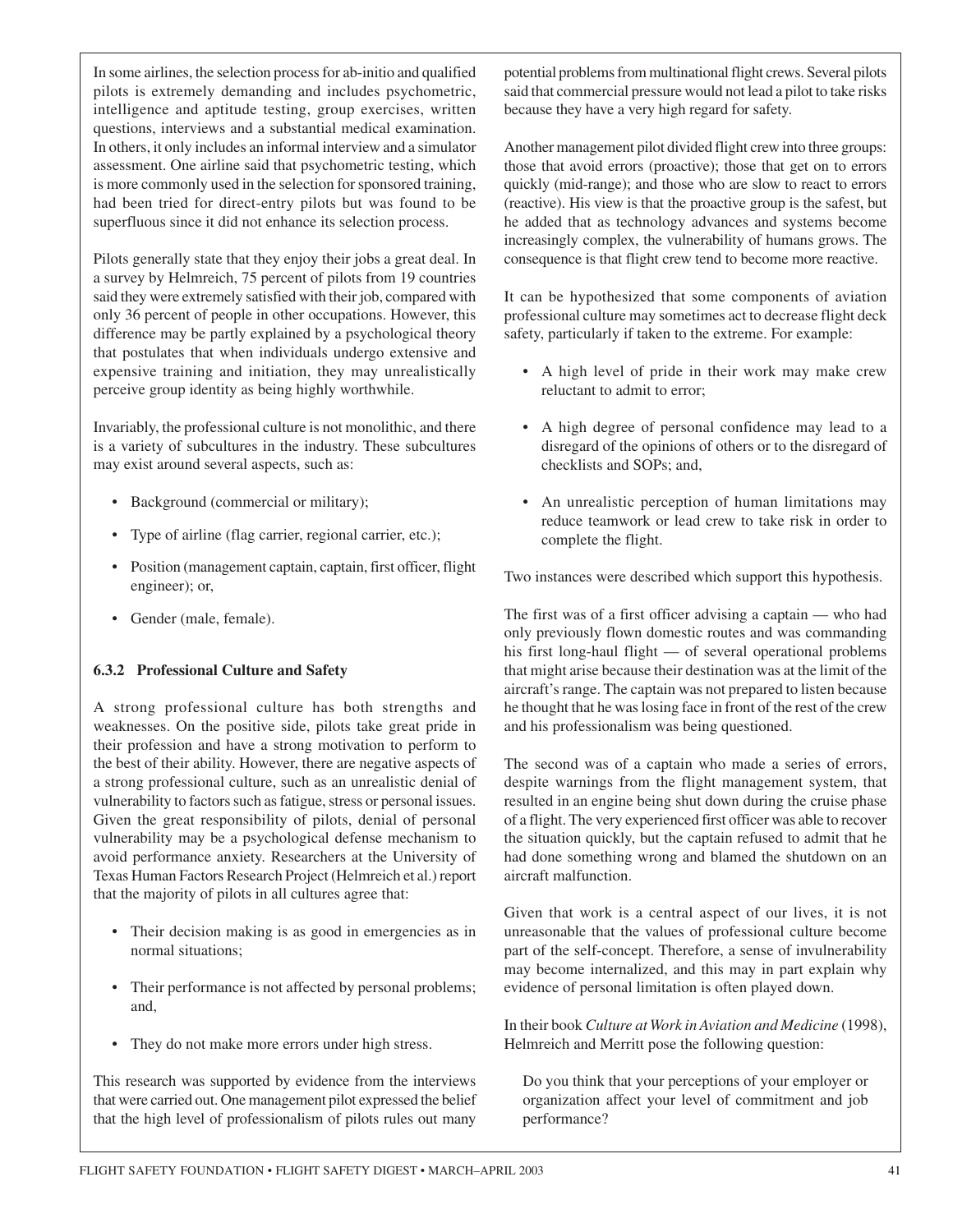In some airlines, the selection process for ab-initio and qualified pilots is extremely demanding and includes psychometric, intelligence and aptitude testing, group exercises, written questions, interviews and a substantial medical examination. In others, it only includes an informal interview and a simulator assessment. One airline said that psychometric testing, which is more commonly used in the selection for sponsored training, had been tried for direct-entry pilots but was found to be superfluous since it did not enhance its selection process.

Pilots generally state that they enjoy their jobs a great deal. In a survey by Helmreich, 75 percent of pilots from 19 countries said they were extremely satisfied with their job, compared with only 36 percent of people in other occupations. However, this difference may be partly explained by a psychological theory that postulates that when individuals undergo extensive and expensive training and initiation, they may unrealistically perceive group identity as being highly worthwhile.

Invariably, the professional culture is not monolithic, and there is a variety of subcultures in the industry. These subcultures may exist around several aspects, such as:

- Background (commercial or military);
- Type of airline (flag carrier, regional carrier, etc.);
- Position (management captain, captain, first officer, flight engineer); or,
- Gender (male, female).

### 6.3.2 Professional Culture and Safety

A strong professional culture has both strengths and weaknesses. On the positive side, pilots take great pride in their profession and have a strong motivation to perform to the best of their ability. However, there are negative aspects of a strong professional culture, such as an unrealistic denial of vulnerability to factors such as fatigue, stress or personal issues. Given the great responsibility of pilots, denial of personal vulnerability may be a psychological defense mechanism to avoid performance anxiety. Researchers at the University of Texas Human Factors Research Project (Helmreich et al.) report that the majority of pilots in all cultures agree that:

- Their decision making is as good in emergencies as in normal situations;
- Their performance is not affected by personal problems; and,
- They do not make more errors under high stress.

This research was supported by evidence from the interviews that were carried out. One management pilot expressed the belief that the high level of professionalism of pilots rules out many potential problems from multinational flight crews. Several pilots said that commercial pressure would not lead a pilot to take risks because they have a very high regard for safety.

Another management pilot divided flight crew into three groups: those that avoid errors (proactive); those that get on to errors quickly (mid-range); and those who are slow to react to errors (reactive). His view is that the proactive group is the safest, but he added that as technology advances and systems become increasingly complex, the vulnerability of humans grows. The consequence is that flight crew tend to become more reactive.

It can be hypothesized that some components of aviation professional culture may sometimes act to decrease flight deck safety, particularly if taken to the extreme. For example:

- A high level of pride in their work may make crew reluctant to admit to error;
- A high degree of personal confidence may lead to a disregard of the opinions of others or to the disregard of checklists and SOPs; and,
- An unrealistic perception of human limitations may reduce teamwork or lead crew to take risk in order to complete the flight.

Two instances were described which support this hypothesis.

The first was of a first officer advising a captain — who had only previously flown domestic routes and was commanding his first long-haul flight — of several operational problems that might arise because their destination was at the limit of the aircraft's range. The captain was not prepared to listen because he thought that he was losing face in front of the rest of the crew and his professionalism was being questioned.

The second was of a captain who made a series of errors, despite warnings from the flight management system, that resulted in an engine being shut down during the cruise phase of a flight. The very experienced first officer was able to recover the situation quickly, but the captain refused to admit that he had done something wrong and blamed the shutdown on an aircraft malfunction.

Given that work is a central aspect of our lives, it is not unreasonable that the values of professional culture become part of the self-concept. Therefore, a sense of invulnerability may become internalized, and this may in part explain why evidence of personal limitation is often played down.

In their book *Culture at Work in Aviation and Medicine* (1998), Helmreich and Merritt pose the following question:

> Do you think that your perceptions of your employer or organization affect your level of commitment and job performance?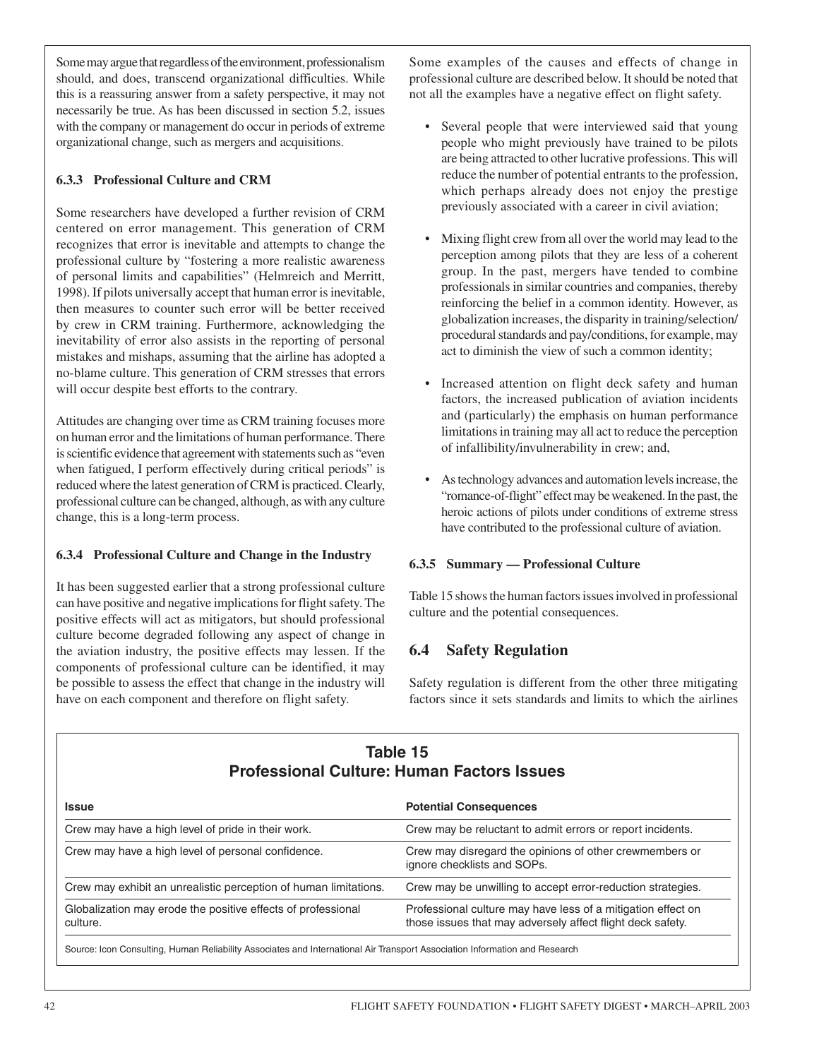Some may argue that regardless of the environment, professionalism should, and does, transcend organizational difficulties. While this is a reassuring answer from a safety perspective, it may not necessarily be true. As has been discussed in section 5.2, issues with the company or management do occur in periods of extreme organizational change, such as mergers and acquisitions.

#### 6.3.3 Professional Culture and CRM

Some researchers have developed a further revision of CRM centered on error management. This generation of CRM recognizes that error is inevitable and attempts to change the professional culture by "fostering a more realistic awareness of personal limits and capabilities" (Helmreich and Merritt, 1998). If pilots universally accept that human error is inevitable, then measures to counter such error will be better received by crew in CRM training. Furthermore, acknowledging the inevitability of error also assists in the reporting of personal mistakes and mishaps, assuming that the airline has adopted a no-blame culture. This generation of CRM stresses that errors will occur despite best efforts to the contrary.

Attitudes are changing over time as CRM training focuses more on human error and the limitations of human performance. There is scientific evidence that agreement with statements such as "even when fatigued, I perform effectively during critical periods" is reduced where the latest generation of CRM is practiced. Clearly, professional culture can be changed, although, as with any culture change, this is a long-term process.

#### 6.3.4 Professional Culture and Change in the Industry

It has been suggested earlier that a strong professional culture can have positive and negative implications for flight safety. The positive effects will act as mitigators, but should professional culture become degraded following any aspect of change in the aviation industry, the positive effects may lessen. If the components of professional culture can be identified, it may be possible to assess the effect that change in the industry will have on each component and therefore on flight safety.

Some examples of the causes and effects of change in professional culture are described below. It should be noted that not all the examples have a negative effect on flight safety.

- Several people that were interviewed said that young people who might previously have trained to be pilots are being attracted to other lucrative professions. This will reduce the number of potential entrants to the profession, which perhaps already does not enjoy the prestige previously associated with a career in civil aviation;
- Mixing flight crew from all over the world may lead to the perception among pilots that they are less of a coherent group. In the past, mergers have tended to combine professionals in similar countries and companies, thereby reinforcing the belief in a common identity. However, as globalization increases, the disparity in training/selection/procedural standards and pay/conditions, for example, may act to diminish the view of such a common identity;
- Increased attention on flight deck safety and human factors, the increased publication of aviation incidents and (particularly) the emphasis on human performance limitations in training may all act to reduce the perception of infallibility/invulnerability in crew; and,
- As technology advances and automation levels increase, the "romance-of-flight" effect may be weakened. In the past, the heroic actions of pilots under conditions of extreme stress have contributed to the professional culture of aviation.

#### 6.3.5 Summary — Professional Culture

Table 15 shows the human factors issues involved in professional culture and the potential consequences.

## 6.4 Safety Regulation

Safety regulation is different from the other three mitigating factors since it sets standards and limits to which the airlines

**Table 15**
**Professional Culture: Human Factors Issues**

| Issue | Potential Consequences |
|---|---|
| Crew may have a high level of pride in their work. | Crew may be reluctant to admit errors or report incidents. |
| Crew may have a high level of personal confidence. | Crew may disregard the opinions of other crewmembers or ignore checklists and SOPs. |
| Crew may exhibit an unrealistic perception of human limitations. | Crew may be unwilling to accept error-reduction strategies. |
| Globalization may erode the positive effects of professional culture. | Professional culture may have less of a mitigation effect on those issues that may adversely affect flight deck safety. |

Source: Icon Consulting, Human Reliability Associates and International Air Transport Association Information and Research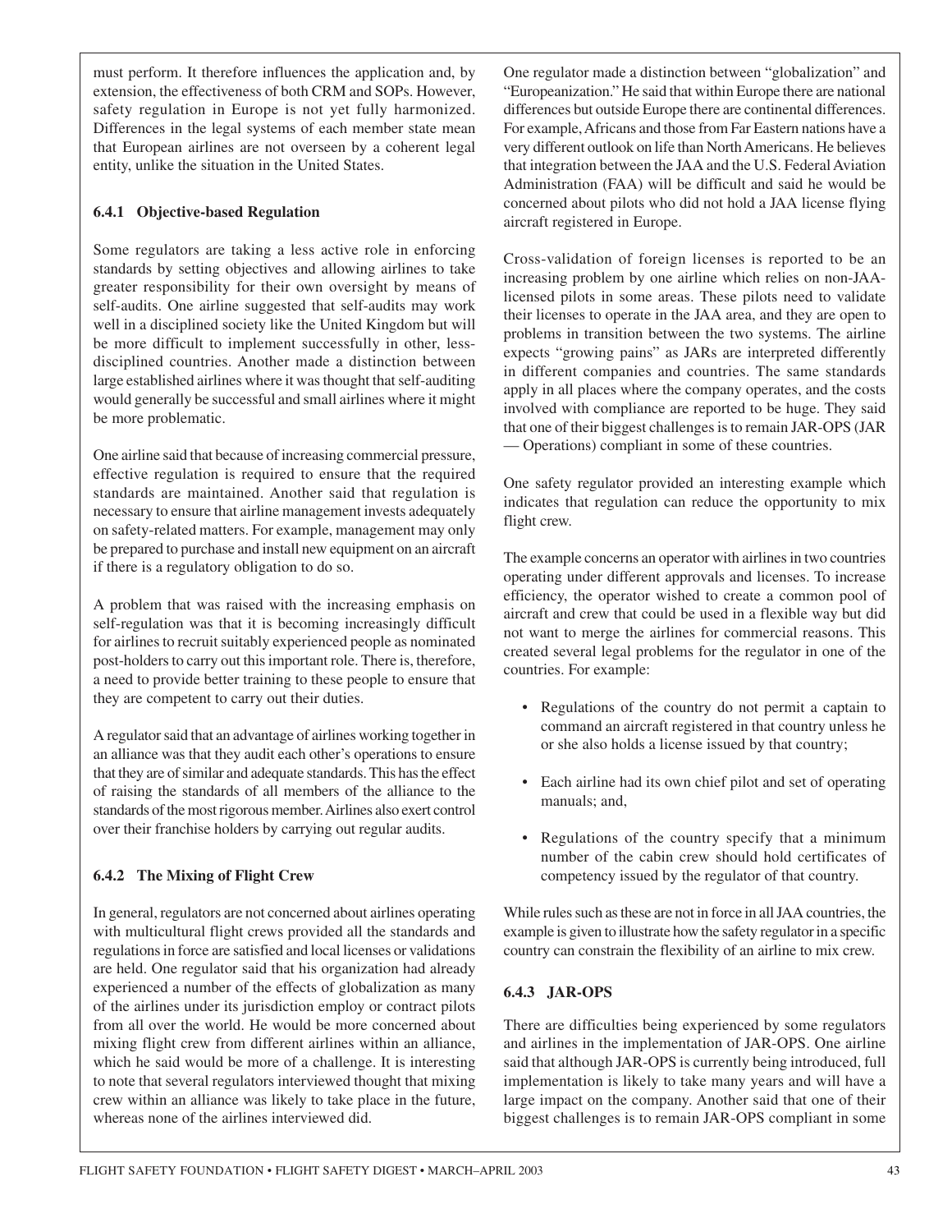must perform. It therefore influences the application and, by extension, the effectiveness of both CRM and SOPs. However, safety regulation in Europe is not yet fully harmonized. Differences in the legal systems of each member state mean that European airlines are not overseen by a coherent legal entity, unlike the situation in the United States.

### 6.4.1 Objective-based Regulation

Some regulators are taking a less active role in enforcing standards by setting objectives and allowing airlines to take greater responsibility for their own oversight by means of self-audits. One airline suggested that self-audits may work well in a disciplined society like the United Kingdom but will be more difficult to implement successfully in other, less-disciplined countries. Another made a distinction between large established airlines where it was thought that self-auditing would generally be successful and small airlines where it might be more problematic.

One airline said that because of increasing commercial pressure, effective regulation is required to ensure that the required standards are maintained. Another said that regulation is necessary to ensure that airline management invests adequately on safety-related matters. For example, management may only be prepared to purchase and install new equipment on an aircraft if there is a regulatory obligation to do so.

A problem that was raised with the increasing emphasis on self-regulation was that it is becoming increasingly difficult for airlines to recruit suitably experienced people as nominated post-holders to carry out this important role. There is, therefore, a need to provide better training to these people to ensure that they are competent to carry out their duties.

A regulator said that an advantage of airlines working together in an alliance was that they audit each other's operations to ensure that they are of similar and adequate standards. This has the effect of raising the standards of all members of the alliance to the standards of the most rigorous member. Airlines also exert control over their franchise holders by carrying out regular audits.

### 6.4.2 The Mixing of Flight Crew

In general, regulators are not concerned about airlines operating with multicultural flight crews provided all the standards and regulations in force are satisfied and local licenses or validations are held. One regulator said that his organization had already experienced a number of the effects of globalization as many of the airlines under its jurisdiction employ or contract pilots from all over the world. He would be more concerned about mixing flight crew from different airlines within an alliance, which he said would be more of a challenge. It is interesting to note that several regulators interviewed thought that mixing crew within an alliance was likely to take place in the future, whereas none of the airlines interviewed did.

One regulator made a distinction between "globalization" and "Europeanization." He said that within Europe there are national differences but outside Europe there are continental differences. For example, Africans and those from Far Eastern nations have a very different outlook on life than North Americans. He believes that integration between the JAA and the U.S. Federal Aviation Administration (FAA) will be difficult and said he would be concerned about pilots who did not hold a JAA license flying aircraft registered in Europe.

Cross-validation of foreign licenses is reported to be an increasing problem by one airline which relies on non-JAA-licensed pilots in some areas. These pilots need to validate their licenses to operate in the JAA area, and they are open to problems in transition between the two systems. The airline expects "growing pains" as JARs are interpreted differently in different companies and countries. The same standards apply in all places where the company operates, and the costs involved with compliance are reported to be huge. They said that one of their biggest challenges is to remain JAR-OPS (JAR — Operations) compliant in some of these countries.

One safety regulator provided an interesting example which indicates that regulation can reduce the opportunity to mix flight crew.

The example concerns an operator with airlines in two countries operating under different approvals and licenses. To increase efficiency, the operator wished to create a common pool of aircraft and crew that could be used in a flexible way but did not want to merge the airlines for commercial reasons. This created several legal problems for the regulator in one of the countries. For example:

- Regulations of the country do not permit a captain to command an aircraft registered in that country unless he or she also holds a license issued by that country;
- Each airline had its own chief pilot and set of operating manuals; and,
- Regulations of the country specify that a minimum number of the cabin crew should hold certificates of competency issued by the regulator of that country.

While rules such as these are not in force in all JAA countries, the example is given to illustrate how the safety regulator in a specific country can constrain the flexibility of an airline to mix crew.

### 6.4.3 JAR-OPS

There are difficulties being experienced by some regulators and airlines in the implementation of JAR-OPS. One airline said that although JAR-OPS is currently being introduced, full implementation is likely to take many years and will have a large impact on the company. Another said that one of their biggest challenges is to remain JAR-OPS compliant in some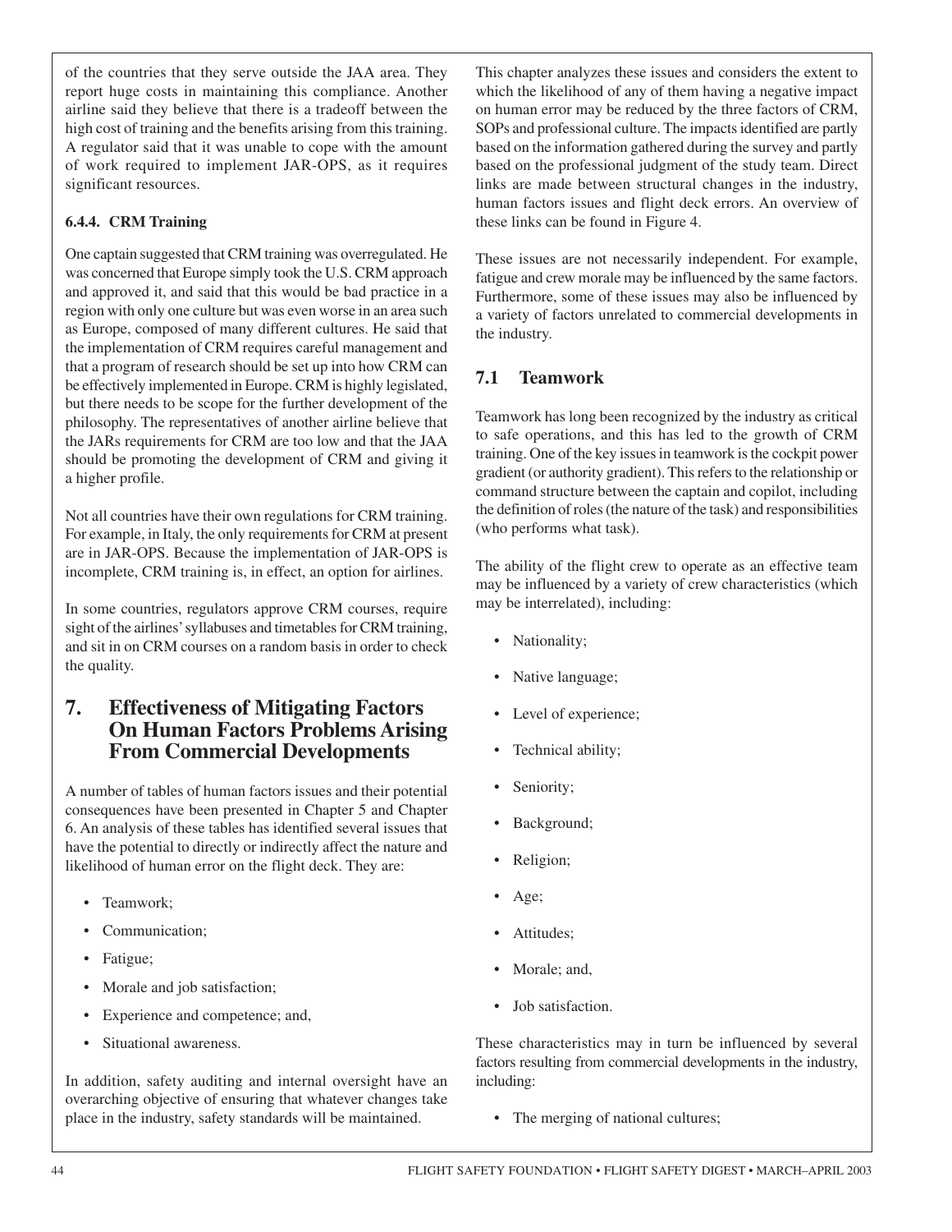of the countries that they serve outside the JAA area. They report huge costs in maintaining this compliance. Another airline said they believe that there is a tradeoff between the high cost of training and the benefits arising from this training. A regulator said that it was unable to cope with the amount of work required to implement JAR-OPS, as it requires significant resources.

#### 6.4.4. CRM Training

One captain suggested that CRM training was overregulated. He was concerned that Europe simply took the U.S. CRM approach and approved it, and said that this would be bad practice in a region with only one culture but was even worse in an area such as Europe, composed of many different cultures. He said that the implementation of CRM requires careful management and that a program of research should be set up into how CRM can be effectively implemented in Europe. CRM is highly legislated, but there needs to be scope for the further development of the philosophy. The representatives of another airline believe that the JARs requirements for CRM are too low and that the JAA should be promoting the development of CRM and giving it a higher profile.

Not all countries have their own regulations for CRM training. For example, in Italy, the only requirements for CRM at present are in JAR-OPS. Because the implementation of JAR-OPS is incomplete, CRM training is, in effect, an option for airlines.

In some countries, regulators approve CRM courses, require sight of the airlines' syllabuses and timetables for CRM training, and sit in on CRM courses on a random basis in order to check the quality.

## 7. Effectiveness of Mitigating Factors On Human Factors Problems Arising From Commercial Developments

A number of tables of human factors issues and their potential consequences have been presented in Chapter 5 and Chapter 6. An analysis of these tables has identified several issues that have the potential to directly or indirectly affect the nature and likelihood of human error on the flight deck. They are:

- Teamwork;
- Communication;
- Fatigue;
- Morale and job satisfaction;
- Experience and competence; and,
- Situational awareness.

In addition, safety auditing and internal oversight have an overarching objective of ensuring that whatever changes take place in the industry, safety standards will be maintained.

This chapter analyzes these issues and considers the extent to which the likelihood of any of them having a negative impact on human error may be reduced by the three factors of CRM, SOPs and professional culture. The impacts identified are partly based on the information gathered during the survey and partly based on the professional judgment of the study team. Direct links are made between structural changes in the industry, human factors issues and flight deck errors. An overview of these links can be found in Figure 4.

These issues are not necessarily independent. For example, fatigue and crew morale may be influenced by the same factors. Furthermore, some of these issues may also be influenced by a variety of factors unrelated to commercial developments in the industry.

### 7.1 Teamwork

Teamwork has long been recognized by the industry as critical to safe operations, and this has led to the growth of CRM training. One of the key issues in teamwork is the cockpit power gradient (or authority gradient). This refers to the relationship or command structure between the captain and copilot, including the definition of roles (the nature of the task) and responsibilities (who performs what task).

The ability of the flight crew to operate as an effective team may be influenced by a variety of crew characteristics (which may be interrelated), including:

- Nationality;
- Native language;
- Level of experience;
- Technical ability;
- Seniority;
- Background;
- Religion;
- Age;
- Attitudes;
- Morale; and,
- Job satisfaction.

These characteristics may in turn be influenced by several factors resulting from commercial developments in the industry, including:

- The merging of national cultures;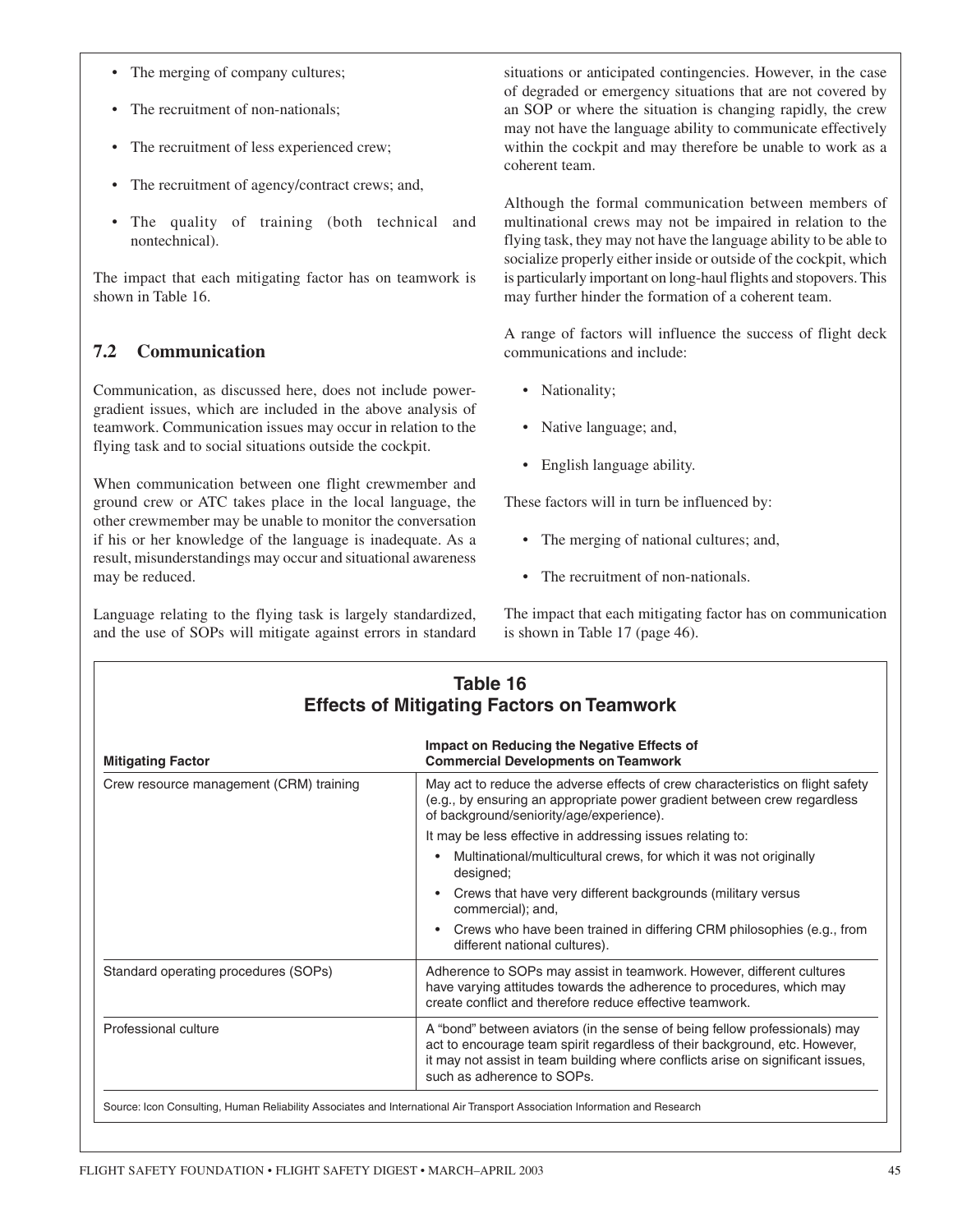- The merging of company cultures;
- The recruitment of non-nationals;
- The recruitment of less experienced crew;
- The recruitment of agency/contract crews; and,
- The quality of training (both technical and nontechnical).

The impact that each mitigating factor has on teamwork is shown in Table 16.

## 7.2 Communication

Communication, as discussed here, does not include power-gradient issues, which are included in the above analysis of teamwork. Communication issues may occur in relation to the flying task and to social situations outside the cockpit.

When communication between one flight crewmember and ground crew or ATC takes place in the local language, the other crewmember may be unable to monitor the conversation if his or her knowledge of the language is inadequate. As a result, misunderstandings may occur and situational awareness may be reduced.

Language relating to the flying task is largely standardized, and the use of SOPs will mitigate against errors in standard situations or anticipated contingencies. However, in the case of degraded or emergency situations that are not covered by an SOP or where the situation is changing rapidly, the crew may not have the language ability to communicate effectively within the cockpit and may therefore be unable to work as a coherent team.

Although the formal communication between members of multinational crews may not be impaired in relation to the flying task, they may not have the language ability to be able to socialize properly either inside or outside of the cockpit, which is particularly important on long-haul flights and stopovers. This may further hinder the formation of a coherent team.

A range of factors will influence the success of flight deck communications and include:

- Nationality;
- Native language; and,
- English language ability.

These factors will in turn be influenced by:

- The merging of national cultures; and,
- The recruitment of non-nationals.

The impact that each mitigating factor has on communication is shown in Table 17 (page 46).

**Table 16**
**Effects of Mitigating Factors on Teamwork**

| Mitigating Factor | Impact on Reducing the Negative Effects of Commercial Developments on Teamwork |
|---|---|
| Crew resource management (CRM) training | May act to reduce the adverse effects of crew characteristics on flight safety (e.g., by ensuring an appropriate power gradient between crew regardless of background/seniority/age/experience).<br>It may be less effective in addressing issues relating to:<br>• Multinational/multicultural crews, for which it was not originally designed;<br>• Crews that have very different backgrounds (military versus commercial); and,<br>• Crews who have been trained in differing CRM philosophies (e.g., from different national cultures). |
| Standard operating procedures (SOPs) | Adherence to SOPs may assist in teamwork. However, different cultures have varying attitudes towards the adherence to procedures, which may create conflict and therefore reduce effective teamwork. |
| Professional culture | A "bond" between aviators (in the sense of being fellow professionals) may act to encourage team spirit regardless of their background, etc. However, it may not assist in team building where conflicts arise on significant issues, such as adherence to SOPs. |

Source: Icon Consulting, Human Reliability Associates and International Air Transport Association Information and Research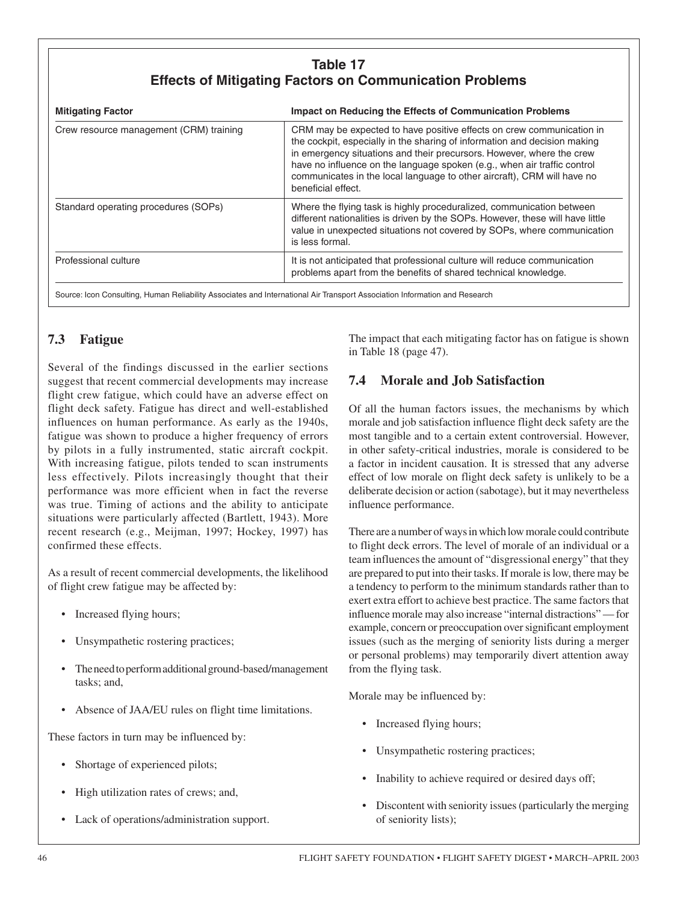**Table 17**
**Effects of Mitigating Factors on Communication Problems**

| Mitigating Factor | Impact on Reducing the Effects of Communication Problems |
|---|---|
| Crew resource management (CRM) training | CRM may be expected to have positive effects on crew communication in the cockpit, especially in the sharing of information and decision making in emergency situations and their precursors. However, where the crew have no influence on the language spoken (e.g., when air traffic control communicates in the local language to other aircraft), CRM will have no beneficial effect. |
| Standard operating procedures (SOPs) | Where the flying task is highly proceduralized, communication between different nationalities is driven by the SOPs. However, these will have little value in unexpected situations not covered by SOPs, where communication is less formal. |
| Professional culture | It is not anticipated that professional culture will reduce communication problems apart from the benefits of shared technical knowledge. |

Source: Icon Consulting, Human Reliability Associates and International Air Transport Association Information and Research

## 7.3 Fatigue

Several of the findings discussed in the earlier sections suggest that recent commercial developments may increase flight crew fatigue, which could have an adverse effect on flight deck safety. Fatigue has direct and well-established influences on human performance. As early as the 1940s, fatigue was shown to produce a higher frequency of errors by pilots in a fully instrumented, static aircraft cockpit. With increasing fatigue, pilots tended to scan instruments less effectively. Pilots increasingly thought that their performance was more efficient when in fact the reverse was true. Timing of actions and the ability to anticipate situations were particularly affected (Bartlett, 1943). More recent research (e.g., Meijman, 1997; Hockey, 1997) has confirmed these effects.

As a result of recent commercial developments, the likelihood of flight crew fatigue may be affected by:

- Increased flying hours;
- Unsympathetic rostering practices;
- The need to perform additional ground-based/management tasks; and,
- Absence of JAA/EU rules on flight time limitations.

These factors in turn may be influenced by:

- Shortage of experienced pilots;
- High utilization rates of crews; and,
- Lack of operations/administration support.

The impact that each mitigating factor has on fatigue is shown in Table 18 (page 47).

## 7.4 Morale and Job Satisfaction

Of all the human factors issues, the mechanisms by which morale and job satisfaction influence flight deck safety are the most tangible and to a certain extent controversial. However, in other safety-critical industries, morale is considered to be a factor in incident causation. It is stressed that any adverse effect of low morale on flight deck safety is unlikely to be a deliberate decision or action (sabotage), but it may nevertheless influence performance.

There are a number of ways in which low morale could contribute to flight deck errors. The level of morale of an individual or a team influences the amount of "disgressional energy" that they are prepared to put into their tasks. If morale is low, there may be a tendency to perform to the minimum standards rather than to exert extra effort to achieve best practice. The same factors that influence morale may also increase "internal distractions" — for example, concern or preoccupation over significant employment issues (such as the merging of seniority lists during a merger or personal problems) may temporarily divert attention away from the flying task.

Morale may be influenced by:

- Increased flying hours;
- Unsympathetic rostering practices;
- Inability to achieve required or desired days off;
- Discontent with seniority issues (particularly the merging of seniority lists);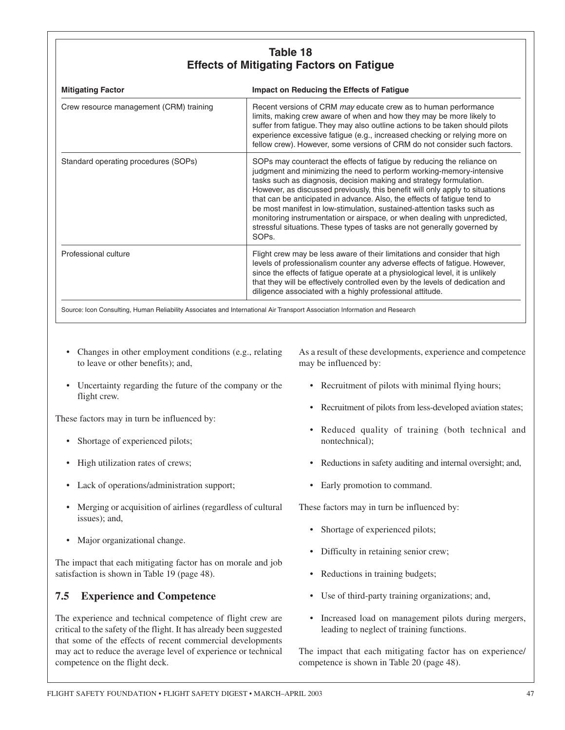**Table 18**
**Effects of Mitigating Factors on Fatigue**

| Mitigating Factor | Impact on Reducing the Effects of Fatigue |
|---|---|
| Crew resource management (CRM) training | Recent versions of CRM *may* educate crew as to human performance limits, making crew aware of when and how they may be more likely to suffer from fatigue. They may also outline actions to be taken should pilots experience excessive fatigue (e.g., increased checking or relying more on fellow crew). However, some versions of CRM do not consider such factors. |
| Standard operating procedures (SOPs) | SOPs may counteract the effects of fatigue by reducing the reliance on judgment and minimizing the need to perform working-memory-intensive tasks such as diagnosis, decision making and strategy formulation. However, as discussed previously, this benefit will only apply to situations that can be anticipated in advance. Also, the effects of fatigue tend to be most manifest in low-stimulation, sustained-attention tasks such as monitoring instrumentation or airspace, or when dealing with unpredicted, stressful situations. These types of tasks are not generally governed by SOPs. |
| Professional culture | Flight crew may be less aware of their limitations and consider that high levels of professionalism counter any adverse effects of fatigue. However, since the effects of fatigue operate at a physiological level, it is unlikely that they will be effectively controlled even by the levels of dedication and diligence associated with a highly professional attitude. |

Source: Icon Consulting, Human Reliability Associates and International Air Transport Association Information and Research

- Changes in other employment conditions (e.g., relating to leave or other benefits); and,
- Uncertainty regarding the future of the company or the flight crew.

These factors may in turn be influenced by:

- Shortage of experienced pilots;
- High utilization rates of crews;
- Lack of operations/administration support;
- Merging or acquisition of airlines (regardless of cultural issues); and,
- Major organizational change.

The impact that each mitigating factor has on morale and job satisfaction is shown in Table 19 (page 48).

## 7.5 Experience and Competence

The experience and technical competence of flight crew are critical to the safety of the flight. It has already been suggested that some of the effects of recent commercial developments may act to reduce the average level of experience or technical competence on the flight deck.

As a result of these developments, experience and competence may be influenced by:

- Recruitment of pilots with minimal flying hours;
- Recruitment of pilots from less-developed aviation states;
- Reduced quality of training (both technical and nontechnical);
- Reductions in safety auditing and internal oversight; and,
- Early promotion to command.

These factors may in turn be influenced by:

- Shortage of experienced pilots;
- Difficulty in retaining senior crew;
- Reductions in training budgets;
- Use of third-party training organizations; and,
- Increased load on management pilots during mergers, leading to neglect of training functions.

The impact that each mitigating factor has on experience/competence is shown in Table 20 (page 48).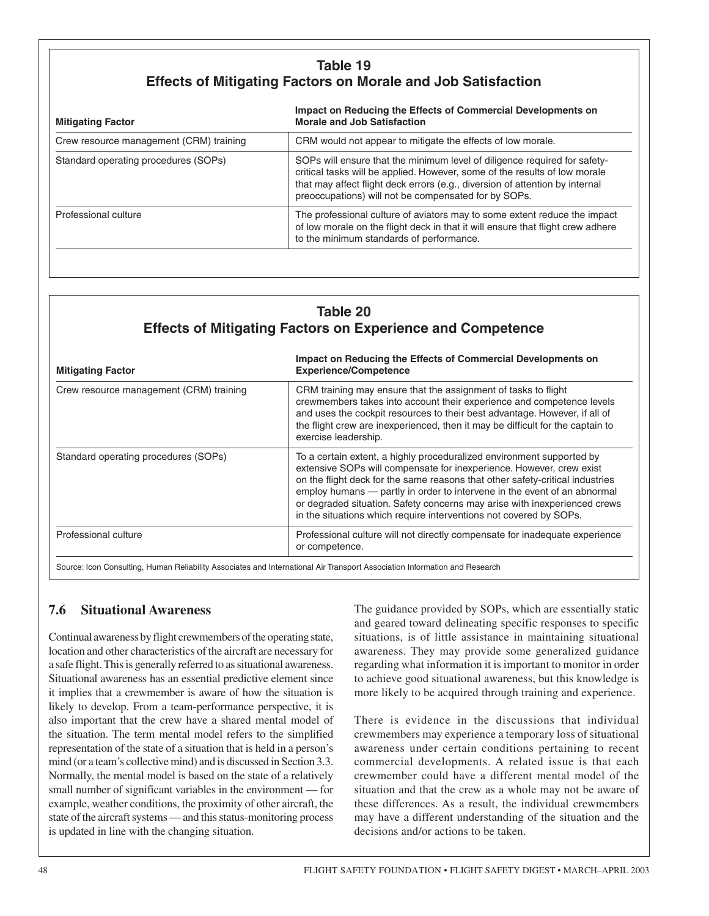**Table 19**
**Effects of Mitigating Factors on Morale and Job Satisfaction**

| Mitigating Factor | Impact on Reducing the Effects of Commercial Developments on Morale and Job Satisfaction |
|---|---|
| Crew resource management (CRM) training | CRM would not appear to mitigate the effects of low morale. |
| Standard operating procedures (SOPs) | SOPs will ensure that the minimum level of diligence required for safety-critical tasks will be applied. However, some of the results of low morale that may affect flight deck errors (e.g., diversion of attention by internal preoccupations) will not be compensated for by SOPs. |
| Professional culture | The professional culture of aviators may to some extent reduce the impact of low morale on the flight deck in that it will ensure that flight crew adhere to the minimum standards of performance. |

**Table 20**
**Effects of Mitigating Factors on Experience and Competence**

| Mitigating Factor | Impact on Reducing the Effects of Commercial Developments on Experience/Competence |
|---|---|
| Crew resource management (CRM) training | CRM training may ensure that the assignment of tasks to flight crewmembers takes into account their experience and competence levels and uses the cockpit resources to their best advantage. However, if all of the flight crew are inexperienced, then it may be difficult for the captain to exercise leadership. |
| Standard operating procedures (SOPs) | To a certain extent, a highly proceduralized environment supported by extensive SOPs will compensate for inexperience. However, crew exist on the flight deck for the same reasons that other safety-critical industries employ humans — partly in order to intervene in the event of an abnormal or degraded situation. Safety concerns may arise with inexperienced crews in the situations which require interventions not covered by SOPs. |
| Professional culture | Professional culture will not directly compensate for inadequate experience or competence. |

Source: Icon Consulting, Human Reliability Associates and International Air Transport Association Information and Research

## 7.6 Situational Awareness

Continual awareness by flight crewmembers of the operating state, location and other characteristics of the aircraft are necessary for a safe flight. This is generally referred to as situational awareness. Situational awareness has an essential predictive element since it implies that a crewmember is aware of how the situation is likely to develop. From a team-performance perspective, it is also important that the crew have a shared mental model of the situation. The term mental model refers to the simplified representation of the state of a situation that is held in a person's mind (or a team's collective mind) and is discussed in Section 3.3. Normally, the mental model is based on the state of a relatively small number of significant variables in the environment — for example, weather conditions, the proximity of other aircraft, the state of the aircraft systems — and this status-monitoring process is updated in line with the changing situation.

The guidance provided by SOPs, which are essentially static and geared toward delineating specific responses to specific situations, is of little assistance in maintaining situational awareness. They may provide some generalized guidance regarding what information it is important to monitor in order to achieve good situational awareness, but this knowledge is more likely to be acquired through training and experience.

There is evidence in the discussions that individual crewmembers may experience a temporary loss of situational awareness under certain conditions pertaining to recent commercial developments. A related issue is that each crewmember could have a different mental model of the situation and that the crew as a whole may not be aware of these differences. As a result, the individual crewmembers may have a different understanding of the situation and the decisions and/or actions to be taken.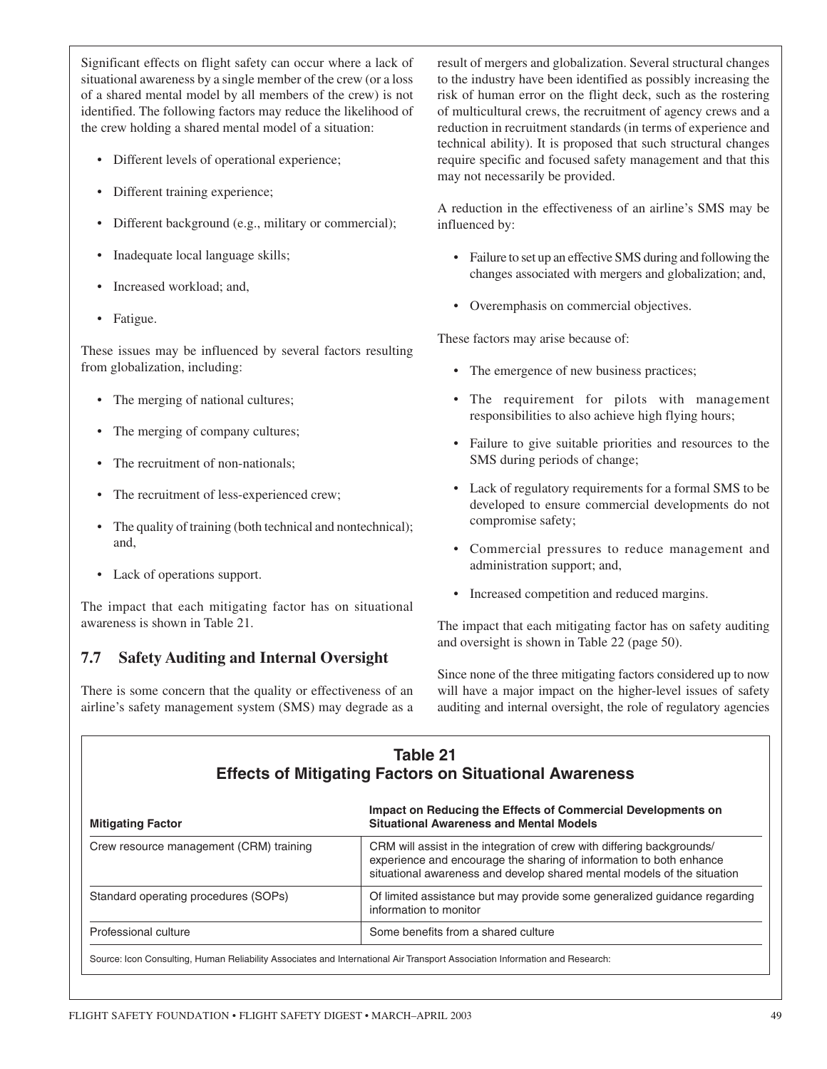Significant effects on flight safety can occur where a lack of situational awareness by a single member of the crew (or a loss of a shared mental model by all members of the crew) is not identified. The following factors may reduce the likelihood of the crew holding a shared mental model of a situation:

- Different levels of operational experience;
- Different training experience;
- Different background (e.g., military or commercial);
- Inadequate local language skills;
- Increased workload; and,
- Fatigue.

These issues may be influenced by several factors resulting from globalization, including:

- The merging of national cultures;
- The merging of company cultures;
- The recruitment of non-nationals;
- The recruitment of less-experienced crew;
- The quality of training (both technical and nontechnical); and,
- Lack of operations support.

The impact that each mitigating factor has on situational awareness is shown in Table 21.

## 7.7 Safety Auditing and Internal Oversight

There is some concern that the quality or effectiveness of an airline's safety management system (SMS) may degrade as a result of mergers and globalization. Several structural changes to the industry have been identified as possibly increasing the risk of human error on the flight deck, such as the rostering of multicultural crews, the recruitment of agency crews and a reduction in recruitment standards (in terms of experience and technical ability). It is proposed that such structural changes require specific and focused safety management and that this may not necessarily be provided.

A reduction in the effectiveness of an airline's SMS may be influenced by:

- Failure to set up an effective SMS during and following the changes associated with mergers and globalization; and,
- Overemphasis on commercial objectives.

These factors may arise because of:

- The emergence of new business practices;
- The requirement for pilots with management responsibilities to also achieve high flying hours;
- Failure to give suitable priorities and resources to the SMS during periods of change;
- Lack of regulatory requirements for a formal SMS to be developed to ensure commercial developments do not compromise safety;
- Commercial pressures to reduce management and administration support; and,
- Increased competition and reduced margins.

The impact that each mitigating factor has on safety auditing and oversight is shown in Table 22 (page 50).

Since none of the three mitigating factors considered up to now will have a major impact on the higher-level issues of safety auditing and internal oversight, the role of regulatory agencies

**Table 21**
**Effects of Mitigating Factors on Situational Awareness**

| Mitigating Factor | Impact on Reducing the Effects of Commercial Developments on Situational Awareness and Mental Models |
|---|---|
| Crew resource management (CRM) training | CRM will assist in the integration of crew with differing backgrounds/ experience and encourage the sharing of information to both enhance situational awareness and develop shared mental models of the situation |
| Standard operating procedures (SOPs) | Of limited assistance but may provide some generalized guidance regarding information to monitor |
| Professional culture | Some benefits from a shared culture |

Source: Icon Consulting, Human Reliability Associates and International Air Transport Association Information and Research: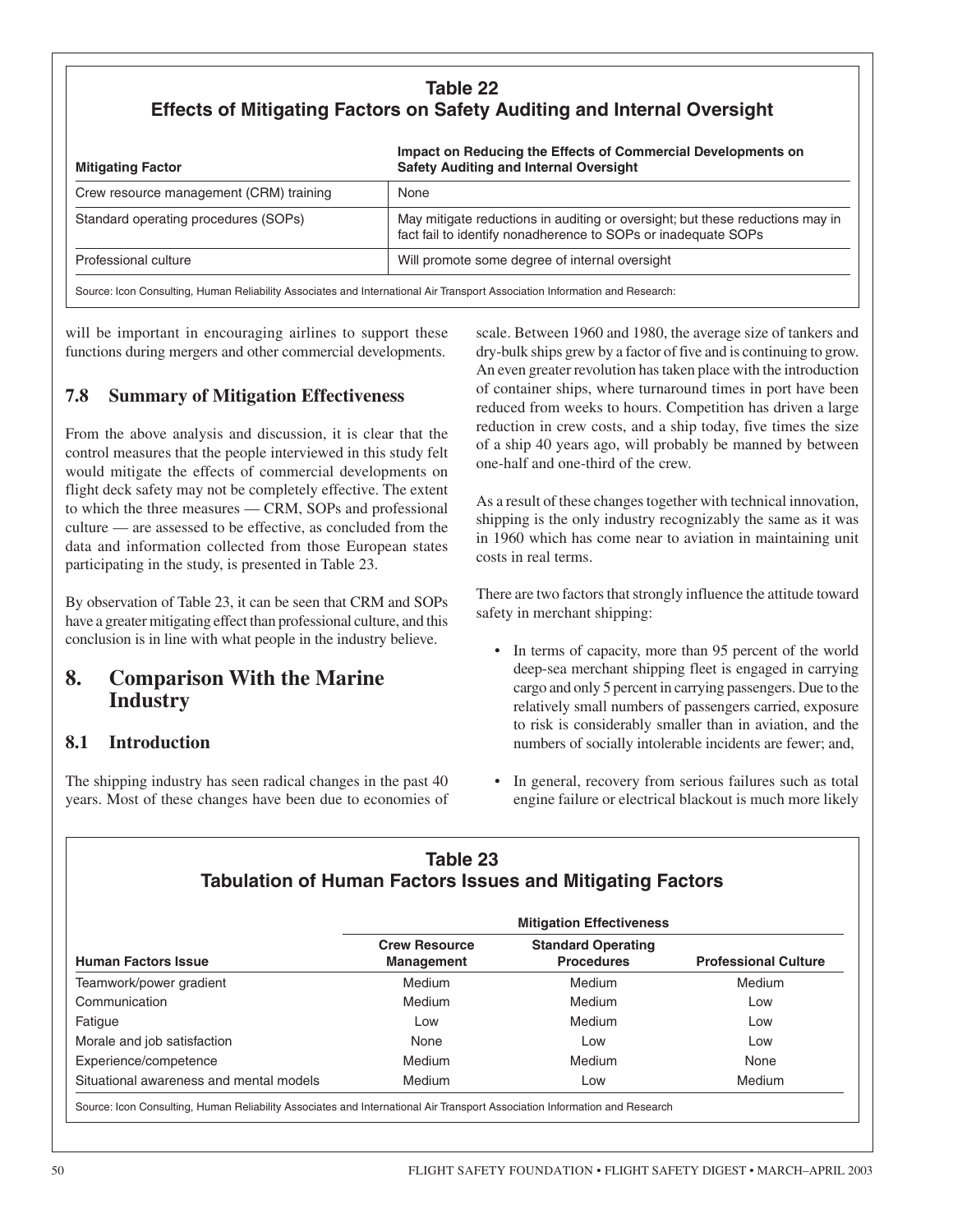**Table 22**
**Effects of Mitigating Factors on Safety Auditing and Internal Oversight**

| Mitigating Factor | Impact on Reducing the Effects of Commercial Developments on Safety Auditing and Internal Oversight |
|---|---|
| Crew resource management (CRM) training | None |
| Standard operating procedures (SOPs) | May mitigate reductions in auditing or oversight; but these reductions may in fact fail to identify nonadherence to SOPs or inadequate SOPs |
| Professional culture | Will promote some degree of internal oversight |

Source: Icon Consulting, Human Reliability Associates and International Air Transport Association Information and Research:

will be important in encouraging airlines to support these functions during mergers and other commercial developments.

## 7.8 Summary of Mitigation Effectiveness

From the above analysis and discussion, it is clear that the control measures that the people interviewed in this study felt would mitigate the effects of commercial developments on flight deck safety may not be completely effective. The extent to which the three measures — CRM, SOPs and professional culture — are assessed to be effective, as concluded from the data and information collected from those European states participating in the study, is presented in Table 23.

By observation of Table 23, it can be seen that CRM and SOPs have a greater mitigating effect than professional culture, and this conclusion is in line with what people in the industry believe.

# 8. Comparison With the Marine Industry

## 8.1 Introduction

The shipping industry has seen radical changes in the past 40 years. Most of these changes have been due to economies of scale. Between 1960 and 1980, the average size of tankers and dry-bulk ships grew by a factor of five and is continuing to grow. An even greater revolution has taken place with the introduction of container ships, where turnaround times in port have been reduced from weeks to hours. Competition has driven a large reduction in crew costs, and a ship today, five times the size of a ship 40 years ago, will probably be manned by between one-half and one-third of the crew.

As a result of these changes together with technical innovation, shipping is the only industry recognizably the same as it was in 1960 which has come near to aviation in maintaining unit costs in real terms.

There are two factors that strongly influence the attitude toward safety in merchant shipping:

- In terms of capacity, more than 95 percent of the world deep-sea merchant shipping fleet is engaged in carrying cargo and only 5 percent in carrying passengers. Due to the relatively small numbers of passengers carried, exposure to risk is considerably smaller than in aviation, and the numbers of socially intolerable incidents are fewer; and,

- In general, recovery from serious failures such as total engine failure or electrical blackout is much more likely

**Table 23**
**Tabulation of Human Factors Issues and Mitigating Factors**

| | Mitigation Effectiveness | | |
|---|---|---|---|
| Human Factors Issue | Crew Resource Management | Standard Operating Procedures | Professional Culture |
| Teamwork/power gradient | Medium | Medium | Medium |
| Communication | Medium | Medium | Low |
| Fatigue | Low | Medium | Low |
| Morale and job satisfaction | None | Low | Low |
| Experience/competence | Medium | Medium | None |
| Situational awareness and mental models | Medium | Low | Medium |

Source: Icon Consulting, Human Reliability Associates and International Air Transport Association Information and Research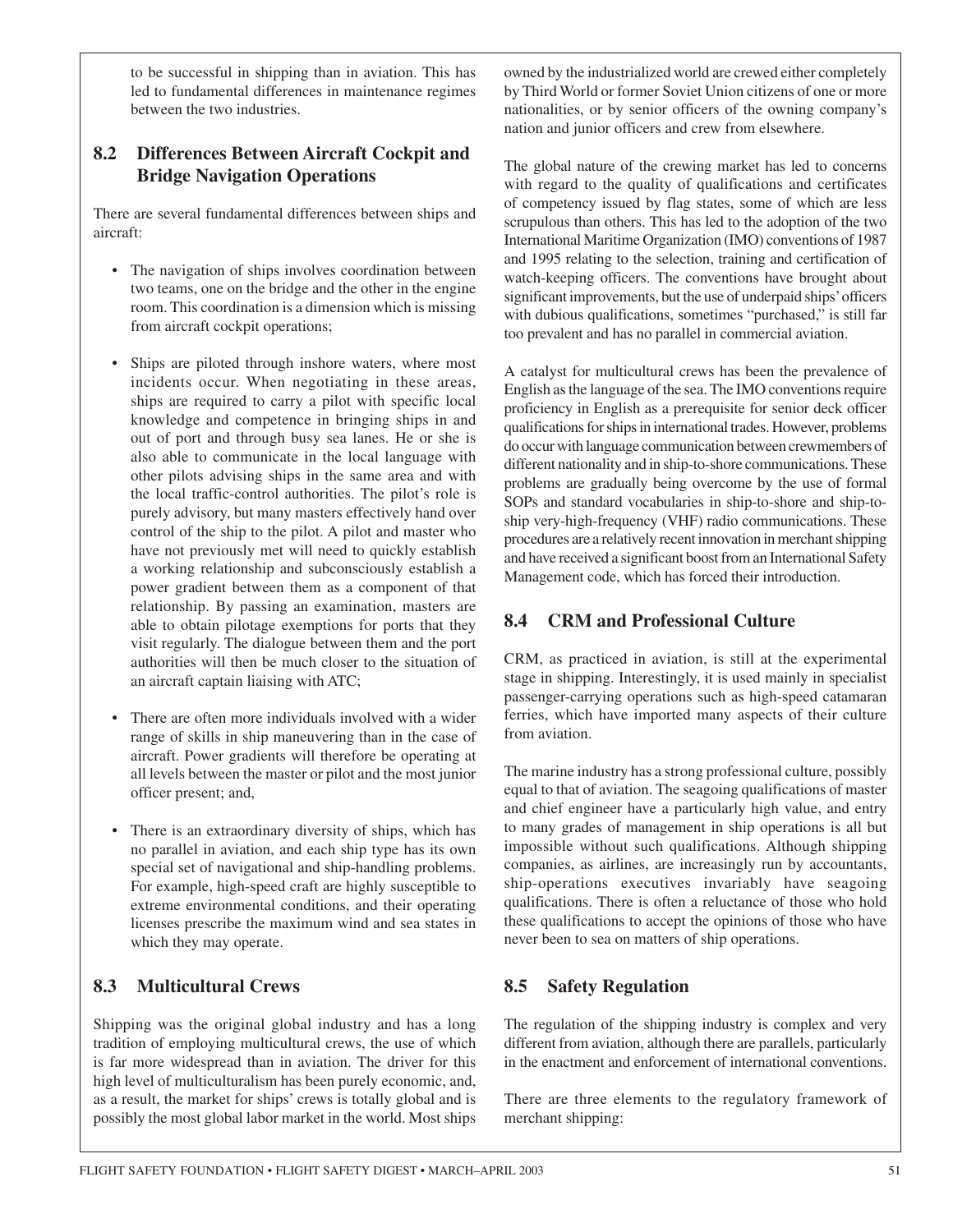to be successful in shipping than in aviation. This has led to fundamental differences in maintenance regimes between the two industries.

## 8.2 Differences Between Aircraft Cockpit and Bridge Navigation Operations

There are several fundamental differences between ships and aircraft:

- The navigation of ships involves coordination between two teams, one on the bridge and the other in the engine room. This coordination is a dimension which is missing from aircraft cockpit operations;
- Ships are piloted through inshore waters, where most incidents occur. When negotiating in these areas, ships are required to carry a pilot with specific local knowledge and competence in bringing ships in and out of port and through busy sea lanes. He or she is also able to communicate in the local language with other pilots advising ships in the same area and with the local traffic-control authorities. The pilot's role is purely advisory, but many masters effectively hand over control of the ship to the pilot. A pilot and master who have not previously met will need to quickly establish a working relationship and subconsciously establish a power gradient between them as a component of that relationship. By passing an examination, masters are able to obtain pilotage exemptions for ports that they visit regularly. The dialogue between them and the port authorities will then be much closer to the situation of an aircraft captain liaising with ATC;
- There are often more individuals involved with a wider range of skills in ship maneuvering than in the case of aircraft. Power gradients will therefore be operating at all levels between the master or pilot and the most junior officer present; and,
- There is an extraordinary diversity of ships, which has no parallel in aviation, and each ship type has its own special set of navigational and ship-handling problems. For example, high-speed craft are highly susceptible to extreme environmental conditions, and their operating licenses prescribe the maximum wind and sea states in which they may operate.

## 8.3 Multicultural Crews

Shipping was the original global industry and has a long tradition of employing multicultural crews, the use of which is far more widespread than in aviation. The driver for this high level of multiculturalism has been purely economic, and, as a result, the market for ships' crews is totally global and is possibly the most global labor market in the world. Most ships owned by the industrialized world are crewed either completely by Third World or former Soviet Union citizens of one or more nationalities, or by senior officers of the owning company's nation and junior officers and crew from elsewhere.

The global nature of the crewing market has led to concerns with regard to the quality of qualifications and certificates of competency issued by flag states, some of which are less scrupulous than others. This has led to the adoption of the two International Maritime Organization (IMO) conventions of 1987 and 1995 relating to the selection, training and certification of watch-keeping officers. The conventions have brought about significant improvements, but the use of underpaid ships' officers with dubious qualifications, sometimes "purchased," is still far too prevalent and has no parallel in commercial aviation.

A catalyst for multicultural crews has been the prevalence of English as the language of the sea. The IMO conventions require proficiency in English as a prerequisite for senior deck officer qualifications for ships in international trades. However, problems do occur with language communication between crewmembers of different nationality and in ship-to-shore communications. These problems are gradually being overcome by the use of formal SOPs and standard vocabularies in ship-to-shore and ship-to-ship very-high-frequency (VHF) radio communications. These procedures are a relatively recent innovation in merchant shipping and have received a significant boost from an International Safety Management code, which has forced their introduction.

## 8.4 CRM and Professional Culture

CRM, as practiced in aviation, is still at the experimental stage in shipping. Interestingly, it is used mainly in specialist passenger-carrying operations such as high-speed catamaran ferries, which have imported many aspects of their culture from aviation.

The marine industry has a strong professional culture, possibly equal to that of aviation. The seagoing qualifications of master and chief engineer have a particularly high value, and entry to many grades of management in ship operations is all but impossible without such qualifications. Although shipping companies, as airlines, are increasingly run by accountants, ship-operations executives invariably have seagoing qualifications. There is often a reluctance of those who hold these qualifications to accept the opinions of those who have never been to sea on matters of ship operations.

## 8.5 Safety Regulation

The regulation of the shipping industry is complex and very different from aviation, although there are parallels, particularly in the enactment and enforcement of international conventions.

There are three elements to the regulatory framework of merchant shipping: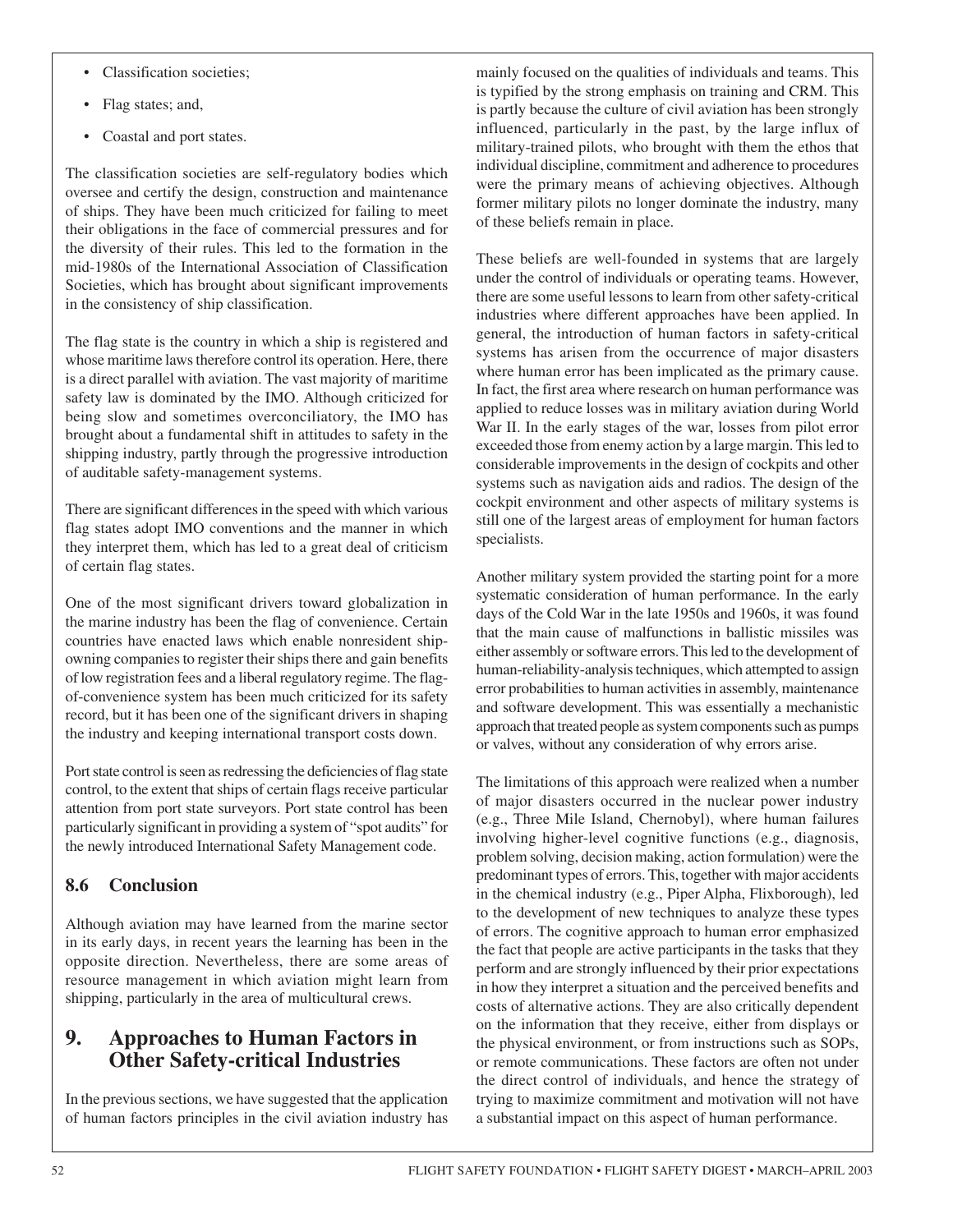- Classification societies;
- Flag states; and,
- Coastal and port states.

The classification societies are self-regulatory bodies which oversee and certify the design, construction and maintenance of ships. They have been much criticized for failing to meet their obligations in the face of commercial pressures and for the diversity of their rules. This led to the formation in the mid-1980s of the International Association of Classification Societies, which has brought about significant improvements in the consistency of ship classification.

The flag state is the country in which a ship is registered and whose maritime laws therefore control its operation. Here, there is a direct parallel with aviation. The vast majority of maritime safety law is dominated by the IMO. Although criticized for being slow and sometimes overconciliatory, the IMO has brought about a fundamental shift in attitudes to safety in the shipping industry, partly through the progressive introduction of auditable safety-management systems.

There are significant differences in the speed with which various flag states adopt IMO conventions and the manner in which they interpret them, which has led to a great deal of criticism of certain flag states.

One of the most significant drivers toward globalization in the marine industry has been the flag of convenience. Certain countries have enacted laws which enable nonresident ship-owning companies to register their ships there and gain benefits of low registration fees and a liberal regulatory regime. The flag-of-convenience system has been much criticized for its safety record, but it has been one of the significant drivers in shaping the industry and keeping international transport costs down.

Port state control is seen as redressing the deficiencies of flag state control, to the extent that ships of certain flags receive particular attention from port state surveyors. Port state control has been particularly significant in providing a system of "spot audits" for the newly introduced International Safety Management code.

### 8.6 Conclusion

Although aviation may have learned from the marine sector in its early days, in recent years the learning has been in the opposite direction. Nevertheless, there are some areas of resource management in which aviation might learn from shipping, particularly in the area of multicultural crews.

## 9. Approaches to Human Factors in Other Safety-critical Industries

In the previous sections, we have suggested that the application of human factors principles in the civil aviation industry has mainly focused on the qualities of individuals and teams. This is typified by the strong emphasis on training and CRM. This is partly because the culture of civil aviation has been strongly influenced, particularly in the past, by the large influx of military-trained pilots, who brought with them the ethos that individual discipline, commitment and adherence to procedures were the primary means of achieving objectives. Although former military pilots no longer dominate the industry, many of these beliefs remain in place.

These beliefs are well-founded in systems that are largely under the control of individuals or operating teams. However, there are some useful lessons to learn from other safety-critical industries where different approaches have been applied. In general, the introduction of human factors in safety-critical systems has arisen from the occurrence of major disasters where human error has been implicated as the primary cause. In fact, the first area where research on human performance was applied to reduce losses was in military aviation during World War II. In the early stages of the war, losses from pilot error exceeded those from enemy action by a large margin. This led to considerable improvements in the design of cockpits and other systems such as navigation aids and radios. The design of the cockpit environment and other aspects of military systems is still one of the largest areas of employment for human factors specialists.

Another military system provided the starting point for a more systematic consideration of human performance. In the early days of the Cold War in the late 1950s and 1960s, it was found that the main cause of malfunctions in ballistic missiles was either assembly or software errors. This led to the development of human-reliability-analysis techniques, which attempted to assign error probabilities to human activities in assembly, maintenance and software development. This was essentially a mechanistic approach that treated people as system components such as pumps or valves, without any consideration of why errors arise.

The limitations of this approach were realized when a number of major disasters occurred in the nuclear power industry (e.g., Three Mile Island, Chernobyl), where human failures involving higher-level cognitive functions (e.g., diagnosis, problem solving, decision making, action formulation) were the predominant types of errors. This, together with major accidents in the chemical industry (e.g., Piper Alpha, Flixborough), led to the development of new techniques to analyze these types of errors. The cognitive approach to human error emphasized the fact that people are active participants in the tasks that they perform and are strongly influenced by their prior expectations in how they interpret a situation and the perceived benefits and costs of alternative actions. They are also critically dependent on the information that they receive, either from displays or the physical environment, or from instructions such as SOPs, or remote communications. These factors are often not under the direct control of individuals, and hence the strategy of trying to maximize commitment and motivation will not have a substantial impact on this aspect of human performance.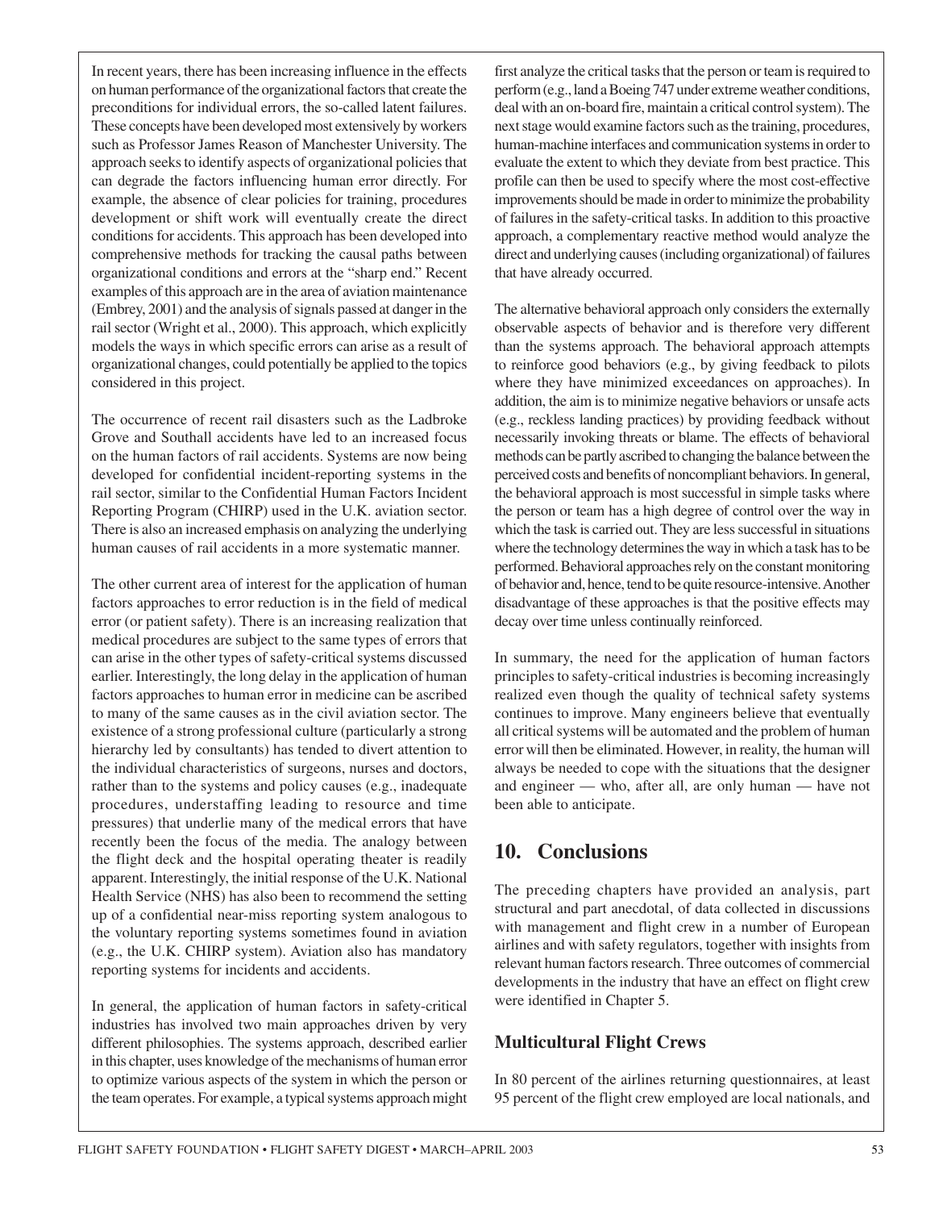In recent years, there has been increasing influence in the effects on human performance of the organizational factors that create the preconditions for individual errors, the so-called latent failures. These concepts have been developed most extensively by workers such as Professor James Reason of Manchester University. The approach seeks to identify aspects of organizational policies that can degrade the factors influencing human error directly. For example, the absence of clear policies for training, procedures development or shift work will eventually create the direct conditions for accidents. This approach has been developed into comprehensive methods for tracking the causal paths between organizational conditions and errors at the "sharp end." Recent examples of this approach are in the area of aviation maintenance (Embrey, 2001) and the analysis of signals passed at danger in the rail sector (Wright et al., 2000). This approach, which explicitly models the ways in which specific errors can arise as a result of organizational changes, could potentially be applied to the topics considered in this project.

The occurrence of recent rail disasters such as the Ladbroke Grove and Southall accidents have led to an increased focus on the human factors of rail accidents. Systems are now being developed for confidential incident-reporting systems in the rail sector, similar to the Confidential Human Factors Incident Reporting Program (CHIRP) used in the U.K. aviation sector. There is also an increased emphasis on analyzing the underlying human causes of rail accidents in a more systematic manner.

The other current area of interest for the application of human factors approaches to error reduction is in the field of medical error (or patient safety). There is an increasing realization that medical procedures are subject to the same types of errors that can arise in the other types of safety-critical systems discussed earlier. Interestingly, the long delay in the application of human factors approaches to human error in medicine can be ascribed to many of the same causes as in the civil aviation sector. The existence of a strong professional culture (particularly a strong hierarchy led by consultants) has tended to divert attention to the individual characteristics of surgeons, nurses and doctors, rather than to the systems and policy causes (e.g., inadequate procedures, understaffing leading to resource and time pressures) that underlie many of the medical errors that have recently been the focus of the media. The analogy between the flight deck and the hospital operating theater is readily apparent. Interestingly, the initial response of the U.K. National Health Service (NHS) has also been to recommend the setting up of a confidential near-miss reporting system analogous to the voluntary reporting systems sometimes found in aviation (e.g., the U.K. CHIRP system). Aviation also has mandatory reporting systems for incidents and accidents.

In general, the application of human factors in safety-critical industries has involved two main approaches driven by very different philosophies. The systems approach, described earlier in this chapter, uses knowledge of the mechanisms of human error to optimize various aspects of the system in which the person or the team operates. For example, a typical systems approach might first analyze the critical tasks that the person or team is required to perform (e.g., land a Boeing 747 under extreme weather conditions, deal with an on-board fire, maintain a critical control system). The next stage would examine factors such as the training, procedures, human-machine interfaces and communication systems in order to evaluate the extent to which they deviate from best practice. This profile can then be used to specify where the most cost-effective improvements should be made in order to minimize the probability of failures in the safety-critical tasks. In addition to this proactive approach, a complementary reactive method would analyze the direct and underlying causes (including organizational) of failures that have already occurred.

The alternative behavioral approach only considers the externally observable aspects of behavior and is therefore very different than the systems approach. The behavioral approach attempts to reinforce good behaviors (e.g., by giving feedback to pilots where they have minimized exceedances on approaches). In addition, the aim is to minimize negative behaviors or unsafe acts (e.g., reckless landing practices) by providing feedback without necessarily invoking threats or blame. The effects of behavioral methods can be partly ascribed to changing the balance between the perceived costs and benefits of noncompliant behaviors. In general, the behavioral approach is most successful in simple tasks where the person or team has a high degree of control over the way in which the task is carried out. They are less successful in situations where the technology determines the way in which a task has to be performed. Behavioral approaches rely on the constant monitoring of behavior and, hence, tend to be quite resource-intensive. Another disadvantage of these approaches is that the positive effects may decay over time unless continually reinforced.

In summary, the need for the application of human factors principles to safety-critical industries is becoming increasingly realized even though the quality of technical safety systems continues to improve. Many engineers believe that eventually all critical systems will be automated and the problem of human error will then be eliminated. However, in reality, the human will always be needed to cope with the situations that the designer and engineer — who, after all, are only human — have not been able to anticipate.

# 10. Conclusions

The preceding chapters have provided an analysis, part structural and part anecdotal, of data collected in discussions with management and flight crew in a number of European airlines and with safety regulators, together with insights from relevant human factors research. Three outcomes of commercial developments in the industry that have an effect on flight crew were identified in Chapter 5.

## Multicultural Flight Crews

In 80 percent of the airlines returning questionnaires, at least 95 percent of the flight crew employed are local nationals, and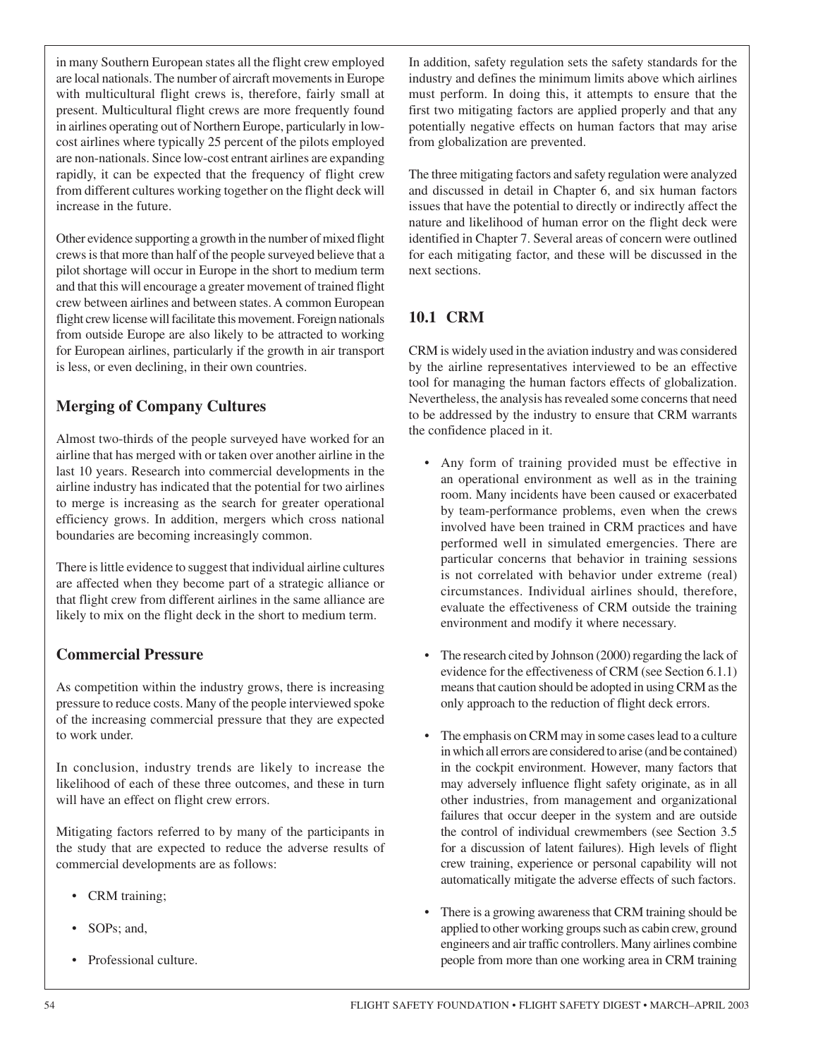in many Southern European states all the flight crew employed are local nationals. The number of aircraft movements in Europe with multicultural flight crews is, therefore, fairly small at present. Multicultural flight crews are more frequently found in airlines operating out of Northern Europe, particularly in low-cost airlines where typically 25 percent of the pilots employed are non-nationals. Since low-cost entrant airlines are expanding rapidly, it can be expected that the frequency of flight crew from different cultures working together on the flight deck will increase in the future.

Other evidence supporting a growth in the number of mixed flight crews is that more than half of the people surveyed believe that a pilot shortage will occur in Europe in the short to medium term and that this will encourage a greater movement of trained flight crew between airlines and between states. A common European flight crew license will facilitate this movement. Foreign nationals from outside Europe are also likely to be attracted to working for European airlines, particularly if the growth in air transport is less, or even declining, in their own countries.

### Merging of Company Cultures

Almost two-thirds of the people surveyed have worked for an airline that has merged with or taken over another airline in the last 10 years. Research into commercial developments in the airline industry has indicated that the potential for two airlines to merge is increasing as the search for greater operational efficiency grows. In addition, mergers which cross national boundaries are becoming increasingly common.

There is little evidence to suggest that individual airline cultures are affected when they become part of a strategic alliance or that flight crew from different airlines in the same alliance are likely to mix on the flight deck in the short to medium term.

### Commercial Pressure

As competition within the industry grows, there is increasing pressure to reduce costs. Many of the people interviewed spoke of the increasing commercial pressure that they are expected to work under.

In conclusion, industry trends are likely to increase the likelihood of each of these three outcomes, and these in turn will have an effect on flight crew errors.

Mitigating factors referred to by many of the participants in the study that are expected to reduce the adverse results of commercial developments are as follows:

- CRM training;
- SOPs; and,
- Professional culture.

In addition, safety regulation sets the safety standards for the industry and defines the minimum limits above which airlines must perform. In doing this, it attempts to ensure that the first two mitigating factors are applied properly and that any potentially negative effects on human factors that may arise from globalization are prevented.

The three mitigating factors and safety regulation were analyzed and discussed in detail in Chapter 6, and six human factors issues that have the potential to directly or indirectly affect the nature and likelihood of human error on the flight deck were identified in Chapter 7. Several areas of concern were outlined for each mitigating factor, and these will be discussed in the next sections.

## 10.1 CRM

CRM is widely used in the aviation industry and was considered by the airline representatives interviewed to be an effective tool for managing the human factors effects of globalization. Nevertheless, the analysis has revealed some concerns that need to be addressed by the industry to ensure that CRM warrants the confidence placed in it.

- Any form of training provided must be effective in an operational environment as well as in the training room. Many incidents have been caused or exacerbated by team-performance problems, even when the crews involved have been trained in CRM practices and have performed well in simulated emergencies. There are particular concerns that behavior in training sessions is not correlated with behavior under extreme (real) circumstances. Individual airlines should, therefore, evaluate the effectiveness of CRM outside the training environment and modify it where necessary.
- The research cited by Johnson (2000) regarding the lack of evidence for the effectiveness of CRM (see Section 6.1.1) means that caution should be adopted in using CRM as the only approach to the reduction of flight deck errors.
- The emphasis on CRM may in some cases lead to a culture in which all errors are considered to arise (and be contained) in the cockpit environment. However, many factors that may adversely influence flight safety originate, as in all other industries, from management and organizational failures that occur deeper in the system and are outside the control of individual crewmembers (see Section 3.5 for a discussion of latent failures). High levels of flight crew training, experience or personal capability will not automatically mitigate the adverse effects of such factors.
- There is a growing awareness that CRM training should be applied to other working groups such as cabin crew, ground engineers and air traffic controllers. Many airlines combine people from more than one working area in CRM training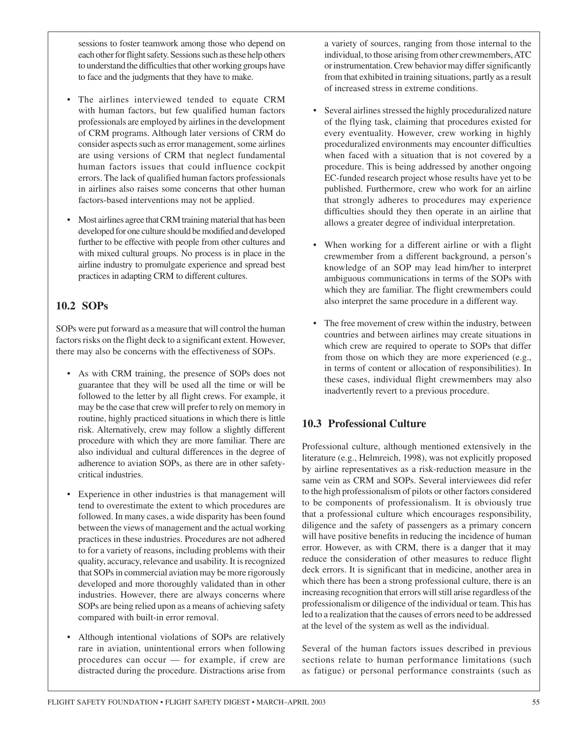sessions to foster teamwork among those who depend on each other for flight safety. Sessions such as these help others to understand the difficulties that other working groups have to face and the judgments that they have to make.

- The airlines interviewed tended to equate CRM with human factors, but few qualified human factors professionals are employed by airlines in the development of CRM programs. Although later versions of CRM do consider aspects such as error management, some airlines are using versions of CRM that neglect fundamental human factors issues that could influence cockpit errors. The lack of qualified human factors professionals in airlines also raises some concerns that other human factors-based interventions may not be applied.

- Most airlines agree that CRM training material that has been developed for one culture should be modified and developed further to be effective with people from other cultures and with mixed cultural groups. No process is in place in the airline industry to promulgate experience and spread best practices in adapting CRM to different cultures.

## 10.2 SOPs

SOPs were put forward as a measure that will control the human factors risks on the flight deck to a significant extent. However, there may also be concerns with the effectiveness of SOPs.

- As with CRM training, the presence of SOPs does not guarantee that they will be used all the time or will be followed to the letter by all flight crews. For example, it may be the case that crew will prefer to rely on memory in routine, highly practiced situations in which there is little risk. Alternatively, crew may follow a slightly different procedure with which they are more familiar. There are also individual and cultural differences in the degree of adherence to aviation SOPs, as there are in other safety-critical industries.

- Experience in other industries is that management will tend to overestimate the extent to which procedures are followed. In many cases, a wide disparity has been found between the views of management and the actual working practices in these industries. Procedures are not adhered to for a variety of reasons, including problems with their quality, accuracy, relevance and usability. It is recognized that SOPs in commercial aviation may be more rigorously developed and more thoroughly validated than in other industries. However, there are always concerns where SOPs are being relied upon as a means of achieving safety compared with built-in error removal.

- Although intentional violations of SOPs are relatively rare in aviation, unintentional errors when following procedures can occur — for example, if crew are distracted during the procedure. Distractions arise from a variety of sources, ranging from those internal to the individual, to those arising from other crewmembers, ATC or instrumentation. Crew behavior may differ significantly from that exhibited in training situations, partly as a result of increased stress in extreme conditions.

- Several airlines stressed the highly proceduralized nature of the flying task, claiming that procedures existed for every eventuality. However, crew working in highly proceduralized environments may encounter difficulties when faced with a situation that is not covered by a procedure. This is being addressed by another ongoing EC-funded research project whose results have yet to be published. Furthermore, crew who work for an airline that strongly adheres to procedures may experience difficulties should they then operate in an airline that allows a greater degree of individual interpretation.

- When working for a different airline or with a flight crewmember from a different background, a person's knowledge of an SOP may lead him/her to interpret ambiguous communications in terms of the SOPs with which they are familiar. The flight crewmembers could also interpret the same procedure in a different way.

- The free movement of crew within the industry, between countries and between airlines may create situations in which crew are required to operate to SOPs that differ from those on which they are more experienced (e.g., in terms of content or allocation of responsibilities). In these cases, individual flight crewmembers may also inadvertently revert to a previous procedure.

## 10.3 Professional Culture

Professional culture, although mentioned extensively in the literature (e.g., Helmreich, 1998), was not explicitly proposed by airline representatives as a risk-reduction measure in the same vein as CRM and SOPs. Several interviewees did refer to the high professionalism of pilots or other factors considered to be components of professionalism. It is obviously true that a professional culture which encourages responsibility, diligence and the safety of passengers as a primary concern will have positive benefits in reducing the incidence of human error. However, as with CRM, there is a danger that it may reduce the consideration of other measures to reduce flight deck errors. It is significant that in medicine, another area in which there has been a strong professional culture, there is an increasing recognition that errors will still arise regardless of the professionalism or diligence of the individual or team. This has led to a realization that the causes of errors need to be addressed at the level of the system as well as the individual.

Several of the human factors issues described in previous sections relate to human performance limitations (such as fatigue) or personal performance constraints (such as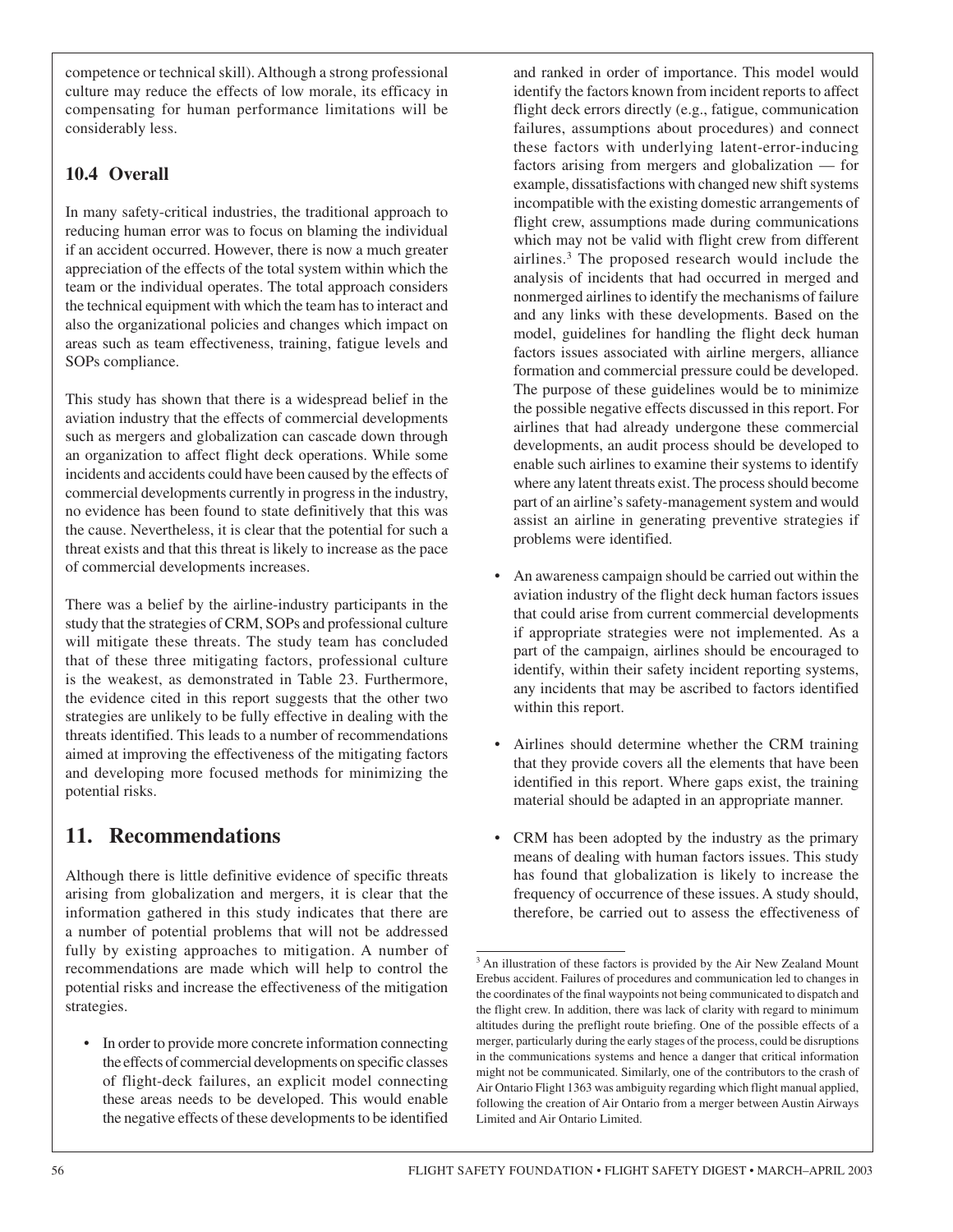competence or technical skill). Although a strong professional culture may reduce the effects of low morale, its efficacy in compensating for human performance limitations will be considerably less.

### 10.4 Overall

In many safety-critical industries, the traditional approach to reducing human error was to focus on blaming the individual if an accident occurred. However, there is now a much greater appreciation of the effects of the total system within which the team or the individual operates. The total approach considers the technical equipment with which the team has to interact and also the organizational policies and changes which impact on areas such as team effectiveness, training, fatigue levels and SOPs compliance.

This study has shown that there is a widespread belief in the aviation industry that the effects of commercial developments such as mergers and globalization can cascade down through an organization to affect flight deck operations. While some incidents and accidents could have been caused by the effects of commercial developments currently in progress in the industry, no evidence has been found to state definitively that this was the cause. Nevertheless, it is clear that the potential for such a threat exists and that this threat is likely to increase as the pace of commercial developments increases.

There was a belief by the airline-industry participants in the study that the strategies of CRM, SOPs and professional culture will mitigate these threats. The study team has concluded that of these three mitigating factors, professional culture is the weakest, as demonstrated in Table 23. Furthermore, the evidence cited in this report suggests that the other two strategies are unlikely to be fully effective in dealing with the threats identified. This leads to a number of recommendations aimed at improving the effectiveness of the mitigating factors and developing more focused methods for minimizing the potential risks.

## 11. Recommendations

Although there is little definitive evidence of specific threats arising from globalization and mergers, it is clear that the information gathered in this study indicates that there are a number of potential problems that will not be addressed fully by existing approaches to mitigation. A number of recommendations are made which will help to control the potential risks and increase the effectiveness of the mitigation strategies.

- In order to provide more concrete information connecting the effects of commercial developments on specific classes of flight-deck failures, an explicit model connecting these areas needs to be developed. This would enable the negative effects of these developments to be identified and ranked in order of importance. This model would identify the factors known from incident reports to affect flight deck errors directly (e.g., fatigue, communication failures, assumptions about procedures) and connect these factors with underlying latent-error-inducing factors arising from mergers and globalization — for example, dissatisfactions with changed new shift systems incompatible with the existing domestic arrangements of flight crew, assumptions made during communications which may not be valid with flight crew from different airlines.[3] The proposed research would include the analysis of incidents that had occurred in merged and nonmerged airlines to identify the mechanisms of failure and any links with these developments. Based on the model, guidelines for handling the flight deck human factors issues associated with airline mergers, alliance formation and commercial pressure could be developed. The purpose of these guidelines would be to minimize the possible negative effects discussed in this report. For airlines that had already undergone these commercial developments, an audit process should be developed to enable such airlines to examine their systems to identify where any latent threats exist. The process should become part of an airline's safety-management system and would assist an airline in generating preventive strategies if problems were identified.

- An awareness campaign should be carried out within the aviation industry of the flight deck human factors issues that could arise from current commercial developments if appropriate strategies were not implemented. As a part of the campaign, airlines should be encouraged to identify, within their safety incident reporting systems, any incidents that may be ascribed to factors identified within this report.

- Airlines should determine whether the CRM training that they provide covers all the elements that have been identified in this report. Where gaps exist, the training material should be adapted in an appropriate manner.

- CRM has been adopted by the industry as the primary means of dealing with human factors issues. This study has found that globalization is likely to increase the frequency of occurrence of these issues. A study should, therefore, be carried out to assess the effectiveness of

[3] An illustration of these factors is provided by the Air New Zealand Mount Erebus accident. Failures of procedures and communication led to changes in the coordinates of the final waypoints not being communicated to dispatch and the flight crew. In addition, there was lack of clarity with regard to minimum altitudes during the preflight route briefing. One of the possible effects of a merger, particularly during the early stages of the process, could be disruptions in the communications systems and hence a danger that critical information might not be communicated. Similarly, one of the contributors to the crash of Air Ontario Flight 1363 was ambiguity regarding which flight manual applied, following the creation of Air Ontario from a merger between Austin Airways Limited and Air Ontario Limited.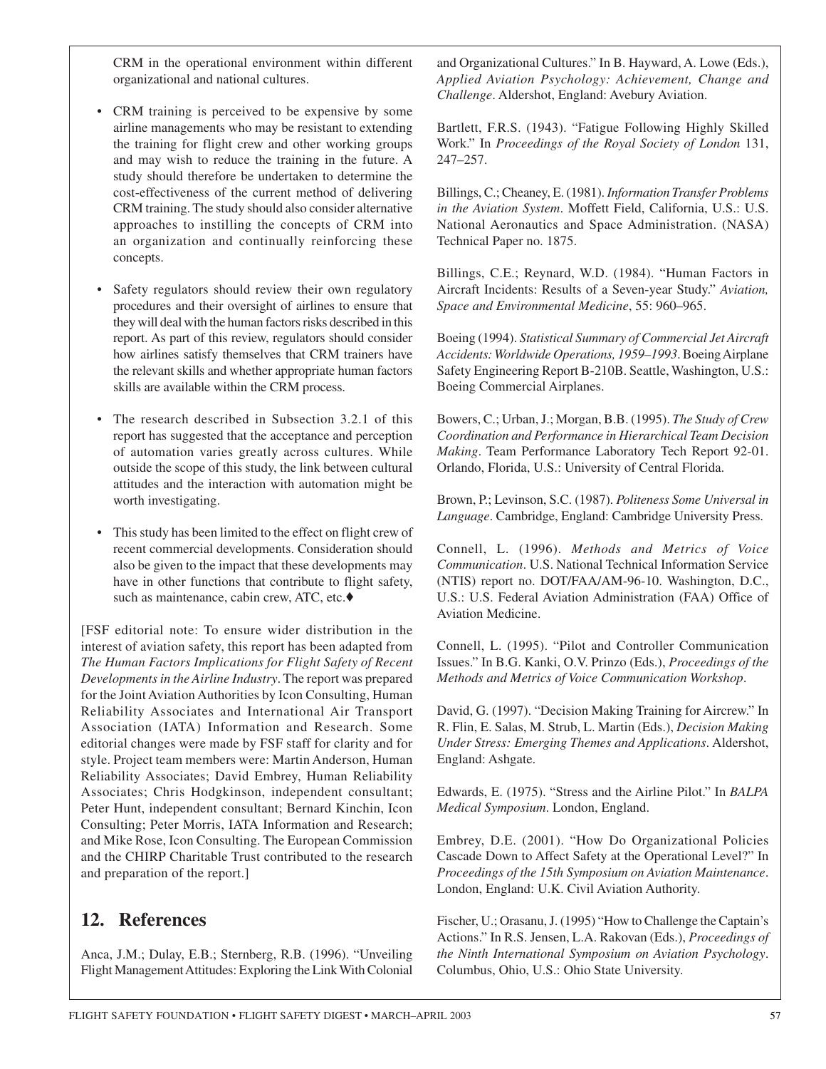CRM in the operational environment within different organizational and national cultures.

- CRM training is perceived to be expensive by some airline managements who may be resistant to extending the training for flight crew and other working groups and may wish to reduce the training in the future. A study should therefore be undertaken to determine the cost-effectiveness of the current method of delivering CRM training. The study should also consider alternative approaches to instilling the concepts of CRM into an organization and continually reinforcing these concepts.
- Safety regulators should review their own regulatory procedures and their oversight of airlines to ensure that they will deal with the human factors risks described in this report. As part of this review, regulators should consider how airlines satisfy themselves that CRM trainers have the relevant skills and whether appropriate human factors skills are available within the CRM process.
- The research described in Subsection 3.2.1 of this report has suggested that the acceptance and perception of automation varies greatly across cultures. While outside the scope of this study, the link between cultural attitudes and the interaction with automation might be worth investigating.
- This study has been limited to the effect on flight crew of recent commercial developments. Consideration should also be given to the impact that these developments may have in other functions that contribute to flight safety, such as maintenance, cabin crew, ATC, etc.♦

[FSF editorial note: To ensure wider distribution in the interest of aviation safety, this report has been adapted from *The Human Factors Implications for Flight Safety of Recent Developments in the Airline Industry*. The report was prepared for the Joint Aviation Authorities by Icon Consulting, Human Reliability Associates and International Air Transport Association (IATA) Information and Research. Some editorial changes were made by FSF staff for clarity and for style. Project team members were: Martin Anderson, Human Reliability Associates; David Embrey, Human Reliability Associates; Chris Hodgkinson, independent consultant; Peter Hunt, independent consultant; Bernard Kinchin, Icon Consulting; Peter Morris, IATA Information and Research; and Mike Rose, Icon Consulting. The European Commission and the CHIRP Charitable Trust contributed to the research and preparation of the report.]

## 12. References

Anca, J.M.; Dulay, E.B.; Sternberg, R.B. (1996). "Unveiling Flight Management Attitudes: Exploring the Link With Colonial and Organizational Cultures." In B. Hayward, A. Lowe (Eds.), *Applied Aviation Psychology: Achievement, Change and Challenge*. Aldershot, England: Avebury Aviation.

Bartlett, F.R.S. (1943). "Fatigue Following Highly Skilled Work." In *Proceedings of the Royal Society of London* 131, 247–257.

Billings, C.; Cheaney, E. (1981). *Information Transfer Problems in the Aviation System*. Moffett Field, California, U.S.: U.S. National Aeronautics and Space Administration. (NASA) Technical Paper no. 1875.

Billings, C.E.; Reynard, W.D. (1984). "Human Factors in Aircraft Incidents: Results of a Seven-year Study." *Aviation, Space and Environmental Medicine*, 55: 960–965.

Boeing (1994). *Statistical Summary of Commercial Jet Aircraft Accidents: Worldwide Operations, 1959–1993*. Boeing Airplane Safety Engineering Report B-210B. Seattle, Washington, U.S.: Boeing Commercial Airplanes.

Bowers, C.; Urban, J.; Morgan, B.B. (1995). *The Study of Crew Coordination and Performance in Hierarchical Team Decision Making*. Team Performance Laboratory Tech Report 92-01. Orlando, Florida, U.S.: University of Central Florida.

Brown, P.; Levinson, S.C. (1987). *Politeness Some Universal in Language*. Cambridge, England: Cambridge University Press.

Connell, L. (1996). *Methods and Metrics of Voice Communication*. U.S. National Technical Information Service (NTIS) report no. DOT/FAA/AM-96-10. Washington, D.C., U.S.: U.S. Federal Aviation Administration (FAA) Office of Aviation Medicine.

Connell, L. (1995). "Pilot and Controller Communication Issues." In B.G. Kanki, O.V. Prinzo (Eds.), *Proceedings of the Methods and Metrics of Voice Communication Workshop*.

David, G. (1997). "Decision Making Training for Aircrew." In R. Flin, E. Salas, M. Strub, L. Martin (Eds.), *Decision Making Under Stress: Emerging Themes and Applications*. Aldershot, England: Ashgate.

Edwards, E. (1975). "Stress and the Airline Pilot." In *BALPA Medical Symposium*. London, England.

Embrey, D.E. (2001). "How Do Organizational Policies Cascade Down to Affect Safety at the Operational Level?" In *Proceedings of the 15th Symposium on Aviation Maintenance*. London, England: U.K. Civil Aviation Authority.

Fischer, U.; Orasanu, J. (1995) "How to Challenge the Captain's Actions." In R.S. Jensen, L.A. Rakovan (Eds.), *Proceedings of the Ninth International Symposium on Aviation Psychology*. Columbus, Ohio, U.S.: Ohio State University.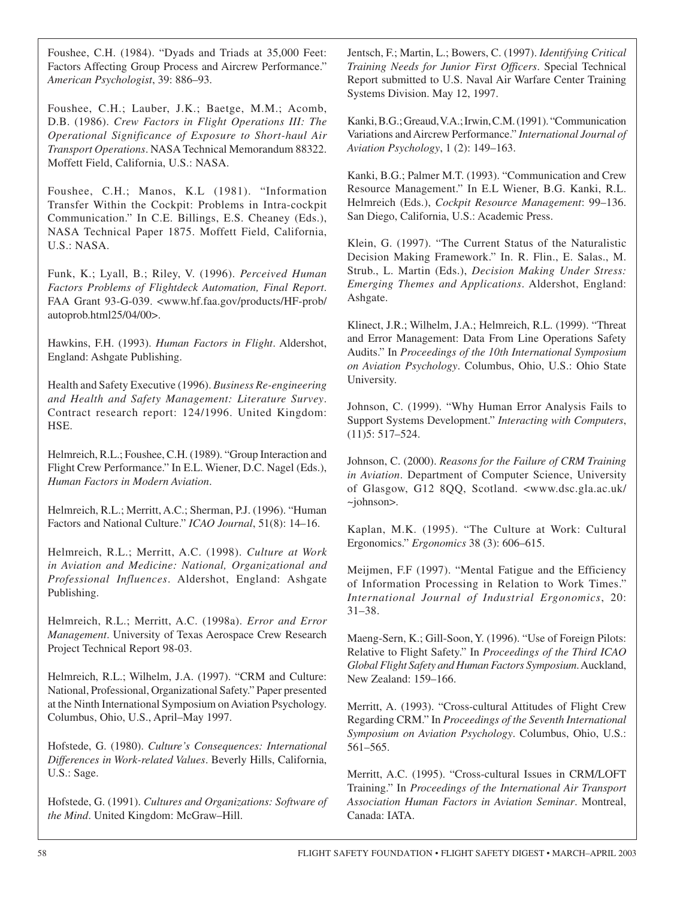Foushee, C.H. (1984). "Dyads and Triads at 35,000 Feet: Factors Affecting Group Process and Aircrew Performance." *American Psychologist*, 39: 886–93.

Foushee, C.H.; Lauber, J.K.; Baetge, M.M.; Acomb, D.B. (1986). *Crew Factors in Flight Operations III: The Operational Significance of Exposure to Short-haul Air Transport Operations*. NASA Technical Memorandum 88322. Moffett Field, California, U.S.: NASA.

Foushee, C.H.; Manos, K.L (1981). "Information Transfer Within the Cockpit: Problems in Intra-cockpit Communication." In C.E. Billings, E.S. Cheaney (Eds.), NASA Technical Paper 1875. Moffett Field, California, U.S.: NASA.

Funk, K.; Lyall, B.; Riley, V. (1996). *Perceived Human Factors Problems of Flightdeck Automation, Final Report*. FAA Grant 93-G-039. <www.hf.faa.gov/products/HF-prob/autoprob.html25/04/00>.

Hawkins, F.H. (1993). *Human Factors in Flight*. Aldershot, England: Ashgate Publishing.

Health and Safety Executive (1996). *Business Re-engineering and Health and Safety Management: Literature Survey*. Contract research report: 124/1996. United Kingdom: HSE.

Helmreich, R.L.; Foushee, C.H. (1989). "Group Interaction and Flight Crew Performance." In E.L. Wiener, D.C. Nagel (Eds.), *Human Factors in Modern Aviation*.

Helmreich, R.L.; Merritt, A.C.; Sherman, P.J. (1996). "Human Factors and National Culture." *ICAO Journal*, 51(8): 14–16.

Helmreich, R.L.; Merritt, A.C. (1998). *Culture at Work in Aviation and Medicine: National, Organizational and Professional Influences*. Aldershot, England: Ashgate Publishing.

Helmreich, R.L.; Merritt, A.C. (1998a). *Error and Error Management*. University of Texas Aerospace Crew Research Project Technical Report 98-03.

Helmreich, R.L.; Wilhelm, J.A. (1997). "CRM and Culture: National, Professional, Organizational Safety." Paper presented at the Ninth International Symposium on Aviation Psychology. Columbus, Ohio, U.S., April–May 1997.

Hofstede, G. (1980). *Culture's Consequences: International Differences in Work-related Values*. Beverly Hills, California, U.S.: Sage.

Hofstede, G. (1991). *Cultures and Organizations: Software of the Mind*. United Kingdom: McGraw–Hill.

Jentsch, F.; Martin, L.; Bowers, C. (1997). *Identifying Critical Training Needs for Junior First Officers*. Special Technical Report submitted to U.S. Naval Air Warfare Center Training Systems Division. May 12, 1997.

Kanki, B.G.; Greaud, V.A.; Irwin, C.M. (1991). "Communication Variations and Aircrew Performance." *International Journal of Aviation Psychology*, 1 (2): 149–163.

Kanki, B.G.; Palmer M.T. (1993). "Communication and Crew Resource Management." In E.L Wiener, B.G. Kanki, R.L. Helmreich (Eds.), *Cockpit Resource Management*: 99–136. San Diego, California, U.S.: Academic Press.

Klein, G. (1997). "The Current Status of the Naturalistic Decision Making Framework." In. R. Flin., E. Salas., M. Strub., L. Martin (Eds.), *Decision Making Under Stress: Emerging Themes and Applications*. Aldershot, England: Ashgate.

Klinect, J.R.; Wilhelm, J.A.; Helmreich, R.L. (1999). "Threat and Error Management: Data From Line Operations Safety Audits." In *Proceedings of the 10th International Symposium on Aviation Psychology*. Columbus, Ohio, U.S.: Ohio State University.

Johnson, C. (1999). "Why Human Error Analysis Fails to Support Systems Development." *Interacting with Computers*, (11)5: 517–524.

Johnson, C. (2000). *Reasons for the Failure of CRM Training in Aviation*. Department of Computer Science, University of Glasgow, G12 8QQ, Scotland. <www.dsc.gla.ac.uk/~johnson>.

Kaplan, M.K. (1995). "The Culture at Work: Cultural Ergonomics." *Ergonomics* 38 (3): 606–615.

Meijmen, F.F (1997). "Mental Fatigue and the Efficiency of Information Processing in Relation to Work Times." *International Journal of Industrial Ergonomics*, 20: 31–38.

Maeng-Sern, K.; Gill-Soon, Y. (1996). "Use of Foreign Pilots: Relative to Flight Safety." In *Proceedings of the Third ICAO Global Flight Safety and Human Factors Symposium*. Auckland, New Zealand: 159–166.

Merritt, A. (1993). "Cross-cultural Attitudes of Flight Crew Regarding CRM." In *Proceedings of the Seventh International Symposium on Aviation Psychology*. Columbus, Ohio, U.S.: 561–565.

Merritt, A.C. (1995). "Cross-cultural Issues in CRM/LOFT Training." In *Proceedings of the International Air Transport Association Human Factors in Aviation Seminar*. Montreal, Canada: IATA.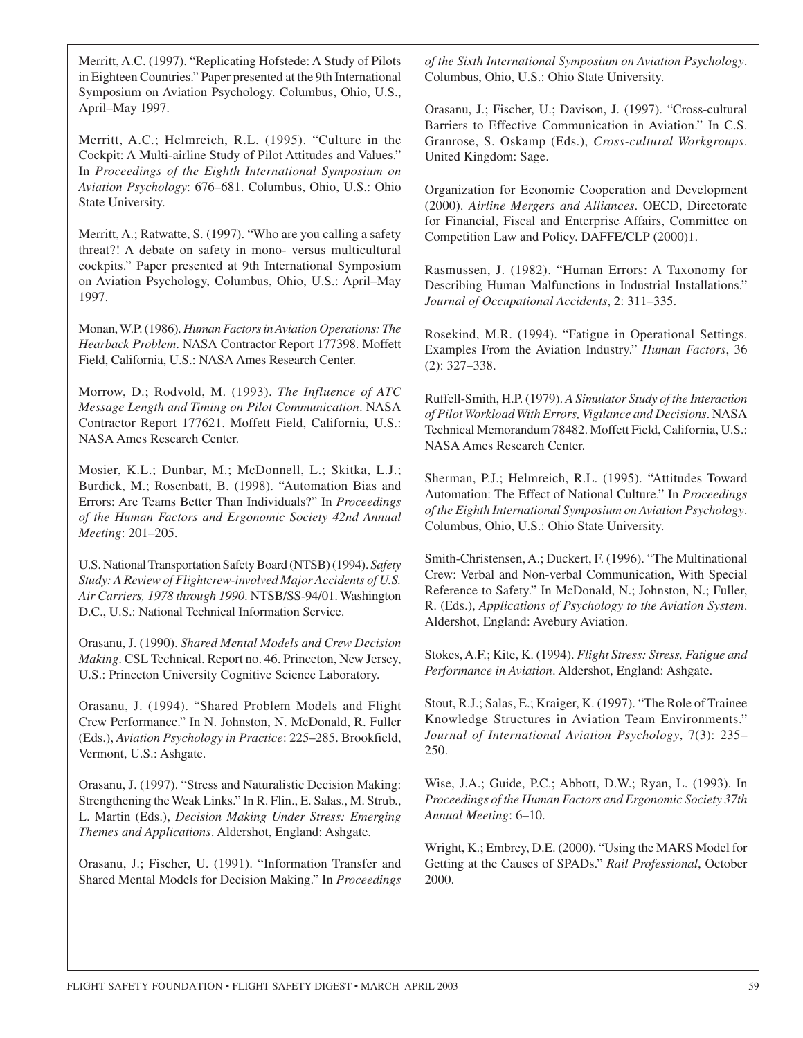Merritt, A.C. (1997). "Replicating Hofstede: A Study of Pilots in Eighteen Countries." Paper presented at the 9th International Symposium on Aviation Psychology. Columbus, Ohio, U.S., April–May 1997.

Merritt, A.C.; Helmreich, R.L. (1995). "Culture in the Cockpit: A Multi-airline Study of Pilot Attitudes and Values." In *Proceedings of the Eighth International Symposium on Aviation Psychology*: 676–681. Columbus, Ohio, U.S.: Ohio State University.

Merritt, A.; Ratwatte, S. (1997). "Who are you calling a safety threat?! A debate on safety in mono- versus multicultural cockpits." Paper presented at 9th International Symposium on Aviation Psychology, Columbus, Ohio, U.S.: April–May 1997.

Monan, W.P. (1986). *Human Factors in Aviation Operations: The Hearback Problem*. NASA Contractor Report 177398. Moffett Field, California, U.S.: NASA Ames Research Center.

Morrow, D.; Rodvold, M. (1993). *The Influence of ATC Message Length and Timing on Pilot Communication*. NASA Contractor Report 177621. Moffett Field, California, U.S.: NASA Ames Research Center.

Mosier, K.L.; Dunbar, M.; McDonnell, L.; Skitka, L.J.; Burdick, M.; Rosenbatt, B. (1998). "Automation Bias and Errors: Are Teams Better Than Individuals?" In *Proceedings of the Human Factors and Ergonomic Society 42nd Annual Meeting*: 201–205.

U.S. National Transportation Safety Board (NTSB) (1994). *Safety Study: A Review of Flightcrew-involved Major Accidents of U.S. Air Carriers, 1978 through 1990*. NTSB/SS-94/01. Washington D.C., U.S.: National Technical Information Service.

Orasanu, J. (1990). *Shared Mental Models and Crew Decision Making*. CSL Technical. Report no. 46. Princeton, New Jersey, U.S.: Princeton University Cognitive Science Laboratory.

Orasanu, J. (1994). "Shared Problem Models and Flight Crew Performance." In N. Johnston, N. McDonald, R. Fuller (Eds.), *Aviation Psychology in Practice*: 225–285. Brookfield, Vermont, U.S.: Ashgate.

Orasanu, J. (1997). "Stress and Naturalistic Decision Making: Strengthening the Weak Links." In R. Flin., E. Salas., M. Strub., L. Martin (Eds.), *Decision Making Under Stress: Emerging Themes and Applications*. Aldershot, England: Ashgate.

Orasanu, J.; Fischer, U. (1991). "Information Transfer and Shared Mental Models for Decision Making." In *Proceedings of the Sixth International Symposium on Aviation Psychology*. Columbus, Ohio, U.S.: Ohio State University.

Orasanu, J.; Fischer, U.; Davison, J. (1997). "Cross-cultural Barriers to Effective Communication in Aviation." In C.S. Granrose, S. Oskamp (Eds.), *Cross-cultural Workgroups*. United Kingdom: Sage.

Organization for Economic Cooperation and Development (2000). *Airline Mergers and Alliances*. OECD, Directorate for Financial, Fiscal and Enterprise Affairs, Committee on Competition Law and Policy. DAFFE/CLP (2000)1.

Rasmussen, J. (1982). "Human Errors: A Taxonomy for Describing Human Malfunctions in Industrial Installations." *Journal of Occupational Accidents*, 2: 311–335.

Rosekind, M.R. (1994). "Fatigue in Operational Settings. Examples From the Aviation Industry." *Human Factors*, 36 (2): 327–338.

Ruffell-Smith, H.P. (1979). *A Simulator Study of the Interaction of Pilot Workload With Errors, Vigilance and Decisions*. NASA Technical Memorandum 78482. Moffett Field, California, U.S.: NASA Ames Research Center.

Sherman, P.J.; Helmreich, R.L. (1995). "Attitudes Toward Automation: The Effect of National Culture." In *Proceedings of the Eighth International Symposium on Aviation Psychology*. Columbus, Ohio, U.S.: Ohio State University.

Smith-Christensen, A.; Duckert, F. (1996). "The Multinational Crew: Verbal and Non-verbal Communication, With Special Reference to Safety." In McDonald, N.; Johnston, N.; Fuller, R. (Eds.), *Applications of Psychology to the Aviation System*. Aldershot, England: Avebury Aviation.

Stokes, A.F.; Kite, K. (1994). *Flight Stress: Stress, Fatigue and Performance in Aviation*. Aldershot, England: Ashgate.

Stout, R.J.; Salas, E.; Kraiger, K. (1997). "The Role of Trainee Knowledge Structures in Aviation Team Environments." *Journal of International Aviation Psychology*, 7(3): 235–250.

Wise, J.A.; Guide, P.C.; Abbott, D.W.; Ryan, L. (1993). In *Proceedings of the Human Factors and Ergonomic Society 37th Annual Meeting*: 6–10.

Wright, K.; Embrey, D.E. (2000). "Using the MARS Model for Getting at the Causes of SPADs." *Rail Professional*, October 2000.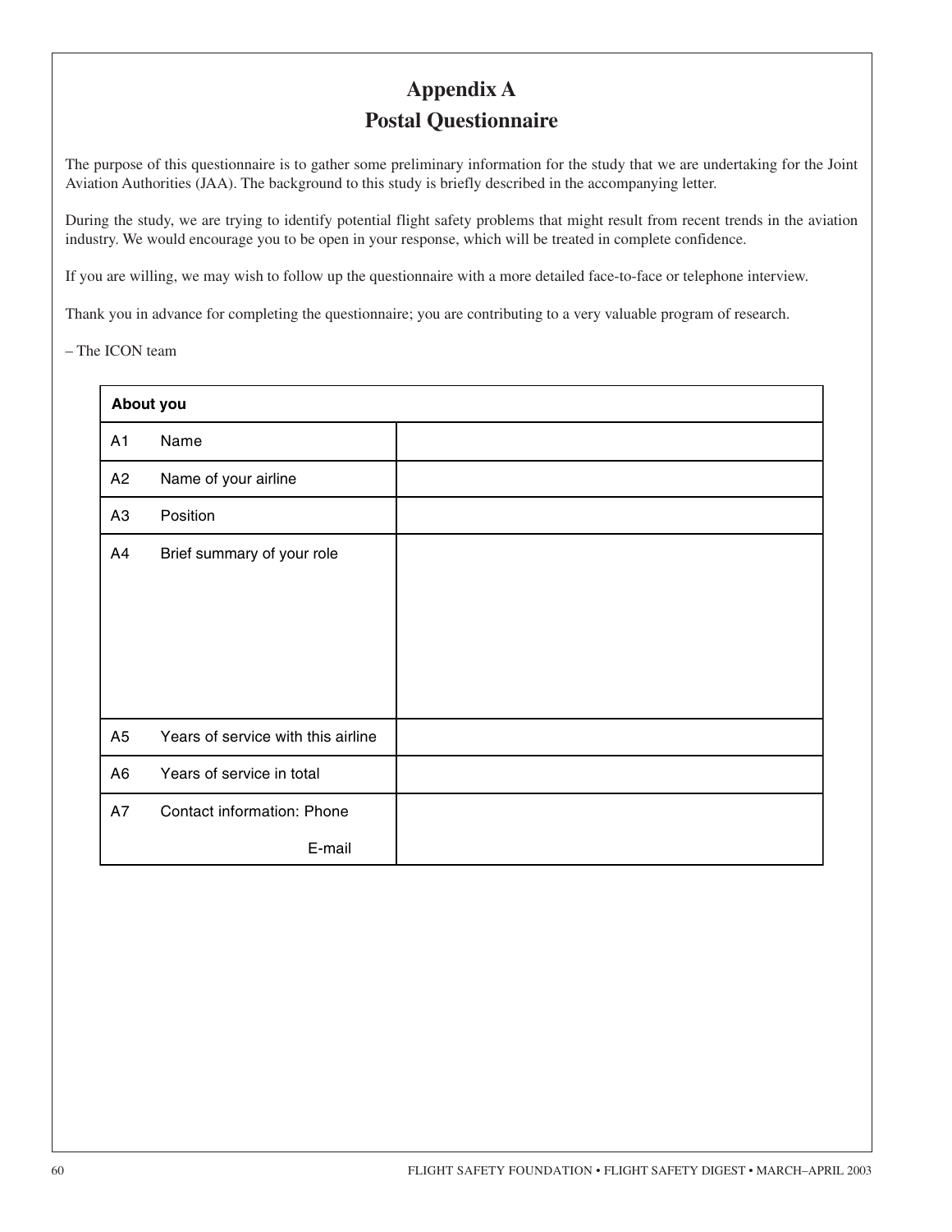# Appendix A
## Postal Questionnaire

The purpose of this questionnaire is to gather some preliminary information for the study that we are undertaking for the Joint Aviation Authorities (JAA). The background to this study is briefly described in the accompanying letter.

During the study, we are trying to identify potential flight safety problems that might result from recent trends in the aviation industry. We would encourage you to be open in your response, which will be treated in complete confidence.

If you are willing, we may wish to follow up the questionnaire with a more detailed face-to-face or telephone interview.

Thank you in advance for completing the questionnaire; you are contributing to a very valuable program of research.

– The ICON team

| **About you** | |
|---|---|
| A1 Name | |
| A2 Name of your airline | |
| A3 Position | |
| A4 Brief summary of your role | |
| A5 Years of service with this airline | |
| A6 Years of service in total | |
| A7 Contact information: Phone<br>E-mail | |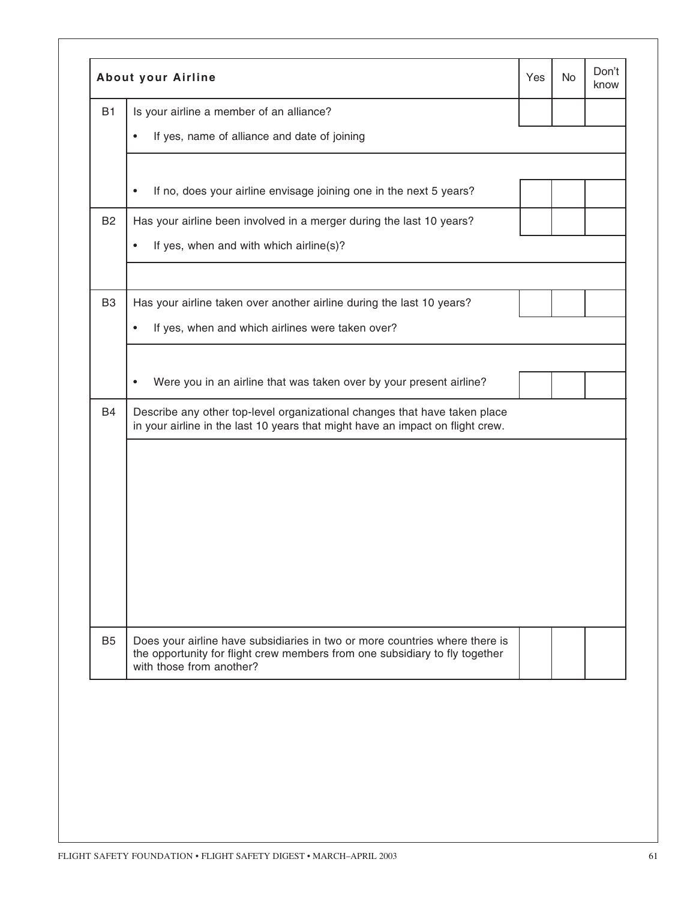| | About your Airline | Yes | No | Don't know |
|---|---|---|---|---|
| B1 | Is your airline a member of an alliance? | | | |
| | • If yes, name of alliance and date of joining | | | |
| | | | | |
| | • If no, does your airline envisage joining one in the next 5 years? | | | |
| B2 | Has your airline been involved in a merger during the last 10 years? | | | |
| | • If yes, when and with which airline(s)? | | | |
| | | | | |
| B3 | Has your airline taken over another airline during the last 10 years? | | | |
| | • If yes, when and which airlines were taken over? | | | |
| | | | | |
| | • Were you in an airline that was taken over by your present airline? | | | |
| B4 | Describe any other top-level organizational changes that have taken place in your airline in the last 10 years that might have an impact on flight crew. | | | |
| | | | | |
| B5 | Does your airline have subsidiaries in two or more countries where there is the opportunity for flight crew members from one subsidiary to fly together with those from another? | | | |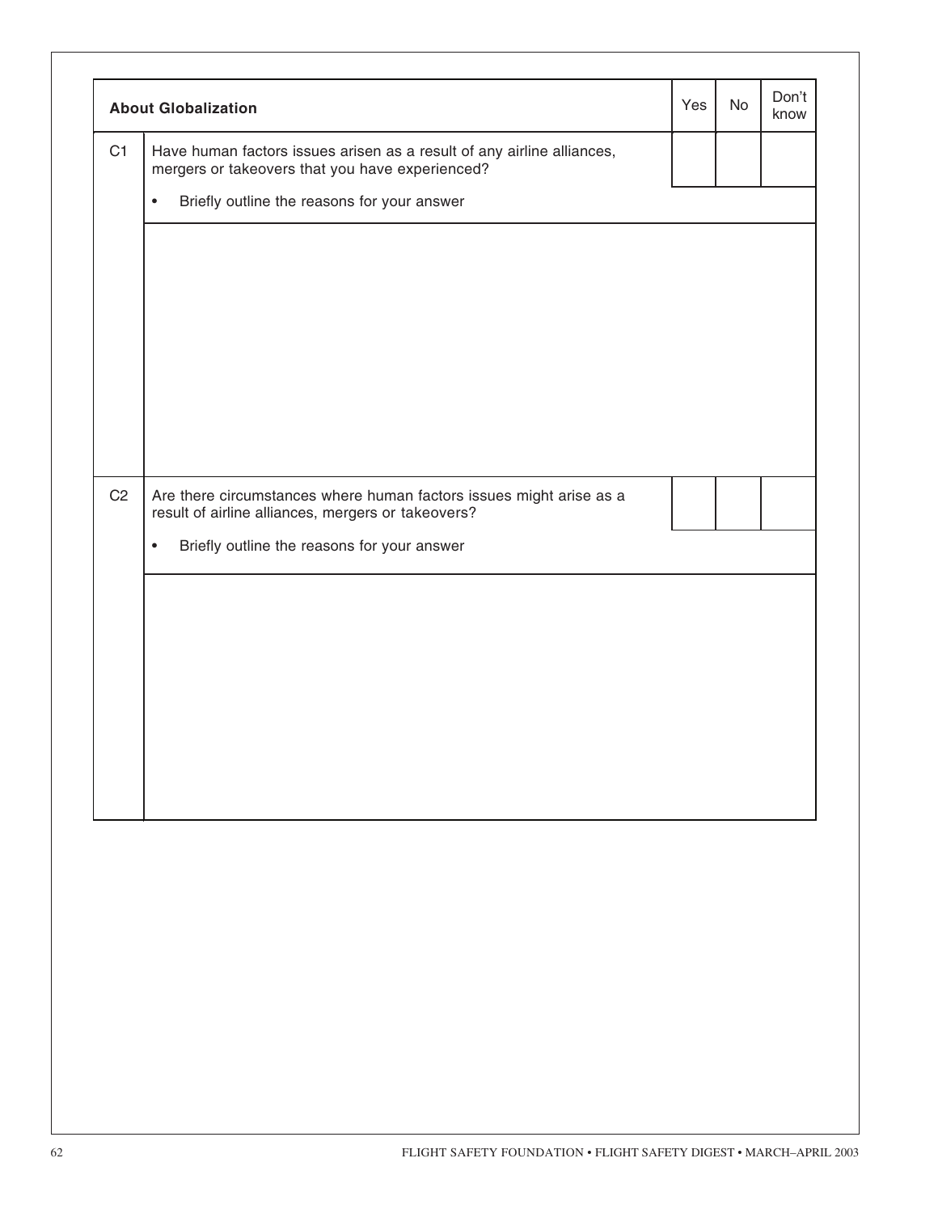| | About Globalization | Yes | No | Don't know |
|---|---|---|---|---|
| C1 | Have human factors issues arisen as a result of any airline alliances, mergers or takeovers that you have experienced? | | | |
| | • Briefly outline the reasons for your answer | | | |
| | | | | |
| C2 | Are there circumstances where human factors issues might arise as a result of airline alliances, mergers or takeovers? | | | |
| | • Briefly outline the reasons for your answer | | | |
| | | | | |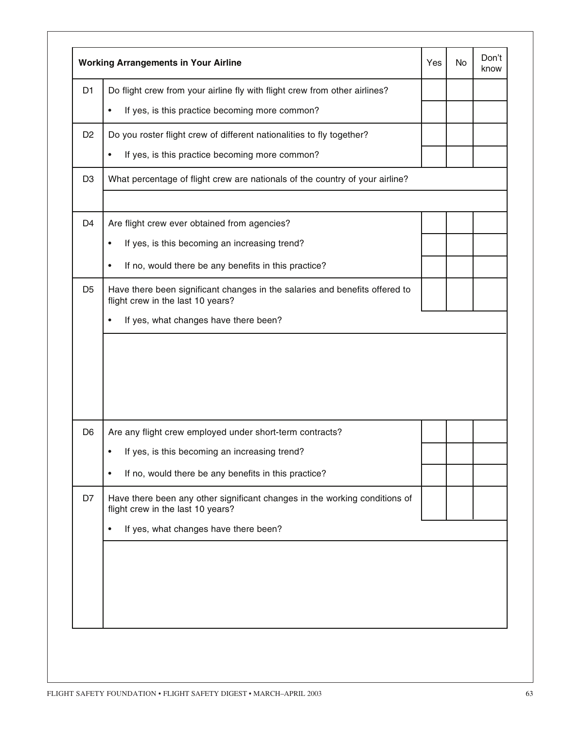| | Working Arrangements in Your Airline | Yes | No | Don't know |
|---|---|---|---|---|
| D1 | Do flight crew from your airline fly with flight crew from other airlines? | | | |
| | • If yes, is this practice becoming more common? | | | |
| D2 | Do you roster flight crew of different nationalities to fly together? | | | |
| | • If yes, is this practice becoming more common? | | | |
| D3 | What percentage of flight crew are nationals of the country of your airline? | | | |
| | | | | |
| D4 | Are flight crew ever obtained from agencies? | | | |
| | • If yes, is this becoming an increasing trend? | | | |
| | • If no, would there be any benefits in this practice? | | | |
| D5 | Have there been significant changes in the salaries and benefits offered to flight crew in the last 10 years? | | | |
| | • If yes, what changes have there been? | | | |
| | | | | |
| D6 | Are any flight crew employed under short-term contracts? | | | |
| | • If yes, is this becoming an increasing trend? | | | |
| | • If no, would there be any benefits in this practice? | | | |
| D7 | Have there been any other significant changes in the working conditions of flight crew in the last 10 years? | | | |
| | • If yes, what changes have there been? | | | |
| | | | | |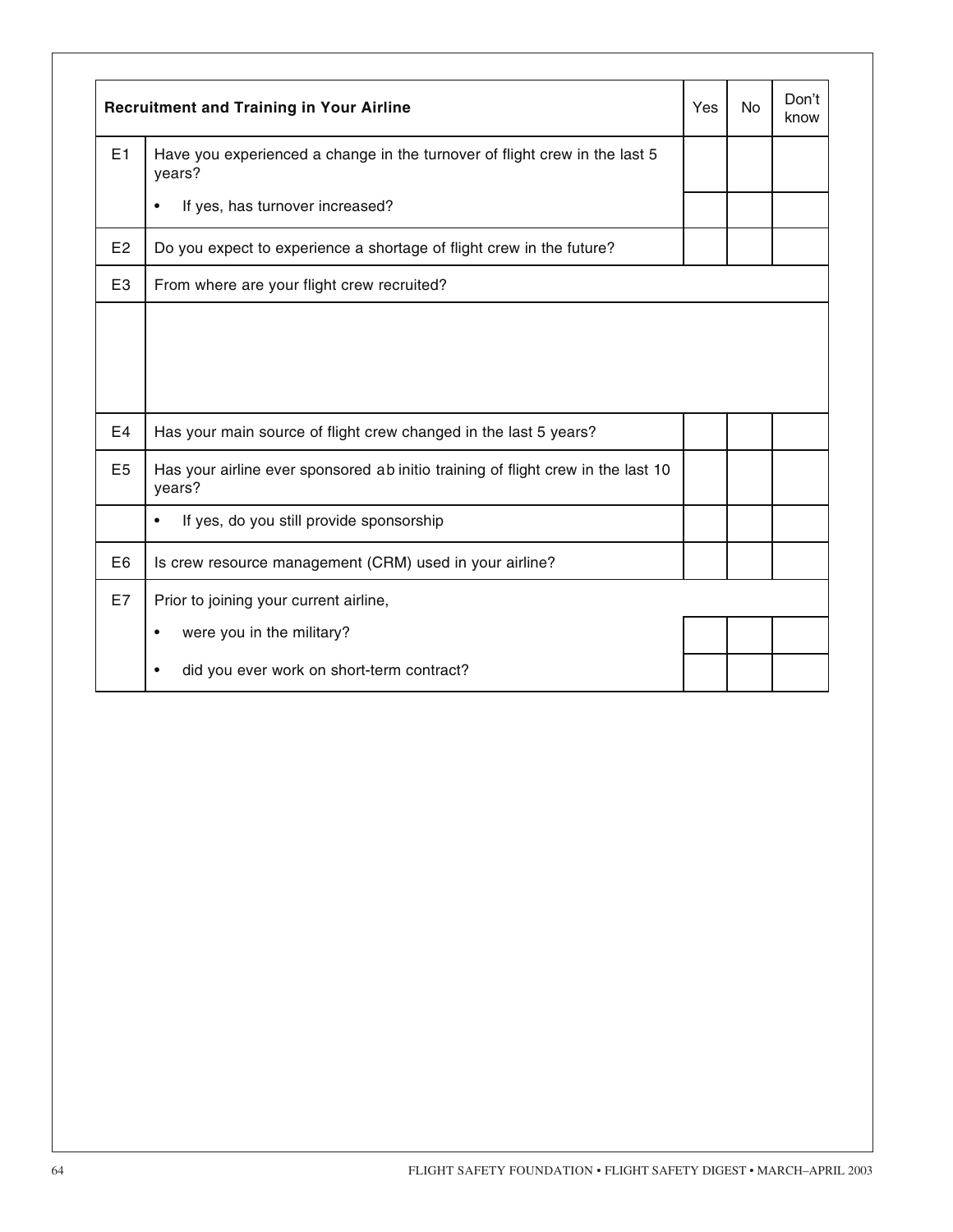| | Recruitment and Training in Your Airline | Yes | No | Don't know |
|---|---|---|---|---|
| E1 | Have you experienced a change in the turnover of flight crew in the last 5 years? | | | |
| | • If yes, has turnover increased? | | | |
| E2 | Do you expect to experience a shortage of flight crew in the future? | | | |
| E3 | From where are your flight crew recruited? | | | |
| | | | | |
| E4 | Has your main source of flight crew changed in the last 5 years? | | | |
| E5 | Has your airline ever sponsored ab initio training of flight crew in the last 10 years? | | | |
| | • If yes, do you still provide sponsorship | | | |
| E6 | Is crew resource management (CRM) used in your airline? | | | |
| E7 | Prior to joining your current airline, | | | |
| | • were you in the military? | | | |
| | • did you ever work on short-term contract? | | | |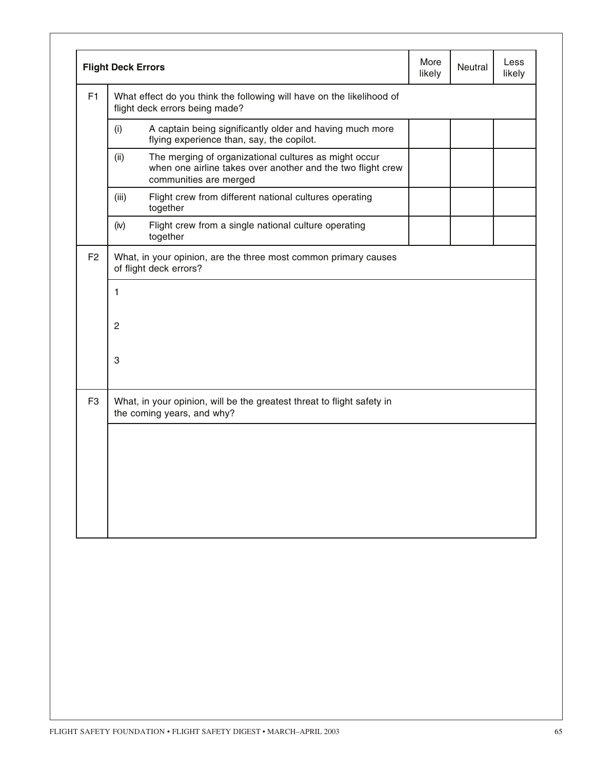| Flight Deck Errors | | More likely | Neutral | Less likely |
|---|---|---|---|---|
| F1 | What effect do you think the following will have on the likelihood of flight deck errors being made? | | | |
| | (i) A captain being significantly older and having much more flying experience than, say, the copilot. | | | |
| | (ii) The merging of organizational cultures as might occur when one airline takes over another and the two flight crew communities are merged | | | |
| | (iii) Flight crew from different national cultures operating together | | | |
| | (iv) Flight crew from a single national culture operating together | | | |

| | |
|---|---|
| F2 | What, in your opinion, are the three most common primary causes of flight deck errors? |
| | 1 |
| | 2 |
| | 3 |
| F3 | What, in your opinion, will be the greatest threat to flight safety in the coming years, and why? |
| | |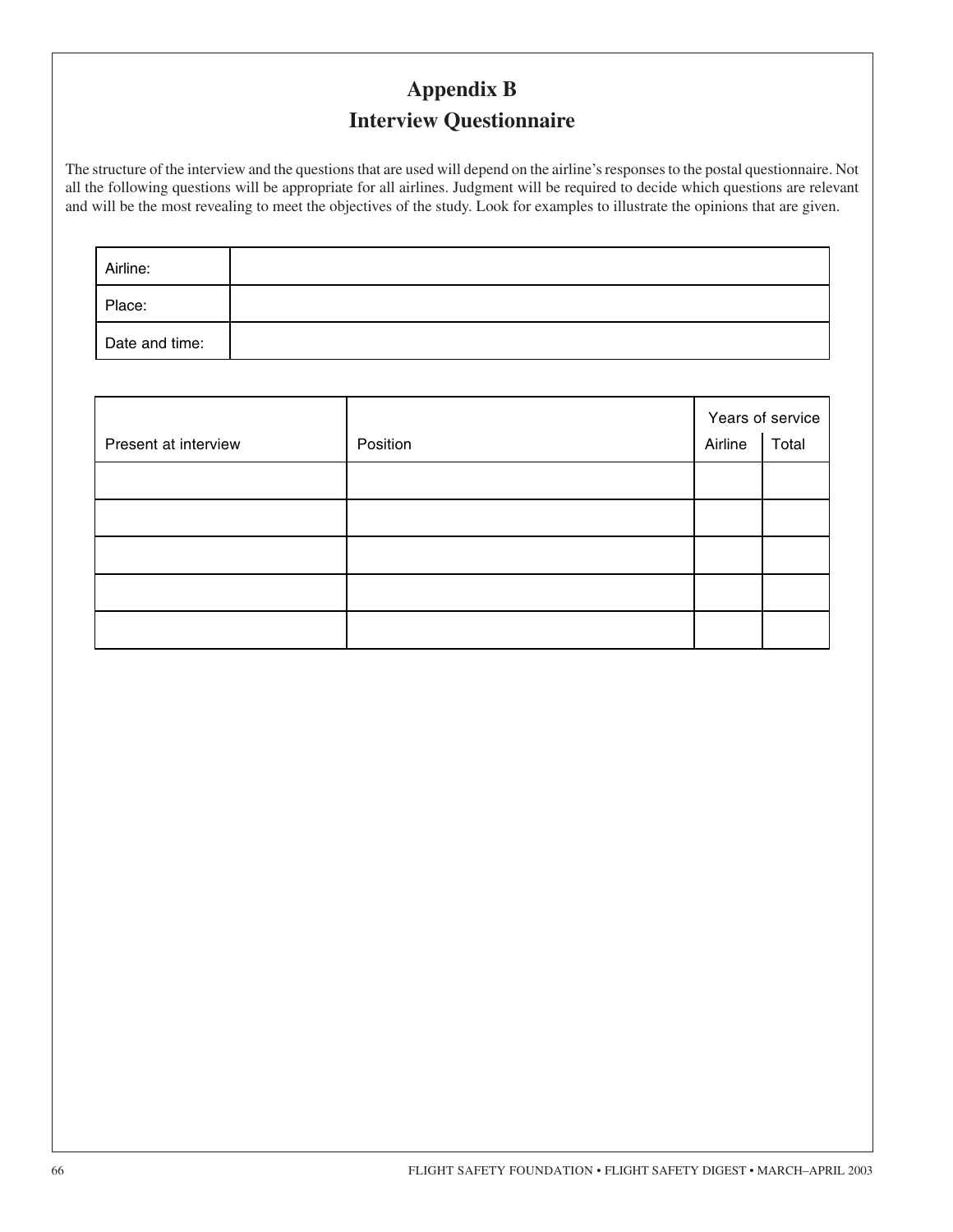# Appendix B
## Interview Questionnaire

The structure of the interview and the questions that are used will depend on the airline's responses to the postal questionnaire. Not all the following questions will be appropriate for all airlines. Judgment will be required to decide which questions are relevant and will be the most revealing to meet the objectives of the study. Look for examples to illustrate the opinions that are given.

| Airline: | |
|---|---|
| Place: | |
| Date and time: | |

| Present at interview | Position | Years of service | |
|---|---|---|---|
| | | Airline | Total |
| | | | |
| | | | |
| | | | |
| | | | |
| | | | |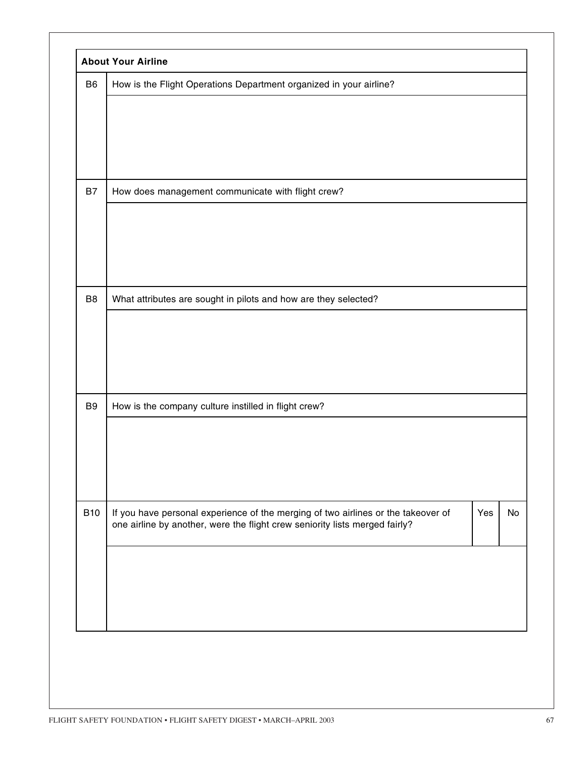| About Your Airline | | | |
|---|---|---|---|
| B6 | How is the Flight Operations Department organized in your airline? | | |
| | | | |
| B7 | How does management communicate with flight crew? | | |
| | | | |
| B8 | What attributes are sought in pilots and how are they selected? | | |
| | | | |
| B9 | How is the company culture instilled in flight crew? | | |
| | | | |
| B10 | If you have personal experience of the merging of two airlines or the takeover of one airline by another, were the flight crew seniority lists merged fairly? | Yes | No |
| | | | |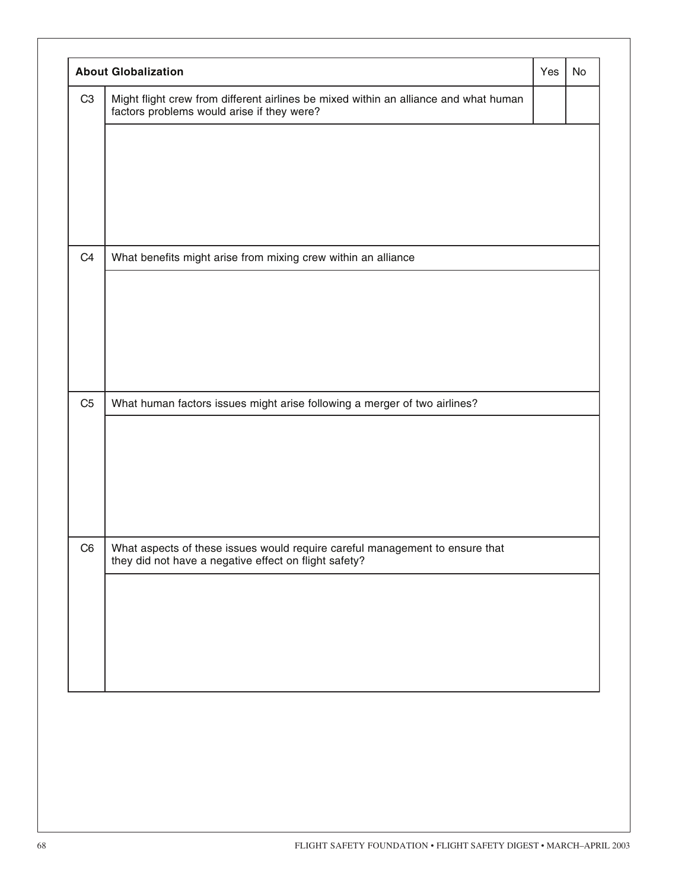| About Globalization | | Yes | No |
|---|---|---|---|
| C3 | Might flight crew from different airlines be mixed within an alliance and what human factors problems would arise if they were? | | |
| | | | |
| C4 | What benefits might arise from mixing crew within an alliance | | |
| | | | |
| C5 | What human factors issues might arise following a merger of two airlines? | | |
| | | | |
| C6 | What aspects of these issues would require careful management to ensure that they did not have a negative effect on flight safety? | | |
| | | | |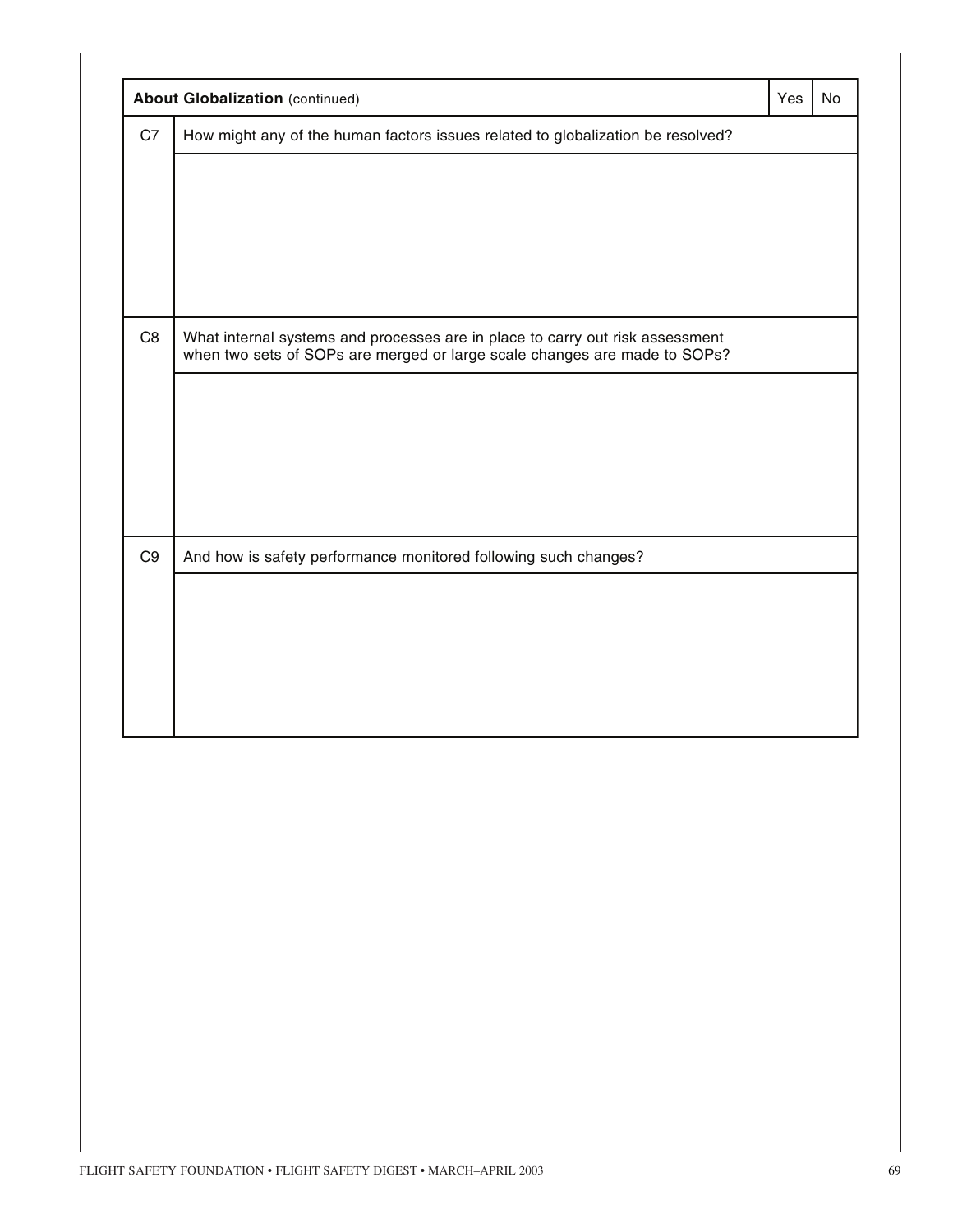| About Globalization (continued) | | Yes | No |
|---|---|---|---|
| C7 | How might any of the human factors issues related to globalization be resolved? | | |
| | | | |
| C8 | What internal systems and processes are in place to carry out risk assessment when two sets of SOPs are merged or large scale changes are made to SOPs? | | |
| | | | |
| C9 | And how is safety performance monitored following such changes? | | |
| | | | |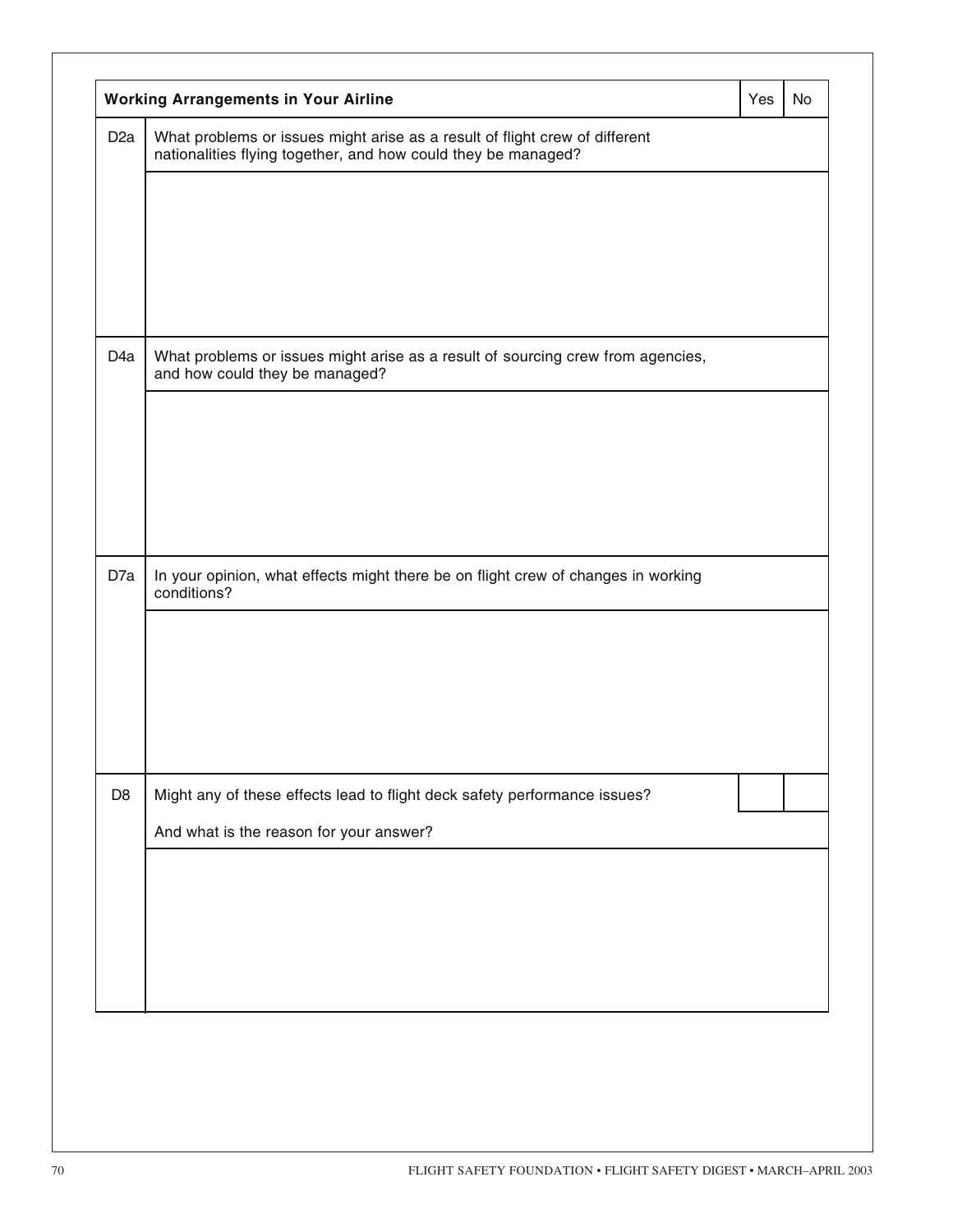| Working Arrangements in Your Airline | | Yes | No |
|---|---|---|---|
| D2a | What problems or issues might arise as a result of flight crew of different nationalities flying together, and how could they be managed? | | |
| | | | |
| D4a | What problems or issues might arise as a result of sourcing crew from agencies, and how could they be managed? | | |
| | | | |
| D7a | In your opinion, what effects might there be on flight crew of changes in working conditions? | | |
| | | | |
| D8 | Might any of these effects lead to flight deck safety performance issues? | | |
| | And what is the reason for your answer? | | |
| | | | |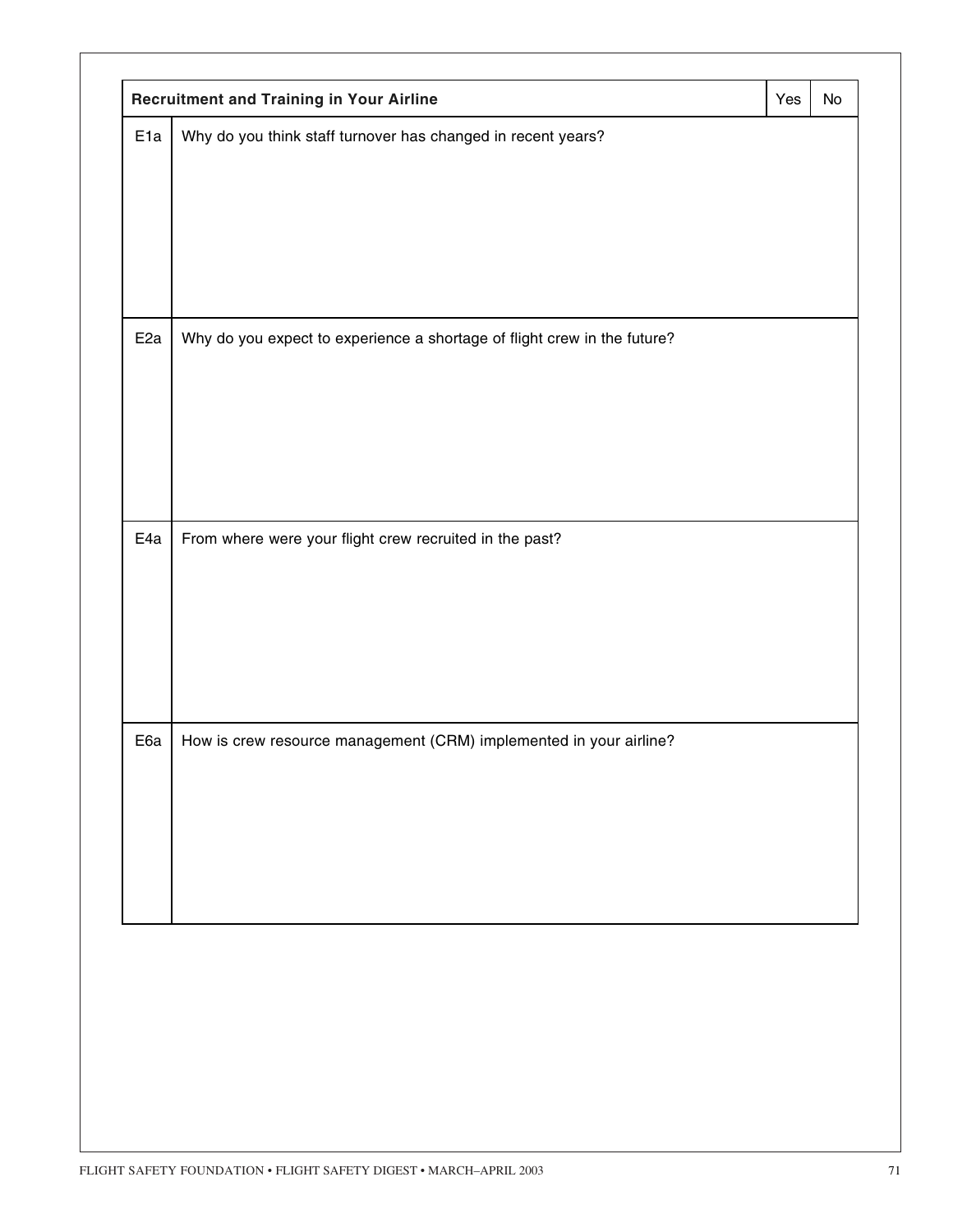| Recruitment and Training in Your Airline | | Yes | No |
|---|---|---|---|
| E1a | Why do you think staff turnover has changed in recent years? | | |
| E2a | Why do you expect to experience a shortage of flight crew in the future? | | |
| E4a | From where were your flight crew recruited in the past? | | |
| E6a | How is crew resource management (CRM) implemented in your airline? | | |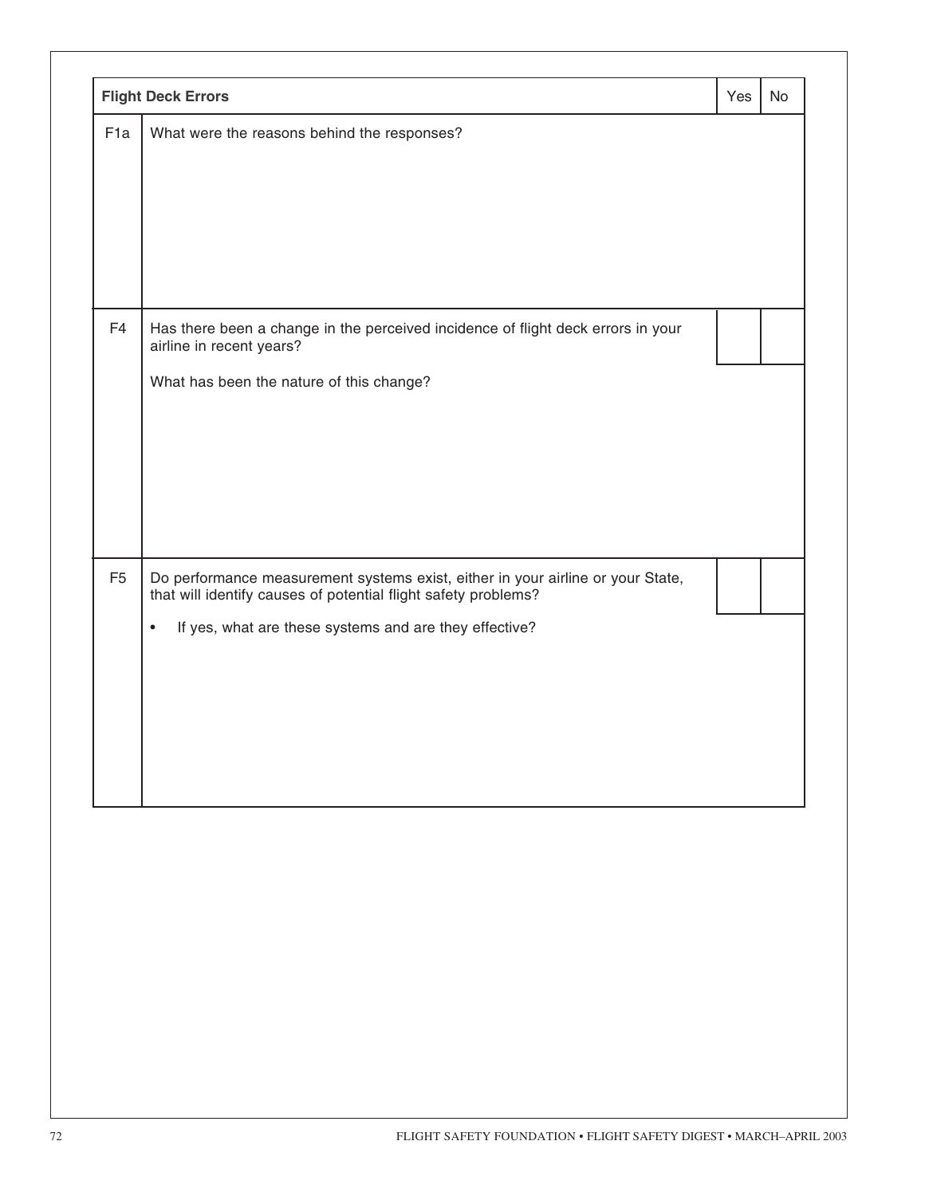| Flight Deck Errors | | Yes | No |
|---|---|---|---|
| F1a | What were the reasons behind the responses? | | |
| F4 | Has there been a change in the perceived incidence of flight deck errors in your airline in recent years?<br><br>What has been the nature of this change? | | |
| F5 | Do performance measurement systems exist, either in your airline or your State, that will identify causes of potential flight safety problems?<br><br>• If yes, what are these systems and are they effective? | | |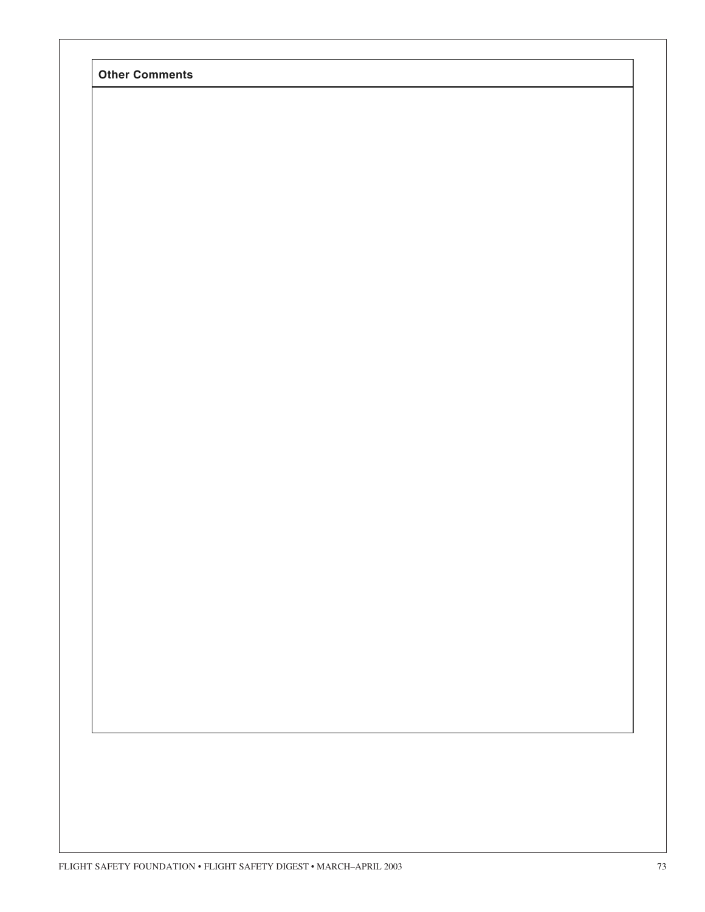**Other Comments**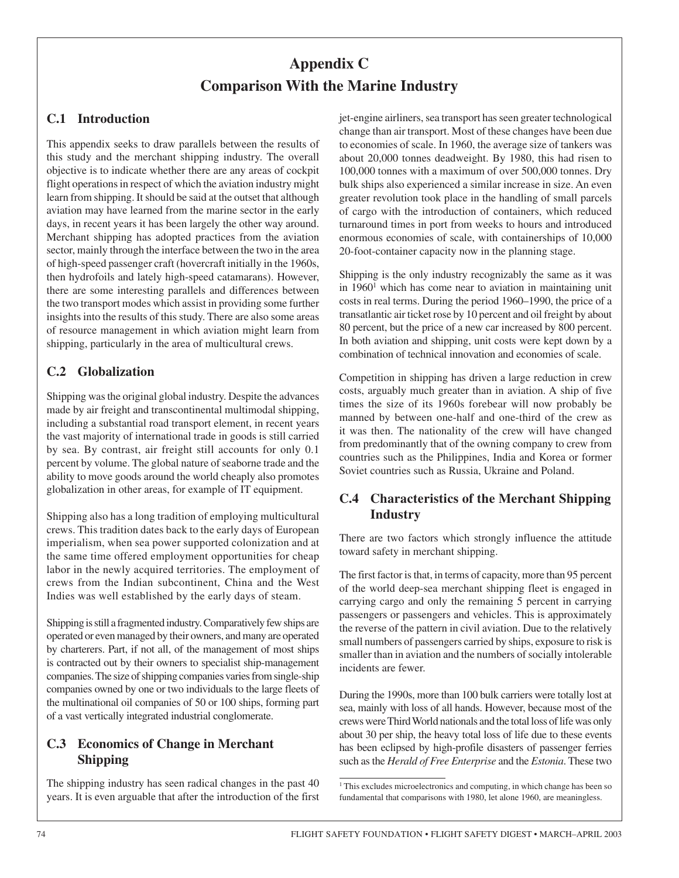# Appendix C
# Comparison With the Marine Industry

## C.1 Introduction

This appendix seeks to draw parallels between the results of this study and the merchant shipping industry. The overall objective is to indicate whether there are any areas of cockpit flight operations in respect of which the aviation industry might learn from shipping. It should be said at the outset that although aviation may have learned from the marine sector in the early days, in recent years it has been largely the other way around. Merchant shipping has adopted practices from the aviation sector, mainly through the interface between the two in the area of high-speed passenger craft (hovercraft initially in the 1960s, then hydrofoils and lately high-speed catamarans). However, there are some interesting parallels and differences between the two transport modes which assist in providing some further insights into the results of this study. There are also some areas of resource management in which aviation might learn from shipping, particularly in the area of multicultural crews.

## C.2 Globalization

Shipping was the original global industry. Despite the advances made by air freight and transcontinental multimodal shipping, including a substantial road transport element, in recent years the vast majority of international trade in goods is still carried by sea. By contrast, air freight still accounts for only 0.1 percent by volume. The global nature of seaborne trade and the ability to move goods around the world cheaply also promotes globalization in other areas, for example of IT equipment.

Shipping also has a long tradition of employing multicultural crews. This tradition dates back to the early days of European imperialism, when sea power supported colonization and at the same time offered employment opportunities for cheap labor in the newly acquired territories. The employment of crews from the Indian subcontinent, China and the West Indies was well established by the early days of steam.

Shipping is still a fragmented industry. Comparatively few ships are operated or even managed by their owners, and many are operated by charterers. Part, if not all, of the management of most ships is contracted out by their owners to specialist ship-management companies. The size of shipping companies varies from single-ship companies owned by one or two individuals to the large fleets of the multinational oil companies of 50 or 100 ships, forming part of a vast vertically integrated industrial conglomerate.

## C.3 Economics of Change in Merchant Shipping

The shipping industry has seen radical changes in the past 40 years. It is even arguable that after the introduction of the first jet-engine airliners, sea transport has seen greater technological change than air transport. Most of these changes have been due to economies of scale. In 1960, the average size of tankers was about 20,000 tonnes deadweight. By 1980, this had risen to 100,000 tonnes with a maximum of over 500,000 tonnes. Dry bulk ships also experienced a similar increase in size. An even greater revolution took place in the handling of small parcels of cargo with the introduction of containers, which reduced turnaround times in port from weeks to hours and introduced enormous economies of scale, with containerships of 10,000 20-foot-container capacity now in the planning stage.

Shipping is the only industry recognizably the same as it was in 1960[1] which has come near to aviation in maintaining unit costs in real terms. During the period 1960–1990, the price of a transatlantic air ticket rose by 10 percent and oil freight by about 80 percent, but the price of a new car increased by 800 percent. In both aviation and shipping, unit costs were kept down by a combination of technical innovation and economies of scale.

Competition in shipping has driven a large reduction in crew costs, arguably much greater than in aviation. A ship of five times the size of its 1960s forebear will now probably be manned by between one-half and one-third of the crew as it was then. The nationality of the crew will have changed from predominantly that of the owning company to crew from countries such as the Philippines, India and Korea or former Soviet countries such as Russia, Ukraine and Poland.

## C.4 Characteristics of the Merchant Shipping Industry

There are two factors which strongly influence the attitude toward safety in merchant shipping.

The first factor is that, in terms of capacity, more than 95 percent of the world deep-sea merchant shipping fleet is engaged in carrying cargo and only the remaining 5 percent in carrying passengers or passengers and vehicles. This is approximately the reverse of the pattern in civil aviation. Due to the relatively small numbers of passengers carried by ships, exposure to risk is smaller than in aviation and the numbers of socially intolerable incidents are fewer.

During the 1990s, more than 100 bulk carriers were totally lost at sea, mainly with loss of all hands. However, because most of the crews were Third World nationals and the total loss of life was only about 30 per ship, the heavy total loss of life due to these events has been eclipsed by high-profile disasters of passenger ferries such as the *Herald of Free Enterprise* and the *Estonia*. These two

[1] This excludes microelectronics and computing, in which change has been so fundamental that comparisons with 1980, let alone 1960, are meaningless.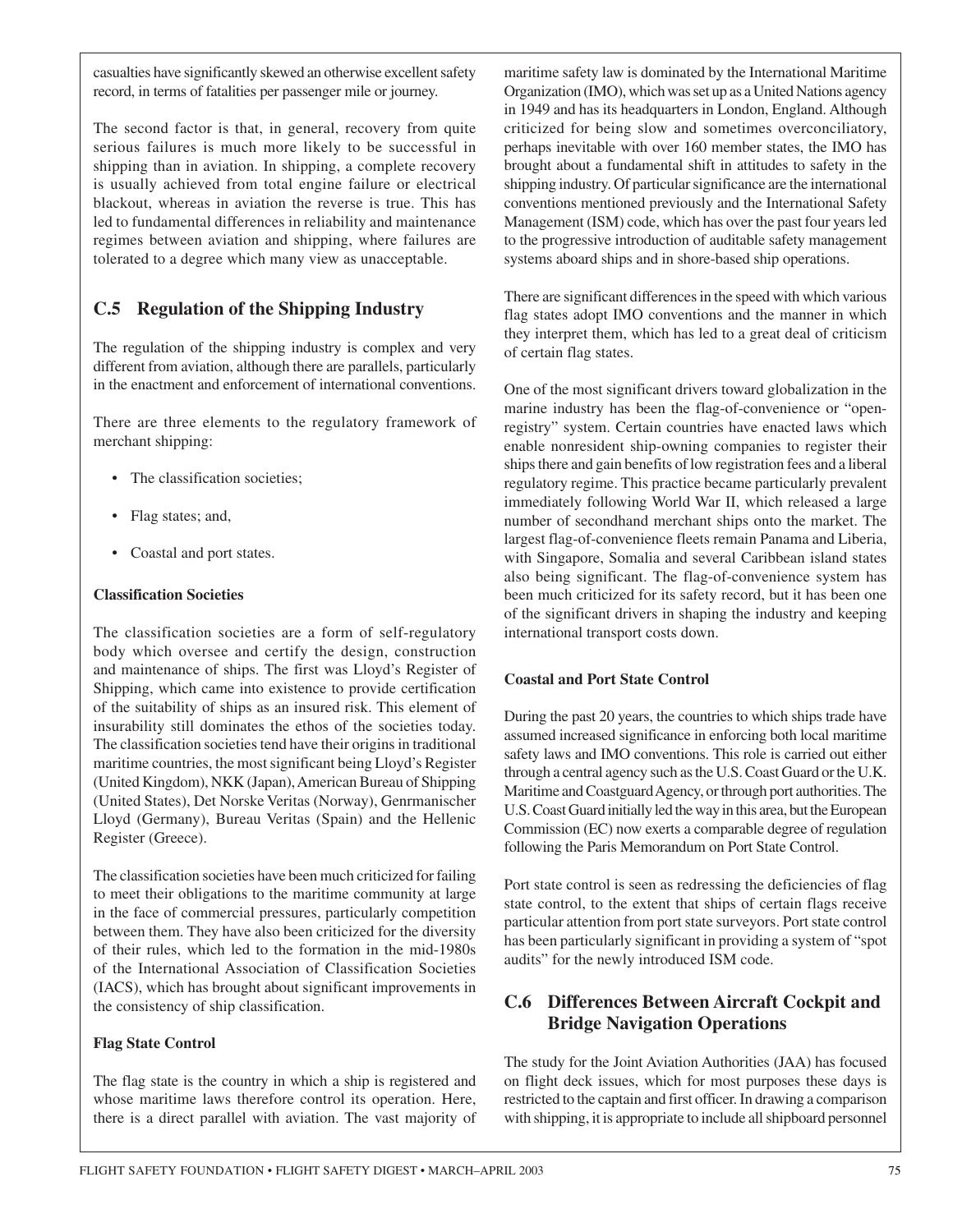casualties have significantly skewed an otherwise excellent safety record, in terms of fatalities per passenger mile or journey.

The second factor is that, in general, recovery from quite serious failures is much more likely to be successful in shipping than in aviation. In shipping, a complete recovery is usually achieved from total engine failure or electrical blackout, whereas in aviation the reverse is true. This has led to fundamental differences in reliability and maintenance regimes between aviation and shipping, where failures are tolerated to a degree which many view as unacceptable.

## C.5 Regulation of the Shipping Industry

The regulation of the shipping industry is complex and very different from aviation, although there are parallels, particularly in the enactment and enforcement of international conventions.

There are three elements to the regulatory framework of merchant shipping:

- The classification societies;
- Flag states; and,
- Coastal and port states.

**Classification Societies**

The classification societies are a form of self-regulatory body which oversee and certify the design, construction and maintenance of ships. The first was Lloyd's Register of Shipping, which came into existence to provide certification of the suitability of ships as an insured risk. This element of insurability still dominates the ethos of the societies today. The classification societies tend have their origins in traditional maritime countries, the most significant being Lloyd's Register (United Kingdom), NKK (Japan), American Bureau of Shipping (United States), Det Norske Veritas (Norway), Genrmanischer Lloyd (Germany), Bureau Veritas (Spain) and the Hellenic Register (Greece).

The classification societies have been much criticized for failing to meet their obligations to the maritime community at large in the face of commercial pressures, particularly competition between them. They have also been criticized for the diversity of their rules, which led to the formation in the mid-1980s of the International Association of Classification Societies (IACS), which has brought about significant improvements in the consistency of ship classification.

**Flag State Control**

The flag state is the country in which a ship is registered and whose maritime laws therefore control its operation. Here, there is a direct parallel with aviation. The vast majority of maritime safety law is dominated by the International Maritime Organization (IMO), which was set up as a United Nations agency in 1949 and has its headquarters in London, England. Although criticized for being slow and sometimes overconciliatory, perhaps inevitable with over 160 member states, the IMO has brought about a fundamental shift in attitudes to safety in the shipping industry. Of particular significance are the international conventions mentioned previously and the International Safety Management (ISM) code, which has over the past four years led to the progressive introduction of auditable safety management systems aboard ships and in shore-based ship operations.

There are significant differences in the speed with which various flag states adopt IMO conventions and the manner in which they interpret them, which has led to a great deal of criticism of certain flag states.

One of the most significant drivers toward globalization in the marine industry has been the flag-of-convenience or "open-registry" system. Certain countries have enacted laws which enable nonresident ship-owning companies to register their ships there and gain benefits of low registration fees and a liberal regulatory regime. This practice became particularly prevalent immediately following World War II, which released a large number of secondhand merchant ships onto the market. The largest flag-of-convenience fleets remain Panama and Liberia, with Singapore, Somalia and several Caribbean island states also being significant. The flag-of-convenience system has been much criticized for its safety record, but it has been one of the significant drivers in shaping the industry and keeping international transport costs down.

**Coastal and Port State Control**

During the past 20 years, the countries to which ships trade have assumed increased significance in enforcing both local maritime safety laws and IMO conventions. This role is carried out either through a central agency such as the U.S. Coast Guard or the U.K. Maritime and Coastguard Agency, or through port authorities. The U.S. Coast Guard initially led the way in this area, but the European Commission (EC) now exerts a comparable degree of regulation following the Paris Memorandum on Port State Control.

Port state control is seen as redressing the deficiencies of flag state control, to the extent that ships of certain flags receive particular attention from port state surveyors. Port state control has been particularly significant in providing a system of "spot audits" for the newly introduced ISM code.

## C.6 Differences Between Aircraft Cockpit and Bridge Navigation Operations

The study for the Joint Aviation Authorities (JAA) has focused on flight deck issues, which for most purposes these days is restricted to the captain and first officer. In drawing a comparison with shipping, it is appropriate to include all shipboard personnel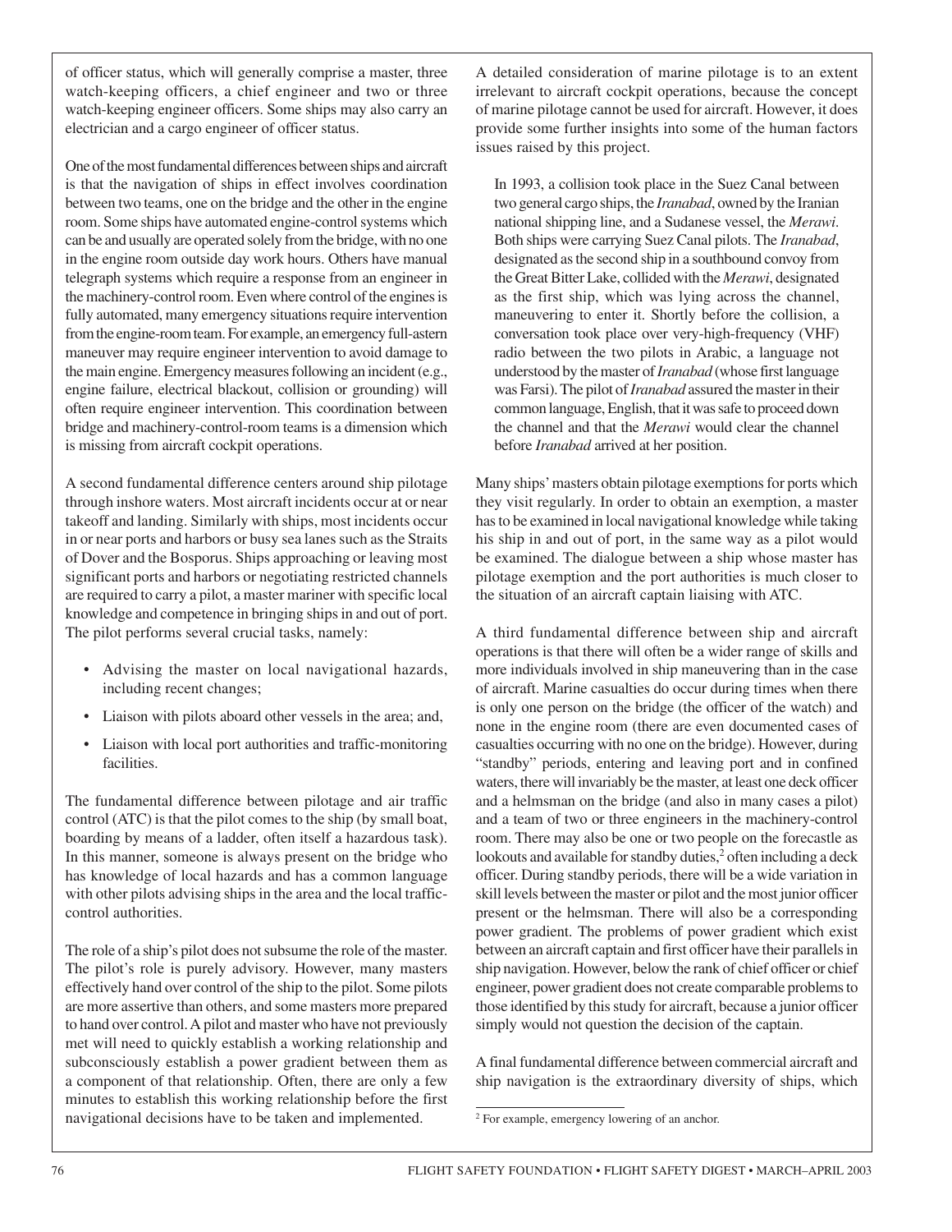of officer status, which will generally comprise a master, three watch-keeping officers, a chief engineer and two or three watch-keeping engineer officers. Some ships may also carry an electrician and a cargo engineer of officer status.

One of the most fundamental differences between ships and aircraft is that the navigation of ships in effect involves coordination between two teams, one on the bridge and the other in the engine room. Some ships have automated engine-control systems which can be and usually are operated solely from the bridge, with no one in the engine room outside day work hours. Others have manual telegraph systems which require a response from an engineer in the machinery-control room. Even where control of the engines is fully automated, many emergency situations require intervention from the engine-room team. For example, an emergency full-astern maneuver may require engineer intervention to avoid damage to the main engine. Emergency measures following an incident (e.g., engine failure, electrical blackout, collision or grounding) will often require engineer intervention. This coordination between bridge and machinery-control-room teams is a dimension which is missing from aircraft cockpit operations.

A second fundamental difference centers around ship pilotage through inshore waters. Most aircraft incidents occur at or near takeoff and landing. Similarly with ships, most incidents occur in or near ports and harbors or busy sea lanes such as the Straits of Dover and the Bosporus. Ships approaching or leaving most significant ports and harbors or negotiating restricted channels are required to carry a pilot, a master mariner with specific local knowledge and competence in bringing ships in and out of port. The pilot performs several crucial tasks, namely:

- Advising the master on local navigational hazards, including recent changes;
- Liaison with pilots aboard other vessels in the area; and,
- Liaison with local port authorities and traffic-monitoring facilities.

The fundamental difference between pilotage and air traffic control (ATC) is that the pilot comes to the ship (by small boat, boarding by means of a ladder, often itself a hazardous task). In this manner, someone is always present on the bridge who has knowledge of local hazards and has a common language with other pilots advising ships in the area and the local traffic-control authorities.

The role of a ship's pilot does not subsume the role of the master. The pilot's role is purely advisory. However, many masters effectively hand over control of the ship to the pilot. Some pilots are more assertive than others, and some masters more prepared to hand over control. A pilot and master who have not previously met will need to quickly establish a working relationship and subconsciously establish a power gradient between them as a component of that relationship. Often, there are only a few minutes to establish this working relationship before the first navigational decisions have to be taken and implemented.

A detailed consideration of marine pilotage is to an extent irrelevant to aircraft cockpit operations, because the concept of marine pilotage cannot be used for aircraft. However, it does provide some further insights into some of the human factors issues raised by this project.

> In 1993, a collision took place in the Suez Canal between two general cargo ships, the *Iranabad*, owned by the Iranian national shipping line, and a Sudanese vessel, the *Merawi*. Both ships were carrying Suez Canal pilots. The *Iranabad*, designated as the second ship in a southbound convoy from the Great Bitter Lake, collided with the *Merawi*, designated as the first ship, which was lying across the channel, maneuvering to enter it. Shortly before the collision, a conversation took place over very-high-frequency (VHF) radio between the two pilots in Arabic, a language not understood by the master of *Iranabad* (whose first language was Farsi). The pilot of *Iranabad* assured the master in their common language, English, that it was safe to proceed down the channel and that the *Merawi* would clear the channel before *Iranabad* arrived at her position.

Many ships' masters obtain pilotage exemptions for ports which they visit regularly. In order to obtain an exemption, a master has to be examined in local navigational knowledge while taking his ship in and out of port, in the same way as a pilot would be examined. The dialogue between a ship whose master has pilotage exemption and the port authorities is much closer to the situation of an aircraft captain liaising with ATC.

A third fundamental difference between ship and aircraft operations is that there will often be a wider range of skills and more individuals involved in ship maneuvering than in the case of aircraft. Marine casualties do occur during times when there is only one person on the bridge (the officer of the watch) and none in the engine room (there are even documented cases of casualties occurring with no one on the bridge). However, during "standby" periods, entering and leaving port and in confined waters, there will invariably be the master, at least one deck officer and a helmsman on the bridge (and also in many cases a pilot) and a team of two or three engineers in the machinery-control room. There may also be one or two people on the forecastle as lookouts and available for standby duties,[2] often including a deck officer. During standby periods, there will be a wide variation in skill levels between the master or pilot and the most junior officer present or the helmsman. There will also be a corresponding power gradient. The problems of power gradient which exist between an aircraft captain and first officer have their parallels in ship navigation. However, below the rank of chief officer or chief engineer, power gradient does not create comparable problems to those identified by this study for aircraft, because a junior officer simply would not question the decision of the captain.

A final fundamental difference between commercial aircraft and ship navigation is the extraordinary diversity of ships, which

[2] For example, emergency lowering of an anchor.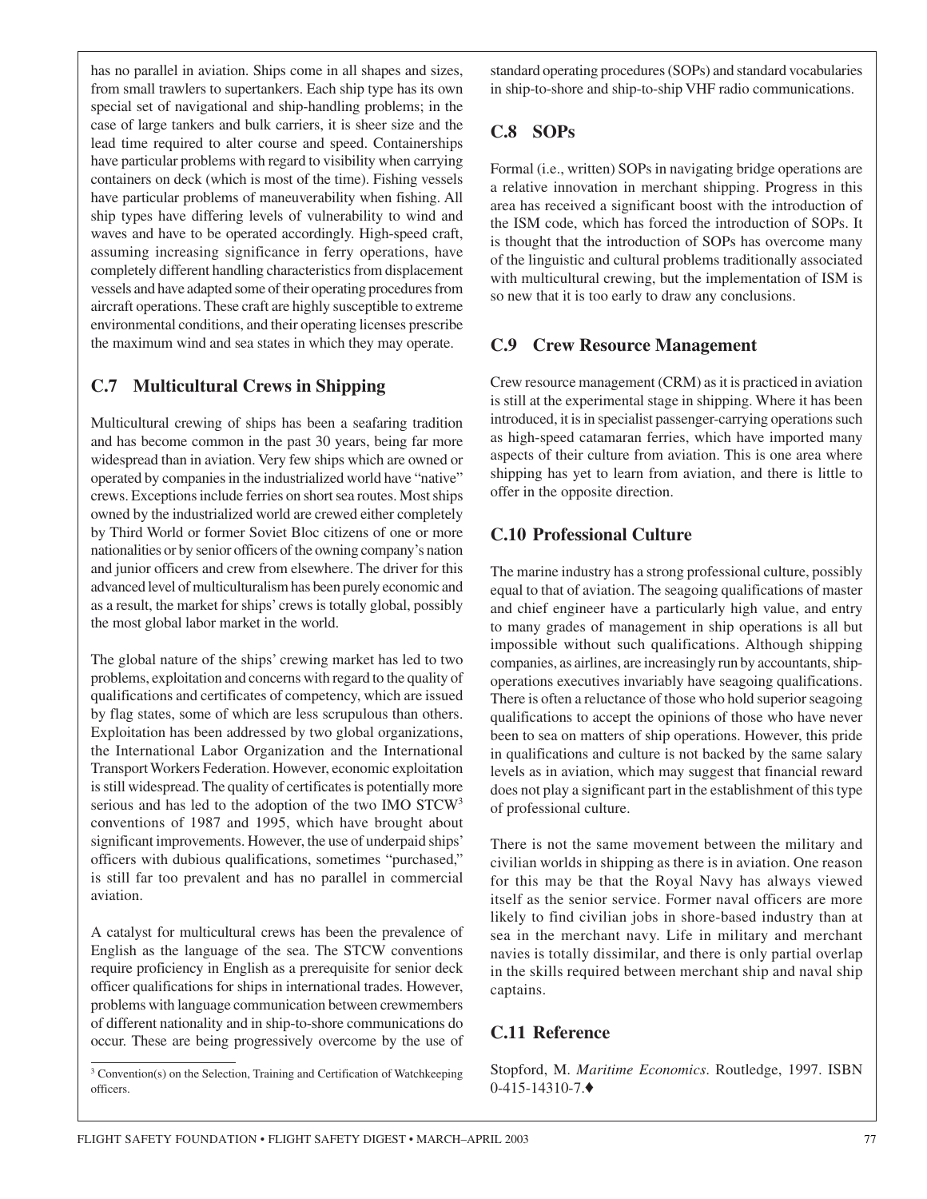has no parallel in aviation. Ships come in all shapes and sizes, from small trawlers to supertankers. Each ship type has its own special set of navigational and ship-handling problems; in the case of large tankers and bulk carriers, it is sheer size and the lead time required to alter course and speed. Containerships have particular problems with regard to visibility when carrying containers on deck (which is most of the time). Fishing vessels have particular problems of maneuverability when fishing. All ship types have differing levels of vulnerability to wind and waves and have to be operated accordingly. High-speed craft, assuming increasing significance in ferry operations, have completely different handling characteristics from displacement vessels and have adapted some of their operating procedures from aircraft operations. These craft are highly susceptible to extreme environmental conditions, and their operating licenses prescribe the maximum wind and sea states in which they may operate.

## C.7 Multicultural Crews in Shipping

Multicultural crewing of ships has been a seafaring tradition and has become common in the past 30 years, being far more widespread than in aviation. Very few ships which are owned or operated by companies in the industrialized world have "native" crews. Exceptions include ferries on short sea routes. Most ships owned by the industrialized world are crewed either completely by Third World or former Soviet Bloc citizens of one or more nationalities or by senior officers of the owning company's nation and junior officers and crew from elsewhere. The driver for this advanced level of multiculturalism has been purely economic and as a result, the market for ships' crews is totally global, possibly the most global labor market in the world.

The global nature of the ships' crewing market has led to two problems, exploitation and concerns with regard to the quality of qualifications and certificates of competency, which are issued by flag states, some of which are less scrupulous than others. Exploitation has been addressed by two global organizations, the International Labor Organization and the International Transport Workers Federation. However, economic exploitation is still widespread. The quality of certificates is potentially more serious and has led to the adoption of the two IMO STCW[3] conventions of 1987 and 1995, which have brought about significant improvements. However, the use of underpaid ships' officers with dubious qualifications, sometimes "purchased," is still far too prevalent and has no parallel in commercial aviation.

A catalyst for multicultural crews has been the prevalence of English as the language of the sea. The STCW conventions require proficiency in English as a prerequisite for senior deck officer qualifications for ships in international trades. However, problems with language communication between crewmembers of different nationality and in ship-to-shore communications do occur. These are being progressively overcome by the use of standard operating procedures (SOPs) and standard vocabularies in ship-to-shore and ship-to-ship VHF radio communications.

## C.8 SOPs

Formal (i.e., written) SOPs in navigating bridge operations are a relative innovation in merchant shipping. Progress in this area has received a significant boost with the introduction of the ISM code, which has forced the introduction of SOPs. It is thought that the introduction of SOPs has overcome many of the linguistic and cultural problems traditionally associated with multicultural crewing, but the implementation of ISM is so new that it is too early to draw any conclusions.

## C.9 Crew Resource Management

Crew resource management (CRM) as it is practiced in aviation is still at the experimental stage in shipping. Where it has been introduced, it is in specialist passenger-carrying operations such as high-speed catamaran ferries, which have imported many aspects of their culture from aviation. This is one area where shipping has yet to learn from aviation, and there is little to offer in the opposite direction.

## C.10 Professional Culture

The marine industry has a strong professional culture, possibly equal to that of aviation. The seagoing qualifications of master and chief engineer have a particularly high value, and entry to many grades of management in ship operations is all but impossible without such qualifications. Although shipping companies, as airlines, are increasingly run by accountants, ship-operations executives invariably have seagoing qualifications. There is often a reluctance of those who hold superior seagoing qualifications to accept the opinions of those who have never been to sea on matters of ship operations. However, this pride in qualifications and culture is not backed by the same salary levels as in aviation, which may suggest that financial reward does not play a significant part in the establishment of this type of professional culture.

There is not the same movement between the military and civilian worlds in shipping as there is in aviation. One reason for this may be that the Royal Navy has always viewed itself as the senior service. Former naval officers are more likely to find civilian jobs in shore-based industry than at sea in the merchant navy. Life in military and merchant navies is totally dissimilar, and there is only partial overlap in the skills required between merchant ship and naval ship captains.

## C.11 Reference

Stopford, M. *Maritime Economics*. Routledge, 1997. ISBN 0-415-14310-7.♦

[3] Convention(s) on the Selection, Training and Certification of Watchkeeping officers.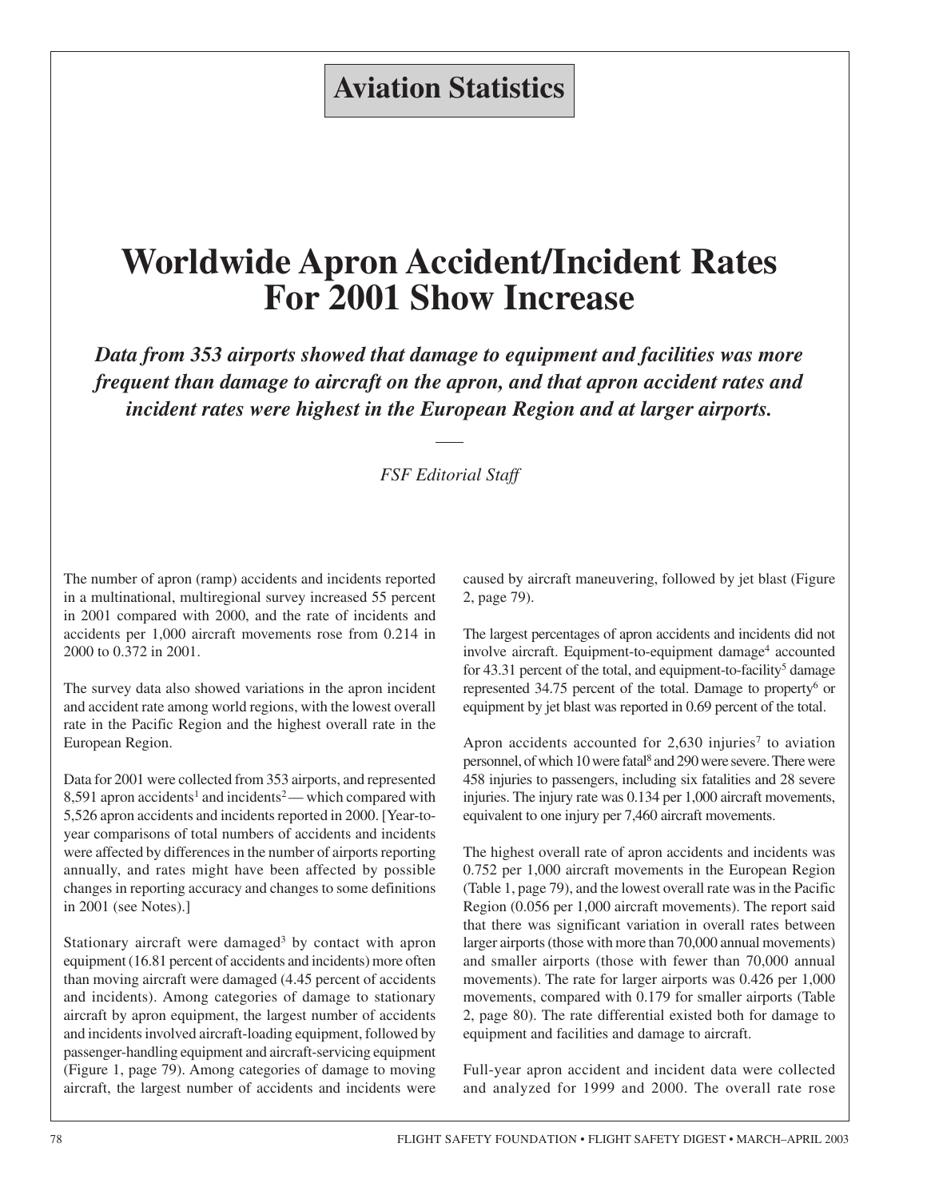**Aviation Statistics**

# Worldwide Apron Accident/Incident Rates For 2001 Show Increase

***Data from 353 airports showed that damage to equipment and facilities was more frequent than damage to aircraft on the apron, and that apron accident rates and incident rates were highest in the European Region and at larger airports.***

*FSF Editorial Staff*

The number of apron (ramp) accidents and incidents reported in a multinational, multiregional survey increased 55 percent in 2001 compared with 2000, and the rate of incidents and accidents per 1,000 aircraft movements rose from 0.214 in 2000 to 0.372 in 2001.

The survey data also showed variations in the apron incident and accident rate among world regions, with the lowest overall rate in the Pacific Region and the highest overall rate in the European Region.

Data for 2001 were collected from 353 airports, and represented 8,591 apron accidents[1] and incidents[2] — which compared with 5,526 apron accidents and incidents reported in 2000. [Year-to-year comparisons of total numbers of accidents and incidents were affected by differences in the number of airports reporting annually, and rates might have been affected by possible changes in reporting accuracy and changes to some definitions in 2001 (see Notes).]

Stationary aircraft were damaged[3] by contact with apron equipment (16.81 percent of accidents and incidents) more often than moving aircraft were damaged (4.45 percent of accidents and incidents). Among categories of damage to stationary aircraft by apron equipment, the largest number of accidents and incidents involved aircraft-loading equipment, followed by passenger-handling equipment and aircraft-servicing equipment (Figure 1, page 79). Among categories of damage to moving aircraft, the largest number of accidents and incidents were caused by aircraft maneuvering, followed by jet blast (Figure 2, page 79).

The largest percentages of apron accidents and incidents did not involve aircraft. Equipment-to-equipment damage[4] accounted for 43.31 percent of the total, and equipment-to-facility[5] damage represented 34.75 percent of the total. Damage to property[6] or equipment by jet blast was reported in 0.69 percent of the total.

Apron accidents accounted for 2,630 injuries[7] to aviation personnel, of which 10 were fatal[8] and 290 were severe. There were 458 injuries to passengers, including six fatalities and 28 severe injuries. The injury rate was 0.134 per 1,000 aircraft movements, equivalent to one injury per 7,460 aircraft movements.

The highest overall rate of apron accidents and incidents was 0.752 per 1,000 aircraft movements in the European Region (Table 1, page 79), and the lowest overall rate was in the Pacific Region (0.056 per 1,000 aircraft movements). The report said that there was significant variation in overall rates between larger airports (those with more than 70,000 annual movements) and smaller airports (those with fewer than 70,000 annual movements). The rate for larger airports was 0.426 per 1,000 movements, compared with 0.179 for smaller airports (Table 2, page 80). The rate differential existed both for damage to equipment and facilities and damage to aircraft.

Full-year apron accident and incident data were collected and analyzed for 1999 and 2000. The overall rate rose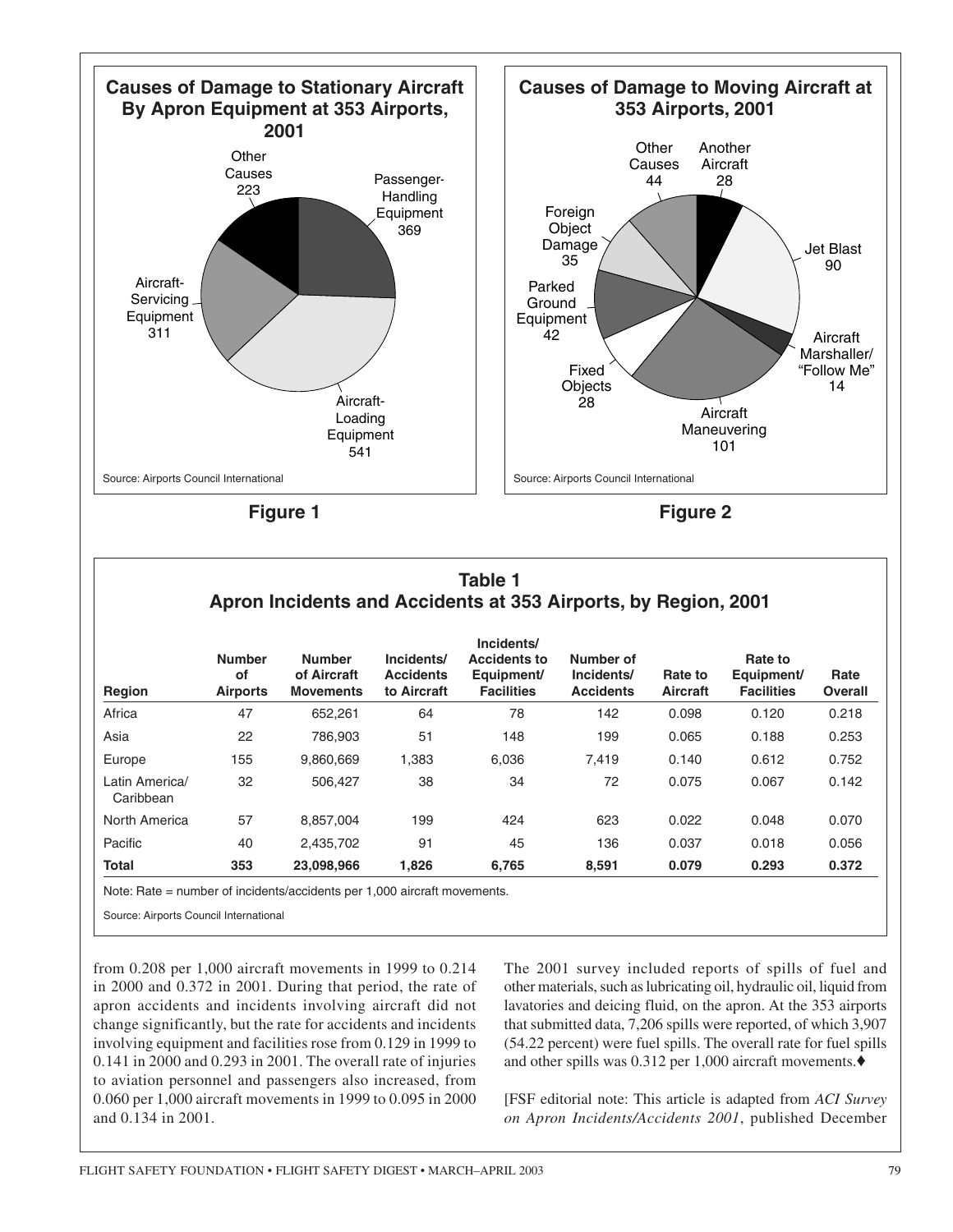**Causes of Damage to Stationary Aircraft By Apron Equipment at 353 Airports, 2001**

- Passenger-Handling Equipment 369
- Aircraft-Loading Equipment 541
- Aircraft-Servicing Equipment 311
- Other Causes 223

Source: Airports Council International

**Figure 1**

**Causes of Damage to Moving Aircraft at 353 Airports, 2001**

- Another Aircraft 28
- Jet Blast 90
- Aircraft Marshaller/ "Follow Me" 14
- Aircraft Maneuvering 101
- Fixed Objects 28
- Parked Ground Equipment 42
- Foreign Object Damage 35
- Other Causes 44

Source: Airports Council International

**Figure 2**

**Table 1**
**Apron Incidents and Accidents at 353 Airports, by Region, 2001**

| Region | Number of Airports | Number of Aircraft Movements | Incidents/ Accidents to Aircraft | Incidents/ Accidents to Equipment/ Facilities | Number of Incidents/ Accidents | Rate to Aircraft | Rate to Equipment/ Facilities | Rate Overall |
|---|---|---|---|---|---|---|---|---|
| Africa | 47 | 652,261 | 64 | 78 | 142 | 0.098 | 0.120 | 0.218 |
| Asia | 22 | 786,903 | 51 | 148 | 199 | 0.065 | 0.188 | 0.253 |
| Europe | 155 | 9,860,669 | 1,383 | 6,036 | 7,419 | 0.140 | 0.612 | 0.752 |
| Latin America/ Caribbean | 32 | 506,427 | 38 | 34 | 72 | 0.075 | 0.067 | 0.142 |
| North America | 57 | 8,857,004 | 199 | 424 | 623 | 0.022 | 0.048 | 0.070 |
| Pacific | 40 | 2,435,702 | 91 | 45 | 136 | 0.037 | 0.018 | 0.056 |
| **Total** | **353** | **23,098,966** | **1,826** | **6,765** | **8,591** | **0.079** | **0.293** | **0.372** |

Note: Rate = number of incidents/accidents per 1,000 aircraft movements.

Source: Airports Council International

from 0.208 per 1,000 aircraft movements in 1999 to 0.214 in 2000 and 0.372 in 2001. During that period, the rate of apron accidents and incidents involving aircraft did not change significantly, but the rate for accidents and incidents involving equipment and facilities rose from 0.129 in 1999 to 0.141 in 2000 and 0.293 in 2001. The overall rate of injuries to aviation personnel and passengers also increased, from 0.060 per 1,000 aircraft movements in 1999 to 0.095 in 2000 and 0.134 in 2001.

The 2001 survey included reports of spills of fuel and other materials, such as lubricating oil, hydraulic oil, liquid from lavatories and deicing fluid, on the apron. At the 353 airports that submitted data, 7,206 spills were reported, of which 3,907 (54.22 percent) were fuel spills. The overall rate for fuel spills and other spills was 0.312 per 1,000 aircraft movements.♦

[FSF editorial note: This article is adapted from *ACI Survey on Apron Incidents/Accidents 2001*, published December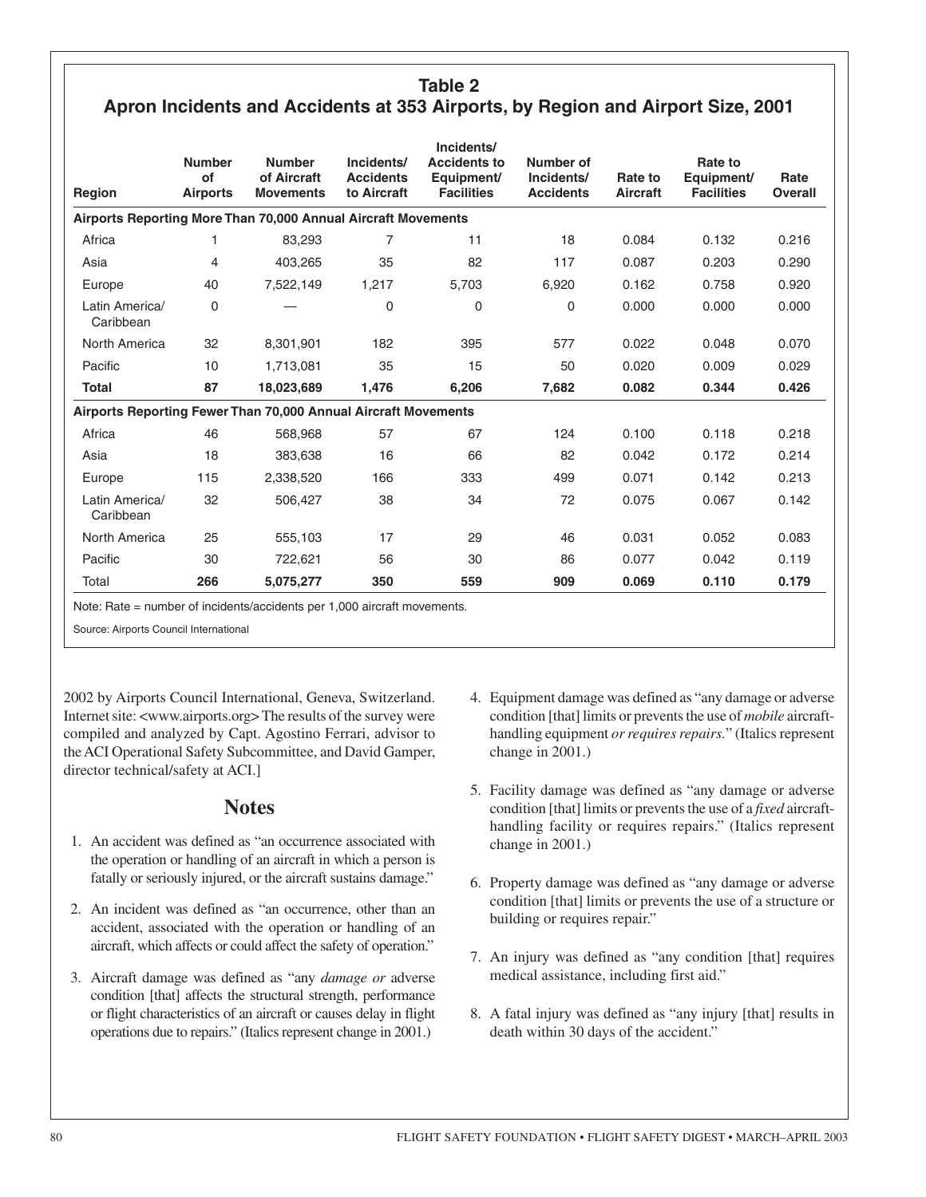## Table 2
### Apron Incidents and Accidents at 353 Airports, by Region and Airport Size, 2001

| Region | Number of Airports | Number of Aircraft Movements | Incidents/ Accidents to Aircraft | Incidents/ Accidents to Equipment/ Facilities | Number of Incidents/ Accidents | Rate to Aircraft | Rate to Equipment/ Facilities | Rate Overall |
|---|---|---|---|---|---|---|---|---|
| **Airports Reporting More Than 70,000 Annual Aircraft Movements** | | | | | | | | |
| Africa | 1 | 83,293 | 7 | 11 | 18 | 0.084 | 0.132 | 0.216 |
| Asia | 4 | 403,265 | 35 | 82 | 117 | 0.087 | 0.203 | 0.290 |
| Europe | 40 | 7,522,149 | 1,217 | 5,703 | 6,920 | 0.162 | 0.758 | 0.920 |
| Latin America/ Caribbean | 0 | — | 0 | 0 | 0 | 0.000 | 0.000 | 0.000 |
| North America | 32 | 8,301,901 | 182 | 395 | 577 | 0.022 | 0.048 | 0.070 |
| Pacific | 10 | 1,713,081 | 35 | 15 | 50 | 0.020 | 0.009 | 0.029 |
| **Total** | **87** | **18,023,689** | **1,476** | **6,206** | **7,682** | **0.082** | **0.344** | **0.426** |
| **Airports Reporting Fewer Than 70,000 Annual Aircraft Movements** | | | | | | | | |
| Africa | 46 | 568,968 | 57 | 67 | 124 | 0.100 | 0.118 | 0.218 |
| Asia | 18 | 383,638 | 16 | 66 | 82 | 0.042 | 0.172 | 0.214 |
| Europe | 115 | 2,338,520 | 166 | 333 | 499 | 0.071 | 0.142 | 0.213 |
| Latin America/ Caribbean | 32 | 506,427 | 38 | 34 | 72 | 0.075 | 0.067 | 0.142 |
| North America | 25 | 555,103 | 17 | 29 | 46 | 0.031 | 0.052 | 0.083 |
| Pacific | 30 | 722,621 | 56 | 30 | 86 | 0.077 | 0.042 | 0.119 |
| Total | **266** | **5,075,277** | **350** | **559** | **909** | **0.069** | **0.110** | **0.179** |

Note: Rate = number of incidents/accidents per 1,000 aircraft movements.

Source: Airports Council International

2002 by Airports Council International, Geneva, Switzerland. Internet site: <www.airports.org> The results of the survey were compiled and analyzed by Capt. Agostino Ferrari, advisor to the ACI Operational Safety Subcommittee, and David Gamper, director technical/safety at ACI.]

## Notes

1. An accident was defined as "an occurrence associated with the operation or handling of an aircraft in which a person is fatally or seriously injured, or the aircraft sustains damage."
2. An incident was defined as "an occurrence, other than an accident, associated with the operation or handling of an aircraft, which affects or could affect the safety of operation."
3. Aircraft damage was defined as "any *damage or* adverse condition [that] affects the structural strength, performance or flight characteristics of an aircraft or causes delay in flight operations due to repairs." (Italics represent change in 2001.)
4. Equipment damage was defined as "any damage or adverse condition [that] limits or prevents the use of *mobile* aircraft-handling equipment *or requires repairs.*" (Italics represent change in 2001.)
5. Facility damage was defined as "any damage or adverse condition [that] limits or prevents the use of a *fixed* aircraft-handling facility or requires repairs." (Italics represent change in 2001.)
6. Property damage was defined as "any damage or adverse condition [that] limits or prevents the use of a structure or building or requires repair."
7. An injury was defined as "any condition [that] requires medical assistance, including first aid."
8. A fatal injury was defined as "any injury [that] results in death within 30 days of the accident."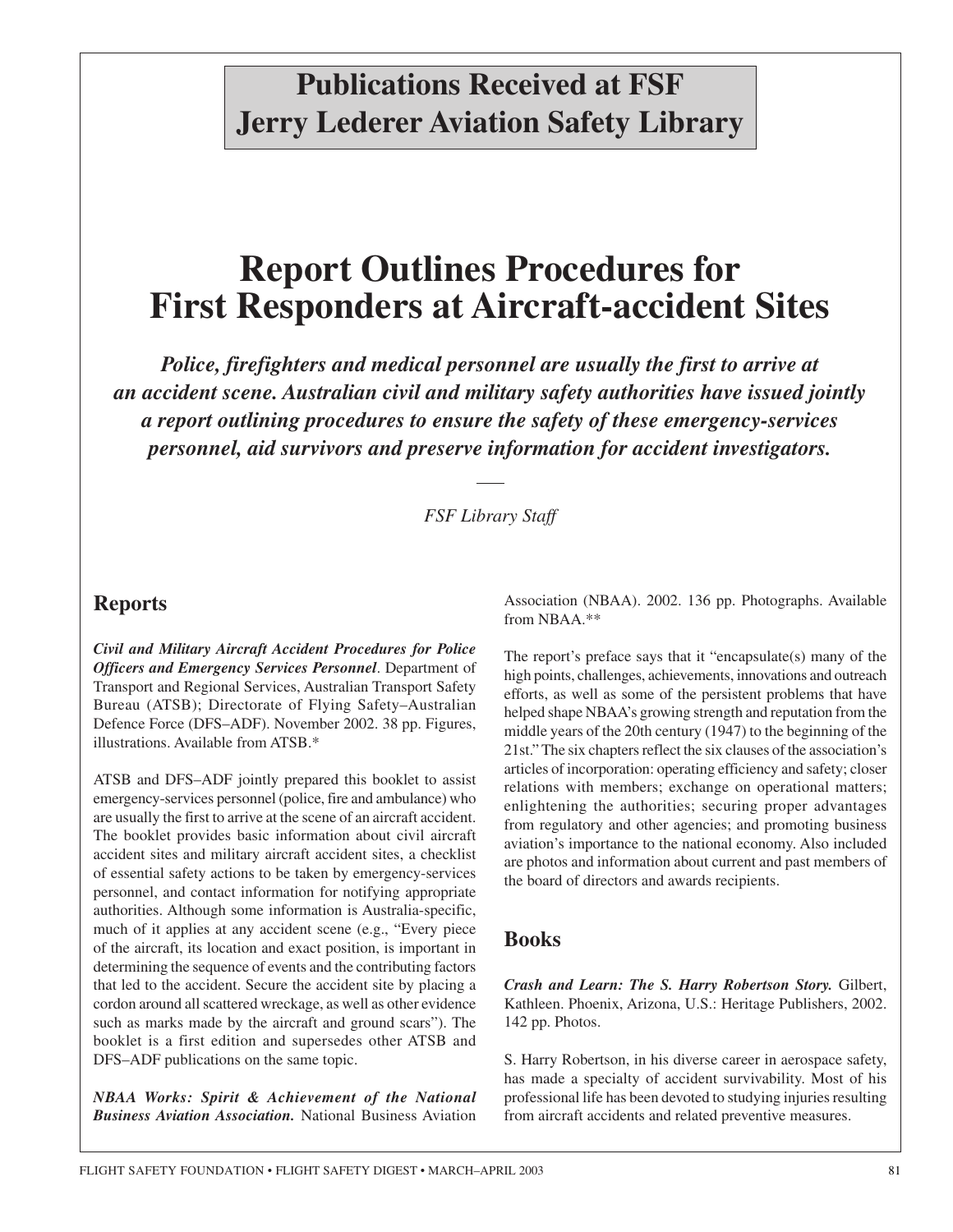# Publications Received at FSF Jerry Lederer Aviation Safety Library

# Report Outlines Procedures for First Responders at Aircraft-accident Sites

***Police, firefighters and medical personnel are usually the first to arrive at an accident scene. Australian civil and military safety authorities have issued jointly a report outlining procedures to ensure the safety of these emergency-services personnel, aid survivors and preserve information for accident investigators.***

—

*FSF Library Staff*

## Reports

***Civil and Military Aircraft Accident Procedures for Police Officers and Emergency Services Personnel*.** Department of Transport and Regional Services, Australian Transport Safety Bureau (ATSB); Directorate of Flying Safety–Australian Defence Force (DFS–ADF). November 2002. 38 pp. Figures, illustrations. Available from ATSB.*

ATSB and DFS–ADF jointly prepared this booklet to assist emergency-services personnel (police, fire and ambulance) who are usually the first to arrive at the scene of an aircraft accident. The booklet provides basic information about civil aircraft accident sites and military aircraft accident sites, a checklist of essential safety actions to be taken by emergency-services personnel, and contact information for notifying appropriate authorities. Although some information is Australia-specific, much of it applies at any accident scene (e.g., "Every piece of the aircraft, its location and exact position, is important in determining the sequence of events and the contributing factors that led to the accident. Secure the accident site by placing a cordon around all scattered wreckage, as well as other evidence such as marks made by the aircraft and ground scars"). The booklet is a first edition and supersedes other ATSB and DFS–ADF publications on the same topic.

***NBAA Works: Spirit & Achievement of the National Business Aviation Association.*** National Business Aviation Association (NBAA). 2002. 136 pp. Photographs. Available from NBAA.**

The report's preface says that it "encapsulate(s) many of the high points, challenges, achievements, innovations and outreach efforts, as well as some of the persistent problems that have helped shape NBAA's growing strength and reputation from the middle years of the 20th century (1947) to the beginning of the 21st." The six chapters reflect the six clauses of the association's articles of incorporation: operating efficiency and safety; closer relations with members; exchange on operational matters; enlightening the authorities; securing proper advantages from regulatory and other agencies; and promoting business aviation's importance to the national economy. Also included are photos and information about current and past members of the board of directors and awards recipients.

## Books

***Crash and Learn: The S. Harry Robertson Story.*** Gilbert, Kathleen. Phoenix, Arizona, U.S.: Heritage Publishers, 2002. 142 pp. Photos.

S. Harry Robertson, in his diverse career in aerospace safety, has made a specialty of accident survivability. Most of his professional life has been devoted to studying injuries resulting from aircraft accidents and related preventive measures.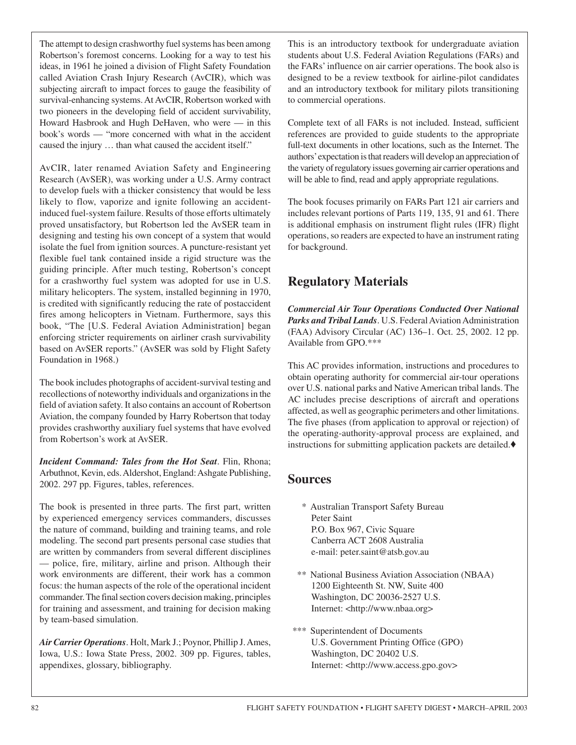The attempt to design crashworthy fuel systems has been among Robertson's foremost concerns. Looking for a way to test his ideas, in 1961 he joined a division of Flight Safety Foundation called Aviation Crash Injury Research (AvCIR), which was subjecting aircraft to impact forces to gauge the feasibility of survival-enhancing systems. At AvCIR, Robertson worked with two pioneers in the developing field of accident survivability, Howard Hasbrook and Hugh DeHaven, who were — in this book's words — "more concerned with what in the accident caused the injury … than what caused the accident itself."

AvCIR, later renamed Aviation Safety and Engineering Research (AvSER), was working under a U.S. Army contract to develop fuels with a thicker consistency that would be less likely to flow, vaporize and ignite following an accident-induced fuel-system failure. Results of those efforts ultimately proved unsatisfactory, but Robertson led the AvSER team in designing and testing his own concept of a system that would isolate the fuel from ignition sources. A puncture-resistant yet flexible fuel tank contained inside a rigid structure was the guiding principle. After much testing, Robertson's concept for a crashworthy fuel system was adopted for use in U.S. military helicopters. The system, installed beginning in 1970, is credited with significantly reducing the rate of postaccident fires among helicopters in Vietnam. Furthermore, says this book, "The [U.S. Federal Aviation Administration] began enforcing stricter requirements on airliner crash survivability based on AvSER reports." (AvSER was sold by Flight Safety Foundation in 1968.)

The book includes photographs of accident-survival testing and recollections of noteworthy individuals and organizations in the field of aviation safety. It also contains an account of Robertson Aviation, the company founded by Harry Robertson that today provides crashworthy auxiliary fuel systems that have evolved from Robertson's work at AvSER.

***Incident Command: Tales from the Hot Seat***. Flin, Rhona; Arbuthnot, Kevin, eds. Aldershot, England: Ashgate Publishing, 2002. 297 pp. Figures, tables, references.

The book is presented in three parts. The first part, written by experienced emergency services commanders, discusses the nature of command, building and training teams, and role modeling. The second part presents personal case studies that are written by commanders from several different disciplines — police, fire, military, airline and prison. Although their work environments are different, their work has a common focus: the human aspects of the role of the operational incident commander. The final section covers decision making, principles for training and assessment, and training for decision making by team-based simulation.

***Air Carrier Operations***. Holt, Mark J.; Poynor, Phillip J. Ames, Iowa, U.S.: Iowa State Press, 2002. 309 pp. Figures, tables, appendixes, glossary, bibliography.

This is an introductory textbook for undergraduate aviation students about U.S. Federal Aviation Regulations (FARs) and the FARs' influence on air carrier operations. The book also is designed to be a review textbook for airline-pilot candidates and an introductory textbook for military pilots transitioning to commercial operations.

Complete text of all FARs is not included. Instead, sufficient references are provided to guide students to the appropriate full-text documents in other locations, such as the Internet. The authors' expectation is that readers will develop an appreciation of the variety of regulatory issues governing air carrier operations and will be able to find, read and apply appropriate regulations.

The book focuses primarily on FARs Part 121 air carriers and includes relevant portions of Parts 119, 135, 91 and 61. There is additional emphasis on instrument flight rules (IFR) flight operations, so readers are expected to have an instrument rating for background.

## Regulatory Materials

***Commercial Air Tour Operations Conducted Over National Parks and Tribal Lands***. U.S. Federal Aviation Administration (FAA) Advisory Circular (AC) 136–1. Oct. 25, 2002. 12 pp. Available from GPO.***

This AC provides information, instructions and procedures to obtain operating authority for commercial air-tour operations over U.S. national parks and Native American tribal lands. The AC includes precise descriptions of aircraft and operations affected, as well as geographic perimeters and other limitations. The five phases (from application to approval or rejection) of the operating-authority-approval process are explained, and instructions for submitting application packets are detailed.♦

## Sources

\* Australian Transport Safety Bureau
Peter Saint
P.O. Box 967, Civic Square
Canberra ACT 2608 Australia
e-mail: peter.saint@atsb.gov.au

\** National Business Aviation Association (NBAA)
1200 Eighteenth St. NW, Suite 400
Washington, DC 20036-2527 U.S.
Internet: <http://www.nbaa.org>

\*** Superintendent of Documents
U.S. Government Printing Office (GPO)
Washington, DC 20402 U.S.
Internet: <http://www.access.gpo.gov>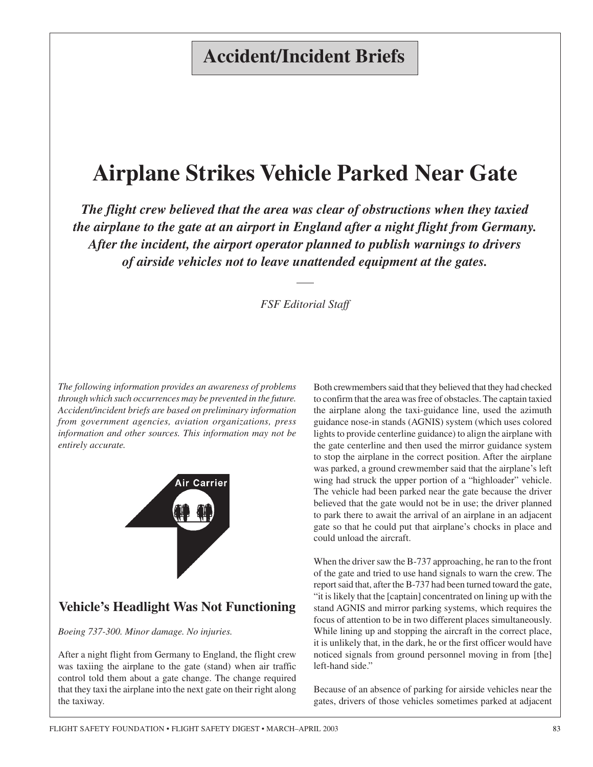# Accident/Incident Briefs

# Airplane Strikes Vehicle Parked Near Gate

***The flight crew believed that the area was clear of obstructions when they taxied the airplane to the gate at an airport in England after a night flight from Germany. After the incident, the airport operator planned to publish warnings to drivers of airside vehicles not to leave unattended equipment at the gates.***

*FSF Editorial Staff*

*The following information provides an awareness of problems through which such occurrences may be prevented in the future. Accident/incident briefs are based on preliminary information from government agencies, aviation organizations, press information and other sources. This information may not be entirely accurate.*

Air Carrier

## Vehicle's Headlight Was Not Functioning

*Boeing 737-300. Minor damage. No injuries.*

After a night flight from Germany to England, the flight crew was taxiing the airplane to the gate (stand) when air traffic control told them about a gate change. The change required that they taxi the airplane into the next gate on their right along the taxiway.

Both crewmembers said that they believed that they had checked to confirm that the area was free of obstacles. The captain taxied the airplane along the taxi-guidance line, used the azimuth guidance nose-in stands (AGNIS) system (which uses colored lights to provide centerline guidance) to align the airplane with the gate centerline and then used the mirror guidance system to stop the airplane in the correct position. After the airplane was parked, a ground crewmember said that the airplane's left wing had struck the upper portion of a "highloader" vehicle. The vehicle had been parked near the gate because the driver believed that the gate would not be in use; the driver planned to park there to await the arrival of an airplane in an adjacent gate so that he could put that airplane's chocks in place and could unload the aircraft.

When the driver saw the B-737 approaching, he ran to the front of the gate and tried to use hand signals to warn the crew. The report said that, after the B-737 had been turned toward the gate, "it is likely that the [captain] concentrated on lining up with the stand AGNIS and mirror parking systems, which requires the focus of attention to be in two different places simultaneously. While lining up and stopping the aircraft in the correct place, it is unlikely that, in the dark, he or the first officer would have noticed signals from ground personnel moving in from [the] left-hand side."

Because of an absence of parking for airside vehicles near the gates, drivers of those vehicles sometimes parked at adjacent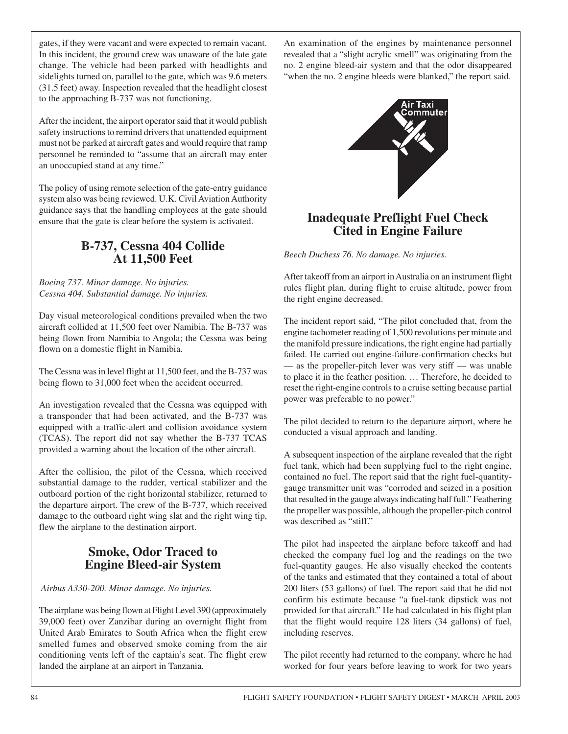gates, if they were vacant and were expected to remain vacant. In this incident, the ground crew was unaware of the late gate change. The vehicle had been parked with headlights and sidelights turned on, parallel to the gate, which was 9.6 meters (31.5 feet) away. Inspection revealed that the headlight closest to the approaching B-737 was not functioning.

After the incident, the airport operator said that it would publish safety instructions to remind drivers that unattended equipment must not be parked at aircraft gates and would require that ramp personnel be reminded to "assume that an aircraft may enter an unoccupied stand at any time."

The policy of using remote selection of the gate-entry guidance system also was being reviewed. U.K. Civil Aviation Authority guidance says that the handling employees at the gate should ensure that the gate is clear before the system is activated.

## B-737, Cessna 404 Collide At 11,500 Feet

*Boeing 737. Minor damage. No injuries.*
*Cessna 404. Substantial damage. No injuries.*

Day visual meteorological conditions prevailed when the two aircraft collided at 11,500 feet over Namibia. The B-737 was being flown from Namibia to Angola; the Cessna was being flown on a domestic flight in Namibia.

The Cessna was in level flight at 11,500 feet, and the B-737 was being flown to 31,000 feet when the accident occurred.

An investigation revealed that the Cessna was equipped with a transponder that had been activated, and the B-737 was equipped with a traffic-alert and collision avoidance system (TCAS). The report did not say whether the B-737 TCAS provided a warning about the location of the other aircraft.

After the collision, the pilot of the Cessna, which received substantial damage to the rudder, vertical stabilizer and the outboard portion of the right horizontal stabilizer, returned to the departure airport. The crew of the B-737, which received damage to the outboard right wing slat and the right wing tip, flew the airplane to the destination airport.

## Smoke, Odor Traced to Engine Bleed-air System

*Airbus A330-200. Minor damage. No injuries.*

The airplane was being flown at Flight Level 390 (approximately 39,000 feet) over Zanzibar during an overnight flight from United Arab Emirates to South Africa when the flight crew smelled fumes and observed smoke coming from the air conditioning vents left of the captain's seat. The flight crew landed the airplane at an airport in Tanzania.

An examination of the engines by maintenance personnel revealed that a "slight acrylic smell" was originating from the no. 2 engine bleed-air system and that the odor disappeared "when the no. 2 engine bleeds were blanked," the report said.

Air Taxi Commuter

## Inadequate Preflight Fuel Check Cited in Engine Failure

*Beech Duchess 76. No damage. No injuries.*

After takeoff from an airport in Australia on an instrument flight rules flight plan, during flight to cruise altitude, power from the right engine decreased.

The incident report said, "The pilot concluded that, from the engine tachometer reading of 1,500 revolutions per minute and the manifold pressure indications, the right engine had partially failed. He carried out engine-failure-confirmation checks but — as the propeller-pitch lever was very stiff — was unable to place it in the feather position. … Therefore, he decided to reset the right-engine controls to a cruise setting because partial power was preferable to no power."

The pilot decided to return to the departure airport, where he conducted a visual approach and landing.

A subsequent inspection of the airplane revealed that the right fuel tank, which had been supplying fuel to the right engine, contained no fuel. The report said that the right fuel-quantity-gauge transmitter unit was "corroded and seized in a position that resulted in the gauge always indicating half full." Feathering the propeller was possible, although the propeller-pitch control was described as "stiff."

The pilot had inspected the airplane before takeoff and had checked the company fuel log and the readings on the two fuel-quantity gauges. He also visually checked the contents of the tanks and estimated that they contained a total of about 200 liters (53 gallons) of fuel. The report said that he did not confirm his estimate because "a fuel-tank dipstick was not provided for that aircraft." He had calculated in his flight plan that the flight would require 128 liters (34 gallons) of fuel, including reserves.

The pilot recently had returned to the company, where he had worked for four years before leaving to work for two years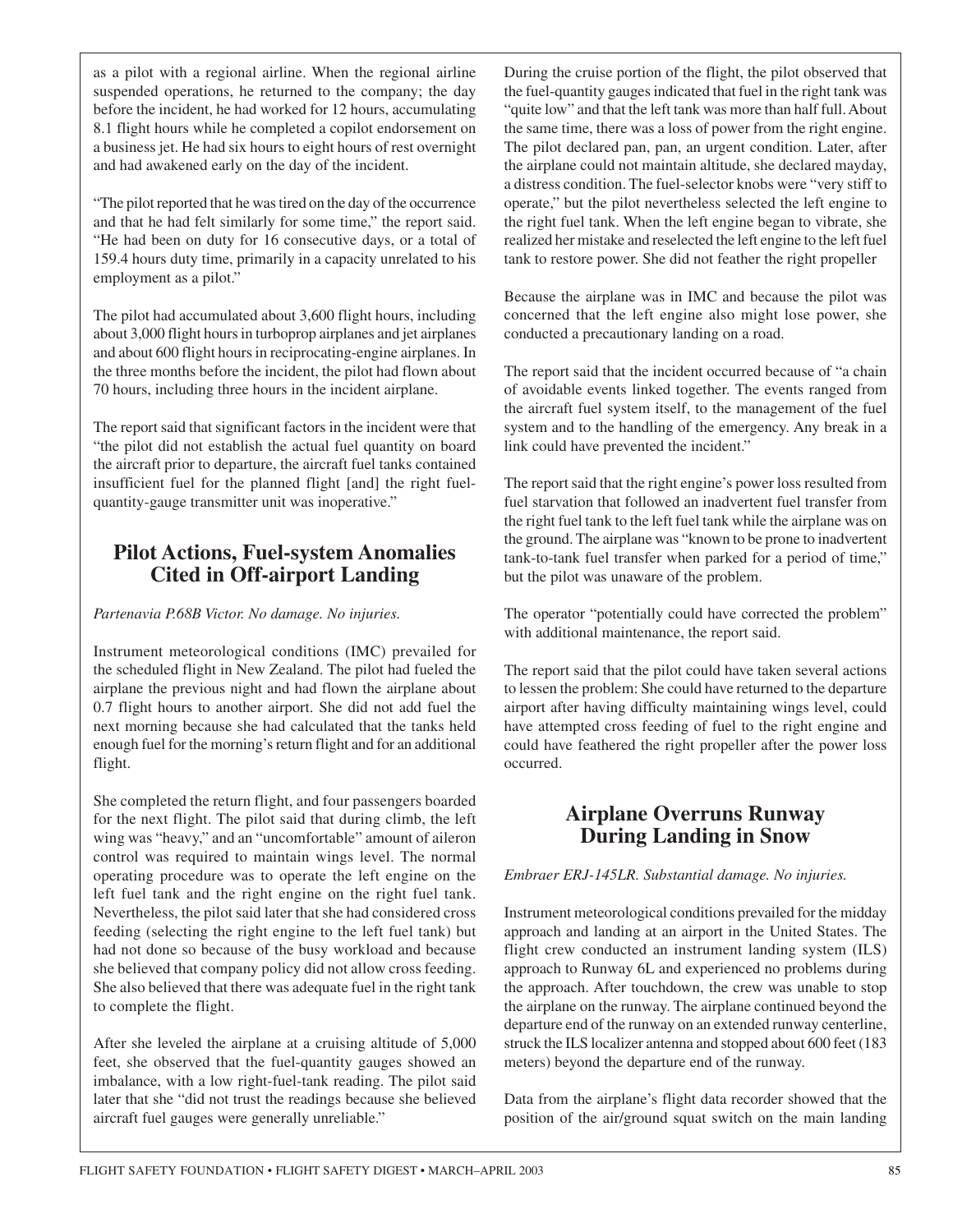as a pilot with a regional airline. When the regional airline suspended operations, he returned to the company; the day before the incident, he had worked for 12 hours, accumulating 8.1 flight hours while he completed a copilot endorsement on a business jet. He had six hours to eight hours of rest overnight and had awakened early on the day of the incident.

"The pilot reported that he was tired on the day of the occurrence and that he had felt similarly for some time," the report said. "He had been on duty for 16 consecutive days, or a total of 159.4 hours duty time, primarily in a capacity unrelated to his employment as a pilot."

The pilot had accumulated about 3,600 flight hours, including about 3,000 flight hours in turboprop airplanes and jet airplanes and about 600 flight hours in reciprocating-engine airplanes. In the three months before the incident, the pilot had flown about 70 hours, including three hours in the incident airplane.

The report said that significant factors in the incident were that "the pilot did not establish the actual fuel quantity on board the aircraft prior to departure, the aircraft fuel tanks contained insufficient fuel for the planned flight [and] the right fuel-quantity-gauge transmitter unit was inoperative."

## Pilot Actions, Fuel-system Anomalies Cited in Off-airport Landing

*Partenavia P.68B Victor. No damage. No injuries.*

Instrument meteorological conditions (IMC) prevailed for the scheduled flight in New Zealand. The pilot had fueled the airplane the previous night and had flown the airplane about 0.7 flight hours to another airport. She did not add fuel the next morning because she had calculated that the tanks held enough fuel for the morning's return flight and for an additional flight.

She completed the return flight, and four passengers boarded for the next flight. The pilot said that during climb, the left wing was "heavy," and an "uncomfortable" amount of aileron control was required to maintain wings level. The normal operating procedure was to operate the left engine on the left fuel tank and the right engine on the right fuel tank. Nevertheless, the pilot said later that she had considered cross feeding (selecting the right engine to the left fuel tank) but had not done so because of the busy workload and because she believed that company policy did not allow cross feeding. She also believed that there was adequate fuel in the right tank to complete the flight.

After she leveled the airplane at a cruising altitude of 5,000 feet, she observed that the fuel-quantity gauges showed an imbalance, with a low right-fuel-tank reading. The pilot said later that she "did not trust the readings because she believed aircraft fuel gauges were generally unreliable."

During the cruise portion of the flight, the pilot observed that the fuel-quantity gauges indicated that fuel in the right tank was "quite low" and that the left tank was more than half full. About the same time, there was a loss of power from the right engine. The pilot declared pan, pan, an urgent condition. Later, after the airplane could not maintain altitude, she declared mayday, a distress condition. The fuel-selector knobs were "very stiff to operate," but the pilot nevertheless selected the left engine to the right fuel tank. When the left engine began to vibrate, she realized her mistake and reselected the left engine to the left fuel tank to restore power. She did not feather the right propeller

Because the airplane was in IMC and because the pilot was concerned that the left engine also might lose power, she conducted a precautionary landing on a road.

The report said that the incident occurred because of "a chain of avoidable events linked together. The events ranged from the aircraft fuel system itself, to the management of the fuel system and to the handling of the emergency. Any break in a link could have prevented the incident."

The report said that the right engine's power loss resulted from fuel starvation that followed an inadvertent fuel transfer from the right fuel tank to the left fuel tank while the airplane was on the ground. The airplane was "known to be prone to inadvertent tank-to-tank fuel transfer when parked for a period of time," but the pilot was unaware of the problem.

The operator "potentially could have corrected the problem" with additional maintenance, the report said.

The report said that the pilot could have taken several actions to lessen the problem: She could have returned to the departure airport after having difficulty maintaining wings level, could have attempted cross feeding of fuel to the right engine and could have feathered the right propeller after the power loss occurred.

## Airplane Overruns Runway During Landing in Snow

*Embraer ERJ-145LR. Substantial damage. No injuries.*

Instrument meteorological conditions prevailed for the midday approach and landing at an airport in the United States. The flight crew conducted an instrument landing system (ILS) approach to Runway 6L and experienced no problems during the approach. After touchdown, the crew was unable to stop the airplane on the runway. The airplane continued beyond the departure end of the runway on an extended runway centerline, struck the ILS localizer antenna and stopped about 600 feet (183 meters) beyond the departure end of the runway.

Data from the airplane's flight data recorder showed that the position of the air/ground squat switch on the main landing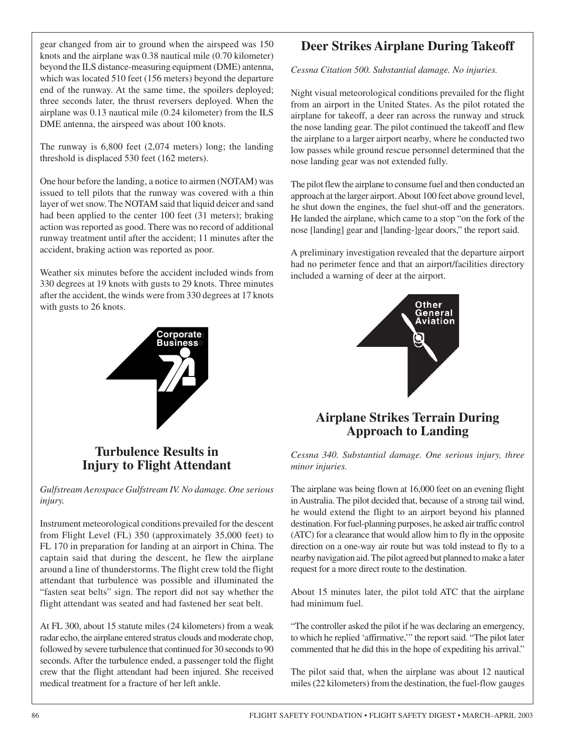gear changed from air to ground when the airspeed was 150 knots and the airplane was 0.38 nautical mile (0.70 kilometer) beyond the ILS distance-measuring equipment (DME) antenna, which was located 510 feet (156 meters) beyond the departure end of the runway. At the same time, the spoilers deployed; three seconds later, the thrust reversers deployed. When the airplane was 0.13 nautical mile (0.24 kilometer) from the ILS DME antenna, the airspeed was about 100 knots.

The runway is 6,800 feet (2,074 meters) long; the landing threshold is displaced 530 feet (162 meters).

One hour before the landing, a notice to airmen (NOTAM) was issued to tell pilots that the runway was covered with a thin layer of wet snow. The NOTAM said that liquid deicer and sand had been applied to the center 100 feet (31 meters); braking action was reported as good. There was no record of additional runway treatment until after the accident; 11 minutes after the accident, braking action was reported as poor.

Weather six minutes before the accident included winds from 330 degrees at 19 knots with gusts to 29 knots. Three minutes after the accident, the winds were from 330 degrees at 17 knots with gusts to 26 knots.

Corporate Business

## Turbulence Results in Injury to Flight Attendant

*Gulfstream Aerospace Gulfstream IV. No damage. One serious injury.*

Instrument meteorological conditions prevailed for the descent from Flight Level (FL) 350 (approximately 35,000 feet) to FL 170 in preparation for landing at an airport in China. The captain said that during the descent, he flew the airplane around a line of thunderstorms. The flight crew told the flight attendant that turbulence was possible and illuminated the "fasten seat belts" sign. The report did not say whether the flight attendant was seated and had fastened her seat belt.

At FL 300, about 15 statute miles (24 kilometers) from a weak radar echo, the airplane entered stratus clouds and moderate chop, followed by severe turbulence that continued for 30 seconds to 90 seconds. After the turbulence ended, a passenger told the flight crew that the flight attendant had been injured. She received medical treatment for a fracture of her left ankle.

## Deer Strikes Airplane During Takeoff

*Cessna Citation 500. Substantial damage. No injuries.*

Night visual meteorological conditions prevailed for the flight from an airport in the United States. As the pilot rotated the airplane for takeoff, a deer ran across the runway and struck the nose landing gear. The pilot continued the takeoff and flew the airplane to a larger airport nearby, where he conducted two low passes while ground rescue personnel determined that the nose landing gear was not extended fully.

The pilot flew the airplane to consume fuel and then conducted an approach at the larger airport. About 100 feet above ground level, he shut down the engines, the fuel shut-off and the generators. He landed the airplane, which came to a stop "on the fork of the nose [landing] gear and [landing-]gear doors," the report said.

A preliminary investigation revealed that the departure airport had no perimeter fence and that an airport/facilities directory included a warning of deer at the airport.

Other General Aviation

## Airplane Strikes Terrain During Approach to Landing

*Cessna 340. Substantial damage. One serious injury, three minor injuries.*

The airplane was being flown at 16,000 feet on an evening flight in Australia. The pilot decided that, because of a strong tail wind, he would extend the flight to an airport beyond his planned destination. For fuel-planning purposes, he asked air traffic control (ATC) for a clearance that would allow him to fly in the opposite direction on a one-way air route but was told instead to fly to a nearby navigation aid. The pilot agreed but planned to make a later request for a more direct route to the destination.

About 15 minutes later, the pilot told ATC that the airplane had minimum fuel.

"The controller asked the pilot if he was declaring an emergency, to which he replied 'affirmative,'" the report said. "The pilot later commented that he did this in the hope of expediting his arrival."

The pilot said that, when the airplane was about 12 nautical miles (22 kilometers) from the destination, the fuel-flow gauges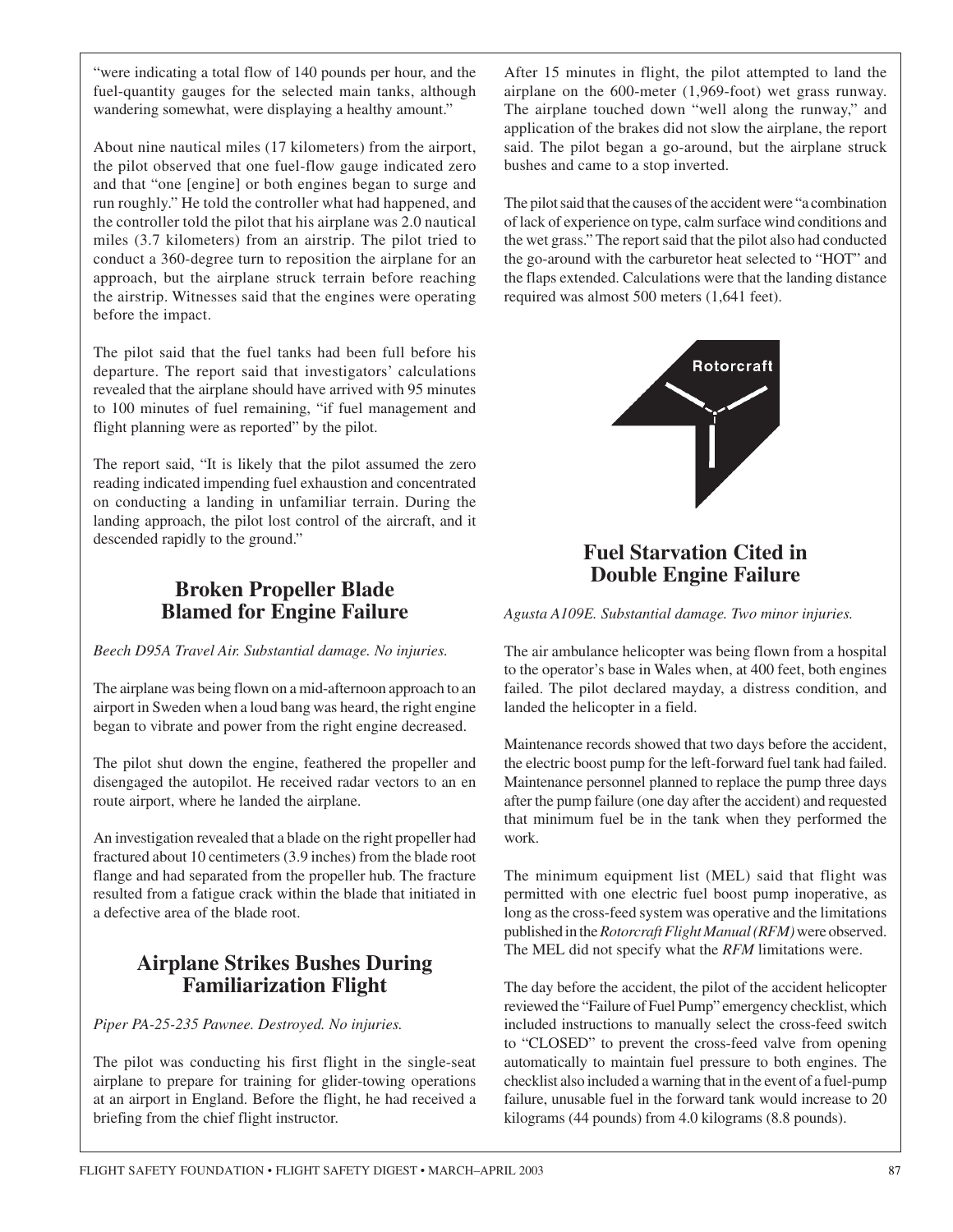"were indicating a total flow of 140 pounds per hour, and the fuel-quantity gauges for the selected main tanks, although wandering somewhat, were displaying a healthy amount."

About nine nautical miles (17 kilometers) from the airport, the pilot observed that one fuel-flow gauge indicated zero and that "one [engine] or both engines began to surge and run roughly." He told the controller what had happened, and the controller told the pilot that his airplane was 2.0 nautical miles (3.7 kilometers) from an airstrip. The pilot tried to conduct a 360-degree turn to reposition the airplane for an approach, but the airplane struck terrain before reaching the airstrip. Witnesses said that the engines were operating before the impact.

The pilot said that the fuel tanks had been full before his departure. The report said that investigators' calculations revealed that the airplane should have arrived with 95 minutes to 100 minutes of fuel remaining, "if fuel management and flight planning were as reported" by the pilot.

The report said, "It is likely that the pilot assumed the zero reading indicated impending fuel exhaustion and concentrated on conducting a landing in unfamiliar terrain. During the landing approach, the pilot lost control of the aircraft, and it descended rapidly to the ground."

## Broken Propeller Blade Blamed for Engine Failure

*Beech D95A Travel Air. Substantial damage. No injuries.*

The airplane was being flown on a mid-afternoon approach to an airport in Sweden when a loud bang was heard, the right engine began to vibrate and power from the right engine decreased.

The pilot shut down the engine, feathered the propeller and disengaged the autopilot. He received radar vectors to an en route airport, where he landed the airplane.

An investigation revealed that a blade on the right propeller had fractured about 10 centimeters (3.9 inches) from the blade root flange and had separated from the propeller hub. The fracture resulted from a fatigue crack within the blade that initiated in a defective area of the blade root.

## Airplane Strikes Bushes During Familiarization Flight

*Piper PA-25-235 Pawnee. Destroyed. No injuries.*

The pilot was conducting his first flight in the single-seat airplane to prepare for training for glider-towing operations at an airport in England. Before the flight, he had received a briefing from the chief flight instructor.

After 15 minutes in flight, the pilot attempted to land the airplane on the 600-meter (1,969-foot) wet grass runway. The airplane touched down "well along the runway," and application of the brakes did not slow the airplane, the report said. The pilot began a go-around, but the airplane struck bushes and came to a stop inverted.

The pilot said that the causes of the accident were "a combination of lack of experience on type, calm surface wind conditions and the wet grass." The report said that the pilot also had conducted the go-around with the carburetor heat selected to "HOT" and the flaps extended. Calculations were that the landing distance required was almost 500 meters (1,641 feet).

Rotorcraft

## Fuel Starvation Cited in Double Engine Failure

*Agusta A109E. Substantial damage. Two minor injuries.*

The air ambulance helicopter was being flown from a hospital to the operator's base in Wales when, at 400 feet, both engines failed. The pilot declared mayday, a distress condition, and landed the helicopter in a field.

Maintenance records showed that two days before the accident, the electric boost pump for the left-forward fuel tank had failed. Maintenance personnel planned to replace the pump three days after the pump failure (one day after the accident) and requested that minimum fuel be in the tank when they performed the work.

The minimum equipment list (MEL) said that flight was permitted with one electric fuel boost pump inoperative, as long as the cross-feed system was operative and the limitations published in the *Rotorcraft Flight Manual (RFM)* were observed. The MEL did not specify what the *RFM* limitations were.

The day before the accident, the pilot of the accident helicopter reviewed the "Failure of Fuel Pump" emergency checklist, which included instructions to manually select the cross-feed switch to "CLOSED" to prevent the cross-feed valve from opening automatically to maintain fuel pressure to both engines. The checklist also included a warning that in the event of a fuel-pump failure, unusable fuel in the forward tank would increase to 20 kilograms (44 pounds) from 4.0 kilograms (8.8 pounds).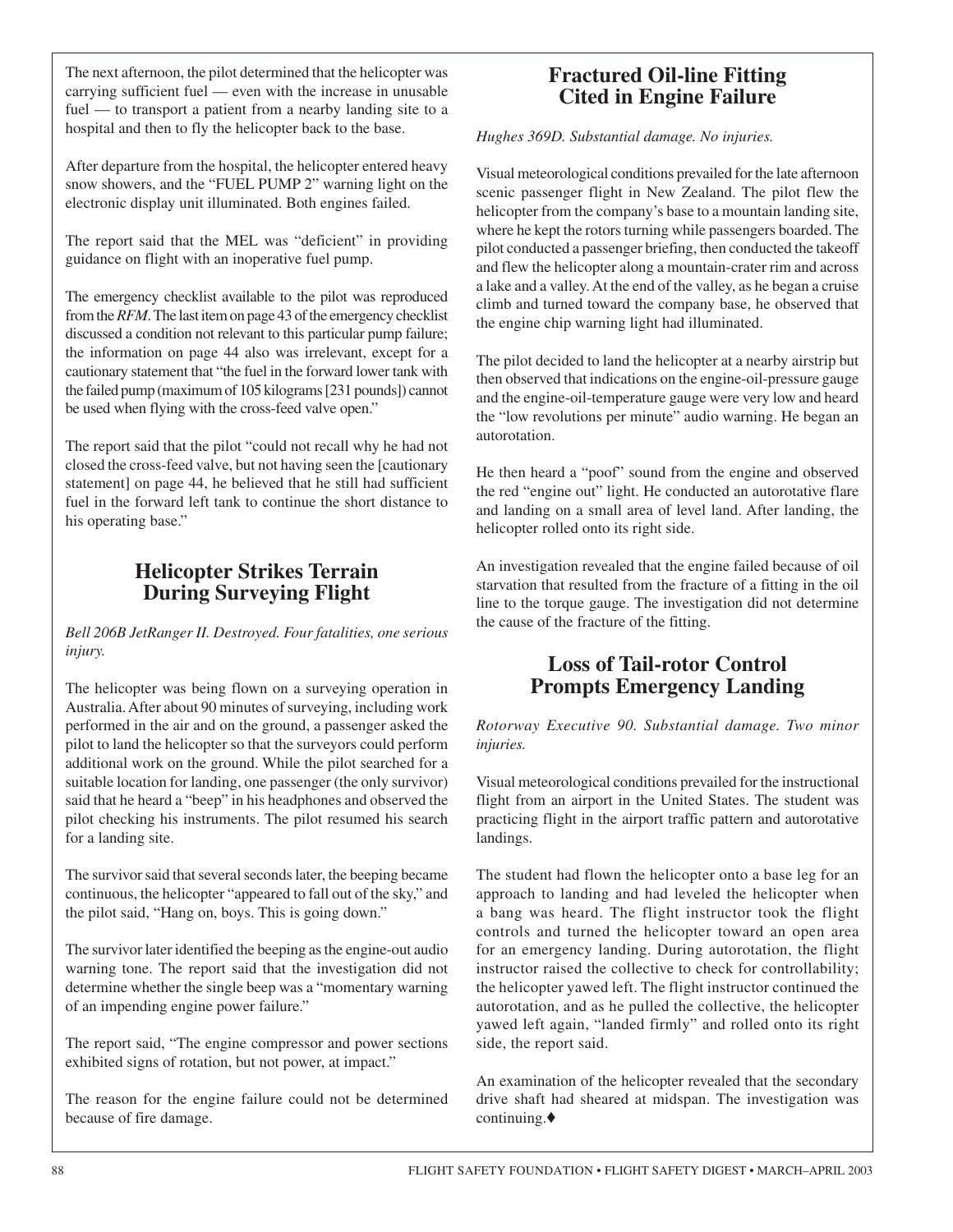The next afternoon, the pilot determined that the helicopter was carrying sufficient fuel — even with the increase in unusable fuel — to transport a patient from a nearby landing site to a hospital and then to fly the helicopter back to the base.

After departure from the hospital, the helicopter entered heavy snow showers, and the "FUEL PUMP 2" warning light on the electronic display unit illuminated. Both engines failed.

The report said that the MEL was "deficient" in providing guidance on flight with an inoperative fuel pump.

The emergency checklist available to the pilot was reproduced from the *RFM*. The last item on page 43 of the emergency checklist discussed a condition not relevant to this particular pump failure; the information on page 44 also was irrelevant, except for a cautionary statement that "the fuel in the forward lower tank with the failed pump (maximum of 105 kilograms [231 pounds]) cannot be used when flying with the cross-feed valve open."

The report said that the pilot "could not recall why he had not closed the cross-feed valve, but not having seen the [cautionary statement] on page 44, he believed that he still had sufficient fuel in the forward left tank to continue the short distance to his operating base."

## Helicopter Strikes Terrain During Surveying Flight

*Bell 206B JetRanger II. Destroyed. Four fatalities, one serious injury.*

The helicopter was being flown on a surveying operation in Australia. After about 90 minutes of surveying, including work performed in the air and on the ground, a passenger asked the pilot to land the helicopter so that the surveyors could perform additional work on the ground. While the pilot searched for a suitable location for landing, one passenger (the only survivor) said that he heard a "beep" in his headphones and observed the pilot checking his instruments. The pilot resumed his search for a landing site.

The survivor said that several seconds later, the beeping became continuous, the helicopter "appeared to fall out of the sky," and the pilot said, "Hang on, boys. This is going down."

The survivor later identified the beeping as the engine-out audio warning tone. The report said that the investigation did not determine whether the single beep was a "momentary warning of an impending engine power failure."

The report said, "The engine compressor and power sections exhibited signs of rotation, but not power, at impact."

The reason for the engine failure could not be determined because of fire damage.

## Fractured Oil-line Fitting Cited in Engine Failure

*Hughes 369D. Substantial damage. No injuries.*

Visual meteorological conditions prevailed for the late afternoon scenic passenger flight in New Zealand. The pilot flew the helicopter from the company's base to a mountain landing site, where he kept the rotors turning while passengers boarded. The pilot conducted a passenger briefing, then conducted the takeoff and flew the helicopter along a mountain-crater rim and across a lake and a valley. At the end of the valley, as he began a cruise climb and turned toward the company base, he observed that the engine chip warning light had illuminated.

The pilot decided to land the helicopter at a nearby airstrip but then observed that indications on the engine-oil-pressure gauge and the engine-oil-temperature gauge were very low and heard the "low revolutions per minute" audio warning. He began an autorotation.

He then heard a "poof" sound from the engine and observed the red "engine out" light. He conducted an autorotative flare and landing on a small area of level land. After landing, the helicopter rolled onto its right side.

An investigation revealed that the engine failed because of oil starvation that resulted from the fracture of a fitting in the oil line to the torque gauge. The investigation did not determine the cause of the fracture of the fitting.

## Loss of Tail-rotor Control Prompts Emergency Landing

*Rotorway Executive 90. Substantial damage. Two minor injuries.*

Visual meteorological conditions prevailed for the instructional flight from an airport in the United States. The student was practicing flight in the airport traffic pattern and autorotative landings.

The student had flown the helicopter onto a base leg for an approach to landing and had leveled the helicopter when a bang was heard. The flight instructor took the flight controls and turned the helicopter toward an open area for an emergency landing. During autorotation, the flight instructor raised the collective to check for controllability; the helicopter yawed left. The flight instructor continued the autorotation, and as he pulled the collective, the helicopter yawed left again, "landed firmly" and rolled onto its right side, the report said.

An examination of the helicopter revealed that the secondary drive shaft had sheared at midspan. The investigation was continuing.♦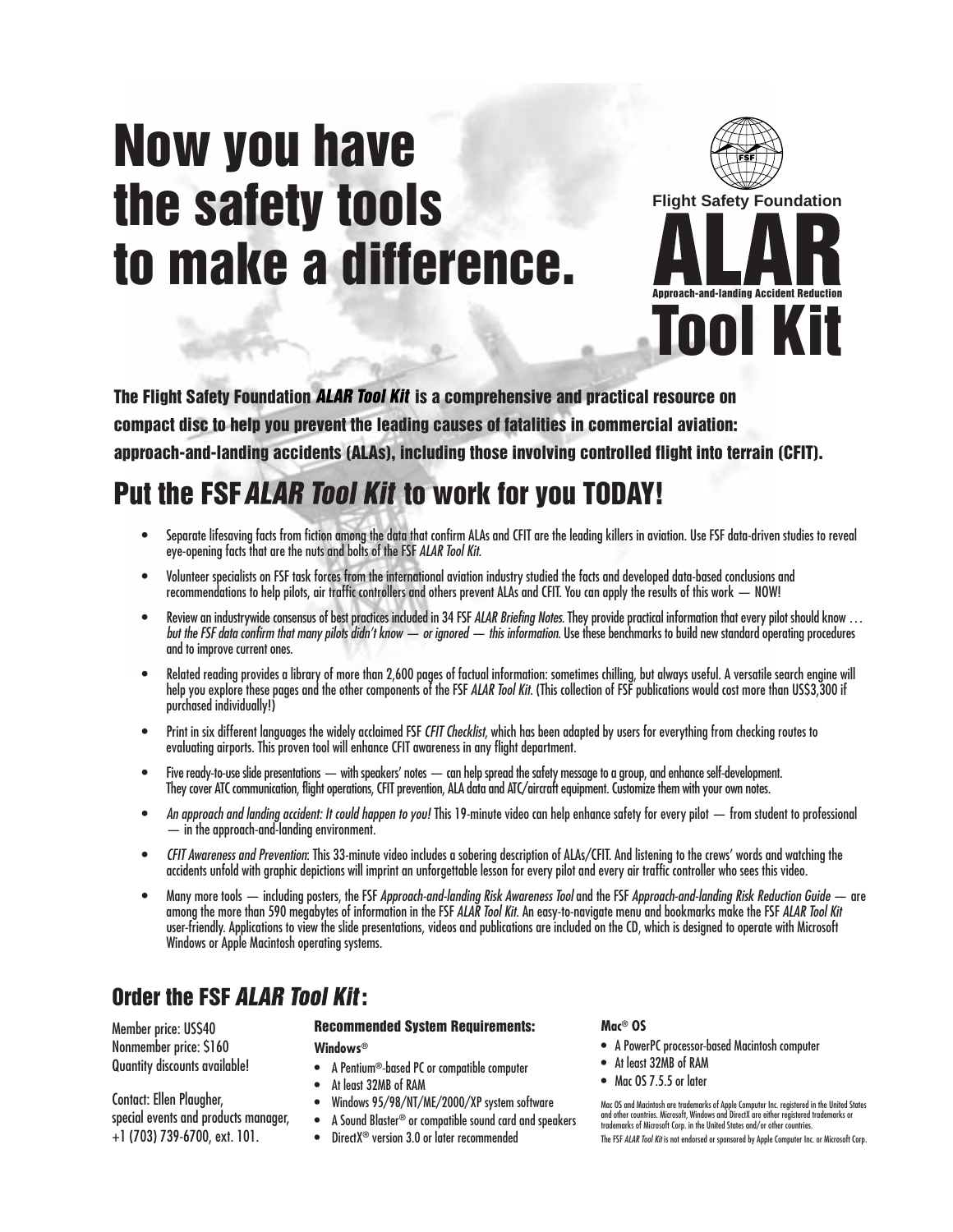# Now you have the safety tools to make a difference.

Flight Safety Foundation

**ALAR**

Approach-and-landing Accident Reduction

**Tool Kit**

**The Flight Safety Foundation *ALAR Tool Kit* is a comprehensive and practical resource on compact disc to help you prevent the leading causes of fatalities in commercial aviation: approach-and-landing accidents (ALAs), including those involving controlled flight into terrain (CFIT).**

## Put the FSF *ALAR Tool Kit* to work for you TODAY!

- Separate lifesaving facts from fiction among the data that confirm ALAs and CFIT are the leading killers in aviation. Use FSF data-driven studies to reveal eye-opening facts that are the nuts and bolts of the FSF *ALAR Tool Kit*.
- Volunteer specialists on FSF task forces from the international aviation industry studied the facts and developed data-based conclusions and recommendations to help pilots, air traffic controllers and others prevent ALAs and CFIT. You can apply the results of this work — NOW!
- Review an industrywide consensus of best practices included in 34 FSF *ALAR Briefing Notes*. They provide practical information that every pilot should know … *but the FSF data confirm that many pilots didn't know — or ignored — this information.* Use these benchmarks to build new standard operating procedures and to improve current ones.
- Related reading provides a library of more than 2,600 pages of factual information: sometimes chilling, but always useful. A versatile search engine will help you explore these pages and the other components of the FSF *ALAR Tool Kit*. (This collection of FSF publications would cost more than US$3,300 if purchased individually!)
- Print in six different languages the widely acclaimed FSF *CFIT Checklist*, which has been adapted by users for everything from checking routes to evaluating airports. This proven tool will enhance CFIT awareness in any flight department.
- Five ready-to-use slide presentations — with speakers' notes — can help spread the safety message to a group, and enhance self-development. They cover ATC communication, flight operations, CFIT prevention, ALA data and ATC/aircraft equipment. Customize them with your own notes.
- *An approach and landing accident: It could happen to you!* This 19-minute video can help enhance safety for every pilot — from student to professional — in the approach-and-landing environment.
- *CFIT Awareness and Prevention*: This 33-minute video includes a sobering description of ALAs/CFIT. And listening to the crews' words and watching the accidents unfold with graphic depictions will imprint an unforgettable lesson for every pilot and every air traffic controller who sees this video.
- Many more tools — including posters, the FSF *Approach-and-landing Risk Awareness Tool* and the FSF *Approach-and-landing Risk Reduction Guide* — are among the more than 590 megabytes of information in the FSF *ALAR Tool Kit*. An easy-to-navigate menu and bookmarks make the FSF *ALAR Tool Kit* user-friendly. Applications to view the slide presentations, videos and publications are included on the CD, which is designed to operate with Microsoft Windows or Apple Macintosh operating systems.

## Order the FSF *ALAR Tool Kit*:

Member price: US$40
Nonmember price: $160
Quantity discounts available!

Contact: Ellen Plaugher,
special events and products manager,
+1 (703) 739-6700, ext. 101.

### Recommended System Requirements:

**Windows®**

- A Pentium®-based PC or compatible computer
- At least 32MB of RAM
- Windows 95/98/NT/ME/2000/XP system software
- A Sound Blaster® or compatible sound card and speakers
- DirectX® version 3.0 or later recommended

**Mac® OS**

- A PowerPC processor-based Macintosh computer
- At least 32MB of RAM
- Mac OS 7.5.5 or later

Mac OS and Macintosh are trademarks of Apple Computer Inc. registered in the United States and other countries. Microsoft, Windows and DirectX are either registered trademarks or trademarks of Microsoft Corp. in the United States and/or other countries.

The FSF *ALAR Tool Kit* is not endorsed or sponsored by Apple Computer Inc. or Microsoft Corp.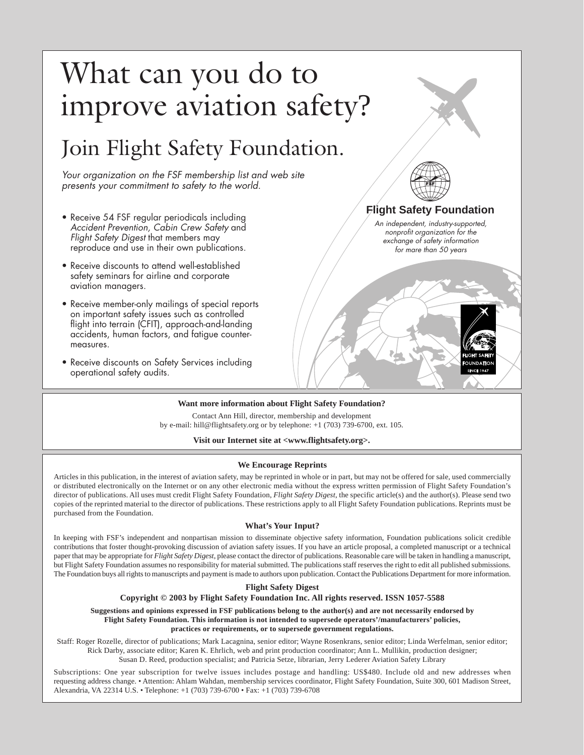# What can you do to improve aviation safety?

## Join Flight Safety Foundation.

*Your organization on the FSF membership list and web site presents your commitment to safety to the world.*

- Receive 54 FSF regular periodicals including *Accident Prevention, Cabin Crew Safety* and *Flight Safety Digest* that members may reproduce and use in their own publications.
- Receive discounts to attend well-established safety seminars for airline and corporate aviation managers.
- Receive member-only mailings of special reports on important safety issues such as controlled flight into terrain (CFIT), approach-and-landing accidents, human factors, and fatigue countermeasures.
- Receive discounts on Safety Services including operational safety audits.

**Flight Safety Foundation**

*An independent, industry-supported, nonprofit organization for the exchange of safety information for more than 50 years*

FLIGHT SAFETY FOUNDATION SINCE 1947

**Want more information about Flight Safety Foundation?**

Contact Ann Hill, director, membership and development by e-mail: hill@flightsafety.org or by telephone: +1 (703) 739-6700, ext. 105.

**Visit our Internet site at <www.flightsafety.org>.**

### We Encourage Reprints

Articles in this publication, in the interest of aviation safety, may be reprinted in whole or in part, but may not be offered for sale, used commercially or distributed electronically on the Internet or on any other electronic media without the express written permission of Flight Safety Foundation's director of publications. All uses must credit Flight Safety Foundation, *Flight Safety Digest*, the specific article(s) and the author(s). Please send two copies of the reprinted material to the director of publications. These restrictions apply to all Flight Safety Foundation publications. Reprints must be purchased from the Foundation.

### What's Your Input?

In keeping with FSF's independent and nonpartisan mission to disseminate objective safety information, Foundation publications solicit credible contributions that foster thought-provoking discussion of aviation safety issues. If you have an article proposal, a completed manuscript or a technical paper that may be appropriate for *Flight Safety Digest*, please contact the director of publications. Reasonable care will be taken in handling a manuscript, but Flight Safety Foundation assumes no responsibility for material submitted. The publications staff reserves the right to edit all published submissions. The Foundation buys all rights to manuscripts and payment is made to authors upon publication. Contact the Publications Department for more information.

**Flight Safety Digest**

**Copyright © 2003 by Flight Safety Foundation Inc. All rights reserved. ISSN 1057-5588**

**Suggestions and opinions expressed in FSF publications belong to the author(s) and are not necessarily endorsed by Flight Safety Foundation. This information is not intended to supersede operators'/manufacturers' policies, practices or requirements, or to supersede government regulations.**

Staff: Roger Rozelle, director of publications; Mark Lacagnina, senior editor; Wayne Rosenkrans, senior editor; Linda Werfelman, senior editor; Rick Darby, associate editor; Karen K. Ehrlich, web and print production coordinator; Ann L. Mullikin, production designer; Susan D. Reed, production specialist; and Patricia Setze, librarian, Jerry Lederer Aviation Safety Library

Subscriptions: One year subscription for twelve issues includes postage and handling: US$480. Include old and new addresses when requesting address change. • Attention: Ahlam Wahdan, membership services coordinator, Flight Safety Foundation, Suite 300, 601 Madison Street, Alexandria, VA 22314 U.S. • Telephone: +1 (703) 739-6700 • Fax: +1 (703) 739-6708